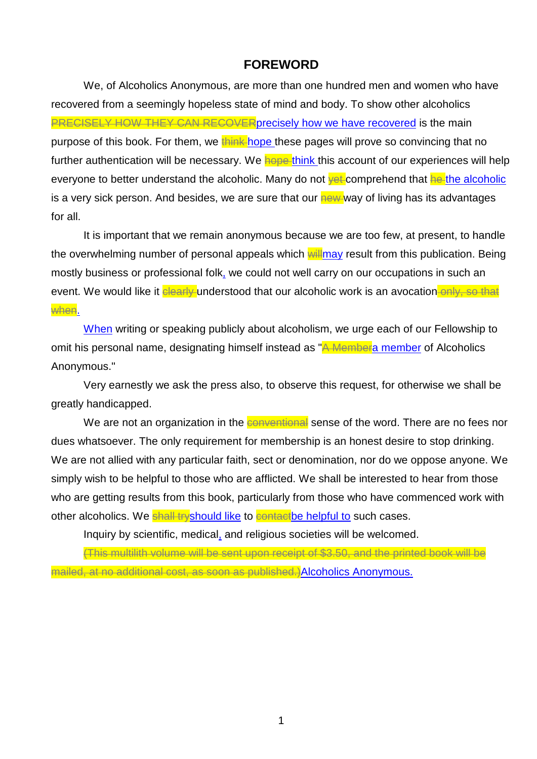# FOREWORD

We, of Alcoholics Anonymous, are more than one hundred men and women who have recovered from a seemingly hopeless state of mind and body. To show other alcoholics ~~PRECISELY HOW THEY CAN RECOVER~~precisely how we have recovered is the main purpose of this book. For them, we ~~think~~ hope these pages will prove so convincing that no further authentication will be necessary. We ~~hope~~ think this account of our experiences will help everyone to better understand the alcoholic. Many do not ~~yet~~ comprehend that ~~he~~ the alcoholic is a very sick person. And besides, we are sure that our ~~new~~ way of living has its advantages for all.

It is important that we remain anonymous because we are too few, at present, to handle the overwhelming number of personal appeals which ~~will~~may result from this publication. Being mostly business or professional folk, we could not well carry on our occupations in such an event. We would like it ~~clearly~~ understood that our alcoholic work is an avocation~~ only, so that when~~.

When writing or speaking publicly about alcoholism, we urge each of our Fellowship to omit his personal name, designating himself instead as "~~A Member~~a member of Alcoholics Anonymous."

Very earnestly we ask the press also, to observe this request, for otherwise we shall be greatly handicapped.

We are not an organization in the ~~conventional~~ sense of the word. There are no fees nor dues whatsoever. The only requirement for membership is an honest desire to stop drinking. We are not allied with any particular faith, sect or denomination, nor do we oppose anyone. We simply wish to be helpful to those who are afflicted. We shall be interested to hear from those who are getting results from this book, particularly from those who have commenced work with other alcoholics. We ~~shall try~~should like to ~~contact~~be helpful to such cases.

Inquiry by scientific, medical, and religious societies will be welcomed.

~~(This multilith volume will be sent upon receipt of $3.50, and the printed book will be mailed, at no additional cost, as soon as published.)~~Alcoholics Anonymous.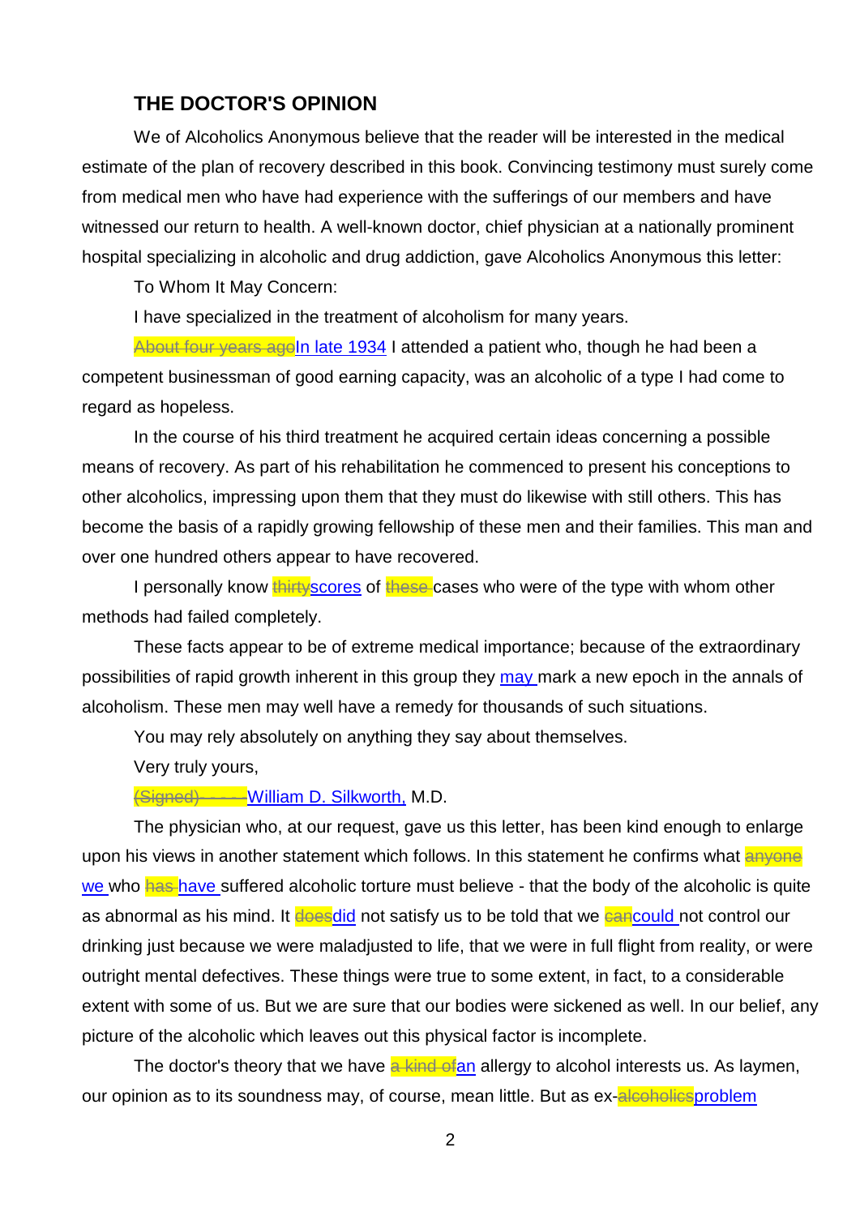### THE DOCTOR'S OPINION

We of Alcoholics Anonymous believe that the reader will be interested in the medical estimate of the plan of recovery described in this book. Convincing testimony must surely come from medical men who have had experience with the sufferings of our members and have witnessed our return to health. A well-known doctor, chief physician at a nationally prominent hospital specializing in alcoholic and drug addiction, gave Alcoholics Anonymous this letter:

To Whom It May Concern:

I have specialized in the treatment of alcoholism for many years.

~~About four years ago~~In late 1934 I attended a patient who, though he had been a competent businessman of good earning capacity, was an alcoholic of a type I had come to regard as hopeless.

In the course of his third treatment he acquired certain ideas concerning a possible means of recovery. As part of his rehabilitation he commenced to present his conceptions to other alcoholics, impressing upon them that they must do likewise with still others. This has become the basis of a rapidly growing fellowship of these men and their families. This man and over one hundred others appear to have recovered.

I personally know ~~thirty~~scores of ~~these~~ cases who were of the type with whom other methods had failed completely.

These facts appear to be of extreme medical importance; because of the extraordinary possibilities of rapid growth inherent in this group they may mark a new epoch in the annals of alcoholism. These men may well have a remedy for thousands of such situations.

You may rely absolutely on anything they say about themselves.

Very truly yours,

~~(Signed) - - - -~~William D. Silkworth, M.D.

The physician who, at our request, gave us this letter, has been kind enough to enlarge upon his views in another statement which follows. In this statement he confirms what ~~anyone~~ we who ~~has~~ have suffered alcoholic torture must believe - that the body of the alcoholic is quite as abnormal as his mind. It ~~does~~did not satisfy us to be told that we ~~can~~could not control our drinking just because we were maladjusted to life, that we were in full flight from reality, or were outright mental defectives. These things were true to some extent, in fact, to a considerable extent with some of us. But we are sure that our bodies were sickened as well. In our belief, any picture of the alcoholic which leaves out this physical factor is incomplete.

The doctor's theory that we have ~~a kind of~~an allergy to alcohol interests us. As laymen, our opinion as to its soundness may, of course, mean little. But as ex-~~alcoholics~~problem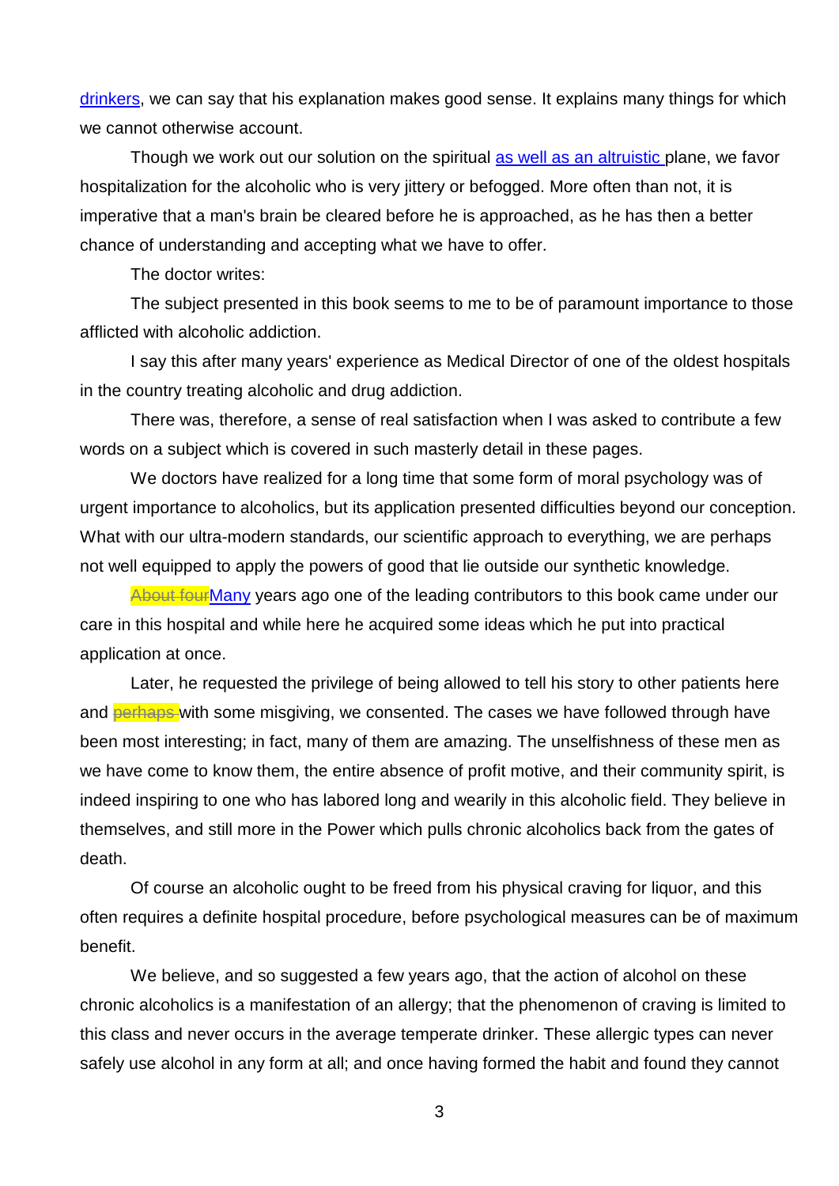drinkers, we can say that his explanation makes good sense. It explains many things for which we cannot otherwise account.

Though we work out our solution on the spiritual as well as an altruistic plane, we favor hospitalization for the alcoholic who is very jittery or befogged. More often than not, it is imperative that a man's brain be cleared before he is approached, as he has then a better chance of understanding and accepting what we have to offer.

The doctor writes:

The subject presented in this book seems to me to be of paramount importance to those afflicted with alcoholic addiction.

I say this after many years' experience as Medical Director of one of the oldest hospitals in the country treating alcoholic and drug addiction.

There was, therefore, a sense of real satisfaction when I was asked to contribute a few words on a subject which is covered in such masterly detail in these pages.

We doctors have realized for a long time that some form of moral psychology was of urgent importance to alcoholics, but its application presented difficulties beyond our conception. What with our ultra-modern standards, our scientific approach to everything, we are perhaps not well equipped to apply the powers of good that lie outside our synthetic knowledge.

~~About four~~Many years ago one of the leading contributors to this book came under our care in this hospital and while here he acquired some ideas which he put into practical application at once.

Later, he requested the privilege of being allowed to tell his story to other patients here and ~~perhaps~~ with some misgiving, we consented. The cases we have followed through have been most interesting; in fact, many of them are amazing. The unselfishness of these men as we have come to know them, the entire absence of profit motive, and their community spirit, is indeed inspiring to one who has labored long and wearily in this alcoholic field. They believe in themselves, and still more in the Power which pulls chronic alcoholics back from the gates of death.

Of course an alcoholic ought to be freed from his physical craving for liquor, and this often requires a definite hospital procedure, before psychological measures can be of maximum benefit.

We believe, and so suggested a few years ago, that the action of alcohol on these chronic alcoholics is a manifestation of an allergy; that the phenomenon of craving is limited to this class and never occurs in the average temperate drinker. These allergic types can never safely use alcohol in any form at all; and once having formed the habit and found they cannot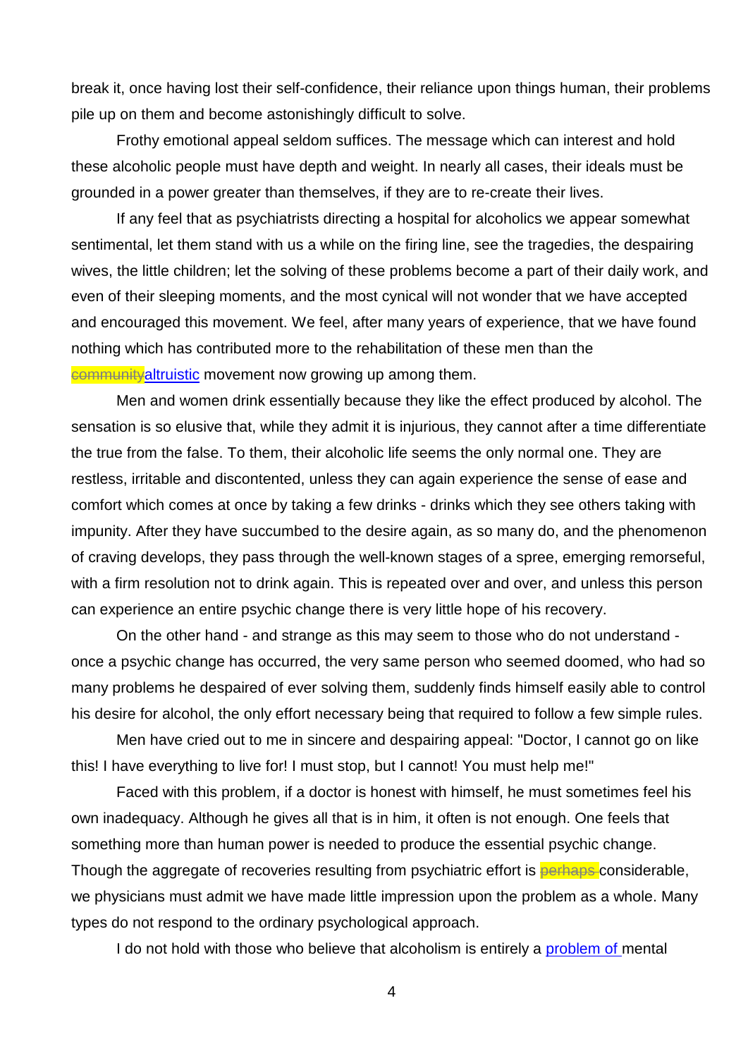break it, once having lost their self-confidence, their reliance upon things human, their problems pile up on them and become astonishingly difficult to solve.

Frothy emotional appeal seldom suffices. The message which can interest and hold these alcoholic people must have depth and weight. In nearly all cases, their ideals must be grounded in a power greater than themselves, if they are to re-create their lives.

If any feel that as psychiatrists directing a hospital for alcoholics we appear somewhat sentimental, let them stand with us a while on the firing line, see the tragedies, the despairing wives, the little children; let the solving of these problems become a part of their daily work, and even of their sleeping moments, and the most cynical will not wonder that we have accepted and encouraged this movement. We feel, after many years of experience, that we have found nothing which has contributed more to the rehabilitation of these men than the ~~community~~altruistic movement now growing up among them.

Men and women drink essentially because they like the effect produced by alcohol. The sensation is so elusive that, while they admit it is injurious, they cannot after a time differentiate the true from the false. To them, their alcoholic life seems the only normal one. They are restless, irritable and discontented, unless they can again experience the sense of ease and comfort which comes at once by taking a few drinks - drinks which they see others taking with impunity. After they have succumbed to the desire again, as so many do, and the phenomenon of craving develops, they pass through the well-known stages of a spree, emerging remorseful, with a firm resolution not to drink again. This is repeated over and over, and unless this person can experience an entire psychic change there is very little hope of his recovery.

On the other hand - and strange as this may seem to those who do not understand - once a psychic change has occurred, the very same person who seemed doomed, who had so many problems he despaired of ever solving them, suddenly finds himself easily able to control his desire for alcohol, the only effort necessary being that required to follow a few simple rules.

Men have cried out to me in sincere and despairing appeal: "Doctor, I cannot go on like this! I have everything to live for! I must stop, but I cannot! You must help me!"

Faced with this problem, if a doctor is honest with himself, he must sometimes feel his own inadequacy. Although he gives all that is in him, it often is not enough. One feels that something more than human power is needed to produce the essential psychic change. Though the aggregate of recoveries resulting from psychiatric effort is ~~perhaps~~ considerable, we physicians must admit we have made little impression upon the problem as a whole. Many types do not respond to the ordinary psychological approach.

I do not hold with those who believe that alcoholism is entirely a problem of mental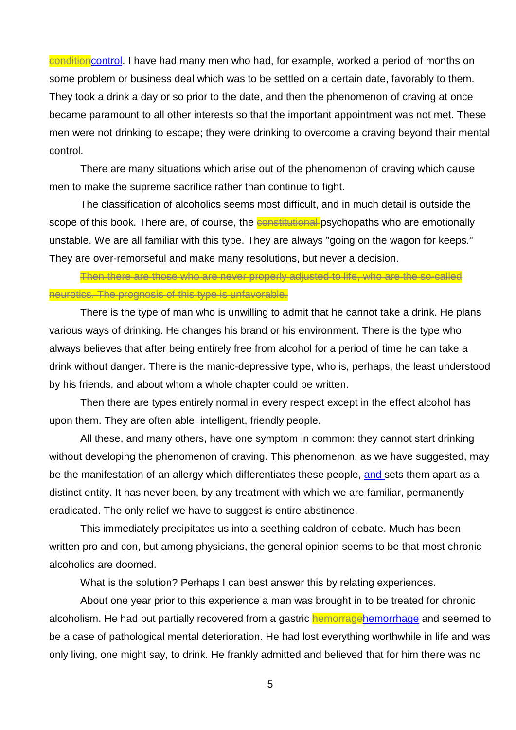~~condition~~control. I have had many men who had, for example, worked a period of months on some problem or business deal which was to be settled on a certain date, favorably to them. They took a drink a day or so prior to the date, and then the phenomenon of craving at once became paramount to all other interests so that the important appointment was not met. These men were not drinking to escape; they were drinking to overcome a craving beyond their mental control.

There are many situations which arise out of the phenomenon of craving which cause men to make the supreme sacrifice rather than continue to fight.

The classification of alcoholics seems most difficult, and in much detail is outside the scope of this book. There are, of course, the ~~constitutional~~ psychopaths who are emotionally unstable. We are all familiar with this type. They are always "going on the wagon for keeps." They are over-remorseful and make many resolutions, but never a decision.

~~Then there are those who are never properly adjusted to life, who are the so-called neurotics. The prognosis of this type is unfavorable.~~

There is the type of man who is unwilling to admit that he cannot take a drink. He plans various ways of drinking. He changes his brand or his environment. There is the type who always believes that after being entirely free from alcohol for a period of time he can take a drink without danger. There is the manic-depressive type, who is, perhaps, the least understood by his friends, and about whom a whole chapter could be written.

Then there are types entirely normal in every respect except in the effect alcohol has upon them. They are often able, intelligent, friendly people.

All these, and many others, have one symptom in common: they cannot start drinking without developing the phenomenon of craving. This phenomenon, as we have suggested, may be the manifestation of an allergy which differentiates these people, and sets them apart as a distinct entity. It has never been, by any treatment with which we are familiar, permanently eradicated. The only relief we have to suggest is entire abstinence.

This immediately precipitates us into a seething caldron of debate. Much has been written pro and con, but among physicians, the general opinion seems to be that most chronic alcoholics are doomed.

What is the solution? Perhaps I can best answer this by relating experiences.

About one year prior to this experience a man was brought in to be treated for chronic alcoholism. He had but partially recovered from a gastric ~~hemorrage~~hemorrhage and seemed to be a case of pathological mental deterioration. He had lost everything worthwhile in life and was only living, one might say, to drink. He frankly admitted and believed that for him there was no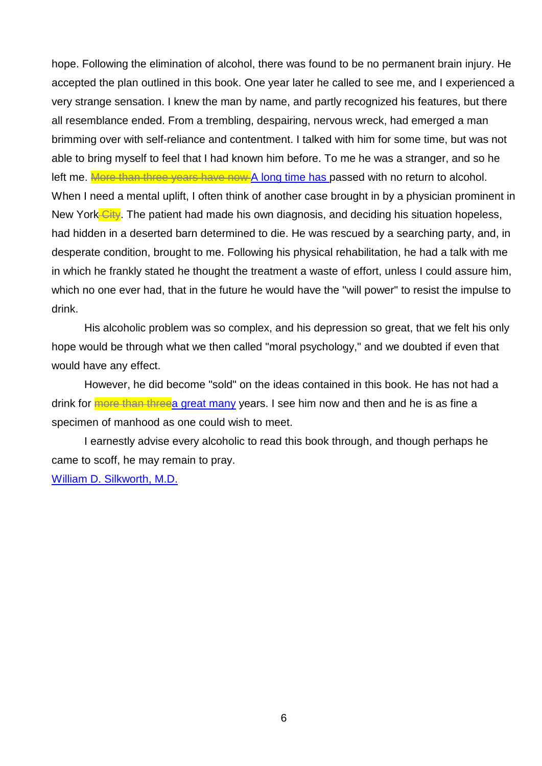hope. Following the elimination of alcohol, there was found to be no permanent brain injury. He accepted the plan outlined in this book. One year later he called to see me, and I experienced a very strange sensation. I knew the man by name, and partly recognized his features, but there all resemblance ended. From a trembling, despairing, nervous wreck, had emerged a man brimming over with self-reliance and contentment. I talked with him for some time, but was not able to bring myself to feel that I had known him before. To me he was a stranger, and so he left me. ~~More than three years have now~~ A long time has passed with no return to alcohol. When I need a mental uplift, I often think of another case brought in by a physician prominent in New York~~ City~~. The patient had made his own diagnosis, and deciding his situation hopeless, had hidden in a deserted barn determined to die. He was rescued by a searching party, and, in desperate condition, brought to me. Following his physical rehabilitation, he had a talk with me in which he frankly stated he thought the treatment a waste of effort, unless I could assure him, which no one ever had, that in the future he would have the "will power" to resist the impulse to drink.

His alcoholic problem was so complex, and his depression so great, that we felt his only hope would be through what we then called "moral psychology," and we doubted if even that would have any effect.

However, he did become "sold" on the ideas contained in this book. He has not had a drink for ~~more than three~~a great many years. I see him now and then and he is as fine a specimen of manhood as one could wish to meet.

I earnestly advise every alcoholic to read this book through, and though perhaps he came to scoff, he may remain to pray.

William D. Silkworth, M.D.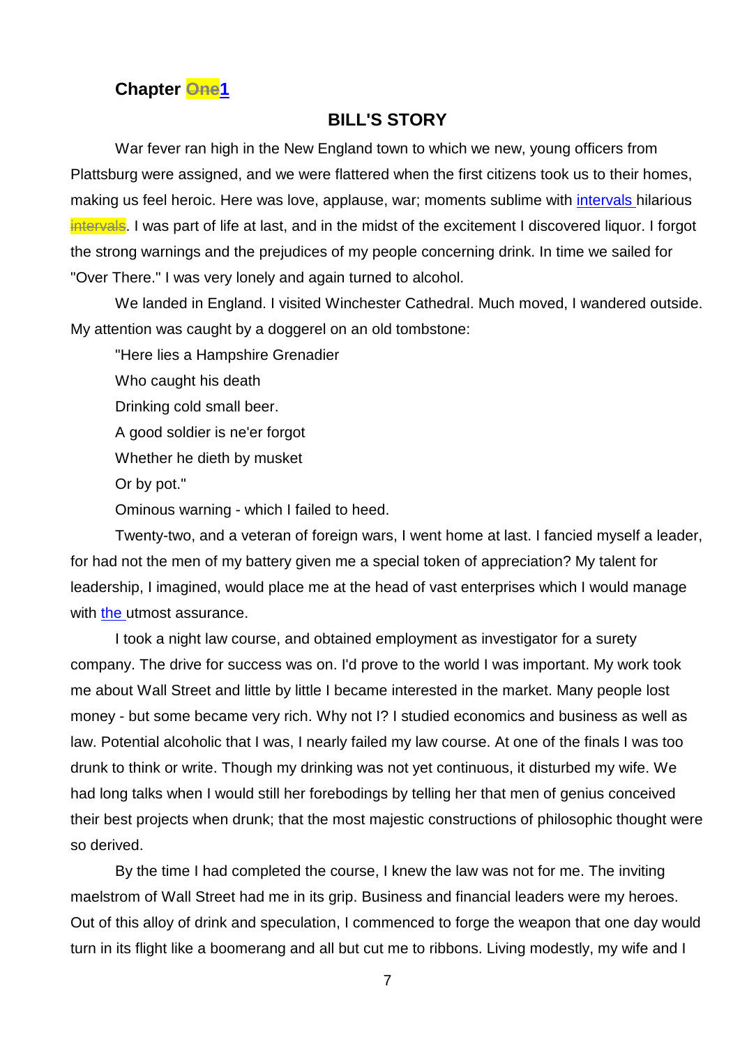## Chapter ~~One~~1

### BILL'S STORY

War fever ran high in the New England town to which we new, young officers from Plattsburg were assigned, and we were flattered when the first citizens took us to their homes, making us feel heroic. Here was love, applause, war; moments sublime with intervals hilarious ~~intervals~~. I was part of life at last, and in the midst of the excitement I discovered liquor. I forgot the strong warnings and the prejudices of my people concerning drink. In time we sailed for "Over There." I was very lonely and again turned to alcohol.

We landed in England. I visited Winchester Cathedral. Much moved, I wandered outside. My attention was caught by a doggerel on an old tombstone:

"Here lies a Hampshire Grenadier
Who caught his death
Drinking cold small beer.
A good soldier is ne'er forgot
Whether he dieth by musket
Or by pot."

Ominous warning - which I failed to heed.

Twenty-two, and a veteran of foreign wars, I went home at last. I fancied myself a leader, for had not the men of my battery given me a special token of appreciation? My talent for leadership, I imagined, would place me at the head of vast enterprises which I would manage with the utmost assurance.

I took a night law course, and obtained employment as investigator for a surety company. The drive for success was on. I'd prove to the world I was important. My work took me about Wall Street and little by little I became interested in the market. Many people lost money - but some became very rich. Why not I? I studied economics and business as well as law. Potential alcoholic that I was, I nearly failed my law course. At one of the finals I was too drunk to think or write. Though my drinking was not yet continuous, it disturbed my wife. We had long talks when I would still her forebodings by telling her that men of genius conceived their best projects when drunk; that the most majestic constructions of philosophic thought were so derived.

By the time I had completed the course, I knew the law was not for me. The inviting maelstrom of Wall Street had me in its grip. Business and financial leaders were my heroes. Out of this alloy of drink and speculation, I commenced to forge the weapon that one day would turn in its flight like a boomerang and all but cut me to ribbons. Living modestly, my wife and I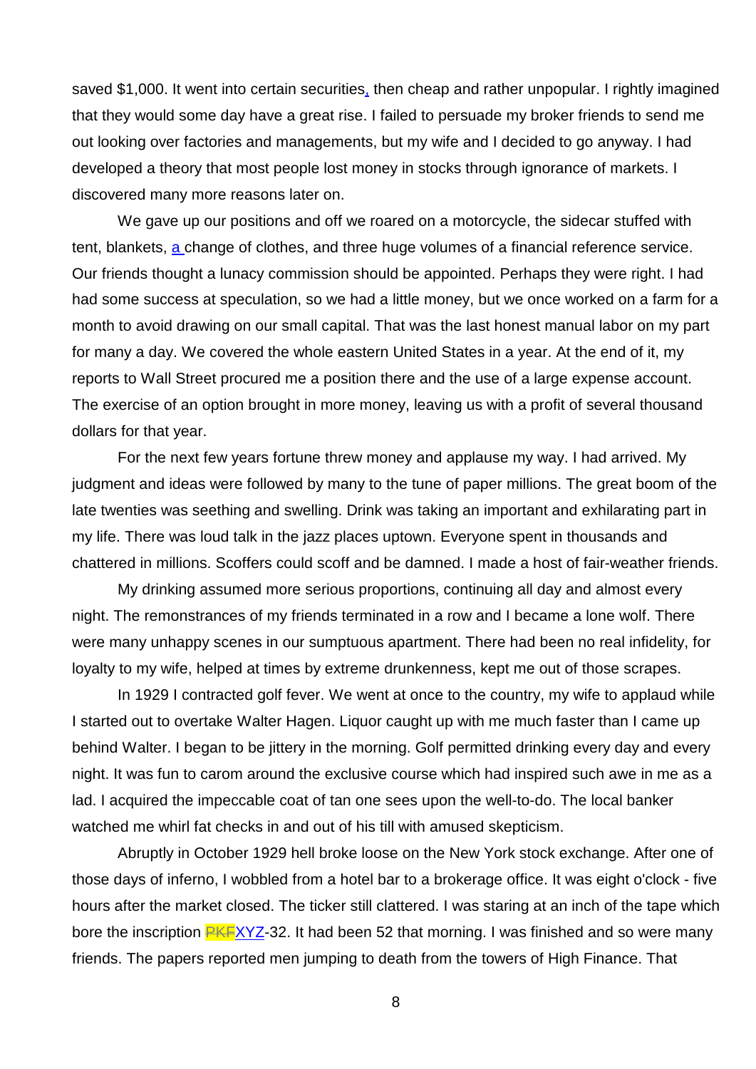saved $1,000. It went into certain securities, then cheap and rather unpopular. I rightly imagined that they would some day have a great rise. I failed to persuade my broker friends to send me out looking over factories and managements, but my wife and I decided to go anyway. I had developed a theory that most people lost money in stocks through ignorance of markets. I discovered many more reasons later on.

We gave up our positions and off we roared on a motorcycle, the sidecar stuffed with tent, blankets, a change of clothes, and three huge volumes of a financial reference service. Our friends thought a lunacy commission should be appointed. Perhaps they were right. I had had some success at speculation, so we had a little money, but we once worked on a farm for a month to avoid drawing on our small capital. That was the last honest manual labor on my part for many a day. We covered the whole eastern United States in a year. At the end of it, my reports to Wall Street procured me a position there and the use of a large expense account. The exercise of an option brought in more money, leaving us with a profit of several thousand dollars for that year.

For the next few years fortune threw money and applause my way. I had arrived. My judgment and ideas were followed by many to the tune of paper millions. The great boom of the late twenties was seething and swelling. Drink was taking an important and exhilarating part in my life. There was loud talk in the jazz places uptown. Everyone spent in thousands and chattered in millions. Scoffers could scoff and be damned. I made a host of fair-weather friends.

My drinking assumed more serious proportions, continuing all day and almost every night. The remonstrances of my friends terminated in a row and I became a lone wolf. There were many unhappy scenes in our sumptuous apartment. There had been no real infidelity, for loyalty to my wife, helped at times by extreme drunkenness, kept me out of those scrapes.

In 1929 I contracted golf fever. We went at once to the country, my wife to applaud while I started out to overtake Walter Hagen. Liquor caught up with me much faster than I came up behind Walter. I began to be jittery in the morning. Golf permitted drinking every day and every night. It was fun to carom around the exclusive course which had inspired such awe in me as a lad. I acquired the impeccable coat of tan one sees upon the well-to-do. The local banker watched me whirl fat checks in and out of his till with amused skepticism.

Abruptly in October 1929 hell broke loose on the New York stock exchange. After one of those days of inferno, I wobbled from a hotel bar to a brokerage office. It was eight o'clock - five hours after the market closed. The ticker still clattered. I was staring at an inch of the tape which bore the inscription ~~PKF~~XYZ-32. It had been 52 that morning. I was finished and so were many friends. The papers reported men jumping to death from the towers of High Finance. That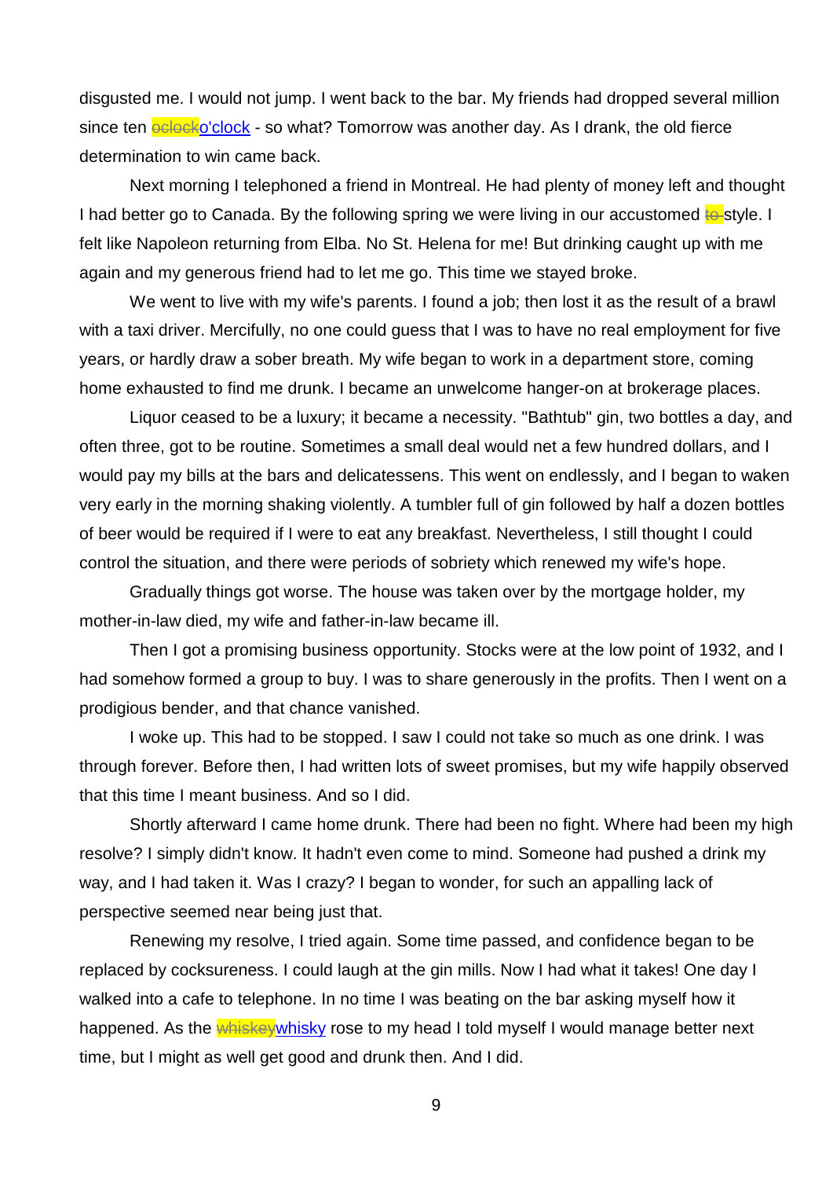disgusted me. I would not jump. I went back to the bar. My friends had dropped several million since ten o'clock - so what? Tomorrow was another day. As I drank, the old fierce determination to win came back.

Next morning I telephoned a friend in Montreal. He had plenty of money left and thought I had better go to Canada. By the following spring we were living in our accustomed style. I felt like Napoleon returning from Elba. No St. Helena for me! But drinking caught up with me again and my generous friend had to let me go. This time we stayed broke.

We went to live with my wife's parents. I found a job; then lost it as the result of a brawl with a taxi driver. Mercifully, no one could guess that I was to have no real employment for five years, or hardly draw a sober breath. My wife began to work in a department store, coming home exhausted to find me drunk. I became an unwelcome hanger-on at brokerage places.

Liquor ceased to be a luxury; it became a necessity. "Bathtub" gin, two bottles a day, and often three, got to be routine. Sometimes a small deal would net a few hundred dollars, and I would pay my bills at the bars and delicatessens. This went on endlessly, and I began to waken very early in the morning shaking violently. A tumbler full of gin followed by half a dozen bottles of beer would be required if I were to eat any breakfast. Nevertheless, I still thought I could control the situation, and there were periods of sobriety which renewed my wife's hope.

Gradually things got worse. The house was taken over by the mortgage holder, my mother-in-law died, my wife and father-in-law became ill.

Then I got a promising business opportunity. Stocks were at the low point of 1932, and I had somehow formed a group to buy. I was to share generously in the profits. Then I went on a prodigious bender, and that chance vanished.

I woke up. This had to be stopped. I saw I could not take so much as one drink. I was through forever. Before then, I had written lots of sweet promises, but my wife happily observed that this time I meant business. And so I did.

Shortly afterward I came home drunk. There had been no fight. Where had been my high resolve? I simply didn't know. It hadn't even come to mind. Someone had pushed a drink my way, and I had taken it. Was I crazy? I began to wonder, for such an appalling lack of perspective seemed near being just that.

Renewing my resolve, I tried again. Some time passed, and confidence began to be replaced by cocksureness. I could laugh at the gin mills. Now I had what it takes! One day I walked into a cafe to telephone. In no time I was beating on the bar asking myself how it happened. As the whisky rose to my head I told myself I would manage better next time, but I might as well get good and drunk then. And I did.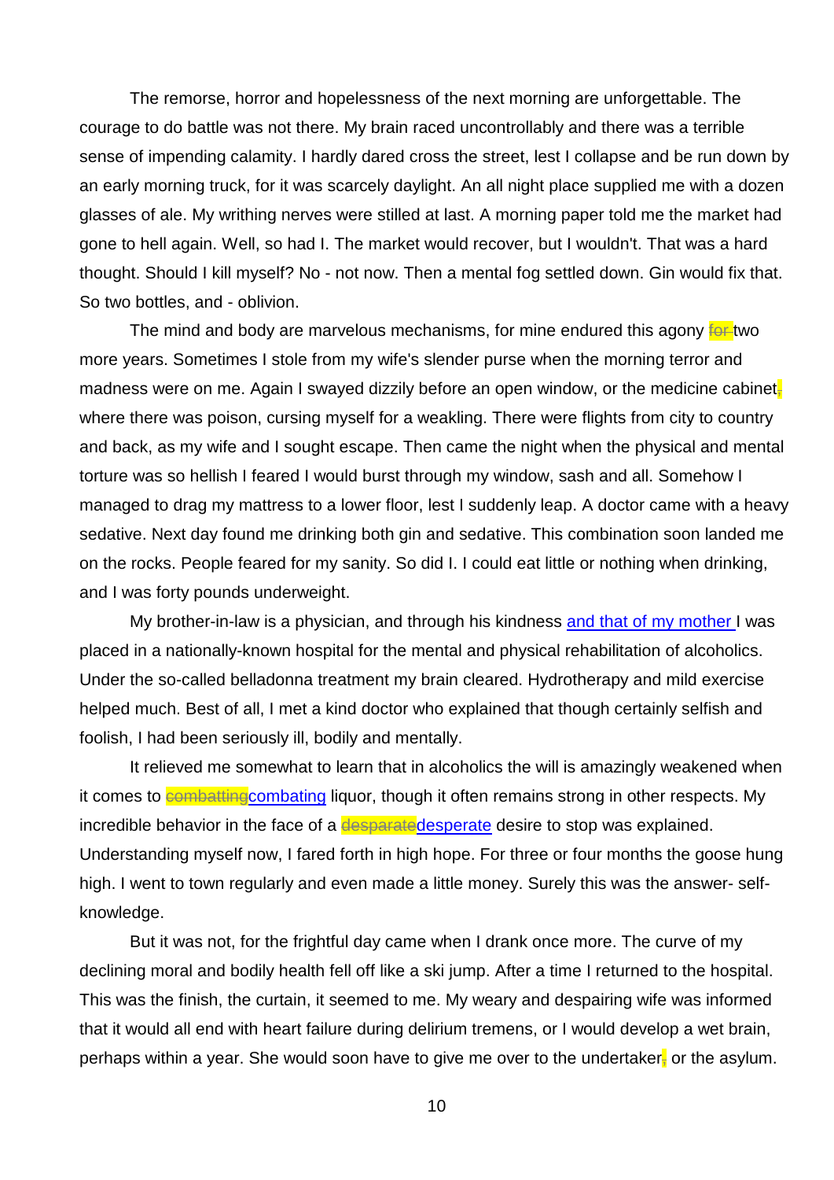The remorse, horror and hopelessness of the next morning are unforgettable. The courage to do battle was not there. My brain raced uncontrollably and there was a terrible sense of impending calamity. I hardly dared cross the street, lest I collapse and be run down by an early morning truck, for it was scarcely daylight. An all night place supplied me with a dozen glasses of ale. My writhing nerves were stilled at last. A morning paper told me the market had gone to hell again. Well, so had I. The market would recover, but I wouldn't. That was a hard thought. Should I kill myself? No - not now. Then a mental fog settled down. Gin would fix that. So two bottles, and - oblivion.

The mind and body are marvelous mechanisms, for mine endured this agony ~~for~~ two more years. Sometimes I stole from my wife's slender purse when the morning terror and madness were on me. Again I swayed dizzily before an open window, or the medicine cabinet~~,~~ where there was poison, cursing myself for a weakling. There were flights from city to country and back, as my wife and I sought escape. Then came the night when the physical and mental torture was so hellish I feared I would burst through my window, sash and all. Somehow I managed to drag my mattress to a lower floor, lest I suddenly leap. A doctor came with a heavy sedative. Next day found me drinking both gin and sedative. This combination soon landed me on the rocks. People feared for my sanity. So did I. I could eat little or nothing when drinking, and I was forty pounds underweight.

My brother-in-law is a physician, and through his kindness and that of my mother I was placed in a nationally-known hospital for the mental and physical rehabilitation of alcoholics. Under the so-called belladonna treatment my brain cleared. Hydrotherapy and mild exercise helped much. Best of all, I met a kind doctor who explained that though certainly selfish and foolish, I had been seriously ill, bodily and mentally.

It relieved me somewhat to learn that in alcoholics the will is amazingly weakened when it comes to ~~combatting~~combating liquor, though it often remains strong in other respects. My incredible behavior in the face of a ~~desparate~~desperate desire to stop was explained. Understanding myself now, I fared forth in high hope. For three or four months the goose hung high. I went to town regularly and even made a little money. Surely this was the answer- self-knowledge.

But it was not, for the frightful day came when I drank once more. The curve of my declining moral and bodily health fell off like a ski jump. After a time I returned to the hospital. This was the finish, the curtain, it seemed to me. My weary and despairing wife was informed that it would all end with heart failure during delirium tremens, or I would develop a wet brain, perhaps within a year. She would soon have to give me over to the undertaker~~,~~ or the asylum.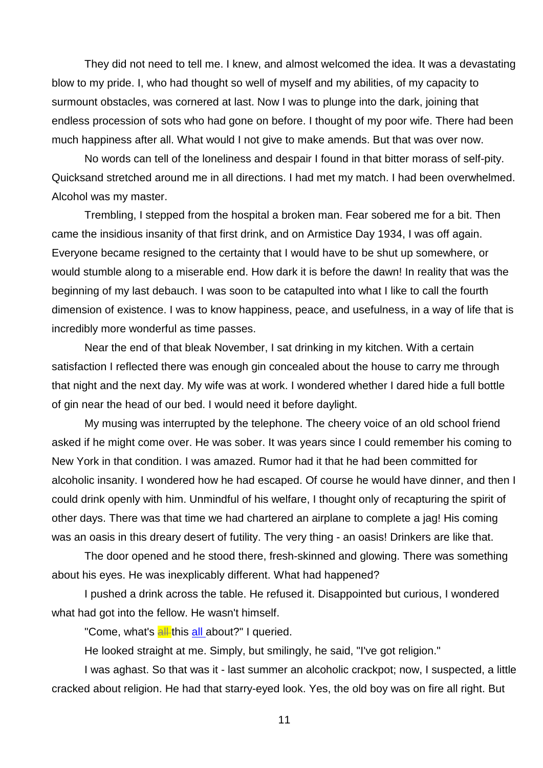They did not need to tell me. I knew, and almost welcomed the idea. It was a devastating blow to my pride. I, who had thought so well of myself and my abilities, of my capacity to surmount obstacles, was cornered at last. Now I was to plunge into the dark, joining that endless procession of sots who had gone on before. I thought of my poor wife. There had been much happiness after all. What would I not give to make amends. But that was over now.

No words can tell of the loneliness and despair I found in that bitter morass of self-pity. Quicksand stretched around me in all directions. I had met my match. I had been overwhelmed. Alcohol was my master.

Trembling, I stepped from the hospital a broken man. Fear sobered me for a bit. Then came the insidious insanity of that first drink, and on Armistice Day 1934, I was off again. Everyone became resigned to the certainty that I would have to be shut up somewhere, or would stumble along to a miserable end. How dark it is before the dawn! In reality that was the beginning of my last debauch. I was soon to be catapulted into what I like to call the fourth dimension of existence. I was to know happiness, peace, and usefulness, in a way of life that is incredibly more wonderful as time passes.

Near the end of that bleak November, I sat drinking in my kitchen. With a certain satisfaction I reflected there was enough gin concealed about the house to carry me through that night and the next day. My wife was at work. I wondered whether I dared hide a full bottle of gin near the head of our bed. I would need it before daylight.

My musing was interrupted by the telephone. The cheery voice of an old school friend asked if he might come over. He was sober. It was years since I could remember his coming to New York in that condition. I was amazed. Rumor had it that he had been committed for alcoholic insanity. I wondered how he had escaped. Of course he would have dinner, and then I could drink openly with him. Unmindful of his welfare, I thought only of recapturing the spirit of other days. There was that time we had chartered an airplane to complete a jag! His coming was an oasis in this dreary desert of futility. The very thing - an oasis! Drinkers are like that.

The door opened and he stood there, fresh-skinned and glowing. There was something about his eyes. He was inexplicably different. What had happened?

I pushed a drink across the table. He refused it. Disappointed but curious, I wondered what had got into the fellow. He wasn't himself.

"Come, what's this all about?" I queried.

He looked straight at me. Simply, but smilingly, he said, "I've got religion."

I was aghast. So that was it - last summer an alcoholic crackpot; now, I suspected, a little cracked about religion. He had that starry-eyed look. Yes, the old boy was on fire all right. But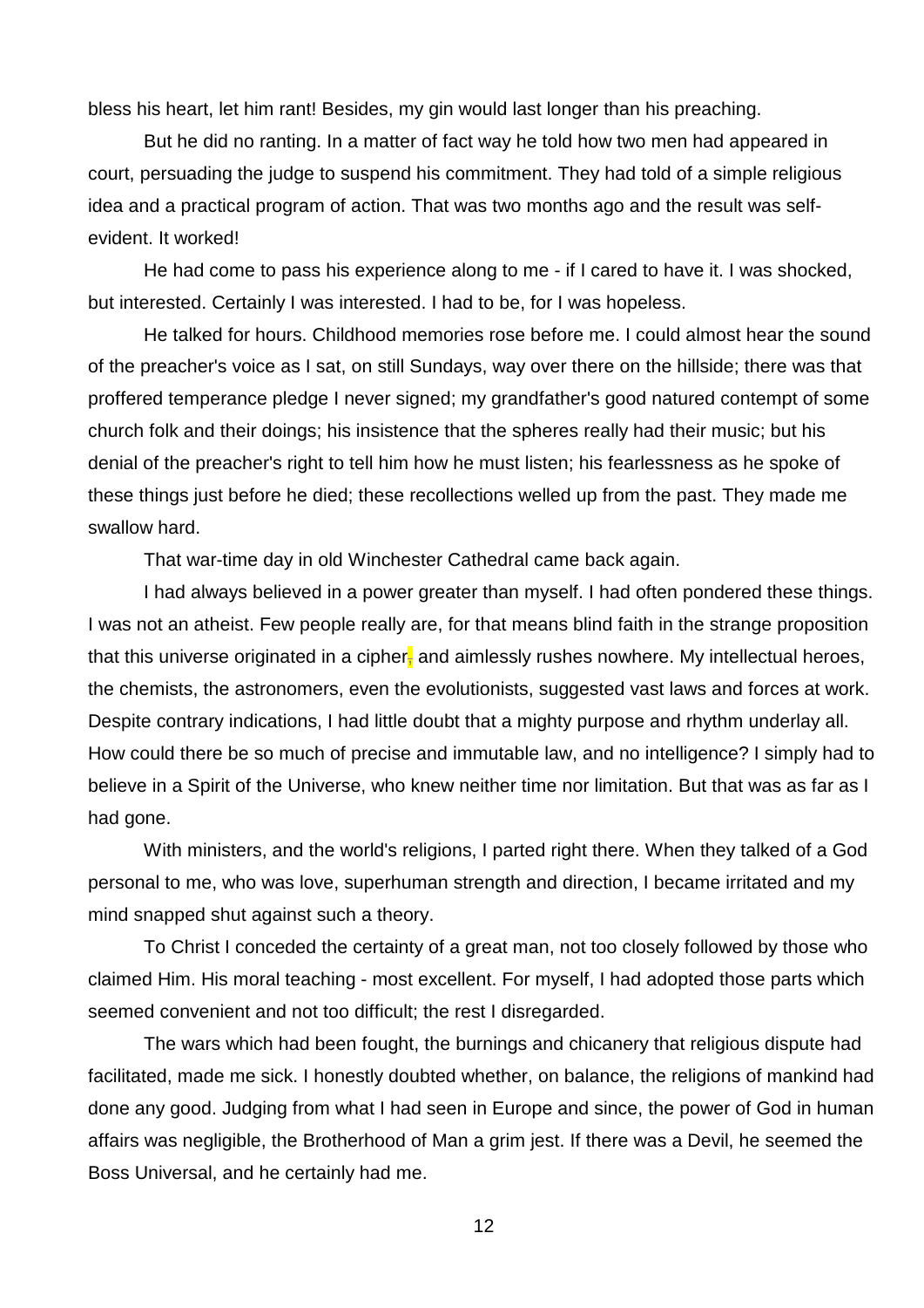bless his heart, let him rant! Besides, my gin would last longer than his preaching.

But he did no ranting. In a matter of fact way he told how two men had appeared in court, persuading the judge to suspend his commitment. They had told of a simple religious idea and a practical program of action. That was two months ago and the result was self-evident. It worked!

He had come to pass his experience along to me - if I cared to have it. I was shocked, but interested. Certainly I was interested. I had to be, for I was hopeless.

He talked for hours. Childhood memories rose before me. I could almost hear the sound of the preacher's voice as I sat, on still Sundays, way over there on the hillside; there was that proffered temperance pledge I never signed; my grandfather's good natured contempt of some church folk and their doings; his insistence that the spheres really had their music; but his denial of the preacher's right to tell him how he must listen; his fearlessness as he spoke of these things just before he died; these recollections welled up from the past. They made me swallow hard.

That war-time day in old Winchester Cathedral came back again.

I had always believed in a power greater than myself. I had often pondered these things. I was not an atheist. Few people really are, for that means blind faith in the strange proposition that this universe originated in a cipher, and aimlessly rushes nowhere. My intellectual heroes, the chemists, the astronomers, even the evolutionists, suggested vast laws and forces at work. Despite contrary indications, I had little doubt that a mighty purpose and rhythm underlay all. How could there be so much of precise and immutable law, and no intelligence? I simply had to believe in a Spirit of the Universe, who knew neither time nor limitation. But that was as far as I had gone.

With ministers, and the world's religions, I parted right there. When they talked of a God personal to me, who was love, superhuman strength and direction, I became irritated and my mind snapped shut against such a theory.

To Christ I conceded the certainty of a great man, not too closely followed by those who claimed Him. His moral teaching - most excellent. For myself, I had adopted those parts which seemed convenient and not too difficult; the rest I disregarded.

The wars which had been fought, the burnings and chicanery that religious dispute had facilitated, made me sick. I honestly doubted whether, on balance, the religions of mankind had done any good. Judging from what I had seen in Europe and since, the power of God in human affairs was negligible, the Brotherhood of Man a grim jest. If there was a Devil, he seemed the Boss Universal, and he certainly had me.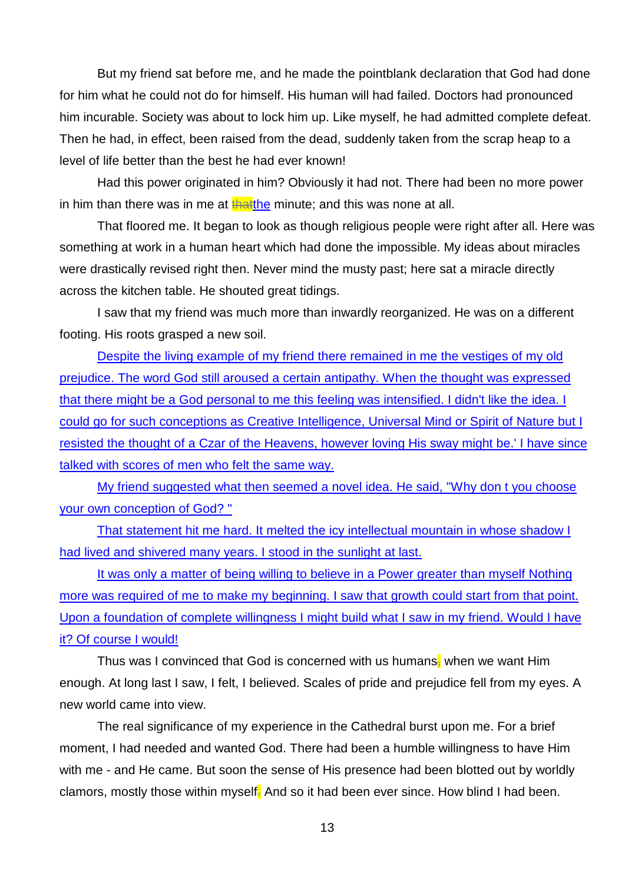But my friend sat before me, and he made the pointblank declaration that God had done for him what he could not do for himself. His human will had failed. Doctors had pronounced him incurable. Society was about to lock him up. Like myself, he had admitted complete defeat. Then he had, in effect, been raised from the dead, suddenly taken from the scrap heap to a level of life better than the best he had ever known!

Had this power originated in him? Obviously it had not. There had been no more power in him than there was in me at ~~that~~the minute; and this was none at all.

That floored me. It began to look as though religious people were right after all. Here was something at work in a human heart which had done the impossible. My ideas about miracles were drastically revised right then. Never mind the musty past; here sat a miracle directly across the kitchen table. He shouted great tidings.

I saw that my friend was much more than inwardly reorganized. He was on a different footing. His roots grasped a new soil.

Despite the living example of my friend there remained in me the vestiges of my old prejudice. The word God still aroused a certain antipathy. When the thought was expressed that there might be a God personal to me this feeling was intensified. I didn't like the idea. I could go for such conceptions as Creative Intelligence, Universal Mind or Spirit of Nature but I resisted the thought of a Czar of the Heavens, however loving His sway might be.' I have since talked with scores of men who felt the same way.

My friend suggested what then seemed a novel idea. He said, "Why don t you choose your own conception of God? "

That statement hit me hard. It melted the icy intellectual mountain in whose shadow I had lived and shivered many years. I stood in the sunlight at last.

It was only a matter of being willing to believe in a Power greater than myself Nothing more was required of me to make my beginning. I saw that growth could start from that point. Upon a foundation of complete willingness I might build what I saw in my friend. Would I have it? Of course I would!

Thus was I convinced that God is concerned with us humans, when we want Him enough. At long last I saw, I felt, I believed. Scales of pride and prejudice fell from my eyes. A new world came into view.

The real significance of my experience in the Cathedral burst upon me. For a brief moment, I had needed and wanted God. There had been a humble willingness to have Him with me - and He came. But soon the sense of His presence had been blotted out by worldly clamors, mostly those within myself. And so it had been ever since. How blind I had been.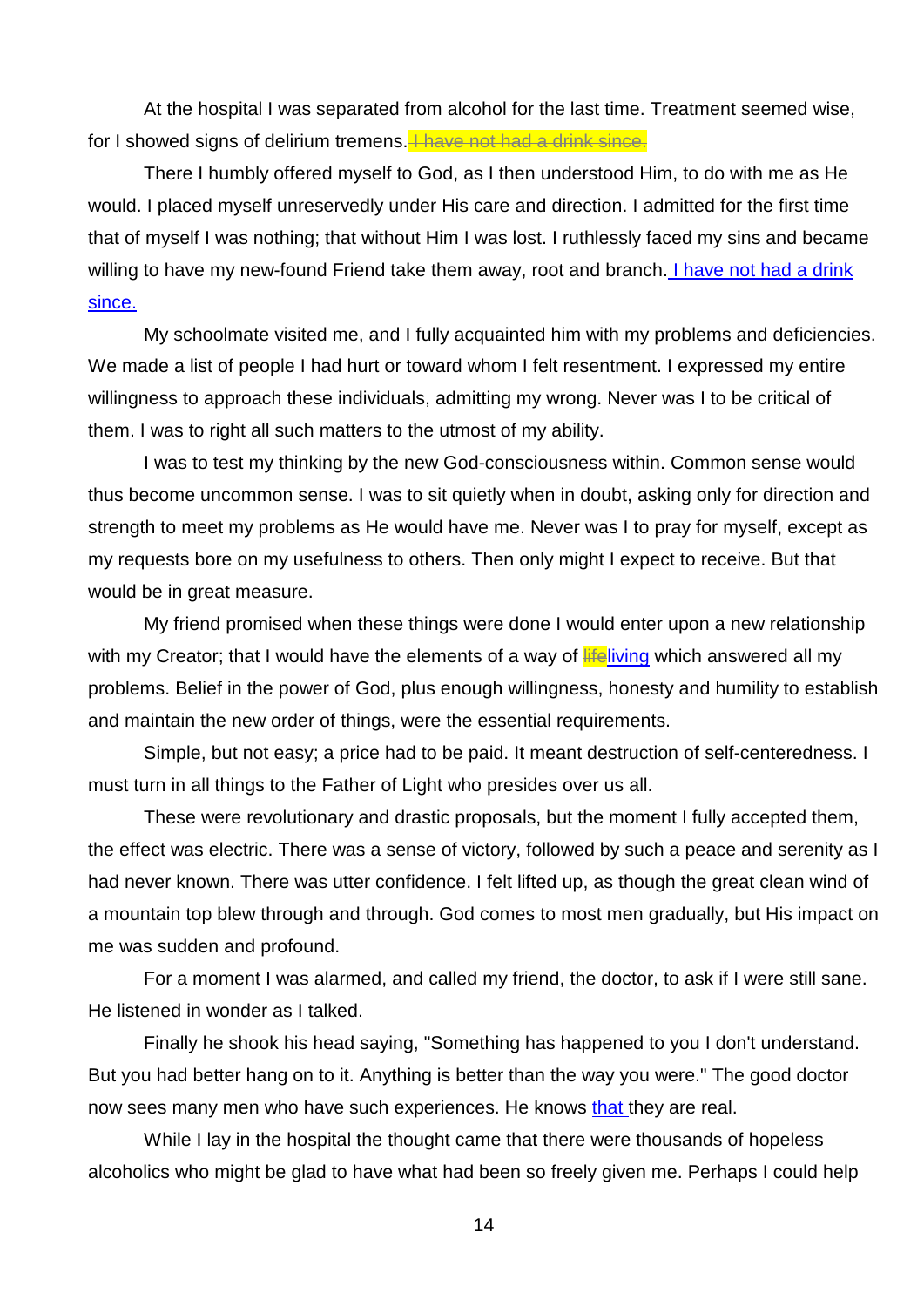At the hospital I was separated from alcohol for the last time. Treatment seemed wise, for I showed signs of delirium tremens. ~~I have not had a drink since.~~

There I humbly offered myself to God, as I then understood Him, to do with me as He would. I placed myself unreservedly under His care and direction. I admitted for the first time that of myself I was nothing; that without Him I was lost. I ruthlessly faced my sins and became willing to have my new-found Friend take them away, root and branch. I have not had a drink since.

My schoolmate visited me, and I fully acquainted him with my problems and deficiencies. We made a list of people I had hurt or toward whom I felt resentment. I expressed my entire willingness to approach these individuals, admitting my wrong. Never was I to be critical of them. I was to right all such matters to the utmost of my ability.

I was to test my thinking by the new God-consciousness within. Common sense would thus become uncommon sense. I was to sit quietly when in doubt, asking only for direction and strength to meet my problems as He would have me. Never was I to pray for myself, except as my requests bore on my usefulness to others. Then only might I expect to receive. But that would be in great measure.

My friend promised when these things were done I would enter upon a new relationship with my Creator; that I would have the elements of a way of ~~life~~living which answered all my problems. Belief in the power of God, plus enough willingness, honesty and humility to establish and maintain the new order of things, were the essential requirements.

Simple, but not easy; a price had to be paid. It meant destruction of self-centeredness. I must turn in all things to the Father of Light who presides over us all.

These were revolutionary and drastic proposals, but the moment I fully accepted them, the effect was electric. There was a sense of victory, followed by such a peace and serenity as I had never known. There was utter confidence. I felt lifted up, as though the great clean wind of a mountain top blew through and through. God comes to most men gradually, but His impact on me was sudden and profound.

For a moment I was alarmed, and called my friend, the doctor, to ask if I were still sane. He listened in wonder as I talked.

Finally he shook his head saying, "Something has happened to you I don't understand. But you had better hang on to it. Anything is better than the way you were." The good doctor now sees many men who have such experiences. He knows that they are real.

While I lay in the hospital the thought came that there were thousands of hopeless alcoholics who might be glad to have what had been so freely given me. Perhaps I could help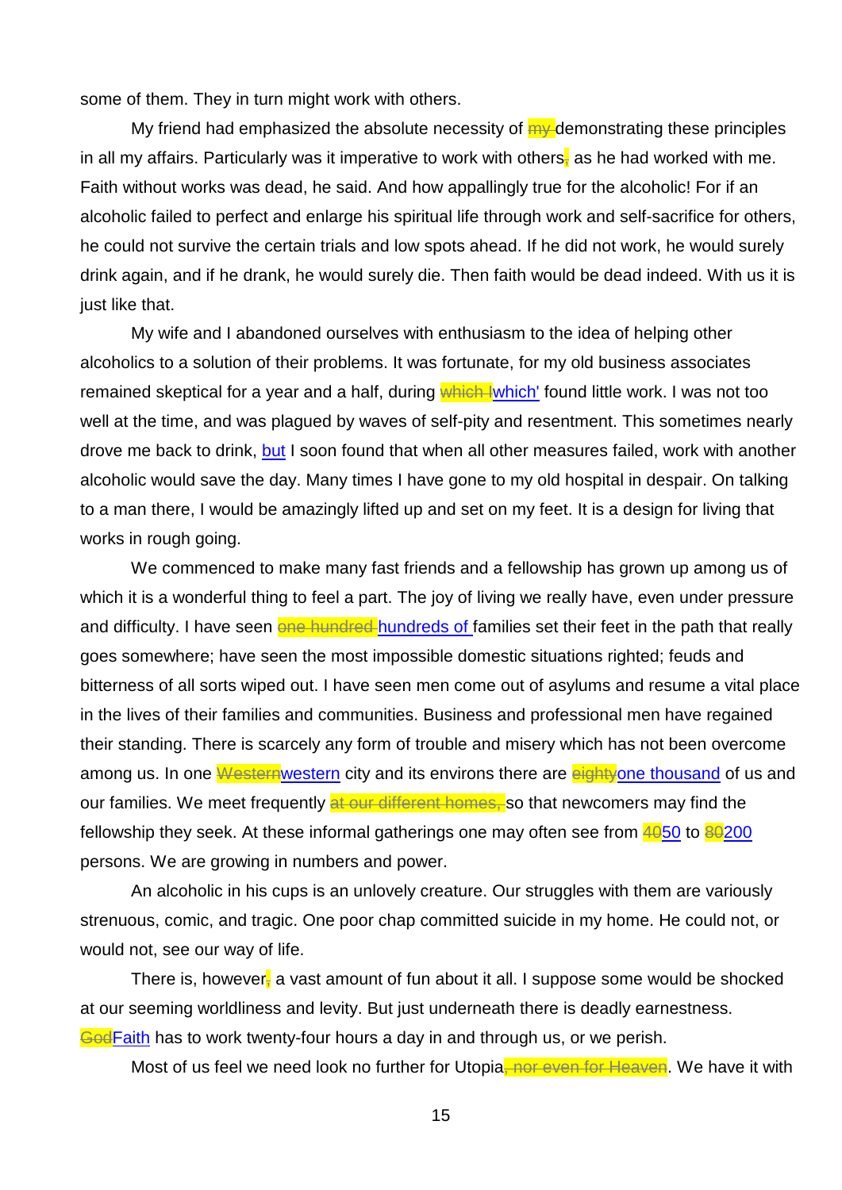some of them. They in turn might work with others.

My friend had emphasized the absolute necessity of ~~my~~ demonstrating these principles in all my affairs. Particularly was it imperative to work with others~~,~~ as he had worked with me. Faith without works was dead, he said. And how appallingly true for the alcoholic! For if an alcoholic failed to perfect and enlarge his spiritual life through work and self-sacrifice for others, he could not survive the certain trials and low spots ahead. If he did not work, he would surely drink again, and if he drank, he would surely die. Then faith would be dead indeed. With us it is just like that.

My wife and I abandoned ourselves with enthusiasm to the idea of helping other alcoholics to a solution of their problems. It was fortunate, for my old business associates remained skeptical for a year and a half, during ~~which I~~ which' found little work. I was not too well at the time, and was plagued by waves of self-pity and resentment. This sometimes nearly drove me back to drink, but I soon found that when all other measures failed, work with another alcoholic would save the day. Many times I have gone to my old hospital in despair. On talking to a man there, I would be amazingly lifted up and set on my feet. It is a design for living that works in rough going.

We commenced to make many fast friends and a fellowship has grown up among us of which it is a wonderful thing to feel a part. The joy of living we really have, even under pressure and difficulty. I have seen ~~one hundred~~ hundreds of families set their feet in the path that really goes somewhere; have seen the most impossible domestic situations righted; feuds and bitterness of all sorts wiped out. I have seen men come out of asylums and resume a vital place in the lives of their families and communities. Business and professional men have regained their standing. There is scarcely any form of trouble and misery which has not been overcome among us. In one ~~Western~~western city and its environs there are ~~eighty~~one thousand of us and our families. We meet frequently ~~at our different homes,~~ so that newcomers may find the fellowship they seek. At these informal gatherings one may often see from ~~40~~50 to ~~80~~200 persons. We are growing in numbers and power.

An alcoholic in his cups is an unlovely creature. Our struggles with them are variously strenuous, comic, and tragic. One poor chap committed suicide in my home. He could not, or would not, see our way of life.

There is, however~~,~~ a vast amount of fun about it all. I suppose some would be shocked at our seeming worldliness and levity. But just underneath there is deadly earnestness. ~~God~~Faith has to work twenty-four hours a day in and through us, or we perish.

Most of us feel we need look no further for Utopia~~, nor even for Heaven~~. We have it with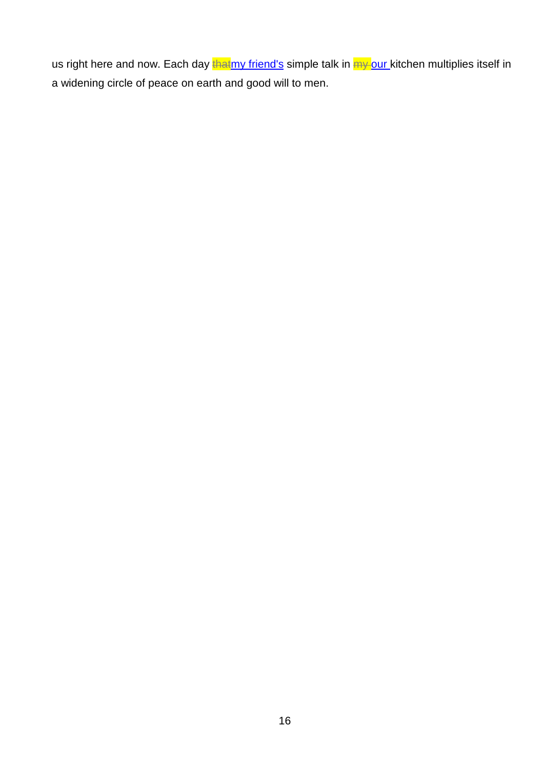us right here and now. Each day ~~that~~my friend's simple talk in ~~my~~ our kitchen multiplies itself in a widening circle of peace on earth and good will to men.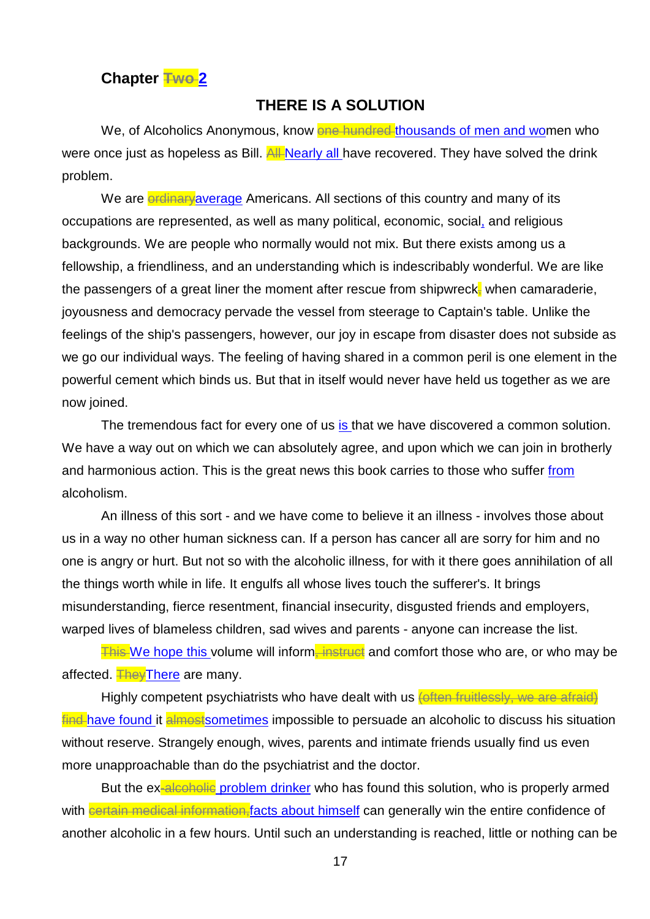## Chapter ~~Two~~ 2

### THERE IS A SOLUTION

We, of Alcoholics Anonymous, know ~~one hundred~~ thousands of men and women who were once just as hopeless as Bill. ~~All~~ Nearly all have recovered. They have solved the drink problem.

We are ~~ordinary~~average Americans. All sections of this country and many of its occupations are represented, as well as many political, economic, social, and religious backgrounds. We are people who normally would not mix. But there exists among us a fellowship, a friendliness, and an understanding which is indescribably wonderful. We are like the passengers of a great liner the moment after rescue from shipwreck~~;~~ when camaraderie, joyousness and democracy pervade the vessel from steerage to Captain's table. Unlike the feelings of the ship's passengers, however, our joy in escape from disaster does not subside as we go our individual ways. The feeling of having shared in a common peril is one element in the powerful cement which binds us. But that in itself would never have held us together as we are now joined.

The tremendous fact for every one of us is that we have discovered a common solution. We have a way out on which we can absolutely agree, and upon which we can join in brotherly and harmonious action. This is the great news this book carries to those who suffer from alcoholism.

An illness of this sort - and we have come to believe it an illness - involves those about us in a way no other human sickness can. If a person has cancer all are sorry for him and no one is angry or hurt. But not so with the alcoholic illness, for with it there goes annihilation of all the things worth while in life. It engulfs all whose lives touch the sufferer's. It brings misunderstanding, fierce resentment, financial insecurity, disgusted friends and employers, warped lives of blameless children, sad wives and parents - anyone can increase the list.

~~This~~ We hope this volume will inform~~, instruct~~ and comfort those who are, or who may be affected. ~~They~~There are many.

Highly competent psychiatrists who have dealt with us ~~(often fruitlessly, we are afraid)~~ ~~find~~ have found it ~~almost~~sometimes impossible to persuade an alcoholic to discuss his situation without reserve. Strangely enough, wives, parents and intimate friends usually find us even more unapproachable than do the psychiatrist and the doctor.

But the ex~~-alcoholic~~ problem drinker who has found this solution, who is properly armed with ~~certain medical information,~~facts about himself can generally win the entire confidence of another alcoholic in a few hours. Until such an understanding is reached, little or nothing can be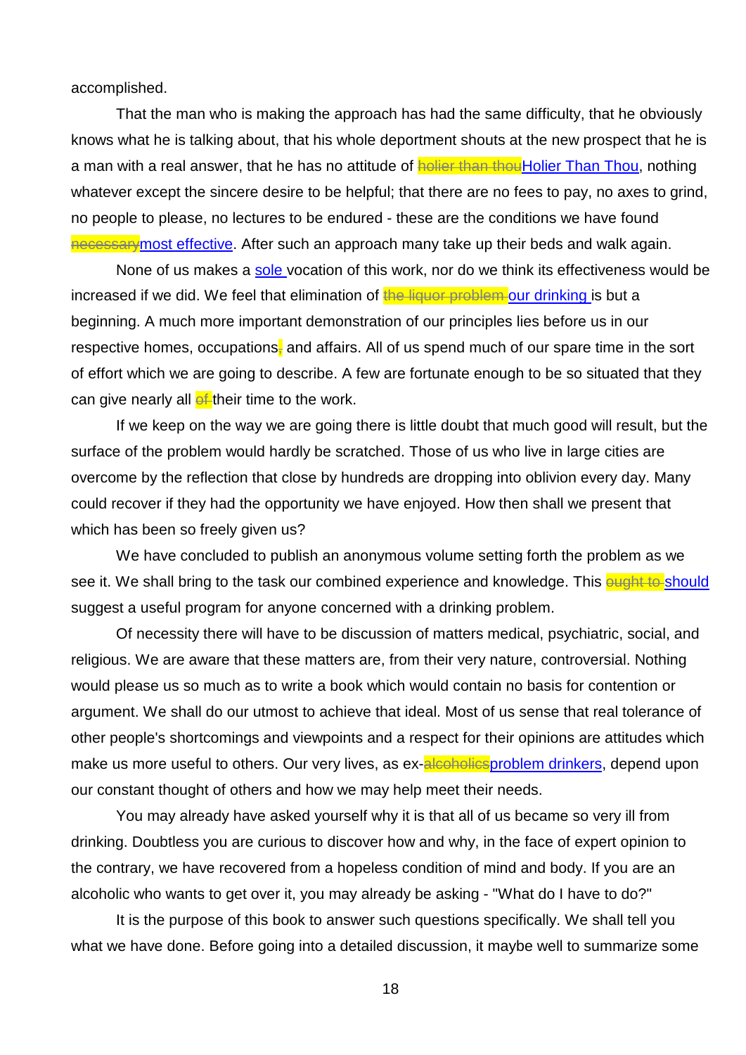accomplished.

That the man who is making the approach has had the same difficulty, that he obviously knows what he is talking about, that his whole deportment shouts at the new prospect that he is a man with a real answer, that he has no attitude of ~~holier than thou~~Holier Than Thou, nothing whatever except the sincere desire to be helpful; that there are no fees to pay, no axes to grind, no people to please, no lectures to be endured - these are the conditions we have found ~~necessary~~most effective. After such an approach many take up their beds and walk again.

None of us makes a sole vocation of this work, nor do we think its effectiveness would be increased if we did. We feel that elimination of ~~the liquor problem~~ our drinking is but a beginning. A much more important demonstration of our principles lies before us in our respective homes, occupations~~,~~ and affairs. All of us spend much of our spare time in the sort of effort which we are going to describe. A few are fortunate enough to be so situated that they can give nearly all ~~of~~ their time to the work.

If we keep on the way we are going there is little doubt that much good will result, but the surface of the problem would hardly be scratched. Those of us who live in large cities are overcome by the reflection that close by hundreds are dropping into oblivion every day. Many could recover if they had the opportunity we have enjoyed. How then shall we present that which has been so freely given us?

We have concluded to publish an anonymous volume setting forth the problem as we see it. We shall bring to the task our combined experience and knowledge. This ~~ought to~~ should suggest a useful program for anyone concerned with a drinking problem.

Of necessity there will have to be discussion of matters medical, psychiatric, social, and religious. We are aware that these matters are, from their very nature, controversial. Nothing would please us so much as to write a book which would contain no basis for contention or argument. We shall do our utmost to achieve that ideal. Most of us sense that real tolerance of other people's shortcomings and viewpoints and a respect for their opinions are attitudes which make us more useful to others. Our very lives, as ex-~~alcoholics~~problem drinkers, depend upon our constant thought of others and how we may help meet their needs.

You may already have asked yourself why it is that all of us became so very ill from drinking. Doubtless you are curious to discover how and why, in the face of expert opinion to the contrary, we have recovered from a hopeless condition of mind and body. If you are an alcoholic who wants to get over it, you may already be asking - "What do I have to do?"

It is the purpose of this book to answer such questions specifically. We shall tell you what we have done. Before going into a detailed discussion, it maybe well to summarize some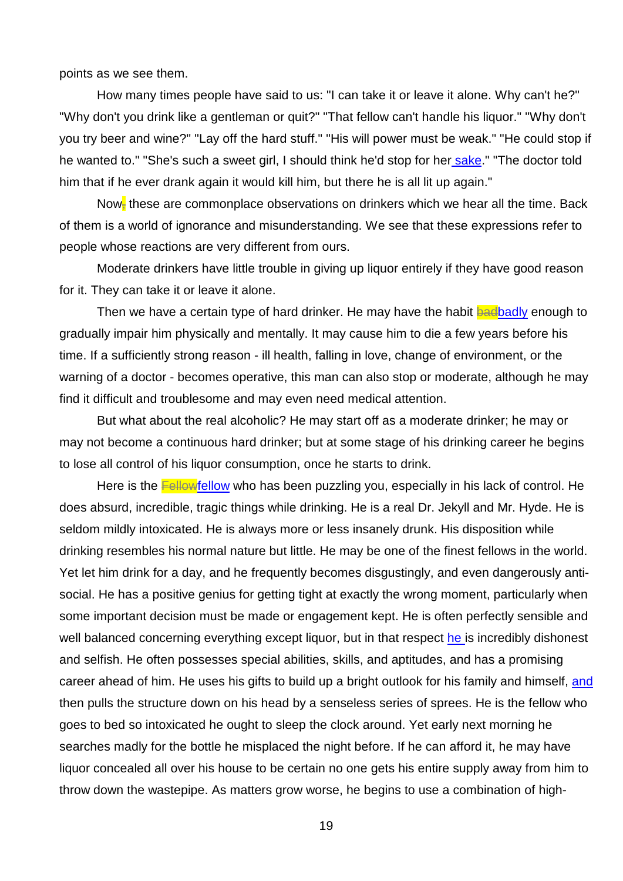points as we see them.

How many times people have said to us: "I can take it or leave it alone. Why can't he?" "Why don't you drink like a gentleman or quit?" "That fellow can't handle his liquor." "Why don't you try beer and wine?" "Lay off the hard stuff." "His will power must be weak." "He could stop if he wanted to." "She's such a sweet girl, I should think he'd stop for her sake." "The doctor told him that if he ever drank again it would kill him, but there he is all lit up again."

Now these are commonplace observations on drinkers which we hear all the time. Back of them is a world of ignorance and misunderstanding. We see that these expressions refer to people whose reactions are very different from ours.

Moderate drinkers have little trouble in giving up liquor entirely if they have good reason for it. They can take it or leave it alone.

Then we have a certain type of hard drinker. He may have the habit badly enough to gradually impair him physically and mentally. It may cause him to die a few years before his time. If a sufficiently strong reason - ill health, falling in love, change of environment, or the warning of a doctor - becomes operative, this man can also stop or moderate, although he may find it difficult and troublesome and may even need medical attention.

But what about the real alcoholic? He may start off as a moderate drinker; he may or may not become a continuous hard drinker; but at some stage of his drinking career he begins to lose all control of his liquor consumption, once he starts to drink.

Here is the fellow who has been puzzling you, especially in his lack of control. He does absurd, incredible, tragic things while drinking. He is a real Dr. Jekyll and Mr. Hyde. He is seldom mildly intoxicated. He is always more or less insanely drunk. His disposition while drinking resembles his normal nature but little. He may be one of the finest fellows in the world. Yet let him drink for a day, and he frequently becomes disgustingly, and even dangerously anti-social. He has a positive genius for getting tight at exactly the wrong moment, particularly when some important decision must be made or engagement kept. He is often perfectly sensible and well balanced concerning everything except liquor, but in that respect he is incredibly dishonest and selfish. He often possesses special abilities, skills, and aptitudes, and has a promising career ahead of him. He uses his gifts to build up a bright outlook for his family and himself, and then pulls the structure down on his head by a senseless series of sprees. He is the fellow who goes to bed so intoxicated he ought to sleep the clock around. Yet early next morning he searches madly for the bottle he misplaced the night before. If he can afford it, he may have liquor concealed all over his house to be certain no one gets his entire supply away from him to throw down the wastepipe. As matters grow worse, he begins to use a combination of high-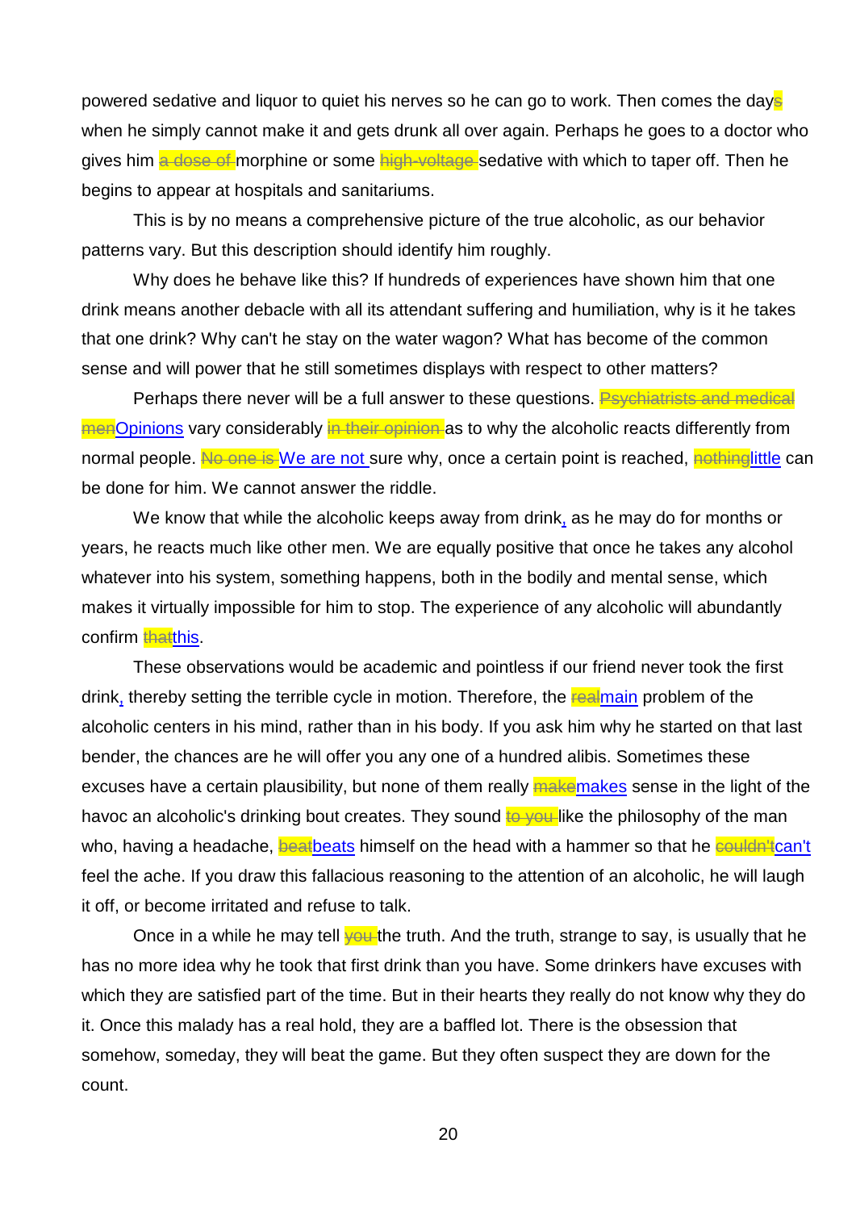powered sedative and liquor to quiet his nerves so he can go to work. Then comes the days when he simply cannot make it and gets drunk all over again. Perhaps he goes to a doctor who gives him ~~a dose of~~ morphine or some ~~high-voltage~~ sedative with which to taper off. Then he begins to appear at hospitals and sanitariums.

This is by no means a comprehensive picture of the true alcoholic, as our behavior patterns vary. But this description should identify him roughly.

Why does he behave like this? If hundreds of experiences have shown him that one drink means another debacle with all its attendant suffering and humiliation, why is it he takes that one drink? Why can't he stay on the water wagon? What has become of the common sense and will power that he still sometimes displays with respect to other matters?

Perhaps there never will be a full answer to these questions. ~~Psychiatrists and medical men~~Opinions vary considerably ~~in their opinion~~ as to why the alcoholic reacts differently from normal people. ~~No one is~~ We are not sure why, once a certain point is reached, ~~nothing~~little can be done for him. We cannot answer the riddle.

We know that while the alcoholic keeps away from drink, as he may do for months or years, he reacts much like other men. We are equally positive that once he takes any alcohol whatever into his system, something happens, both in the bodily and mental sense, which makes it virtually impossible for him to stop. The experience of any alcoholic will abundantly confirm ~~that~~this.

These observations would be academic and pointless if our friend never took the first drink, thereby setting the terrible cycle in motion. Therefore, the ~~real~~main problem of the alcoholic centers in his mind, rather than in his body. If you ask him why he started on that last bender, the chances are he will offer you any one of a hundred alibis. Sometimes these excuses have a certain plausibility, but none of them really ~~make~~makes sense in the light of the havoc an alcoholic's drinking bout creates. They sound ~~to you~~ like the philosophy of the man who, having a headache, ~~beat~~beats himself on the head with a hammer so that he ~~couldn't~~can't feel the ache. If you draw this fallacious reasoning to the attention of an alcoholic, he will laugh it off, or become irritated and refuse to talk.

Once in a while he may tell ~~you~~ the truth. And the truth, strange to say, is usually that he has no more idea why he took that first drink than you have. Some drinkers have excuses with which they are satisfied part of the time. But in their hearts they really do not know why they do it. Once this malady has a real hold, they are a baffled lot. There is the obsession that somehow, someday, they will beat the game. But they often suspect they are down for the count.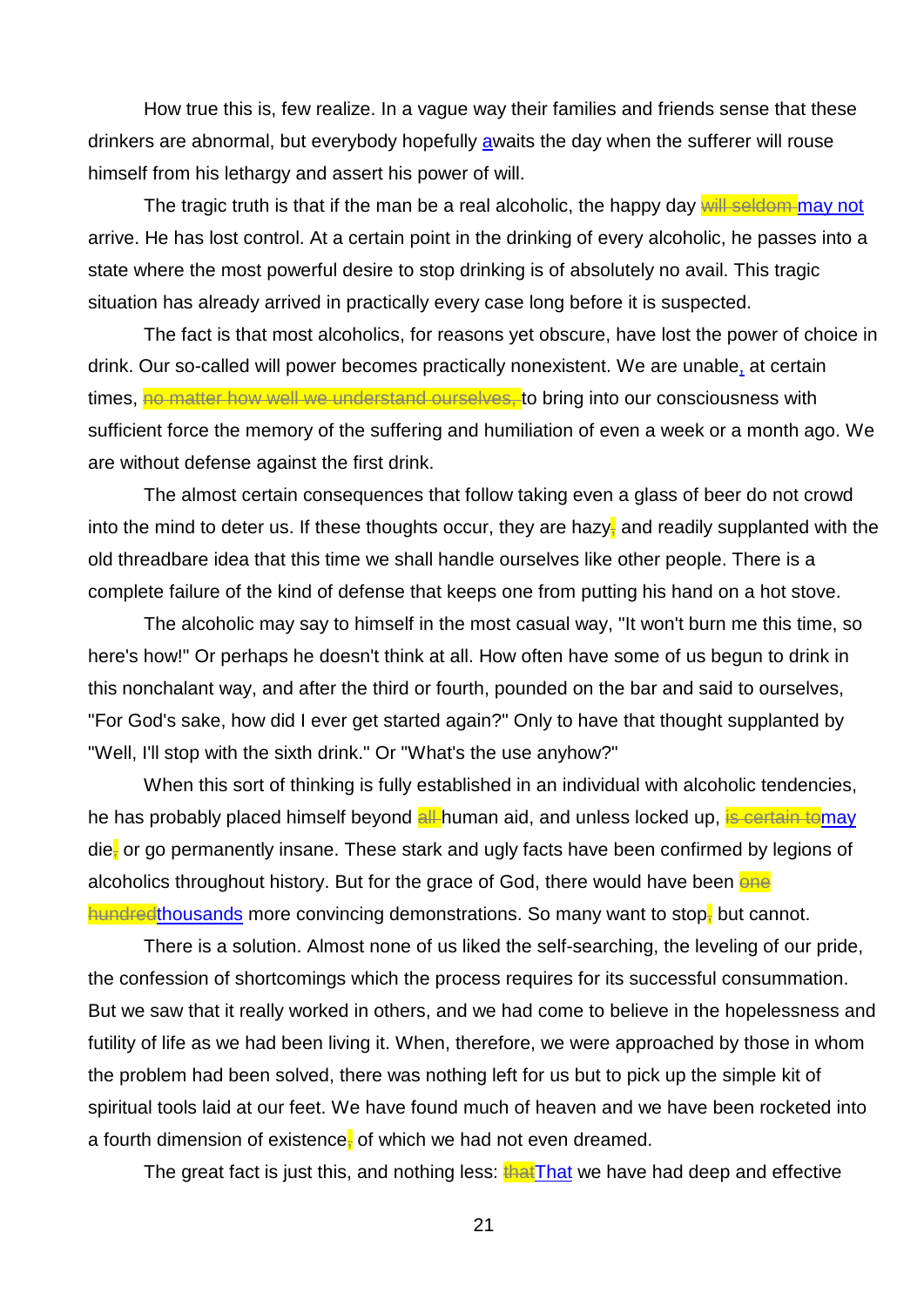How true this is, few realize. In a vague way their families and friends sense that these drinkers are abnormal, but everybody hopefully awaits the day when the sufferer will rouse himself from his lethargy and assert his power of will.

The tragic truth is that if the man be a real alcoholic, the happy day ~~will seldom~~ may not arrive. He has lost control. At a certain point in the drinking of every alcoholic, he passes into a state where the most powerful desire to stop drinking is of absolutely no avail. This tragic situation has already arrived in practically every case long before it is suspected.

The fact is that most alcoholics, for reasons yet obscure, have lost the power of choice in drink. Our so-called will power becomes practically nonexistent. We are unable, at certain times, ~~no matter how well we understand ourselves,~~ to bring into our consciousness with sufficient force the memory of the suffering and humiliation of even a week or a month ago. We are without defense against the first drink.

The almost certain consequences that follow taking even a glass of beer do not crowd into the mind to deter us. If these thoughts occur, they are hazy~~,~~ and readily supplanted with the old threadbare idea that this time we shall handle ourselves like other people. There is a complete failure of the kind of defense that keeps one from putting his hand on a hot stove.

The alcoholic may say to himself in the most casual way, "It won't burn me this time, so here's how!" Or perhaps he doesn't think at all. How often have some of us begun to drink in this nonchalant way, and after the third or fourth, pounded on the bar and said to ourselves, "For God's sake, how did I ever get started again?" Only to have that thought supplanted by "Well, I'll stop with the sixth drink." Or "What's the use anyhow?"

When this sort of thinking is fully established in an individual with alcoholic tendencies, he has probably placed himself beyond ~~all~~ human aid, and unless locked up, ~~is certain to~~may die~~,~~ or go permanently insane. These stark and ugly facts have been confirmed by legions of alcoholics throughout history. But for the grace of God, there would have been ~~one hundred~~thousands more convincing demonstrations. So many want to stop~~,~~ but cannot.

There is a solution. Almost none of us liked the self-searching, the leveling of our pride, the confession of shortcomings which the process requires for its successful consummation. But we saw that it really worked in others, and we had come to believe in the hopelessness and futility of life as we had been living it. When, therefore, we were approached by those in whom the problem had been solved, there was nothing left for us but to pick up the simple kit of spiritual tools laid at our feet. We have found much of heaven and we have been rocketed into a fourth dimension of existence~~,~~ of which we had not even dreamed.

The great fact is just this, and nothing less: ~~that~~That we have had deep and effective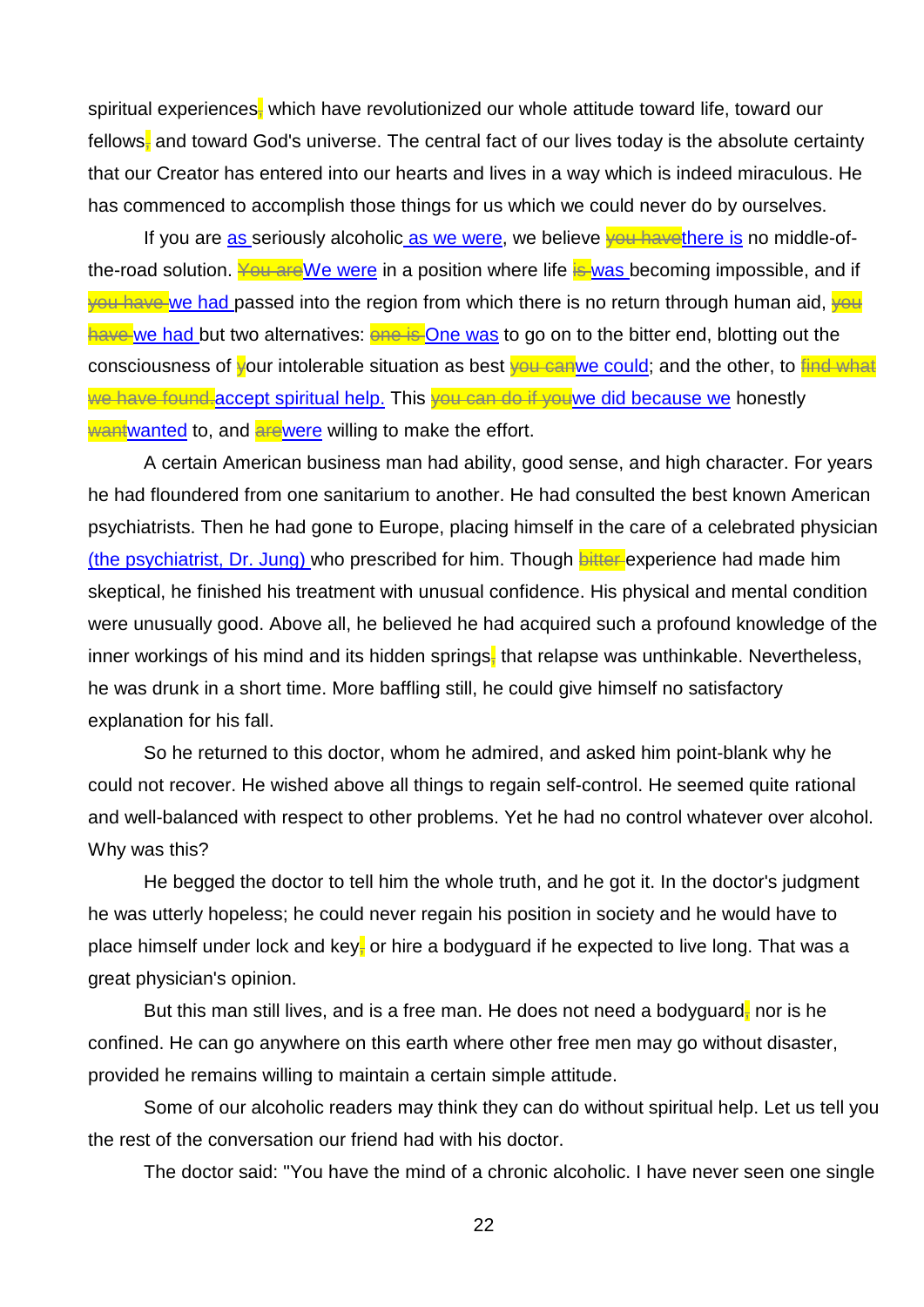spiritual experiences~~,~~ which have revolutionized our whole attitude toward life, toward our fellows~~,~~ and toward God's universe. The central fact of our lives today is the absolute certainty that our Creator has entered into our hearts and lives in a way which is indeed miraculous. He has commenced to accomplish those things for us which we could never do by ourselves.

If you are as seriously alcoholic as we were, we believe ~~you have~~there is no middle-of-the-road solution. ~~You are~~We were in a position where life ~~is~~ was becoming impossible, and if ~~you have~~ we had passed into the region from which there is no return through human aid, ~~you have~~ we had but two alternatives: ~~one is~~ One was to go on to the bitter end, blotting out the consciousness of ~~y~~our intolerable situation as best ~~you can~~we could; and the other, to ~~find what we have found.~~accept spiritual help. This ~~you can do if you~~we did because we honestly ~~want~~wanted to, and ~~are~~were willing to make the effort.

A certain American business man had ability, good sense, and high character. For years he had floundered from one sanitarium to another. He had consulted the best known American psychiatrists. Then he had gone to Europe, placing himself in the care of a celebrated physician (the psychiatrist, Dr. Jung) who prescribed for him. Though ~~bitter~~ experience had made him skeptical, he finished his treatment with unusual confidence. His physical and mental condition were unusually good. Above all, he believed he had acquired such a profound knowledge of the inner workings of his mind and its hidden springs~~,~~ that relapse was unthinkable. Nevertheless, he was drunk in a short time. More baffling still, he could give himself no satisfactory explanation for his fall.

So he returned to this doctor, whom he admired, and asked him point-blank why he could not recover. He wished above all things to regain self-control. He seemed quite rational and well-balanced with respect to other problems. Yet he had no control whatever over alcohol. Why was this?

He begged the doctor to tell him the whole truth, and he got it. In the doctor's judgment he was utterly hopeless; he could never regain his position in society and he would have to place himself under lock and key~~,~~ or hire a bodyguard if he expected to live long. That was a great physician's opinion.

But this man still lives, and is a free man. He does not need a bodyguard~~,~~ nor is he confined. He can go anywhere on this earth where other free men may go without disaster, provided he remains willing to maintain a certain simple attitude.

Some of our alcoholic readers may think they can do without spiritual help. Let us tell you the rest of the conversation our friend had with his doctor.

The doctor said: "You have the mind of a chronic alcoholic. I have never seen one single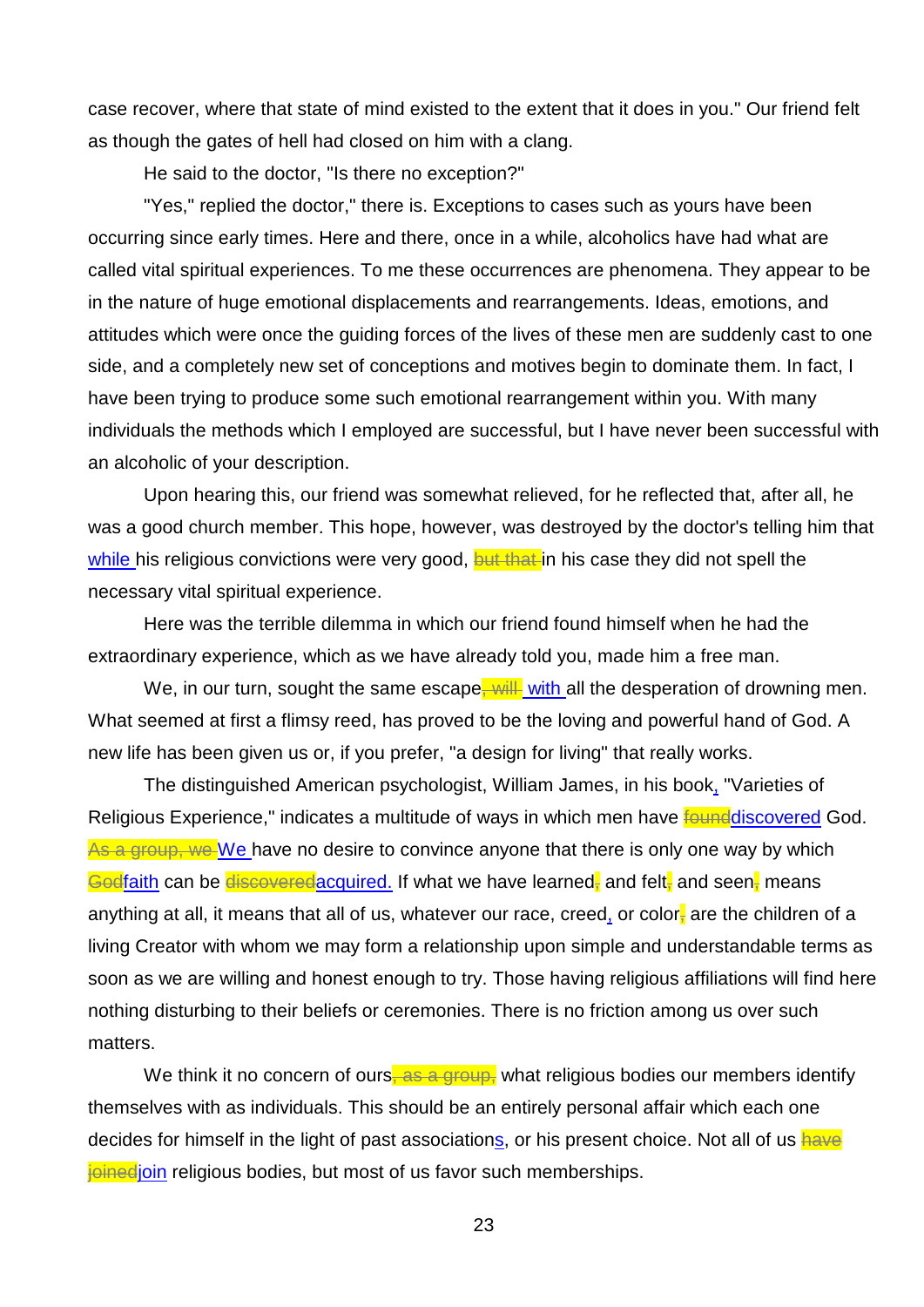case recover, where that state of mind existed to the extent that it does in you." Our friend felt as though the gates of hell had closed on him with a clang.

He said to the doctor, "Is there no exception?"

"Yes," replied the doctor," there is. Exceptions to cases such as yours have been occurring since early times. Here and there, once in a while, alcoholics have had what are called vital spiritual experiences. To me these occurrences are phenomena. They appear to be in the nature of huge emotional displacements and rearrangements. Ideas, emotions, and attitudes which were once the guiding forces of the lives of these men are suddenly cast to one side, and a completely new set of conceptions and motives begin to dominate them. In fact, I have been trying to produce some such emotional rearrangement within you. With many individuals the methods which I employed are successful, but I have never been successful with an alcoholic of your description.

Upon hearing this, our friend was somewhat relieved, for he reflected that, after all, he was a good church member. This hope, however, was destroyed by the doctor's telling him that while his religious convictions were very good, ~~but that~~ in his case they did not spell the necessary vital spiritual experience.

Here was the terrible dilemma in which our friend found himself when he had the extraordinary experience, which as we have already told you, made him a free man.

We, in our turn, sought the same escape~~, will~~ with all the desperation of drowning men. What seemed at first a flimsy reed, has proved to be the loving and powerful hand of God. A new life has been given us or, if you prefer, "a design for living" that really works.

The distinguished American psychologist, William James, in his book, "Varieties of Religious Experience," indicates a multitude of ways in which men have ~~found~~discovered God. ~~As a group, we~~ We have no desire to convince anyone that there is only one way by which ~~God~~faith can be ~~discovered~~acquired. If what we have learned~~,~~ and felt~~,~~ and seen~~,~~ means anything at all, it means that all of us, whatever our race, creed, or color~~,~~ are the children of a living Creator with whom we may form a relationship upon simple and understandable terms as soon as we are willing and honest enough to try. Those having religious affiliations will find here nothing disturbing to their beliefs or ceremonies. There is no friction among us over such matters.

We think it no concern of ours~~, as a group,~~ what religious bodies our members identify themselves with as individuals. This should be an entirely personal affair which each one decides for himself in the light of past associations, or his present choice. Not all of us ~~have joined~~join religious bodies, but most of us favor such memberships.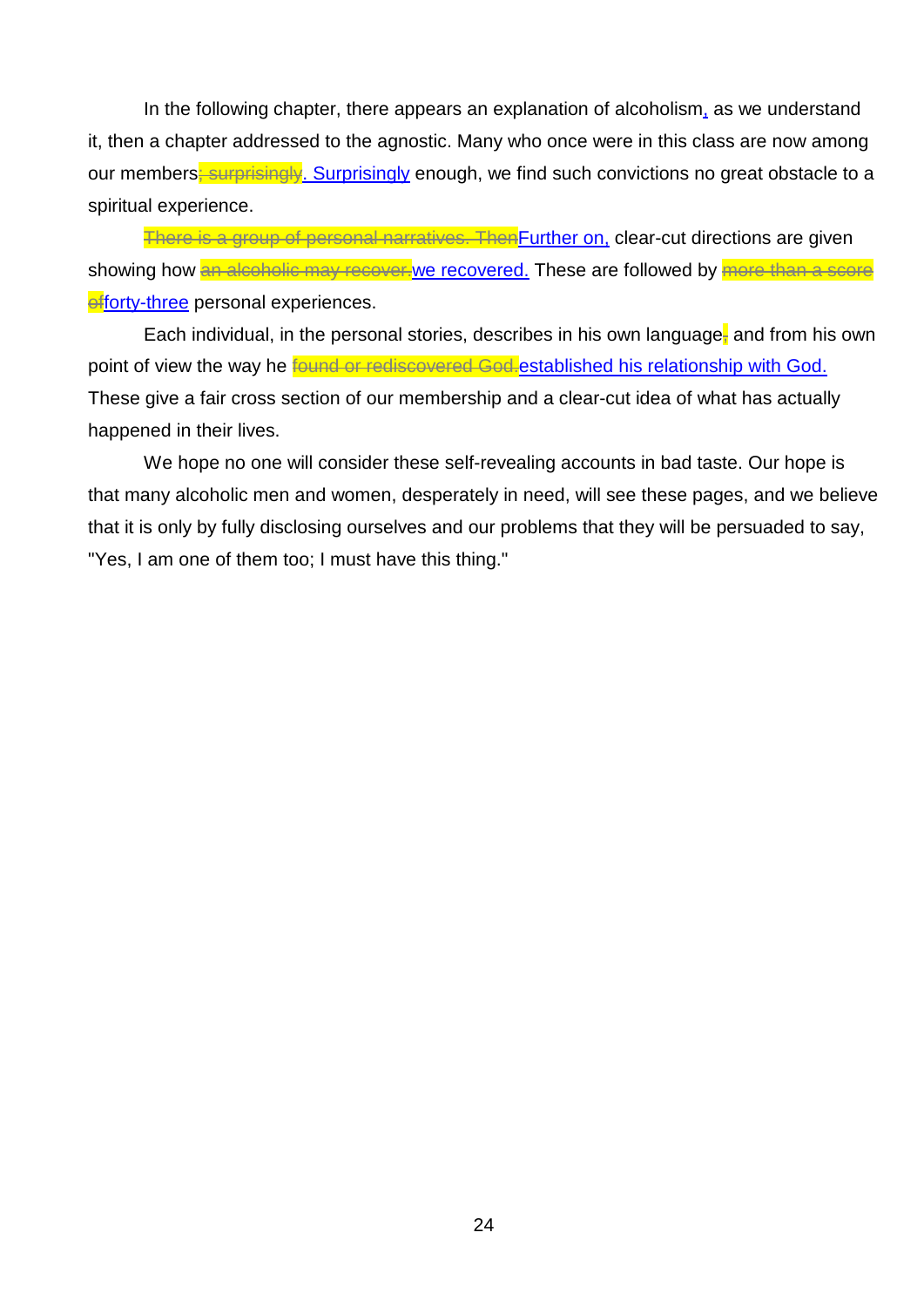In the following chapter, there appears an explanation of alcoholism, as we understand it, then a chapter addressed to the agnostic. Many who once were in this class are now among our members~~; surprisingly~~. Surprisingly enough, we find such convictions no great obstacle to a spiritual experience.

~~There is a group of personal narratives. Then~~Further on, clear-cut directions are given showing how ~~an alcoholic may recover.~~we recovered. These are followed by ~~more than a score of~~forty-three personal experiences.

Each individual, in the personal stories, describes in his own language~~,~~ and from his own point of view the way he ~~found or rediscovered God.~~established his relationship with God. These give a fair cross section of our membership and a clear-cut idea of what has actually happened in their lives.

We hope no one will consider these self-revealing accounts in bad taste. Our hope is that many alcoholic men and women, desperately in need, will see these pages, and we believe that it is only by fully disclosing ourselves and our problems that they will be persuaded to say, "Yes, I am one of them too; I must have this thing."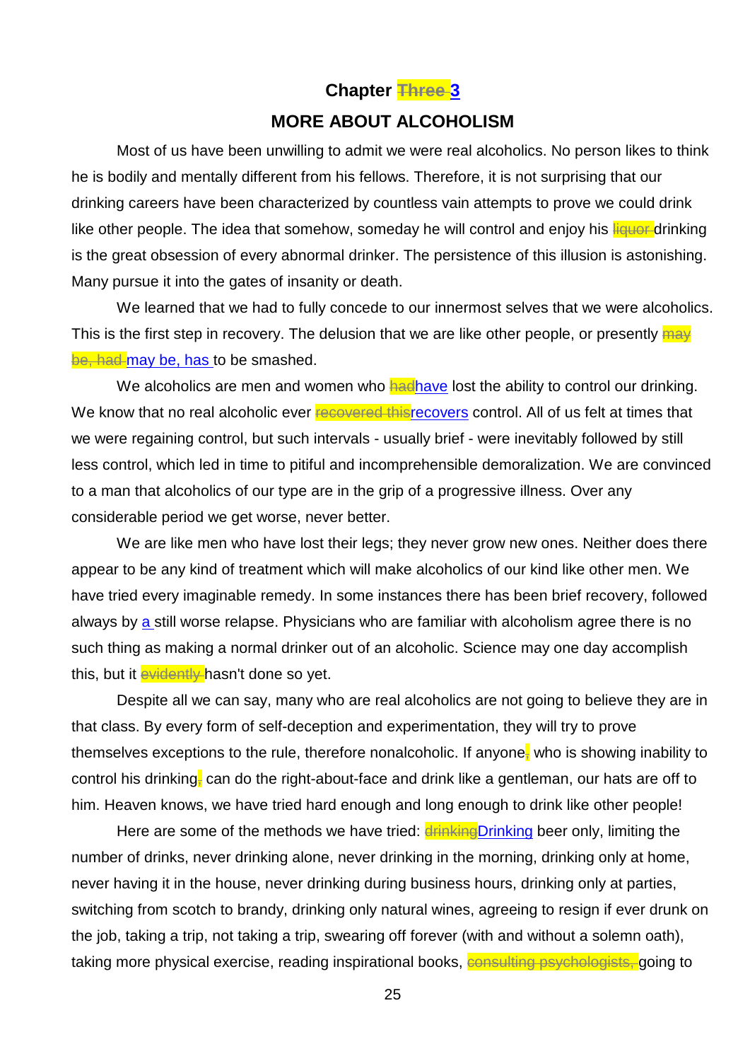## Chapter ~~Three~~ 3

## MORE ABOUT ALCOHOLISM

Most of us have been unwilling to admit we were real alcoholics. No person likes to think he is bodily and mentally different from his fellows. Therefore, it is not surprising that our drinking careers have been characterized by countless vain attempts to prove we could drink like other people. The idea that somehow, someday he will control and enjoy his ~~liquor~~ drinking is the great obsession of every abnormal drinker. The persistence of this illusion is astonishing. Many pursue it into the gates of insanity or death.

We learned that we had to fully concede to our innermost selves that we were alcoholics. This is the first step in recovery. The delusion that we are like other people, or presently ~~may be, had~~ may be, has to be smashed.

We alcoholics are men and women who ~~had~~have lost the ability to control our drinking. We know that no real alcoholic ever ~~recovered this~~recovers control. All of us felt at times that we were regaining control, but such intervals - usually brief - were inevitably followed by still less control, which led in time to pitiful and incomprehensible demoralization. We are convinced to a man that alcoholics of our type are in the grip of a progressive illness. Over any considerable period we get worse, never better.

We are like men who have lost their legs; they never grow new ones. Neither does there appear to be any kind of treatment which will make alcoholics of our kind like other men. We have tried every imaginable remedy. In some instances there has been brief recovery, followed always by a still worse relapse. Physicians who are familiar with alcoholism agree there is no such thing as making a normal drinker out of an alcoholic. Science may one day accomplish this, but it ~~evidently~~ hasn't done so yet.

Despite all we can say, many who are real alcoholics are not going to believe they are in that class. By every form of self-deception and experimentation, they will try to prove themselves exceptions to the rule, therefore nonalcoholic. If anyone~~,~~ who is showing inability to control his drinking~~,~~ can do the right-about-face and drink like a gentleman, our hats are off to him. Heaven knows, we have tried hard enough and long enough to drink like other people!

Here are some of the methods we have tried: ~~drinking~~Drinking beer only, limiting the number of drinks, never drinking alone, never drinking in the morning, drinking only at home, never having it in the house, never drinking during business hours, drinking only at parties, switching from scotch to brandy, drinking only natural wines, agreeing to resign if ever drunk on the job, taking a trip, not taking a trip, swearing off forever (with and without a solemn oath), taking more physical exercise, reading inspirational books, ~~consulting psychologists,~~ going to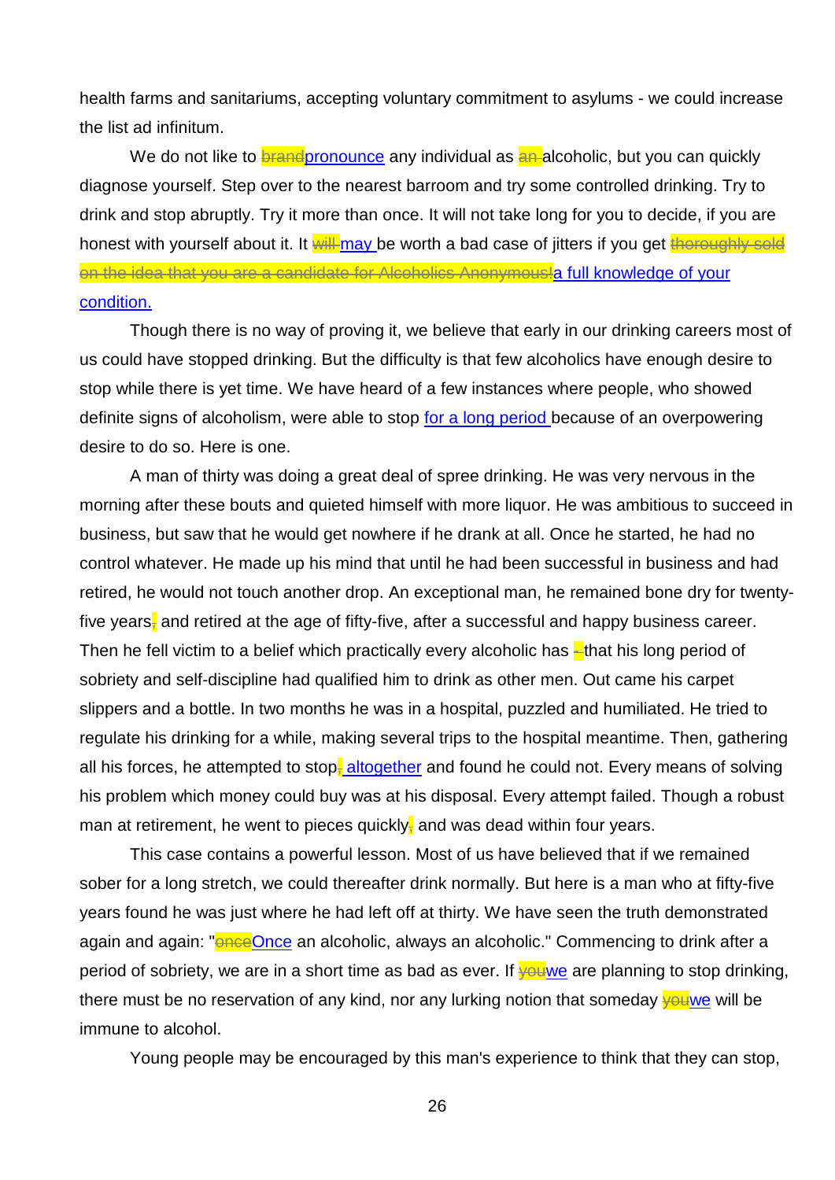health farms and sanitariums, accepting voluntary commitment to asylums - we could increase the list ad infinitum.

We do not like to ~~brand~~pronounce any individual as ~~an~~ alcoholic, but you can quickly diagnose yourself. Step over to the nearest barroom and try some controlled drinking. Try to drink and stop abruptly. Try it more than once. It will not take long for you to decide, if you are honest with yourself about it. It ~~will~~ may be worth a bad case of jitters if you get ~~thoroughly sold on the idea that you are a candidate for Alcoholics Anonymous!~~a full knowledge of your condition.

Though there is no way of proving it, we believe that early in our drinking careers most of us could have stopped drinking. But the difficulty is that few alcoholics have enough desire to stop while there is yet time. We have heard of a few instances where people, who showed definite signs of alcoholism, were able to stop for a long period because of an overpowering desire to do so. Here is one.

A man of thirty was doing a great deal of spree drinking. He was very nervous in the morning after these bouts and quieted himself with more liquor. He was ambitious to succeed in business, but saw that he would get nowhere if he drank at all. Once he started, he had no control whatever. He made up his mind that until he had been successful in business and had retired, he would not touch another drop. An exceptional man, he remained bone dry for twenty-five years~~,~~ and retired at the age of fifty-five, after a successful and happy business career. Then he fell victim to a belief which practically every alcoholic has ~~-~~that his long period of sobriety and self-discipline had qualified him to drink as other men. Out came his carpet slippers and a bottle. In two months he was in a hospital, puzzled and humiliated. He tried to regulate his drinking for a while, making several trips to the hospital meantime. Then, gathering all his forces, he attempted to stop~~,~~ altogether and found he could not. Every means of solving his problem which money could buy was at his disposal. Every attempt failed. Though a robust man at retirement, he went to pieces quickly~~,~~ and was dead within four years.

This case contains a powerful lesson. Most of us have believed that if we remained sober for a long stretch, we could thereafter drink normally. But here is a man who at fifty-five years found he was just where he had left off at thirty. We have seen the truth demonstrated again and again: "~~once~~Once an alcoholic, always an alcoholic." Commencing to drink after a period of sobriety, we are in a short time as bad as ever. If ~~you~~we are planning to stop drinking, there must be no reservation of any kind, nor any lurking notion that someday ~~you~~we will be immune to alcohol.

Young people may be encouraged by this man's experience to think that they can stop,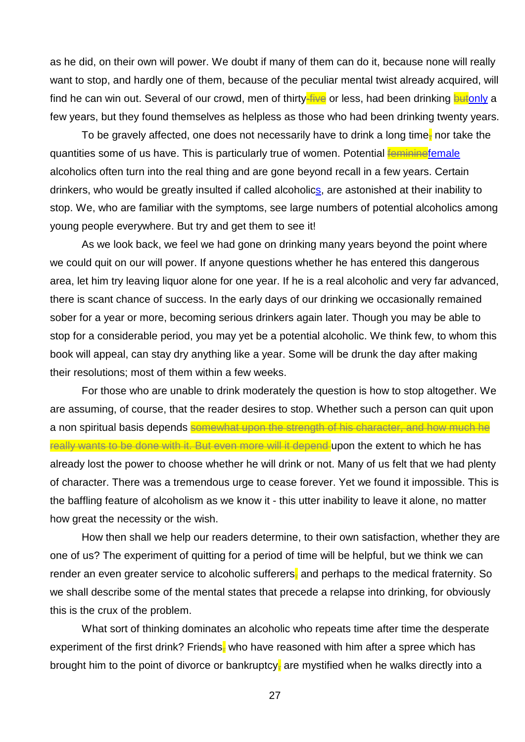as he did, on their own will power. We doubt if many of them can do it, because none will really want to stop, and hardly one of them, because of the peculiar mental twist already acquired, will find he can win out. Several of our crowd, men of thirty~~-five~~ or less, had been drinking ~~but~~only a few years, but they found themselves as helpless as those who had been drinking twenty years.

To be gravely affected, one does not necessarily have to drink a long time~~,~~ nor take the quantities some of us have. This is particularly true of women. Potential ~~feminine~~female alcoholics often turn into the real thing and are gone beyond recall in a few years. Certain drinkers, who would be greatly insulted if called alcoholics, are astonished at their inability to stop. We, who are familiar with the symptoms, see large numbers of potential alcoholics among young people everywhere. But try and get them to see it!

As we look back, we feel we had gone on drinking many years beyond the point where we could quit on our will power. If anyone questions whether he has entered this dangerous area, let him try leaving liquor alone for one year. If he is a real alcoholic and very far advanced, there is scant chance of success. In the early days of our drinking we occasionally remained sober for a year or more, becoming serious drinkers again later. Though you may be able to stop for a considerable period, you may yet be a potential alcoholic. We think few, to whom this book will appeal, can stay dry anything like a year. Some will be drunk the day after making their resolutions; most of them within a few weeks.

For those who are unable to drink moderately the question is how to stop altogether. We are assuming, of course, that the reader desires to stop. Whether such a person can quit upon a non spiritual basis depends ~~somewhat upon the strength of his character, and how much he really wants to be done with it. But even more will it depend~~ upon the extent to which he has already lost the power to choose whether he will drink or not. Many of us felt that we had plenty of character. There was a tremendous urge to cease forever. Yet we found it impossible. This is the baffling feature of alcoholism as we know it - this utter inability to leave it alone, no matter how great the necessity or the wish.

How then shall we help our readers determine, to their own satisfaction, whether they are one of us? The experiment of quitting for a period of time will be helpful, but we think we can render an even greater service to alcoholic sufferers~~,~~ and perhaps to the medical fraternity. So we shall describe some of the mental states that precede a relapse into drinking, for obviously this is the crux of the problem.

What sort of thinking dominates an alcoholic who repeats time after time the desperate experiment of the first drink? Friends~~,~~ who have reasoned with him after a spree which has brought him to the point of divorce or bankruptcy~~,~~ are mystified when he walks directly into a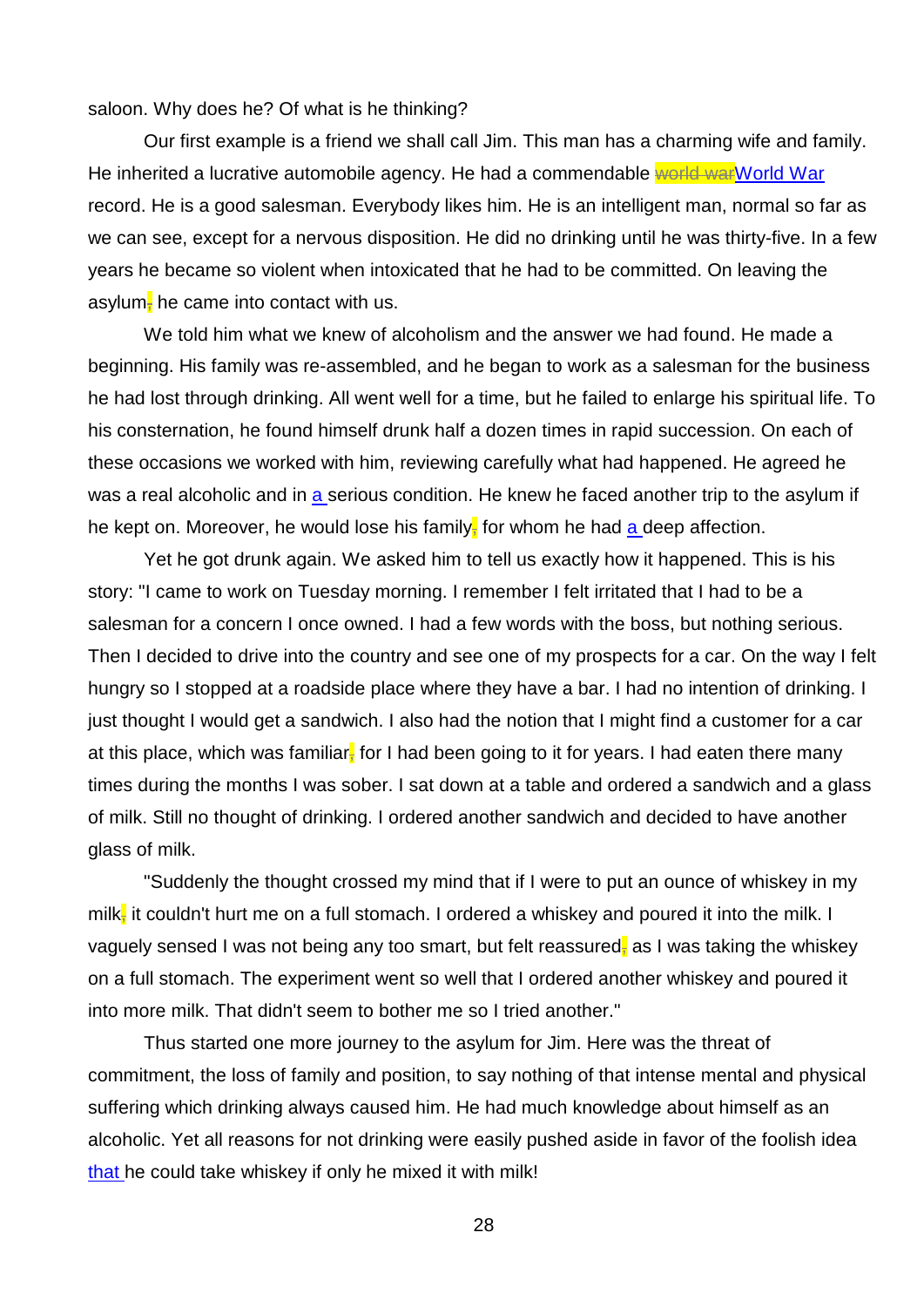saloon. Why does he? Of what is he thinking?

Our first example is a friend we shall call Jim. This man has a charming wife and family. He inherited a lucrative automobile agency. He had a commendable ~~world war~~World War record. He is a good salesman. Everybody likes him. He is an intelligent man, normal so far as we can see, except for a nervous disposition. He did no drinking until he was thirty-five. In a few years he became so violent when intoxicated that he had to be committed. On leaving the asylum, he came into contact with us.

We told him what we knew of alcoholism and the answer we had found. He made a beginning. His family was re-assembled, and he began to work as a salesman for the business he had lost through drinking. All went well for a time, but he failed to enlarge his spiritual life. To his consternation, he found himself drunk half a dozen times in rapid succession. On each of these occasions we worked with him, reviewing carefully what had happened. He agreed he was a real alcoholic and in a serious condition. He knew he faced another trip to the asylum if he kept on. Moreover, he would lose his family, for whom he had a deep affection.

Yet he got drunk again. We asked him to tell us exactly how it happened. This is his story: "I came to work on Tuesday morning. I remember I felt irritated that I had to be a salesman for a concern I once owned. I had a few words with the boss, but nothing serious. Then I decided to drive into the country and see one of my prospects for a car. On the way I felt hungry so I stopped at a roadside place where they have a bar. I had no intention of drinking. I just thought I would get a sandwich. I also had the notion that I might find a customer for a car at this place, which was familiar, for I had been going to it for years. I had eaten there many times during the months I was sober. I sat down at a table and ordered a sandwich and a glass of milk. Still no thought of drinking. I ordered another sandwich and decided to have another glass of milk.

"Suddenly the thought crossed my mind that if I were to put an ounce of whiskey in my milk, it couldn't hurt me on a full stomach. I ordered a whiskey and poured it into the milk. I vaguely sensed I was not being any too smart, but felt reassured, as I was taking the whiskey on a full stomach. The experiment went so well that I ordered another whiskey and poured it into more milk. That didn't seem to bother me so I tried another."

Thus started one more journey to the asylum for Jim. Here was the threat of commitment, the loss of family and position, to say nothing of that intense mental and physical suffering which drinking always caused him. He had much knowledge about himself as an alcoholic. Yet all reasons for not drinking were easily pushed aside in favor of the foolish idea that he could take whiskey if only he mixed it with milk!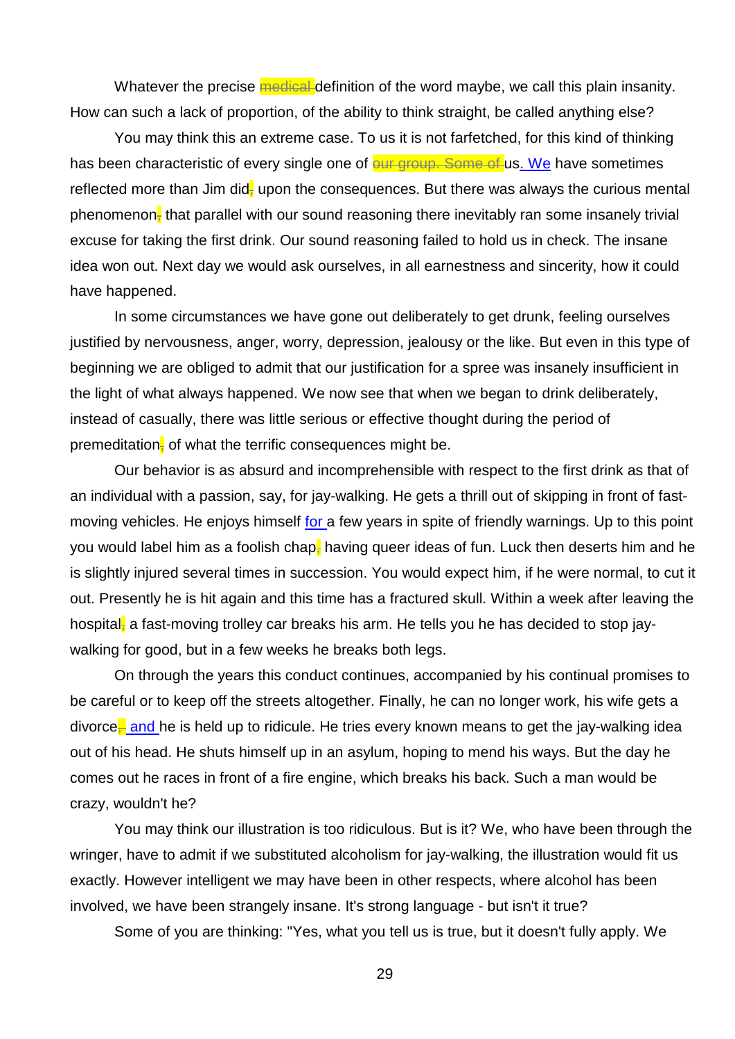Whatever the precise ~~medical~~ definition of the word maybe, we call this plain insanity. How can such a lack of proportion, of the ability to think straight, be called anything else?

You may think this an extreme case. To us it is not farfetched, for this kind of thinking has been characteristic of every single one of ~~our group. Some of~~ us. We have sometimes reflected more than Jim did~~,~~ upon the consequences. But there was always the curious mental phenomenon~~,~~ that parallel with our sound reasoning there inevitably ran some insanely trivial excuse for taking the first drink. Our sound reasoning failed to hold us in check. The insane idea won out. Next day we would ask ourselves, in all earnestness and sincerity, how it could have happened.

In some circumstances we have gone out deliberately to get drunk, feeling ourselves justified by nervousness, anger, worry, depression, jealousy or the like. But even in this type of beginning we are obliged to admit that our justification for a spree was insanely insufficient in the light of what always happened. We now see that when we began to drink deliberately, instead of casually, there was little serious or effective thought during the period of premeditation~~,~~ of what the terrific consequences might be.

Our behavior is as absurd and incomprehensible with respect to the first drink as that of an individual with a passion, say, for jay-walking. He gets a thrill out of skipping in front of fast-moving vehicles. He enjoys himself for a few years in spite of friendly warnings. Up to this point you would label him as a foolish chap~~,~~ having queer ideas of fun. Luck then deserts him and he is slightly injured several times in succession. You would expect him, if he were normal, to cut it out. Presently he is hit again and this time has a fractured skull. Within a week after leaving the hospital~~,~~ a fast-moving trolley car breaks his arm. He tells you he has decided to stop jay-walking for good, but in a few weeks he breaks both legs.

On through the years this conduct continues, accompanied by his continual promises to be careful or to keep off the streets altogether. Finally, he can no longer work, his wife gets a divorce~~,~~ and he is held up to ridicule. He tries every known means to get the jay-walking idea out of his head. He shuts himself up in an asylum, hoping to mend his ways. But the day he comes out he races in front of a fire engine, which breaks his back. Such a man would be crazy, wouldn't he?

You may think our illustration is too ridiculous. But is it? We, who have been through the wringer, have to admit if we substituted alcoholism for jay-walking, the illustration would fit us exactly. However intelligent we may have been in other respects, where alcohol has been involved, we have been strangely insane. It's strong language - but isn't it true?

Some of you are thinking: "Yes, what you tell us is true, but it doesn't fully apply. We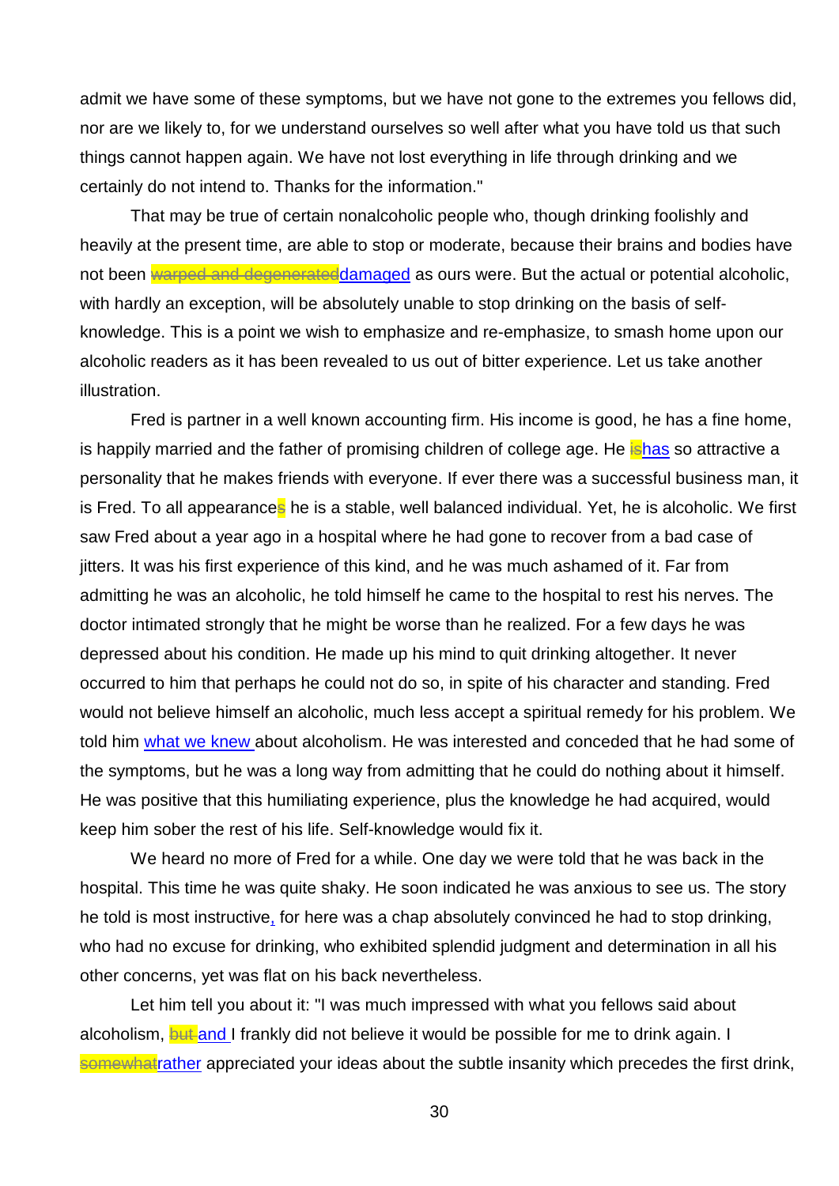admit we have some of these symptoms, but we have not gone to the extremes you fellows did, nor are we likely to, for we understand ourselves so well after what you have told us that such things cannot happen again. We have not lost everything in life through drinking and we certainly do not intend to. Thanks for the information."

That may be true of certain nonalcoholic people who, though drinking foolishly and heavily at the present time, are able to stop or moderate, because their brains and bodies have not been ~~warped and degenerated~~damaged as ours were. But the actual or potential alcoholic, with hardly an exception, will be absolutely unable to stop drinking on the basis of self-knowledge. This is a point we wish to emphasize and re-emphasize, to smash home upon our alcoholic readers as it has been revealed to us out of bitter experience. Let us take another illustration.

Fred is partner in a well known accounting firm. His income is good, he has a fine home, is happily married and the father of promising children of college age. He ~~is~~has so attractive a personality that he makes friends with everyone. If ever there was a successful business man, it is Fred. To all appearances he is a stable, well balanced individual. Yet, he is alcoholic. We first saw Fred about a year ago in a hospital where he had gone to recover from a bad case of jitters. It was his first experience of this kind, and he was much ashamed of it. Far from admitting he was an alcoholic, he told himself he came to the hospital to rest his nerves. The doctor intimated strongly that he might be worse than he realized. For a few days he was depressed about his condition. He made up his mind to quit drinking altogether. It never occurred to him that perhaps he could not do so, in spite of his character and standing. Fred would not believe himself an alcoholic, much less accept a spiritual remedy for his problem. We told him what we knew about alcoholism. He was interested and conceded that he had some of the symptoms, but he was a long way from admitting that he could do nothing about it himself. He was positive that this humiliating experience, plus the knowledge he had acquired, would keep him sober the rest of his life. Self-knowledge would fix it.

We heard no more of Fred for a while. One day we were told that he was back in the hospital. This time he was quite shaky. He soon indicated he was anxious to see us. The story he told is most instructive, for here was a chap absolutely convinced he had to stop drinking, who had no excuse for drinking, who exhibited splendid judgment and determination in all his other concerns, yet was flat on his back nevertheless.

Let him tell you about it: "I was much impressed with what you fellows said about alcoholism, ~~but~~ and I frankly did not believe it would be possible for me to drink again. I ~~somewhat~~rather appreciated your ideas about the subtle insanity which precedes the first drink,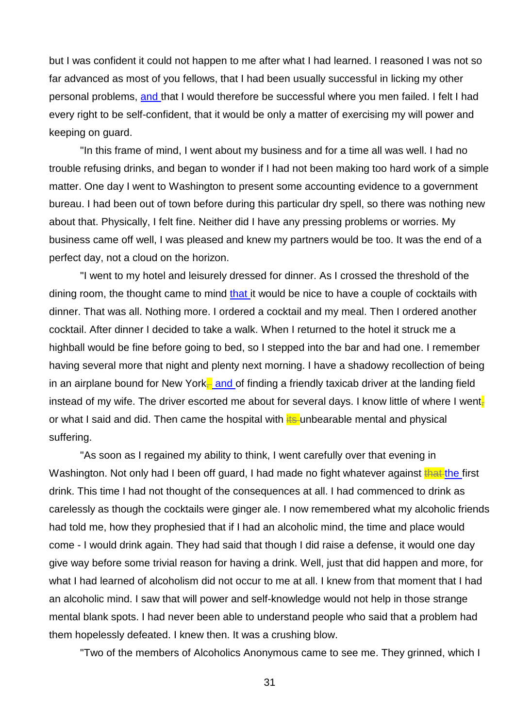but I was confident it could not happen to me after what I had learned. I reasoned I was not so far advanced as most of you fellows, that I had been usually successful in licking my other personal problems, and that I would therefore be successful where you men failed. I felt I had every right to be self-confident, that it would be only a matter of exercising my will power and keeping on guard.

"In this frame of mind, I went about my business and for a time all was well. I had no trouble refusing drinks, and began to wonder if I had not been making too hard work of a simple matter. One day I went to Washington to present some accounting evidence to a government bureau. I had been out of town before during this particular dry spell, so there was nothing new about that. Physically, I felt fine. Neither did I have any pressing problems or worries. My business came off well, I was pleased and knew my partners would be too. It was the end of a perfect day, not a cloud on the horizon.

"I went to my hotel and leisurely dressed for dinner. As I crossed the threshold of the dining room, the thought came to mind that it would be nice to have a couple of cocktails with dinner. That was all. Nothing more. I ordered a cocktail and my meal. Then I ordered another cocktail. After dinner I decided to take a walk. When I returned to the hotel it struck me a highball would be fine before going to bed, so I stepped into the bar and had one. I remember having several more that night and plenty next morning. I have a shadowy recollection of being in an airplane bound for New York~~,~~ and of finding a friendly taxicab driver at the landing field instead of my wife. The driver escorted me about for several days. I know little of where I went~~,~~ or what I said and did. Then came the hospital with ~~its~~ unbearable mental and physical suffering.

"As soon as I regained my ability to think, I went carefully over that evening in Washington. Not only had I been off guard, I had made no fight whatever against ~~that~~ the first drink. This time I had not thought of the consequences at all. I had commenced to drink as carelessly as though the cocktails were ginger ale. I now remembered what my alcoholic friends had told me, how they prophesied that if I had an alcoholic mind, the time and place would come - I would drink again. They had said that though I did raise a defense, it would one day give way before some trivial reason for having a drink. Well, just that did happen and more, for what I had learned of alcoholism did not occur to me at all. I knew from that moment that I had an alcoholic mind. I saw that will power and self-knowledge would not help in those strange mental blank spots. I had never been able to understand people who said that a problem had them hopelessly defeated. I knew then. It was a crushing blow.

"Two of the members of Alcoholics Anonymous came to see me. They grinned, which I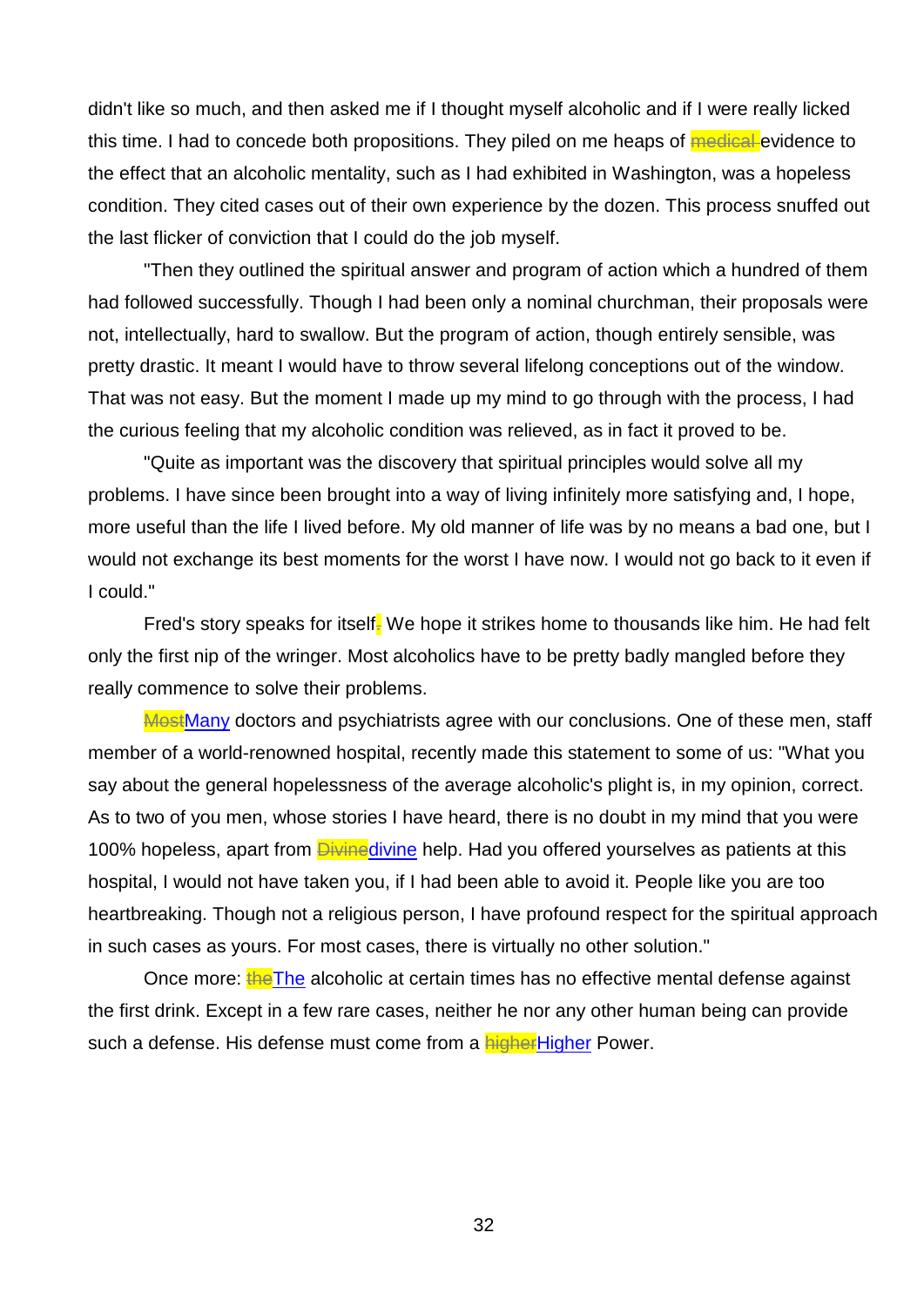didn't like so much, and then asked me if I thought myself alcoholic and if I were really licked this time. I had to concede both propositions. They piled on me heaps of ~~medical~~ evidence to the effect that an alcoholic mentality, such as I had exhibited in Washington, was a hopeless condition. They cited cases out of their own experience by the dozen. This process snuffed out the last flicker of conviction that I could do the job myself.

"Then they outlined the spiritual answer and program of action which a hundred of them had followed successfully. Though I had been only a nominal churchman, their proposals were not, intellectually, hard to swallow. But the program of action, though entirely sensible, was pretty drastic. It meant I would have to throw several lifelong conceptions out of the window. That was not easy. But the moment I made up my mind to go through with the process, I had the curious feeling that my alcoholic condition was relieved, as in fact it proved to be.

"Quite as important was the discovery that spiritual principles would solve all my problems. I have since been brought into a way of living infinitely more satisfying and, I hope, more useful than the life I lived before. My old manner of life was by no means a bad one, but I would not exchange its best moments for the worst I have now. I would not go back to it even if I could."

Fred's story speaks for itself. We hope it strikes home to thousands like him. He had felt only the first nip of the wringer. Most alcoholics have to be pretty badly mangled before they really commence to solve their problems.

~~Most~~Many doctors and psychiatrists agree with our conclusions. One of these men, staff member of a world-renowned hospital, recently made this statement to some of us: "What you say about the general hopelessness of the average alcoholic's plight is, in my opinion, correct. As to two of you men, whose stories I have heard, there is no doubt in my mind that you were 100% hopeless, apart from ~~Divine~~divine help. Had you offered yourselves as patients at this hospital, I would not have taken you, if I had been able to avoid it. People like you are too heartbreaking. Though not a religious person, I have profound respect for the spiritual approach in such cases as yours. For most cases, there is virtually no other solution."

Once more: ~~the~~The alcoholic at certain times has no effective mental defense against the first drink. Except in a few rare cases, neither he nor any other human being can provide such a defense. His defense must come from a ~~higher~~Higher Power.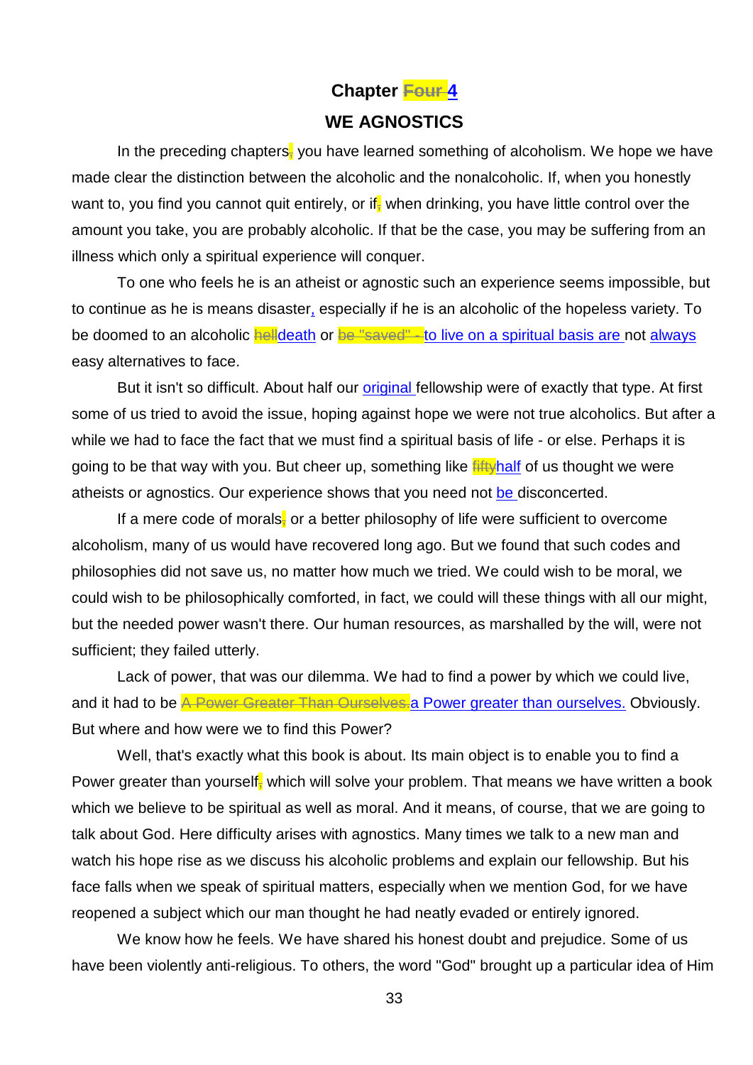# Chapter ~~Four~~ 4

## WE AGNOSTICS

In the preceding chapters~~,~~ you have learned something of alcoholism. We hope we have made clear the distinction between the alcoholic and the nonalcoholic. If, when you honestly want to, you find you cannot quit entirely, or if~~,~~ when drinking, you have little control over the amount you take, you are probably alcoholic. If that be the case, you may be suffering from an illness which only a spiritual experience will conquer.

To one who feels he is an atheist or agnostic such an experience seems impossible, but to continue as he is means disaster, especially if he is an alcoholic of the hopeless variety. To be doomed to an alcoholic ~~hell~~death or ~~be "saved" -~~ to live on a spiritual basis are not always easy alternatives to face.

But it isn't so difficult. About half our original fellowship were of exactly that type. At first some of us tried to avoid the issue, hoping against hope we were not true alcoholics. But after a while we had to face the fact that we must find a spiritual basis of life - or else. Perhaps it is going to be that way with you. But cheer up, something like ~~fifty~~half of us thought we were atheists or agnostics. Our experience shows that you need not be disconcerted.

If a mere code of morals~~,~~ or a better philosophy of life were sufficient to overcome alcoholism, many of us would have recovered long ago. But we found that such codes and philosophies did not save us, no matter how much we tried. We could wish to be moral, we could wish to be philosophically comforted, in fact, we could will these things with all our might, but the needed power wasn't there. Our human resources, as marshalled by the will, were not sufficient; they failed utterly.

Lack of power, that was our dilemma. We had to find a power by which we could live, and it had to be ~~A Power Greater Than Ourselves.~~a Power greater than ourselves. Obviously. But where and how were we to find this Power?

Well, that's exactly what this book is about. Its main object is to enable you to find a Power greater than yourself~~,~~ which will solve your problem. That means we have written a book which we believe to be spiritual as well as moral. And it means, of course, that we are going to talk about God. Here difficulty arises with agnostics. Many times we talk to a new man and watch his hope rise as we discuss his alcoholic problems and explain our fellowship. But his face falls when we speak of spiritual matters, especially when we mention God, for we have reopened a subject which our man thought he had neatly evaded or entirely ignored.

We know how he feels. We have shared his honest doubt and prejudice. Some of us have been violently anti-religious. To others, the word "God" brought up a particular idea of Him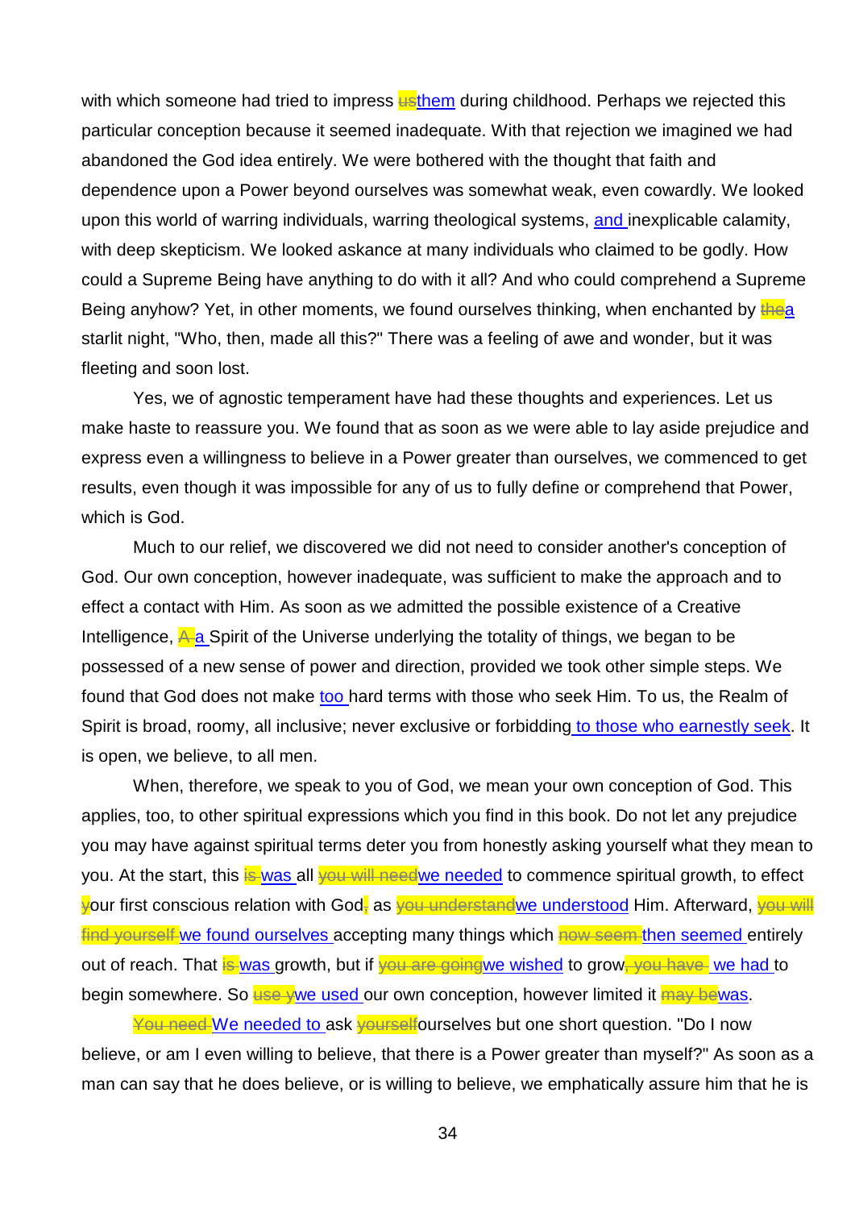with which someone had tried to impress ~~us~~them during childhood. Perhaps we rejected this particular conception because it seemed inadequate. With that rejection we imagined we had abandoned the God idea entirely. We were bothered with the thought that faith and dependence upon a Power beyond ourselves was somewhat weak, even cowardly. We looked upon this world of warring individuals, warring theological systems, and inexplicable calamity, with deep skepticism. We looked askance at many individuals who claimed to be godly. How could a Supreme Being have anything to do with it all? And who could comprehend a Supreme Being anyhow? Yet, in other moments, we found ourselves thinking, when enchanted by ~~the~~a starlit night, "Who, then, made all this?" There was a feeling of awe and wonder, but it was fleeting and soon lost.

Yes, we of agnostic temperament have had these thoughts and experiences. Let us make haste to reassure you. We found that as soon as we were able to lay aside prejudice and express even a willingness to believe in a Power greater than ourselves, we commenced to get results, even though it was impossible for any of us to fully define or comprehend that Power, which is God.

Much to our relief, we discovered we did not need to consider another's conception of God. Our own conception, however inadequate, was sufficient to make the approach and to effect a contact with Him. As soon as we admitted the possible existence of a Creative Intelligence, ~~A~~ a Spirit of the Universe underlying the totality of things, we began to be possessed of a new sense of power and direction, provided we took other simple steps. We found that God does not make too hard terms with those who seek Him. To us, the Realm of Spirit is broad, roomy, all inclusive; never exclusive or forbidding to those who earnestly seek. It is open, we believe, to all men.

When, therefore, we speak to you of God, we mean your own conception of God. This applies, too, to other spiritual expressions which you find in this book. Do not let any prejudice you may have against spiritual terms deter you from honestly asking yourself what they mean to you. At the start, this ~~is~~ was all ~~you will need~~we needed to commence spiritual growth, to effect ~~y~~our first conscious relation with God~~,~~ as ~~you understand~~we understood Him. Afterward, ~~you will find yourself~~ we found ourselves accepting many things which ~~now seem~~ then seemed entirely out of reach. That ~~is~~ was growth, but if ~~you are going~~we wished to grow~~, you have~~ we had to begin somewhere. So ~~use y~~we used our own conception, however limited it ~~may be~~was.

~~You need~~ We needed to ask ~~yourself~~ourselves but one short question. "Do I now believe, or am I even willing to believe, that there is a Power greater than myself?" As soon as a man can say that he does believe, or is willing to believe, we emphatically assure him that he is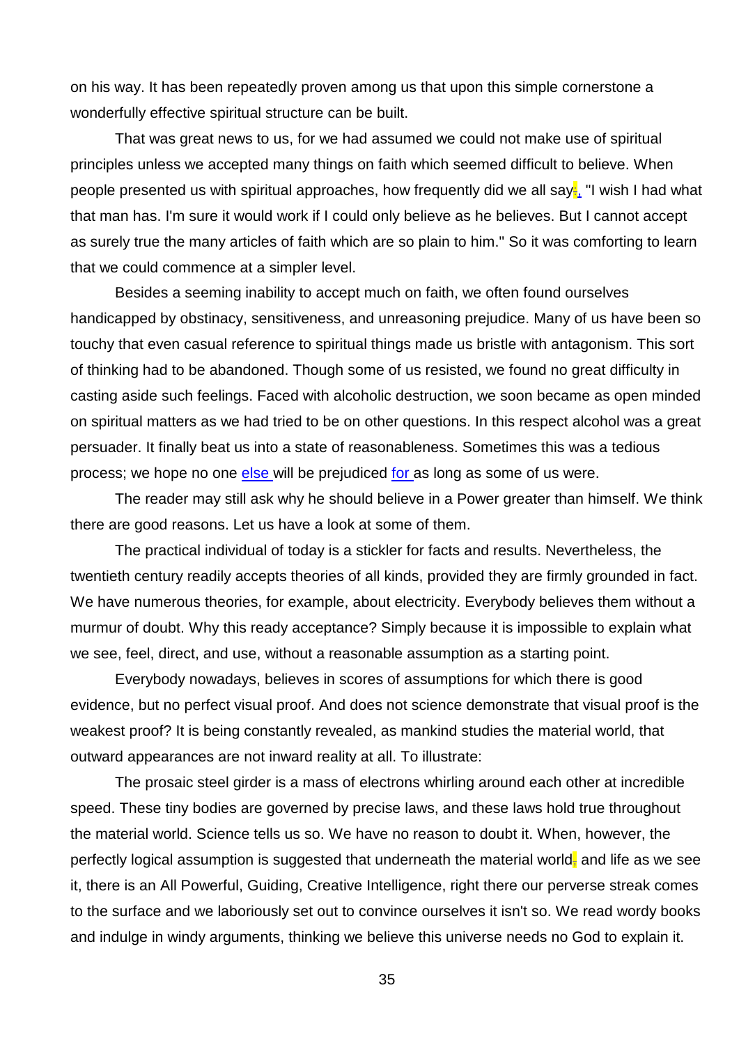on his way. It has been repeatedly proven among us that upon this simple cornerstone a wonderfully effective spiritual structure can be built.

That was great news to us, for we had assumed we could not make use of spiritual principles unless we accepted many things on faith which seemed difficult to believe. When people presented us with spiritual approaches, how frequently did we all say:, "I wish I had what that man has. I'm sure it would work if I could only believe as he believes. But I cannot accept as surely true the many articles of faith which are so plain to him." So it was comforting to learn that we could commence at a simpler level.

Besides a seeming inability to accept much on faith, we often found ourselves handicapped by obstinacy, sensitiveness, and unreasoning prejudice. Many of us have been so touchy that even casual reference to spiritual things made us bristle with antagonism. This sort of thinking had to be abandoned. Though some of us resisted, we found no great difficulty in casting aside such feelings. Faced with alcoholic destruction, we soon became as open minded on spiritual matters as we had tried to be on other questions. In this respect alcohol was a great persuader. It finally beat us into a state of reasonableness. Sometimes this was a tedious process; we hope no one else will be prejudiced for as long as some of us were.

The reader may still ask why he should believe in a Power greater than himself. We think there are good reasons. Let us have a look at some of them.

The practical individual of today is a stickler for facts and results. Nevertheless, the twentieth century readily accepts theories of all kinds, provided they are firmly grounded in fact. We have numerous theories, for example, about electricity. Everybody believes them without a murmur of doubt. Why this ready acceptance? Simply because it is impossible to explain what we see, feel, direct, and use, without a reasonable assumption as a starting point.

Everybody nowadays, believes in scores of assumptions for which there is good evidence, but no perfect visual proof. And does not science demonstrate that visual proof is the weakest proof? It is being constantly revealed, as mankind studies the material world, that outward appearances are not inward reality at all. To illustrate:

The prosaic steel girder is a mass of electrons whirling around each other at incredible speed. These tiny bodies are governed by precise laws, and these laws hold true throughout the material world. Science tells us so. We have no reason to doubt it. When, however, the perfectly logical assumption is suggested that underneath the material world, and life as we see it, there is an All Powerful, Guiding, Creative Intelligence, right there our perverse streak comes to the surface and we laboriously set out to convince ourselves it isn't so. We read wordy books and indulge in windy arguments, thinking we believe this universe needs no God to explain it.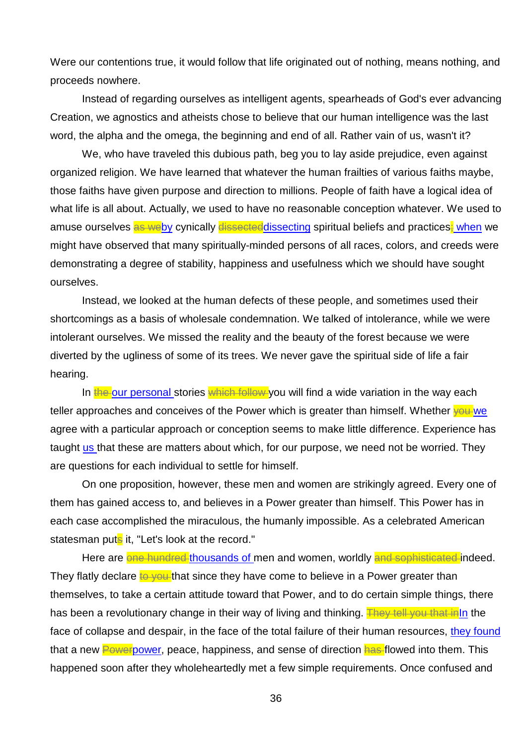Were our contentions true, it would follow that life originated out of nothing, means nothing, and proceeds nowhere.

Instead of regarding ourselves as intelligent agents, spearheads of God's ever advancing Creation, we agnostics and atheists chose to believe that our human intelligence was the last word, the alpha and the omega, the beginning and end of all. Rather vain of us, wasn't it?

We, who have traveled this dubious path, beg you to lay aside prejudice, even against organized religion. We have learned that whatever the human frailties of various faiths maybe, those faiths have given purpose and direction to millions. People of faith have a logical idea of what life is all about. Actually, we used to have no reasonable conception whatever. We used to amuse ourselves ~~as we~~by cynically ~~dissected~~dissecting spiritual beliefs and practices~~;~~ when we might have observed that many spiritually-minded persons of all races, colors, and creeds were demonstrating a degree of stability, happiness and usefulness which we should have sought ourselves.

Instead, we looked at the human defects of these people, and sometimes used their shortcomings as a basis of wholesale condemnation. We talked of intolerance, while we were intolerant ourselves. We missed the reality and the beauty of the forest because we were diverted by the ugliness of some of its trees. We never gave the spiritual side of life a fair hearing.

In ~~the~~ our personal stories ~~which follow~~ you will find a wide variation in the way each teller approaches and conceives of the Power which is greater than himself. Whether ~~you~~ we agree with a particular approach or conception seems to make little difference. Experience has taught us that these are matters about which, for our purpose, we need not be worried. They are questions for each individual to settle for himself.

On one proposition, however, these men and women are strikingly agreed. Every one of them has gained access to, and believes in a Power greater than himself. This Power has in each case accomplished the miraculous, the humanly impossible. As a celebrated American statesman put~~s~~ it, "Let's look at the record."

Here are ~~one hundred~~ thousands of men and women, worldly ~~and sophisticated~~ indeed. They flatly declare ~~to you~~ that since they have come to believe in a Power greater than themselves, to take a certain attitude toward that Power, and to do certain simple things, there has been a revolutionary change in their way of living and thinking. ~~They tell you that in~~In the face of collapse and despair, in the face of the total failure of their human resources, they found that a new ~~Power~~power, peace, happiness, and sense of direction ~~has~~ flowed into them. This happened soon after they wholeheartedly met a few simple requirements. Once confused and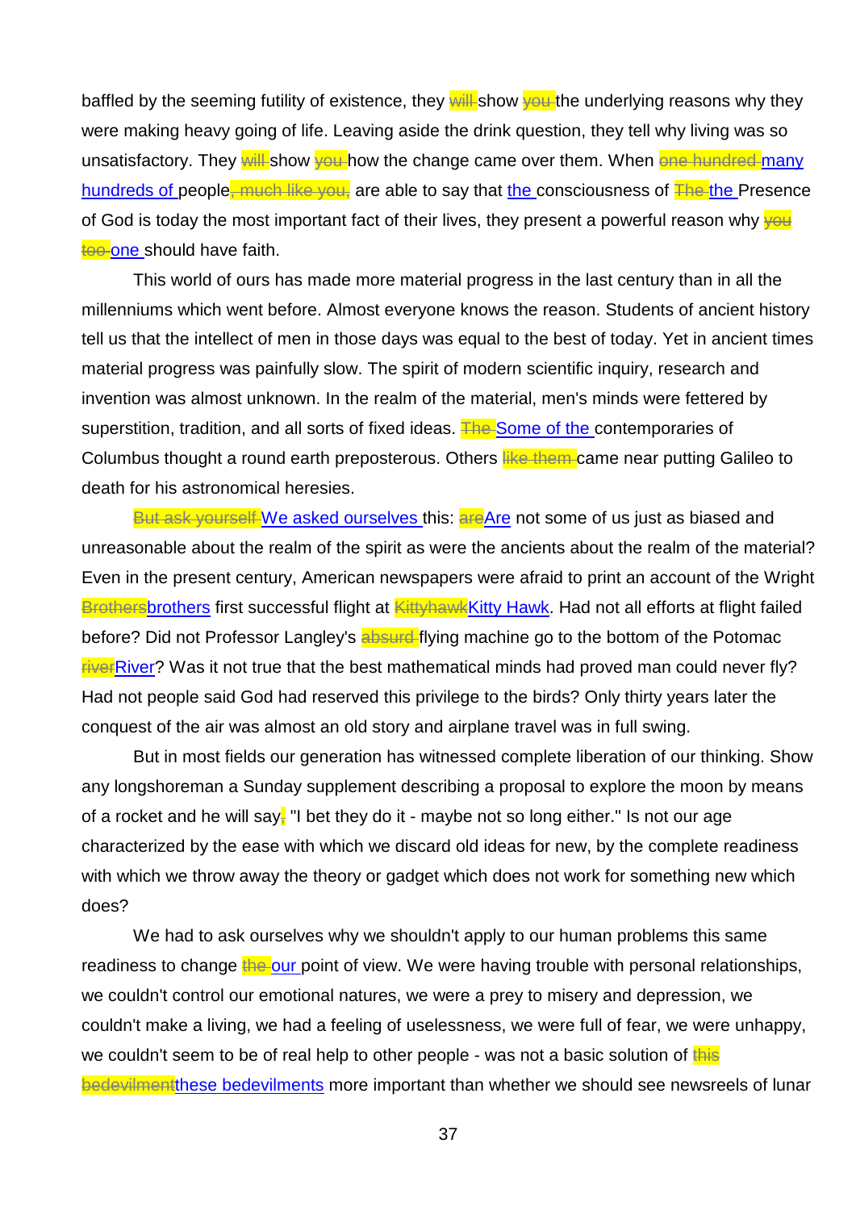baffled by the seeming futility of existence, they ~~will~~ show ~~you~~ the underlying reasons why they were making heavy going of life. Leaving aside the drink question, they tell why living was so unsatisfactory. They ~~will~~ show ~~you~~ how the change came over them. When ~~one hundred~~ many hundreds of people~~, much like you,~~ are able to say that the consciousness of ~~The~~ the Presence of God is today the most important fact of their lives, they present a powerful reason why ~~you too~~ one should have faith.

This world of ours has made more material progress in the last century than in all the millenniums which went before. Almost everyone knows the reason. Students of ancient history tell us that the intellect of men in those days was equal to the best of today. Yet in ancient times material progress was painfully slow. The spirit of modern scientific inquiry, research and invention was almost unknown. In the realm of the material, men's minds were fettered by superstition, tradition, and all sorts of fixed ideas. ~~The~~ Some of the contemporaries of Columbus thought a round earth preposterous. Others ~~like them~~ came near putting Galileo to death for his astronomical heresies.

~~But ask yourself~~ We asked ourselves this: ~~are~~Are not some of us just as biased and unreasonable about the realm of the spirit as were the ancients about the realm of the material? Even in the present century, American newspapers were afraid to print an account of the Wright ~~Brothers~~brothers first successful flight at ~~Kittyhawk~~Kitty Hawk. Had not all efforts at flight failed before? Did not Professor Langley's ~~absurd~~ flying machine go to the bottom of the Potomac ~~river~~River? Was it not true that the best mathematical minds had proved man could never fly? Had not people said God had reserved this privilege to the birds? Only thirty years later the conquest of the air was almost an old story and airplane travel was in full swing.

But in most fields our generation has witnessed complete liberation of our thinking. Show any longshoreman a Sunday supplement describing a proposal to explore the moon by means of a rocket and he will say~~,~~ "I bet they do it - maybe not so long either." Is not our age characterized by the ease with which we discard old ideas for new, by the complete readiness with which we throw away the theory or gadget which does not work for something new which does?

We had to ask ourselves why we shouldn't apply to our human problems this same readiness to change ~~the~~ our point of view. We were having trouble with personal relationships, we couldn't control our emotional natures, we were a prey to misery and depression, we couldn't make a living, we had a feeling of uselessness, we were full of fear, we were unhappy, we couldn't seem to be of real help to other people - was not a basic solution of ~~this bedevilment~~these bedevilments more important than whether we should see newsreels of lunar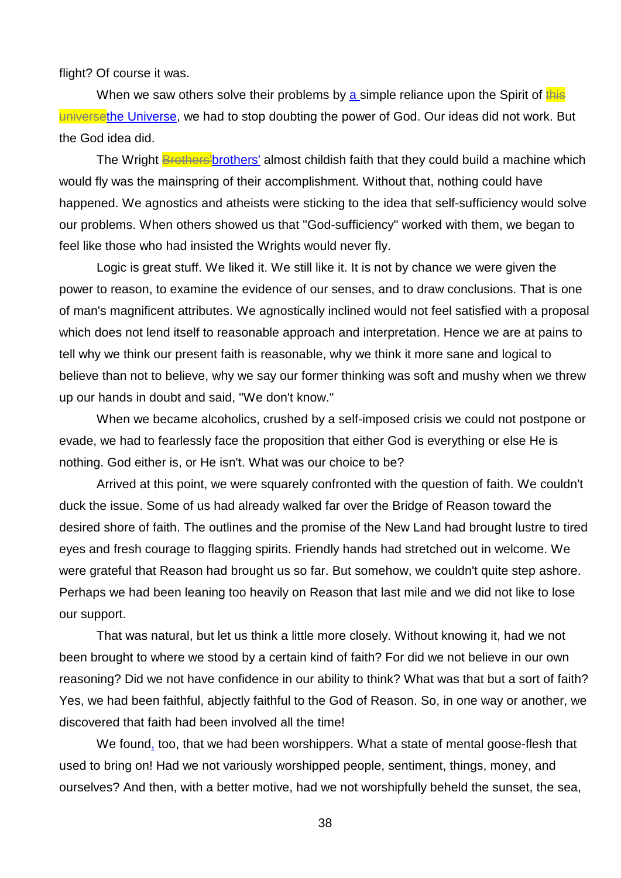flight? Of course it was.

When we saw others solve their problems by a simple reliance upon the Spirit of ~~this universe~~the Universe, we had to stop doubting the power of God. Our ideas did not work. But the God idea did.

The Wright ~~Brothers'~~brothers' almost childish faith that they could build a machine which would fly was the mainspring of their accomplishment. Without that, nothing could have happened. We agnostics and atheists were sticking to the idea that self-sufficiency would solve our problems. When others showed us that "God-sufficiency" worked with them, we began to feel like those who had insisted the Wrights would never fly.

Logic is great stuff. We liked it. We still like it. It is not by chance we were given the power to reason, to examine the evidence of our senses, and to draw conclusions. That is one of man's magnificent attributes. We agnostically inclined would not feel satisfied with a proposal which does not lend itself to reasonable approach and interpretation. Hence we are at pains to tell why we think our present faith is reasonable, why we think it more sane and logical to believe than not to believe, why we say our former thinking was soft and mushy when we threw up our hands in doubt and said, "We don't know."

When we became alcoholics, crushed by a self-imposed crisis we could not postpone or evade, we had to fearlessly face the proposition that either God is everything or else He is nothing. God either is, or He isn't. What was our choice to be?

Arrived at this point, we were squarely confronted with the question of faith. We couldn't duck the issue. Some of us had already walked far over the Bridge of Reason toward the desired shore of faith. The outlines and the promise of the New Land had brought lustre to tired eyes and fresh courage to flagging spirits. Friendly hands had stretched out in welcome. We were grateful that Reason had brought us so far. But somehow, we couldn't quite step ashore. Perhaps we had been leaning too heavily on Reason that last mile and we did not like to lose our support.

That was natural, but let us think a little more closely. Without knowing it, had we not been brought to where we stood by a certain kind of faith? For did we not believe in our own reasoning? Did we not have confidence in our ability to think? What was that but a sort of faith? Yes, we had been faithful, abjectly faithful to the God of Reason. So, in one way or another, we discovered that faith had been involved all the time!

We found, too, that we had been worshippers. What a state of mental goose-flesh that used to bring on! Had we not variously worshipped people, sentiment, things, money, and ourselves? And then, with a better motive, had we not worshipfully beheld the sunset, the sea,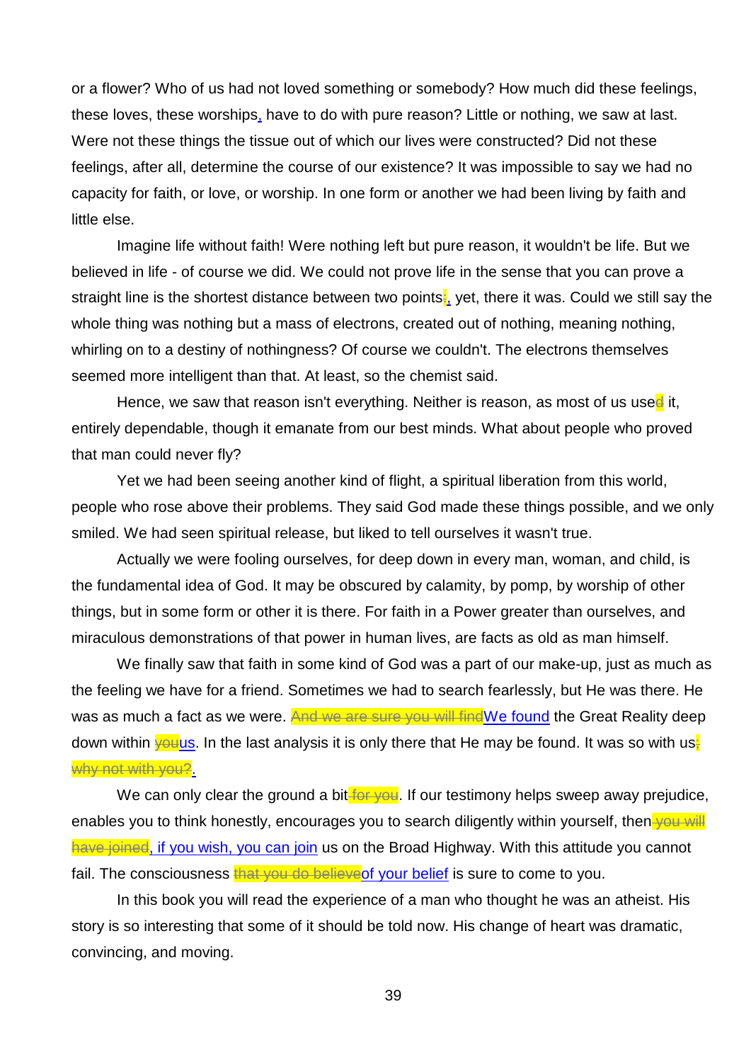or a flower? Who of us had not loved something or somebody? How much did these feelings, these loves, these worships, have to do with pure reason? Little or nothing, we saw at last. Were not these things the tissue out of which our lives were constructed? Did not these feelings, after all, determine the course of our existence? It was impossible to say we had no capacity for faith, or love, or worship. In one form or another we had been living by faith and little else.

Imagine life without faith! Were nothing left but pure reason, it wouldn't be life. But we believed in life - of course we did. We could not prove life in the sense that you can prove a straight line is the shortest distance between two points~~;~~, yet, there it was. Could we still say the whole thing was nothing but a mass of electrons, created out of nothing, meaning nothing, whirling on to a destiny of nothingness? Of course we couldn't. The electrons themselves seemed more intelligent than that. At least, so the chemist said.

Hence, we saw that reason isn't everything. Neither is reason, as most of us use~~d~~ it, entirely dependable, though it emanate from our best minds. What about people who proved that man could never fly?

Yet we had been seeing another kind of flight, a spiritual liberation from this world, people who rose above their problems. They said God made these things possible, and we only smiled. We had seen spiritual release, but liked to tell ourselves it wasn't true.

Actually we were fooling ourselves, for deep down in every man, woman, and child, is the fundamental idea of God. It may be obscured by calamity, by pomp, by worship of other things, but in some form or other it is there. For faith in a Power greater than ourselves, and miraculous demonstrations of that power in human lives, are facts as old as man himself.

We finally saw that faith in some kind of God was a part of our make-up, just as much as the feeling we have for a friend. Sometimes we had to search fearlessly, but He was there. He was as much a fact as we were. ~~And we are sure you will find~~We found the Great Reality deep down within ~~you~~us. In the last analysis it is only there that He may be found. It was so with us~~; why not with you?~~.

We can only clear the ground a bit~~ for you~~. If our testimony helps sweep away prejudice, enables you to think honestly, encourages you to search diligently within yourself, then~~ you will have joined~~, if you wish, you can join us on the Broad Highway. With this attitude you cannot fail. The consciousness ~~that you do believe~~of your belief is sure to come to you.

In this book you will read the experience of a man who thought he was an atheist. His story is so interesting that some of it should be told now. His change of heart was dramatic, convincing, and moving.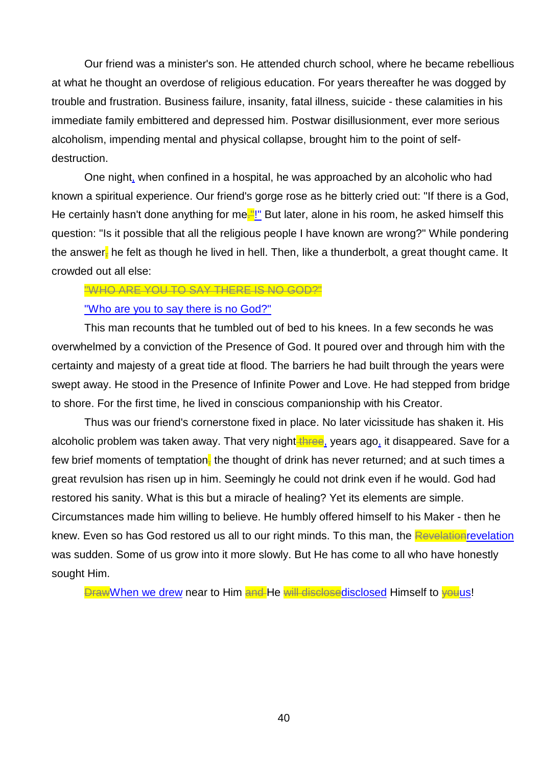Our friend was a minister's son. He attended church school, where he became rebellious at what he thought an overdose of religious education. For years thereafter he was dogged by trouble and frustration. Business failure, insanity, fatal illness, suicide - these calamities in his immediate family embittered and depressed him. Postwar disillusionment, ever more serious alcoholism, impending mental and physical collapse, brought him to the point of self-destruction.

One night, when confined in a hospital, he was approached by an alcoholic who had known a spiritual experience. Our friend's gorge rose as he bitterly cried out: "If there is a God, He certainly hasn't done anything for me~~."~~!" But later, alone in his room, he asked himself this question: "Is it possible that all the religious people I have known are wrong?" While pondering the answer~~,~~ he felt as though he lived in hell. Then, like a thunderbolt, a great thought came. It crowded out all else:

~~"WHO ARE YOU TO SAY THERE IS NO GOD?"~~

"Who are you to say there is no God?"

This man recounts that he tumbled out of bed to his knees. In a few seconds he was overwhelmed by a conviction of the Presence of God. It poured over and through him with the certainty and majesty of a great tide at flood. The barriers he had built through the years were swept away. He stood in the Presence of Infinite Power and Love. He had stepped from bridge to shore. For the first time, he lived in conscious companionship with his Creator.

Thus was our friend's cornerstone fixed in place. No later vicissitude has shaken it. His alcoholic problem was taken away. That very night~~ three~~, years ago, it disappeared. Save for a few brief moments of temptation~~,~~ the thought of drink has never returned; and at such times a great revulsion has risen up in him. Seemingly he could not drink even if he would. God had restored his sanity. What is this but a miracle of healing? Yet its elements are simple. Circumstances made him willing to believe. He humbly offered himself to his Maker - then he knew. Even so has God restored us all to our right minds. To this man, the ~~Revelation~~revelation was sudden. Some of us grow into it more slowly. But He has come to all who have honestly sought Him.

~~Draw~~When we drew near to Him ~~and~~ He ~~will disclose~~disclosed Himself to ~~you~~us!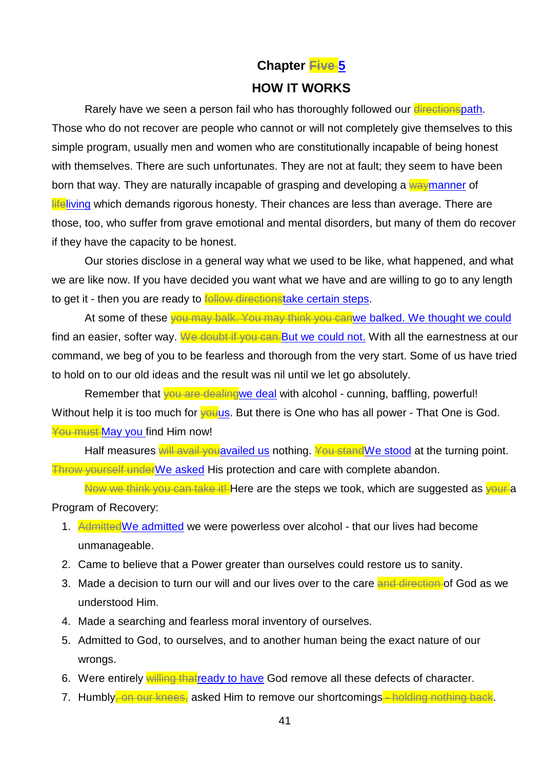## Chapter ~~Five~~ 5

## HOW IT WORKS

Rarely have we seen a person fail who has thoroughly followed our ~~directions~~path. Those who do not recover are people who cannot or will not completely give themselves to this simple program, usually men and women who are constitutionally incapable of being honest with themselves. There are such unfortunates. They are not at fault; they seem to have been born that way. They are naturally incapable of grasping and developing a ~~way~~manner of ~~life~~living which demands rigorous honesty. Their chances are less than average. There are those, too, who suffer from grave emotional and mental disorders, but many of them do recover if they have the capacity to be honest.

Our stories disclose in a general way what we used to be like, what happened, and what we are like now. If you have decided you want what we have and are willing to go to any length to get it - then you are ready to ~~follow directions~~take certain steps.

At some of these ~~you may balk. You may think you can~~we balked. We thought we could find an easier, softer way. ~~We doubt if you can.~~But we could not. With all the earnestness at our command, we beg of you to be fearless and thorough from the very start. Some of us have tried to hold on to our old ideas and the result was nil until we let go absolutely.

Remember that ~~you are dealing~~we deal with alcohol - cunning, baffling, powerful! Without help it is too much for ~~you~~us. But there is One who has all power - That One is God. ~~You must~~ May you find Him now!

Half measures ~~will avail you~~availed us nothing. ~~You stand~~We stood at the turning point. ~~Throw yourself under~~We asked His protection and care with complete abandon.

~~Now we think you can take it!~~ Here are the steps we took, which are suggested as ~~your~~ a Program of Recovery:

1. ~~Admitted~~We admitted we were powerless over alcohol - that our lives had become unmanageable.
2. Came to believe that a Power greater than ourselves could restore us to sanity.
3. Made a decision to turn our will and our lives over to the care ~~and direction~~ of God as we understood Him.
4. Made a searching and fearless moral inventory of ourselves.
5. Admitted to God, to ourselves, and to another human being the exact nature of our wrongs.
6. Were entirely ~~willing that~~ready to have God remove all these defects of character.
7. Humbly~~, on our knees,~~ asked Him to remove our shortcomings~~ - holding nothing back~~.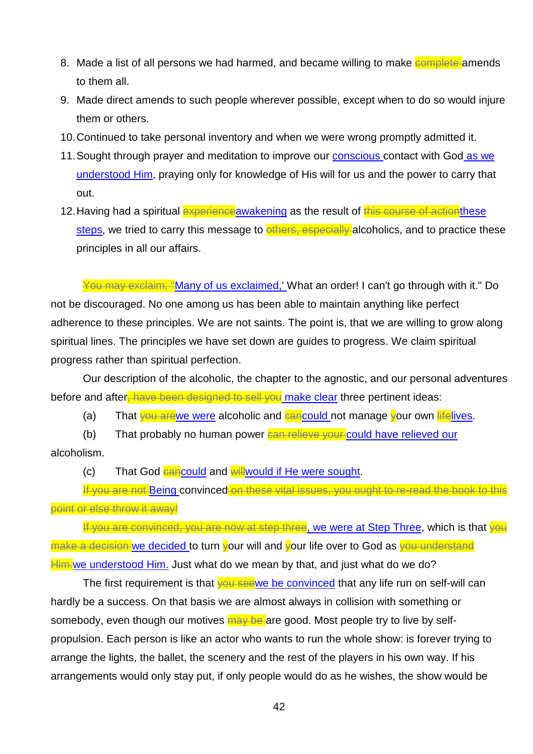8. Made a list of all persons we had harmed, and became willing to make ~~complete~~ amends to them all.
9. Made direct amends to such people wherever possible, except when to do so would injure them or others.
10. Continued to take personal inventory and when we were wrong promptly admitted it.
11. Sought through prayer and meditation to improve our conscious contact with God as we understood Him, praying only for knowledge of His will for us and the power to carry that out.
12. Having had a spiritual ~~experience~~awakening as the result of ~~this course of action~~these steps, we tried to carry this message to ~~others, especially~~ alcoholics, and to practice these principles in all our affairs.

~~You may exclaim, "~~Many of us exclaimed,' What an order! I can't go through with it." Do not be discouraged. No one among us has been able to maintain anything like perfect adherence to these principles. We are not saints. The point is, that we are willing to grow along spiritual lines. The principles we have set down are guides to progress. We claim spiritual progress rather than spiritual perfection.

Our description of the alcoholic, the chapter to the agnostic, and our personal adventures before and after~~, have been designed to sell you~~ make clear three pertinent ideas:

(a) That ~~you are~~we were alcoholic and ~~can~~could not manage ~~y~~our own ~~life~~lives.

(b) That probably no human power ~~can relieve your~~ could have relieved our alcoholism.

(c) That God ~~can~~could and ~~will~~would if He were sought.

~~If you are not~~ Being convinced ~~on these vital issues, you ought to re-read the book to this point or else throw it away!~~

~~If you are convinced, you are now at step three~~, we were at Step Three, which is that ~~you make a decision~~ we decided to turn ~~y~~our will and ~~y~~our life over to God as ~~you understand Him.~~ we understood Him. Just what do we mean by that, and just what do we do?

The first requirement is that ~~you see~~we be convinced that any life run on self-will can hardly be a success. On that basis we are almost always in collision with something or somebody, even though our motives ~~may be~~ are good. Most people try to live by self-propulsion. Each person is like an actor who wants to run the whole show: is forever trying to arrange the lights, the ballet, the scenery and the rest of the players in his own way. If his arrangements would only stay put, if only people would do as he wishes, the show would be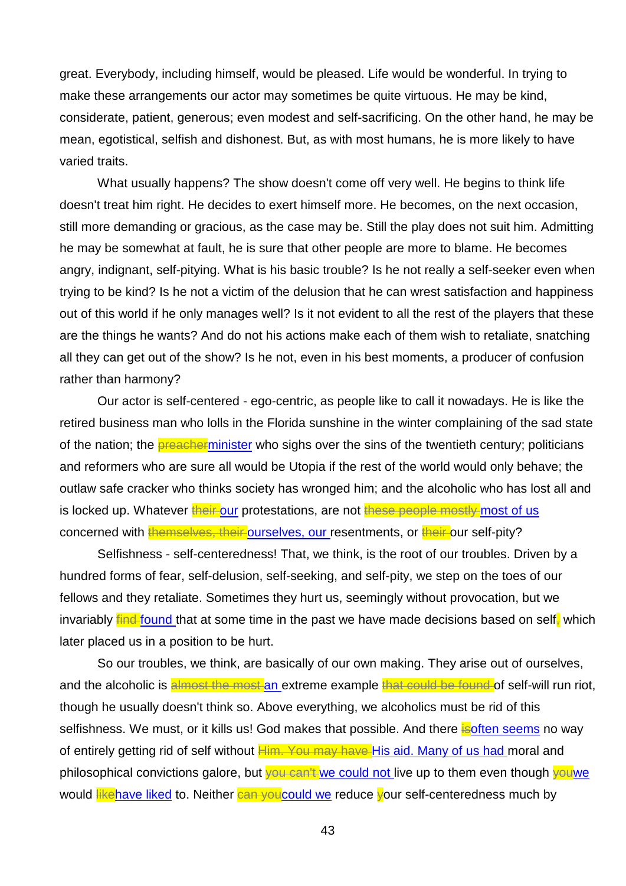great. Everybody, including himself, would be pleased. Life would be wonderful. In trying to make these arrangements our actor may sometimes be quite virtuous. He may be kind, considerate, patient, generous; even modest and self-sacrificing. On the other hand, he may be mean, egotistical, selfish and dishonest. But, as with most humans, he is more likely to have varied traits.

What usually happens? The show doesn't come off very well. He begins to think life doesn't treat him right. He decides to exert himself more. He becomes, on the next occasion, still more demanding or gracious, as the case may be. Still the play does not suit him. Admitting he may be somewhat at fault, he is sure that other people are more to blame. He becomes angry, indignant, self-pitying. What is his basic trouble? Is he not really a self-seeker even when trying to be kind? Is he not a victim of the delusion that he can wrest satisfaction and happiness out of this world if he only manages well? Is it not evident to all the rest of the players that these are the things he wants? And do not his actions make each of them wish to retaliate, snatching all they can get out of the show? Is he not, even in his best moments, a producer of confusion rather than harmony?

Our actor is self-centered - ego-centric, as people like to call it nowadays. He is like the retired business man who lolls in the Florida sunshine in the winter complaining of the sad state of the nation; the ~~preacher~~minister who sighs over the sins of the twentieth century; politicians and reformers who are sure all would be Utopia if the rest of the world would only behave; the outlaw safe cracker who thinks society has wronged him; and the alcoholic who has lost all and is locked up. Whatever ~~their~~ our protestations, are not ~~these people mostly~~ most of us concerned with ~~themselves, their~~ ourselves, our resentments, or ~~their~~ our self-pity?

Selfishness - self-centeredness! That, we think, is the root of our troubles. Driven by a hundred forms of fear, self-delusion, self-seeking, and self-pity, we step on the toes of our fellows and they retaliate. Sometimes they hurt us, seemingly without provocation, but we invariably ~~find~~ found that at some time in the past we have made decisions based on self~~,~~ which later placed us in a position to be hurt.

So our troubles, we think, are basically of our own making. They arise out of ourselves, and the alcoholic is ~~almost the most~~ an extreme example ~~that could be found~~ of self-will run riot, though he usually doesn't think so. Above everything, we alcoholics must be rid of this selfishness. We must, or it kills us! God makes that possible. And there ~~is~~often seems no way of entirely getting rid of self without ~~Him. You may have~~ His aid. Many of us had moral and philosophical convictions galore, but ~~you can't~~ we could not live up to them even though ~~you~~we would ~~like~~have liked to. Neither ~~can you~~could we reduce ~~y~~our self-centeredness much by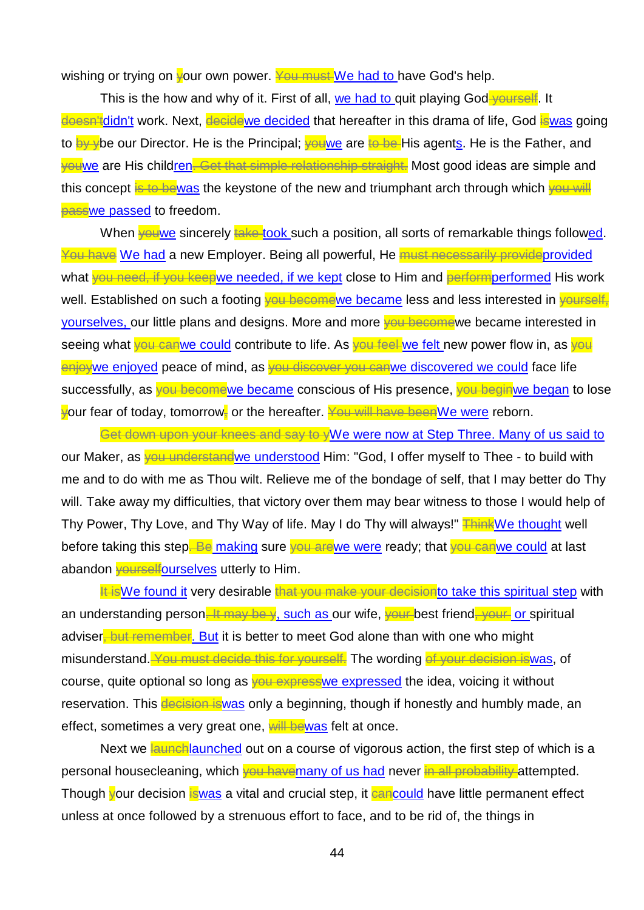wishing or trying on ~~y~~our own power. ~~You must~~ We had to have God's help.

This is the how and why of it. First of all, we had to quit playing God~~ yourself~~. It ~~doesn't~~didn't work. Next, ~~decide~~we decided that hereafter in this drama of life, God ~~is~~was going to ~~by y~~be our Director. He is the Principal; ~~you~~we are ~~to be~~ His agents. He is the Father, and ~~you~~we are His children~~. Get that simple relationship straight.~~ Most good ideas are simple and this concept ~~is to be~~was the keystone of the new and triumphant arch through which ~~you will pass~~we passed to freedom.

When ~~you~~we sincerely ~~take~~ took such a position, all sorts of remarkable things followed. ~~You have~~ We had a new Employer. Being all powerful, He ~~must necessarily provide~~provided what ~~you need, if you keep~~we needed, if we kept close to Him and ~~perform~~performed His work well. Established on such a footing ~~you become~~we became less and less interested in ~~yourself,~~ yourselves, our little plans and designs. More and more ~~you become~~we became interested in seeing what ~~you can~~we could contribute to life. As ~~you feel~~ we felt new power flow in, as ~~you enjoy~~we enjoyed peace of mind, as ~~you discover you can~~we discovered we could face life successfully, as ~~you become~~we became conscious of His presence, ~~you begin~~we began to lose ~~y~~our fear of today, tomorrow~~,~~ or the hereafter. ~~You will have been~~We were reborn.

~~Get down upon your knees and say to y~~We were now at Step Three. Many of us said to our Maker, as ~~you understand~~we understood Him: "God, I offer myself to Thee - to build with me and to do with me as Thou wilt. Relieve me of the bondage of self, that I may better do Thy will. Take away my difficulties, that victory over them may bear witness to those I would help of Thy Power, Thy Love, and Thy Way of life. May I do Thy will always!" ~~Think~~We thought well before taking this step~~. Be~~ making sure ~~you are~~we were ready; that ~~you can~~we could at last abandon ~~yourself~~ourselves utterly to Him.

~~It is~~We found it very desirable ~~that you make your decision~~to take this spiritual step with an understanding person~~. It may be y~~, such as our wife, ~~your~~ best friend~~, your~~ or spiritual adviser~~, but remember~~. But it is better to meet God alone than with one who might misunderstand.~~ You must decide this for yourself.~~ The wording ~~of your decision is~~was, of course, quite optional so long as ~~you express~~we expressed the idea, voicing it without reservation. This ~~decision is~~was only a beginning, though if honestly and humbly made, an effect, sometimes a very great one, ~~will be~~was felt at once.

Next we ~~launch~~launched out on a course of vigorous action, the first step of which is a personal housecleaning, which ~~you have~~many of us had never ~~in all probability~~ attempted. Though ~~y~~our decision ~~is~~was a vital and crucial step, it ~~can~~could have little permanent effect unless at once followed by a strenuous effort to face, and to be rid of, the things in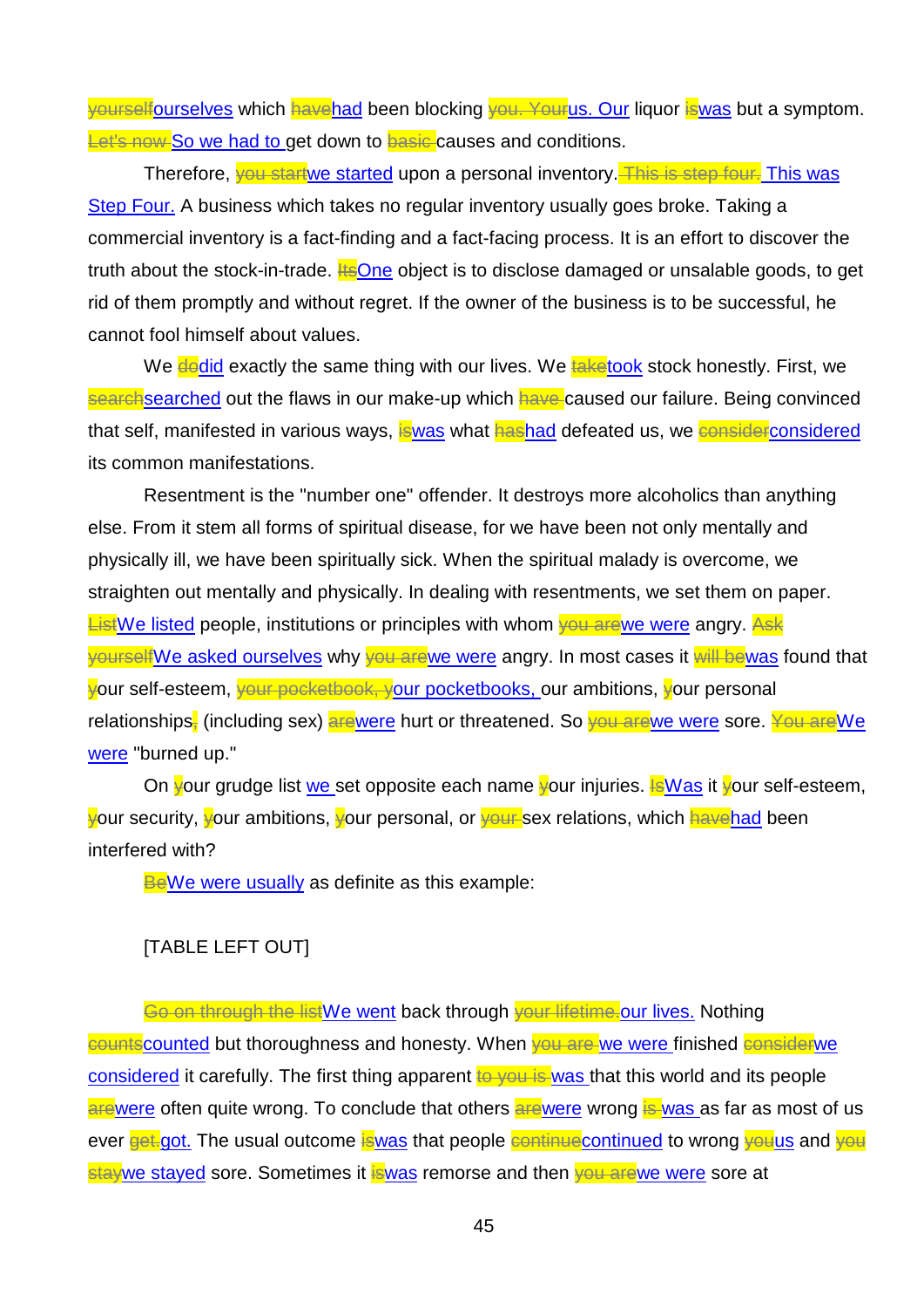~~yourself~~ourselves which ~~have~~had been blocking ~~you. Your~~us. Our liquor ~~is~~was but a symptom. ~~Let's now~~ So we had to get down to ~~basic~~ causes and conditions.

Therefore, ~~you start~~we started upon a personal inventory. ~~This is step four.~~ This was Step Four. A business which takes no regular inventory usually goes broke. Taking a commercial inventory is a fact-finding and a fact-facing process. It is an effort to discover the truth about the stock-in-trade. ~~Its~~One object is to disclose damaged or unsalable goods, to get rid of them promptly and without regret. If the owner of the business is to be successful, he cannot fool himself about values.

We ~~do~~did exactly the same thing with our lives. We ~~take~~took stock honestly. First, we ~~search~~searched out the flaws in our make-up which ~~have~~ caused our failure. Being convinced that self, manifested in various ways, ~~is~~was what ~~has~~had defeated us, we ~~consider~~considered its common manifestations.

Resentment is the "number one" offender. It destroys more alcoholics than anything else. From it stem all forms of spiritual disease, for we have been not only mentally and physically ill, we have been spiritually sick. When the spiritual malady is overcome, we straighten out mentally and physically. In dealing with resentments, we set them on paper. ~~List~~We listed people, institutions or principles with whom ~~you are~~we were angry. ~~Ask yourself~~We asked ourselves why ~~you are~~we were angry. In most cases it ~~will be~~was found that ~~y~~our self-esteem, ~~your pocketbook, y~~our pocketbooks, our ambitions, ~~y~~our personal relationships~~,~~ (including sex) ~~are~~were hurt or threatened. So ~~you are~~we were sore. ~~You are~~We were "burned up."

On ~~y~~our grudge list we set opposite each name ~~y~~our injuries. ~~Is~~Was it ~~y~~our self-esteem, ~~y~~our security, ~~y~~our ambitions, ~~y~~our personal, or ~~your~~ sex relations, which ~~have~~had been interfered with?

~~Be~~We were usually as definite as this example:

[TABLE LEFT OUT]

~~Go on through the list~~We went back through ~~your lifetime.~~our lives. Nothing ~~counts~~counted but thoroughness and honesty. When ~~you are~~ we were finished ~~consider~~we considered it carefully. The first thing apparent ~~to you is~~ was that this world and its people ~~are~~were often quite wrong. To conclude that others ~~are~~were wrong ~~is~~ was as far as most of us ever ~~get.~~got. The usual outcome ~~is~~was that people ~~continue~~continued to wrong ~~you~~us and ~~you stay~~we stayed sore. Sometimes it ~~is~~was remorse and then ~~you are~~we were sore at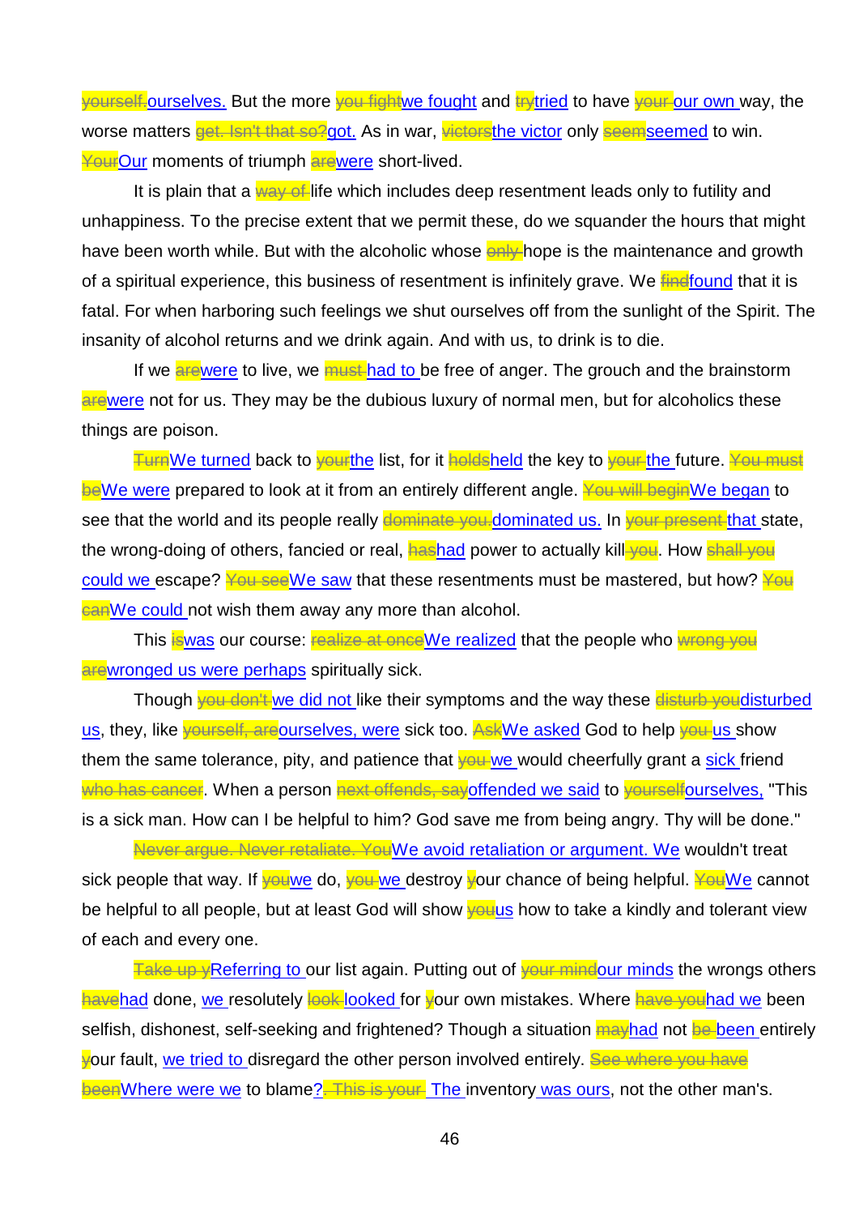~~yourself.~~ourselves. But the more ~~you fight~~we fought and ~~try~~tried to have ~~your~~ our own way, the worse matters ~~get. Isn't that so?~~got. As in war, ~~victors~~the victor only ~~seem~~seemed to win. ~~Your~~Our moments of triumph ~~are~~were short-lived.

It is plain that a ~~way of~~ life which includes deep resentment leads only to futility and unhappiness. To the precise extent that we permit these, do we squander the hours that might have been worth while. But with the alcoholic whose ~~only~~ hope is the maintenance and growth of a spiritual experience, this business of resentment is infinitely grave. We ~~find~~found that it is fatal. For when harboring such feelings we shut ourselves off from the sunlight of the Spirit. The insanity of alcohol returns and we drink again. And with us, to drink is to die.

If we ~~are~~were to live, we ~~must~~ had to be free of anger. The grouch and the brainstorm ~~are~~were not for us. They may be the dubious luxury of normal men, but for alcoholics these things are poison.

~~Turn~~We turned back to ~~your~~the list, for it ~~holds~~held the key to ~~your~~ the future. ~~You must be~~We were prepared to look at it from an entirely different angle. ~~You will begin~~We began to see that the world and its people really ~~dominate you.~~dominated us. In ~~your present~~ that state, the wrong-doing of others, fancied or real, ~~has~~had power to actually kill ~~you~~. How ~~shall you~~ could we escape? ~~You see~~We saw that these resentments must be mastered, but how? ~~You can~~We could not wish them away any more than alcohol.

This ~~is~~was our course: ~~realize at once~~We realized that the people who ~~wrong you are~~wronged us were perhaps spiritually sick.

Though ~~you don't~~ we did not like their symptoms and the way these ~~disturb you~~disturbed us, they, like ~~yourself, are~~ourselves, were sick too. ~~Ask~~We asked God to help ~~you~~ us show them the same tolerance, pity, and patience that ~~you~~ we would cheerfully grant a sick friend ~~who has cancer~~. When a person ~~next offends, say~~offended we said to ~~yourself~~ourselves, "This is a sick man. How can I be helpful to him? God save me from being angry. Thy will be done."

~~Never argue. Never retaliate. You~~We avoid retaliation or argument. We wouldn't treat sick people that way. If ~~you~~we do, ~~you~~ we destroy ~~y~~our chance of being helpful. ~~You~~We cannot be helpful to all people, but at least God will show ~~you~~us how to take a kindly and tolerant view of each and every one.

~~Take up y~~Referring to our list again. Putting out of ~~your mind~~our minds the wrongs others ~~have~~had done, we resolutely ~~look~~ looked for ~~y~~our own mistakes. Where ~~have you~~had we been selfish, dishonest, self-seeking and frightened? Though a situation ~~may~~had not ~~be~~ been entirely ~~y~~our fault, we tried to disregard the other person involved entirely. ~~See where you have been~~Where were we to blame?~~. This is your~~ The inventory was ours, not the other man's.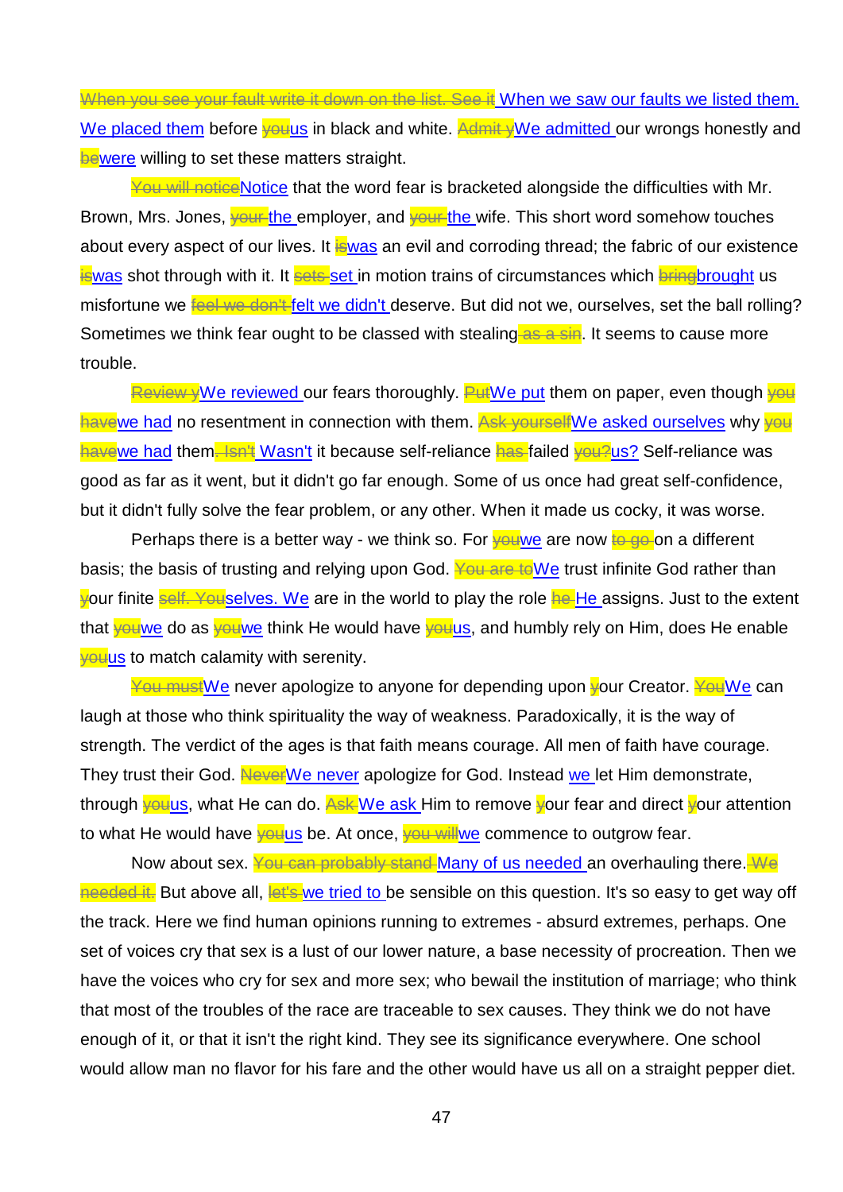~~When you see your fault write it down on the list. See it~~ When we saw our faults we listed them. We placed them before ~~you~~us in black and white. ~~Admit y~~We admitted our wrongs honestly and ~~be~~were willing to set these matters straight.

~~You will notice~~Notice that the word fear is bracketed alongside the difficulties with Mr. Brown, Mrs. Jones, ~~your~~ the employer, and ~~your~~ the wife. This short word somehow touches about every aspect of our lives. It ~~is~~was an evil and corroding thread; the fabric of our existence ~~is~~was shot through with it. It ~~sets~~ set in motion trains of circumstances which ~~bring~~brought us misfortune we ~~feel we don't~~ felt we didn't deserve. But did not we, ourselves, set the ball rolling? Sometimes we think fear ought to be classed with stealing ~~as a sin~~. It seems to cause more trouble.

~~Review y~~We reviewed our fears thoroughly. ~~Put~~We put them on paper, even though ~~you have~~we had no resentment in connection with them. ~~Ask yourself~~We asked ourselves why ~~you have~~we had them~~. Isn't~~ Wasn't it because self-reliance ~~has~~ failed ~~you?~~us? Self-reliance was good as far as it went, but it didn't go far enough. Some of us once had great self-confidence, but it didn't fully solve the fear problem, or any other. When it made us cocky, it was worse.

Perhaps there is a better way - we think so. For ~~you~~we are now ~~to go~~ on a different basis; the basis of trusting and relying upon God. ~~You are to~~We trust infinite God rather than ~~y~~our finite ~~self. You~~selves. We are in the world to play the role ~~he~~ He assigns. Just to the extent that ~~you~~we do as ~~you~~we think He would have ~~you~~us, and humbly rely on Him, does He enable ~~you~~us to match calamity with serenity.

~~You must~~We never apologize to anyone for depending upon ~~y~~our Creator. ~~You~~We can laugh at those who think spirituality the way of weakness. Paradoxically, it is the way of strength. The verdict of the ages is that faith means courage. All men of faith have courage. They trust their God. ~~Never~~We never apologize for God. Instead we let Him demonstrate, through ~~you~~us, what He can do. ~~Ask~~ We ask Him to remove ~~y~~our fear and direct ~~y~~our attention to what He would have ~~you~~us be. At once, ~~you will~~we commence to outgrow fear.

Now about sex. ~~You can probably stand~~ Many of us needed an overhauling there. ~~We needed it.~~ But above all, ~~let's~~ we tried to be sensible on this question. It's so easy to get way off the track. Here we find human opinions running to extremes - absurd extremes, perhaps. One set of voices cry that sex is a lust of our lower nature, a base necessity of procreation. Then we have the voices who cry for sex and more sex; who bewail the institution of marriage; who think that most of the troubles of the race are traceable to sex causes. They think we do not have enough of it, or that it isn't the right kind. They see its significance everywhere. One school would allow man no flavor for his fare and the other would have us all on a straight pepper diet.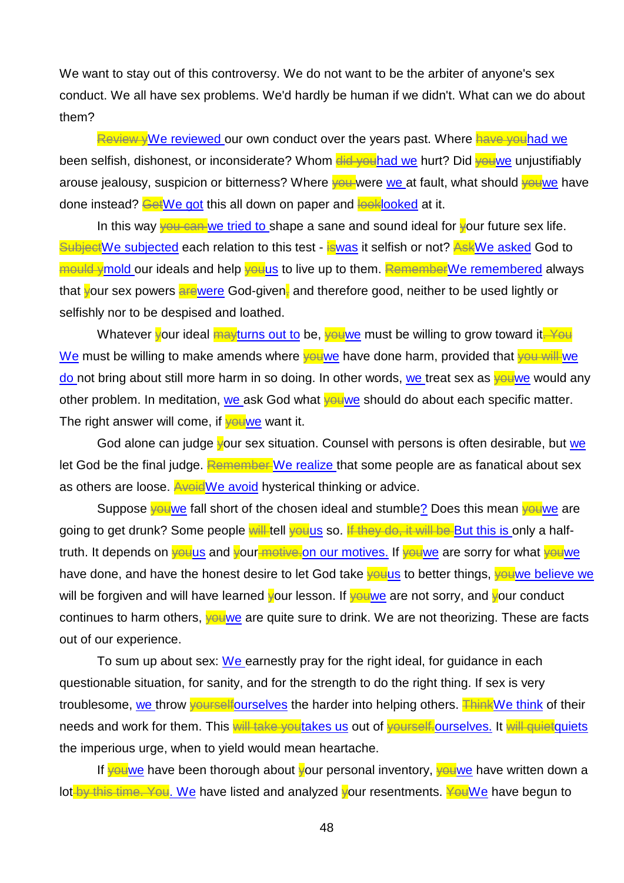We want to stay out of this controversy. We do not want to be the arbiter of anyone's sex conduct. We all have sex problems. We'd hardly be human if we didn't. What can we do about them?

~~Review y~~We reviewed our own conduct over the years past. Where ~~have you~~had we been selfish, dishonest, or inconsiderate? Whom ~~did you~~had we hurt? Did ~~you~~we unjustifiably arouse jealousy, suspicion or bitterness? Where ~~you~~ were we at fault, what should ~~you~~we have done instead? ~~Get~~We got this all down on paper and ~~look~~looked at it.

In this way ~~you can~~ we tried to shape a sane and sound ideal for ~~y~~our future sex life. ~~Subject~~We subjected each relation to this test - ~~is~~was it selfish or not? ~~Ask~~We asked God to ~~mould y~~mold our ideals and help ~~you~~us to live up to them. ~~Remember~~We remembered always that ~~y~~our sex powers ~~are~~were God-given~~,~~ and therefore good, neither to be used lightly or selfishly nor to be despised and loathed.

Whatever ~~y~~our ideal ~~may~~turns out to be, ~~you~~we must be willing to grow toward it~~. You~~ We must be willing to make amends where ~~you~~we have done harm, provided that ~~you will~~ we do not bring about still more harm in so doing. In other words, we treat sex as ~~you~~we would any other problem. In meditation, we ask God what ~~you~~we should do about each specific matter. The right answer will come, if ~~you~~we want it.

God alone can judge ~~y~~our sex situation. Counsel with persons is often desirable, but we let God be the final judge. ~~Remember~~ We realize that some people are as fanatical about sex as others are loose. ~~Avoid~~We avoid hysterical thinking or advice.

Suppose ~~you~~we fall short of the chosen ideal and stumble? Does this mean ~~you~~we are going to get drunk? Some people ~~will~~ tell ~~you~~us so. ~~If they do, it will be~~ But this is only a half-truth. It depends on ~~you~~us and ~~y~~our~~ motive.~~ on our motives. If ~~you~~we are sorry for what ~~you~~we have done, and have the honest desire to let God take ~~you~~us to better things, ~~you~~we believe we will be forgiven and will have learned ~~y~~our lesson. If ~~you~~we are not sorry, and ~~y~~our conduct continues to harm others, ~~you~~we are quite sure to drink. We are not theorizing. These are facts out of our experience.

To sum up about sex: We earnestly pray for the right ideal, for guidance in each questionable situation, for sanity, and for the strength to do the right thing. If sex is very troublesome, we throw ~~yourself~~ourselves the harder into helping others. ~~Think~~We think of their needs and work for them. This ~~will take you~~takes us out of ~~yourself.~~ourselves. It ~~will quiet~~quiets the imperious urge, when to yield would mean heartache.

If ~~you~~we have been thorough about ~~y~~our personal inventory, ~~you~~we have written down a lot~~ by this time. You~~. We have listed and analyzed ~~y~~our resentments. ~~You~~We have begun to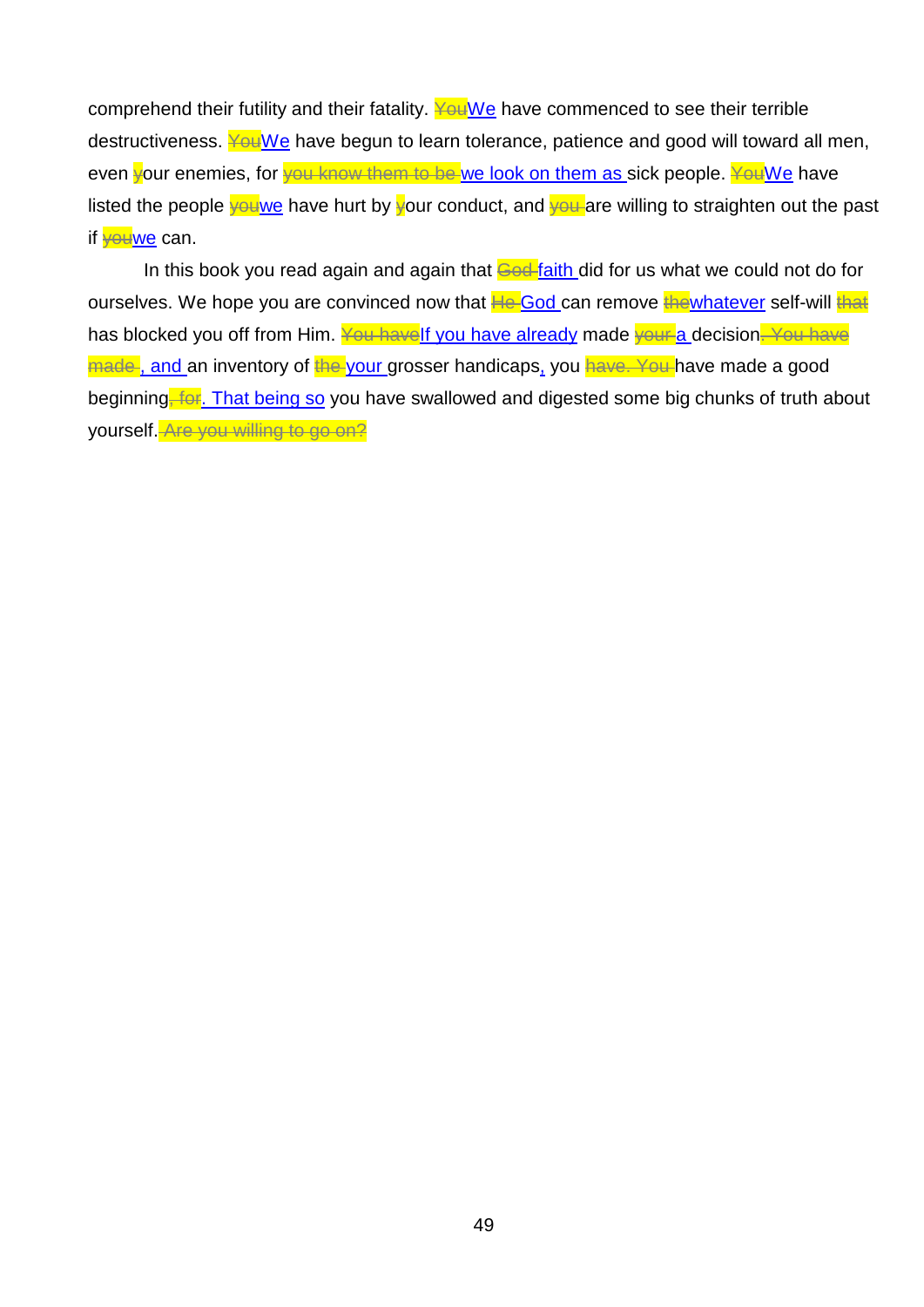comprehend their futility and their fatality. ~~You~~We have commenced to see their terrible destructiveness. ~~You~~We have begun to learn tolerance, patience and good will toward all men, even ~~y~~our enemies, for ~~you know them to be~~ we look on them as sick people. ~~You~~We have listed the people ~~you~~we have hurt by ~~y~~our conduct, and ~~you~~ are willing to straighten out the past if ~~you~~we can.

In this book you read again and again that ~~God~~ faith did for us what we could not do for ourselves. We hope you are convinced now that ~~He~~ God can remove ~~the~~whatever self-will ~~that~~ has blocked you off from Him. ~~You have~~If you have already made ~~your~~ a decision~~. You have made~~, and an inventory of ~~the~~ your grosser handicaps, you ~~have. You~~ have made a good beginning~~, for~~. That being so you have swallowed and digested some big chunks of truth about yourself.~~ Are you willing to go on?~~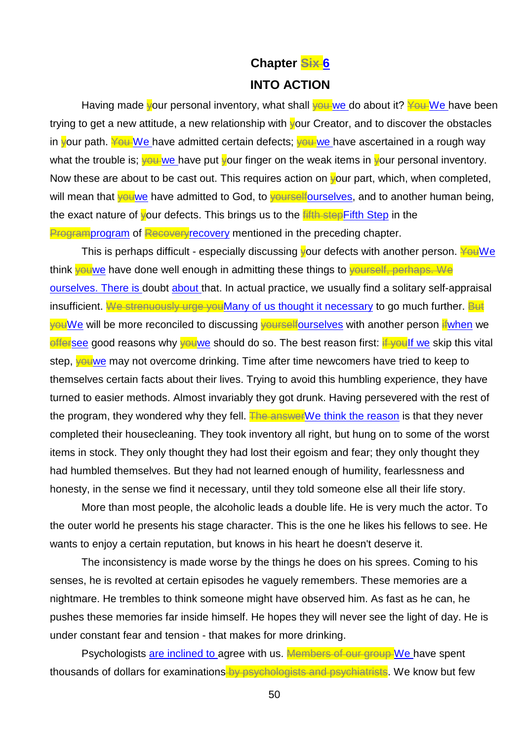## Chapter ~~Six~~ 6

## INTO ACTION

Having made ~~y~~our personal inventory, what shall ~~you~~ we do about it? ~~You~~ We have been trying to get a new attitude, a new relationship with ~~y~~our Creator, and to discover the obstacles in ~~y~~our path. ~~You~~ We have admitted certain defects; ~~you~~ we have ascertained in a rough way what the trouble is; ~~you~~ we have put ~~y~~our finger on the weak items in ~~y~~our personal inventory. Now these are about to be cast out. This requires action on ~~y~~our part, which, when completed, will mean that ~~you~~we have admitted to God, to ~~yourself~~ourselves, and to another human being, the exact nature of ~~y~~our defects. This brings us to the ~~fifth step~~Fifth Step in the ~~Program~~program of ~~Recovery~~recovery mentioned in the preceding chapter.

This is perhaps difficult - especially discussing ~~y~~our defects with another person. ~~You~~We think ~~you~~we have done well enough in admitting these things to ~~yourself, perhaps. We~~ ourselves. There is doubt about that. In actual practice, we usually find a solitary self-appraisal insufficient. ~~We strenuously urge you~~Many of us thought it necessary to go much further. ~~But you~~We will be more reconciled to discussing ~~yourself~~ourselves with another person ~~if~~when we ~~offer~~see good reasons why ~~you~~we should do so. The best reason first: ~~if you~~If we skip this vital step, ~~you~~we may not overcome drinking. Time after time newcomers have tried to keep to themselves certain facts about their lives. Trying to avoid this humbling experience, they have turned to easier methods. Almost invariably they got drunk. Having persevered with the rest of the program, they wondered why they fell. ~~The answer~~We think the reason is that they never completed their housecleaning. They took inventory all right, but hung on to some of the worst items in stock. They only thought they had lost their egoism and fear; they only thought they had humbled themselves. But they had not learned enough of humility, fearlessness and honesty, in the sense we find it necessary, until they told someone else all their life story.

More than most people, the alcoholic leads a double life. He is very much the actor. To the outer world he presents his stage character. This is the one he likes his fellows to see. He wants to enjoy a certain reputation, but knows in his heart he doesn't deserve it.

The inconsistency is made worse by the things he does on his sprees. Coming to his senses, he is revolted at certain episodes he vaguely remembers. These memories are a nightmare. He trembles to think someone might have observed him. As fast as he can, he pushes these memories far inside himself. He hopes they will never see the light of day. He is under constant fear and tension - that makes for more drinking.

Psychologists are inclined to agree with us. ~~Members of our group~~ We have spent thousands of dollars for examinations ~~by psychologists and psychiatrists~~. We know but few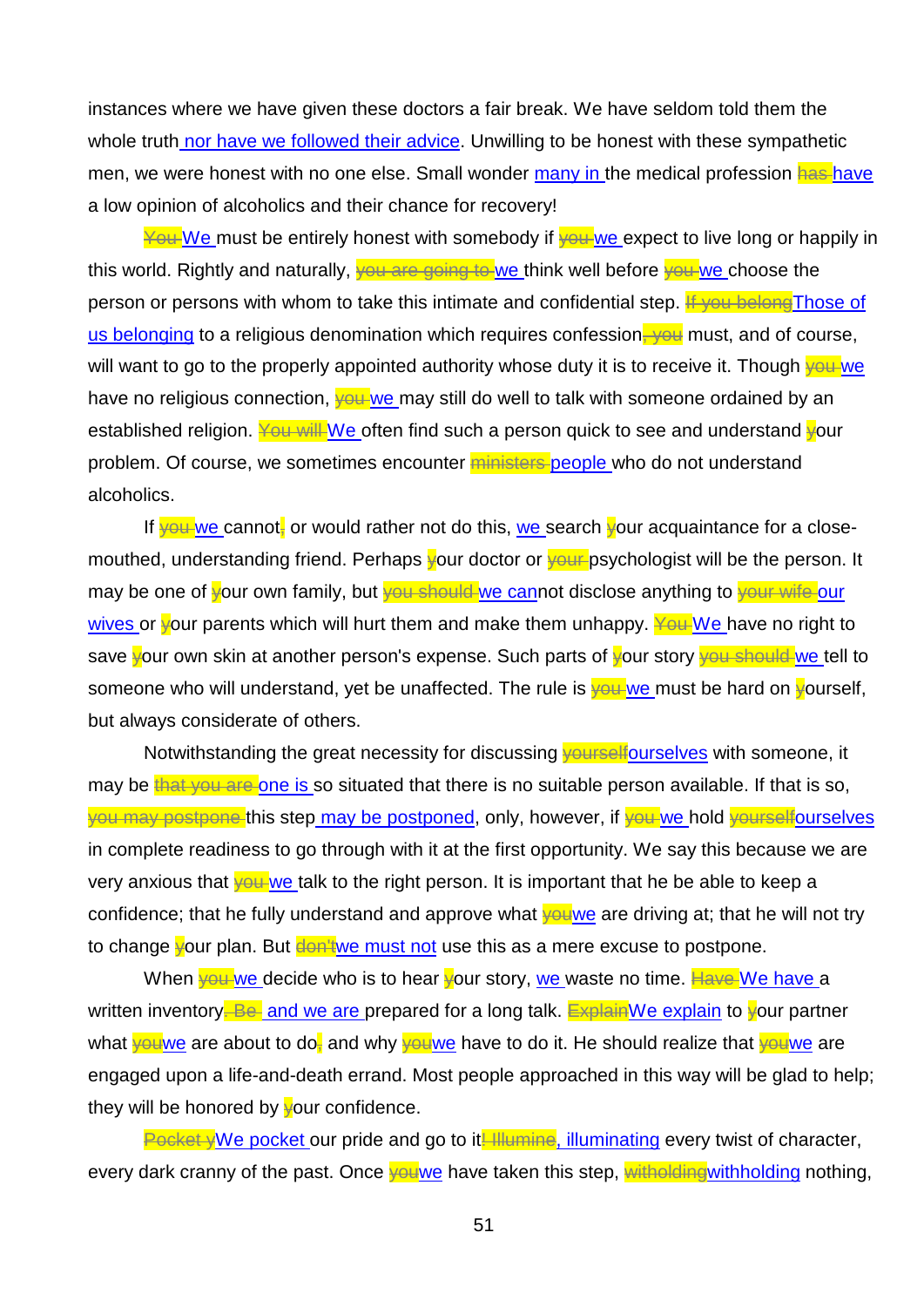instances where we have given these doctors a fair break. We have seldom told them the whole truth nor have we followed their advice. Unwilling to be honest with these sympathetic men, we were honest with no one else. Small wonder many in the medical profession ~~has~~ have a low opinion of alcoholics and their chance for recovery!

~~You~~ We must be entirely honest with somebody if ~~you~~ we expect to live long or happily in this world. Rightly and naturally, ~~you are going to~~ we think well before ~~you~~ we choose the person or persons with whom to take this intimate and confidential step. ~~If you belong~~Those of us belonging to a religious denomination which requires confession~~, you~~ must, and of course, will want to go to the properly appointed authority whose duty it is to receive it. Though ~~you~~ we have no religious connection, ~~you~~ we may still do well to talk with someone ordained by an established religion. ~~You will~~ We often find such a person quick to see and understand ~~y~~our problem. Of course, we sometimes encounter ~~ministers~~ people who do not understand alcoholics.

If ~~you~~ we cannot~~,~~ or would rather not do this, we search ~~y~~our acquaintance for a close-mouthed, understanding friend. Perhaps ~~y~~our doctor or ~~your~~ psychologist will be the person. It may be one of ~~y~~our own family, but ~~you should~~ we cannot disclose anything to ~~your wife~~ our wives or ~~y~~our parents which will hurt them and make them unhappy. ~~You~~ We have no right to save ~~y~~our own skin at another person's expense. Such parts of ~~y~~our story ~~you should~~ we tell to someone who will understand, yet be unaffected. The rule is ~~you~~ we must be hard on ~~y~~ourself, but always considerate of others.

Notwithstanding the great necessity for discussing ~~yourself~~ourselves with someone, it may be ~~that you are~~ one is so situated that there is no suitable person available. If that is so, ~~you may postpone~~ this step may be postponed, only, however, if ~~you~~ we hold ~~yourself~~ourselves in complete readiness to go through with it at the first opportunity. We say this because we are very anxious that ~~you~~ we talk to the right person. It is important that he be able to keep a confidence; that he fully understand and approve what ~~you~~we are driving at; that he will not try to change ~~y~~our plan. But ~~don't~~we must not use this as a mere excuse to postpone.

When ~~you~~ we decide who is to hear ~~y~~our story, we waste no time. ~~Have~~ We have a written inventory~~. Be~~ and we are prepared for a long talk. ~~Explain~~We explain to ~~y~~our partner what ~~you~~we are about to do~~,~~ and why ~~you~~we have to do it. He should realize that ~~you~~we are engaged upon a life-and-death errand. Most people approached in this way will be glad to help; they will be honored by ~~y~~our confidence.

~~Pocket y~~We pocket our pride and go to it~~! Illumine~~, illuminating every twist of character, every dark cranny of the past. Once ~~you~~we have taken this step, ~~witholding~~withholding nothing,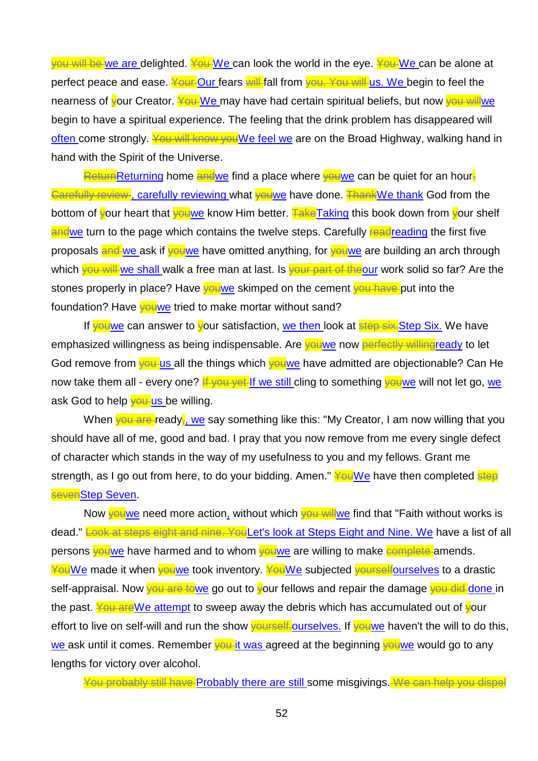~~you will be~~ we are delighted. ~~You~~ We can look the world in the eye. ~~You~~ We can be alone at perfect peace and ease. ~~Your~~ Our fears ~~will~~ fall from ~~you. You will~~ us. We begin to feel the nearness of ~~y~~our Creator. ~~You~~ We may have had certain spiritual beliefs, but now ~~you will~~we begin to have a spiritual experience. The feeling that the drink problem has disappeared will often come strongly. ~~You will know you~~We feel we are on the Broad Highway, walking hand in hand with the Spirit of the Universe.

~~Return~~Returning home ~~and~~we find a place where ~~you~~we can be quiet for an hour~~.~~ ~~Carefully review~~, carefully reviewing what ~~you~~we have done. ~~Thank~~We thank God from the bottom of ~~y~~our heart that ~~you~~we know Him better. ~~Take~~Taking this book down from ~~y~~our shelf ~~and~~we turn to the page which contains the twelve steps. Carefully ~~read~~reading the first five proposals ~~and~~ we ask if ~~you~~we have omitted anything, for ~~you~~we are building an arch through which ~~you will~~ we shall walk a free man at last. Is ~~your part of the~~our work solid so far? Are the stones properly in place? Have ~~you~~we skimped on the cement ~~you have~~ put into the foundation? Have ~~you~~we tried to make mortar without sand?

If ~~you~~we can answer to ~~y~~our satisfaction, we then look at ~~step six.~~Step Six. We have emphasized willingness as being indispensable. Are ~~you~~we now ~~perfectly willing~~ready to let God remove from ~~you~~ us all the things which ~~you~~we have admitted are objectionable? Can He now take them all - every one? ~~If you yet~~ If we still cling to something ~~you~~we will not let go, we ask God to help ~~you~~ us be willing.

When ~~you are~~ ready~~.~~, we say something like this: "My Creator, I am now willing that you should have all of me, good and bad. I pray that you now remove from me every single defect of character which stands in the way of my usefulness to you and my fellows. Grant me strength, as I go out from here, to do your bidding. Amen." ~~You~~We have then completed ~~step seven~~Step Seven.

Now ~~you~~we need more action, without which ~~you will~~we find that "Faith without works is dead." ~~Look at steps eight and nine. You~~Let's look at Steps Eight and Nine. We have a list of all persons ~~you~~we have harmed and to whom ~~you~~we are willing to make ~~complete~~ amends. ~~You~~We made it when ~~you~~we took inventory. ~~You~~We subjected ~~yourself~~ourselves to a drastic self-appraisal. Now ~~you are to~~we go out to ~~y~~our fellows and repair the damage ~~you did~~ done in the past. ~~You are~~We attempt to sweep away the debris which has accumulated out of ~~y~~our effort to live on self-will and run the show ~~yourself.~~ourselves. If ~~you~~we haven't the will to do this, we ask until it comes. Remember ~~you~~ it was agreed at the beginning ~~you~~we would go to any lengths for victory over alcohol.

~~You probably still have~~ Probably there are still some misgivings. ~~We can help you dispel~~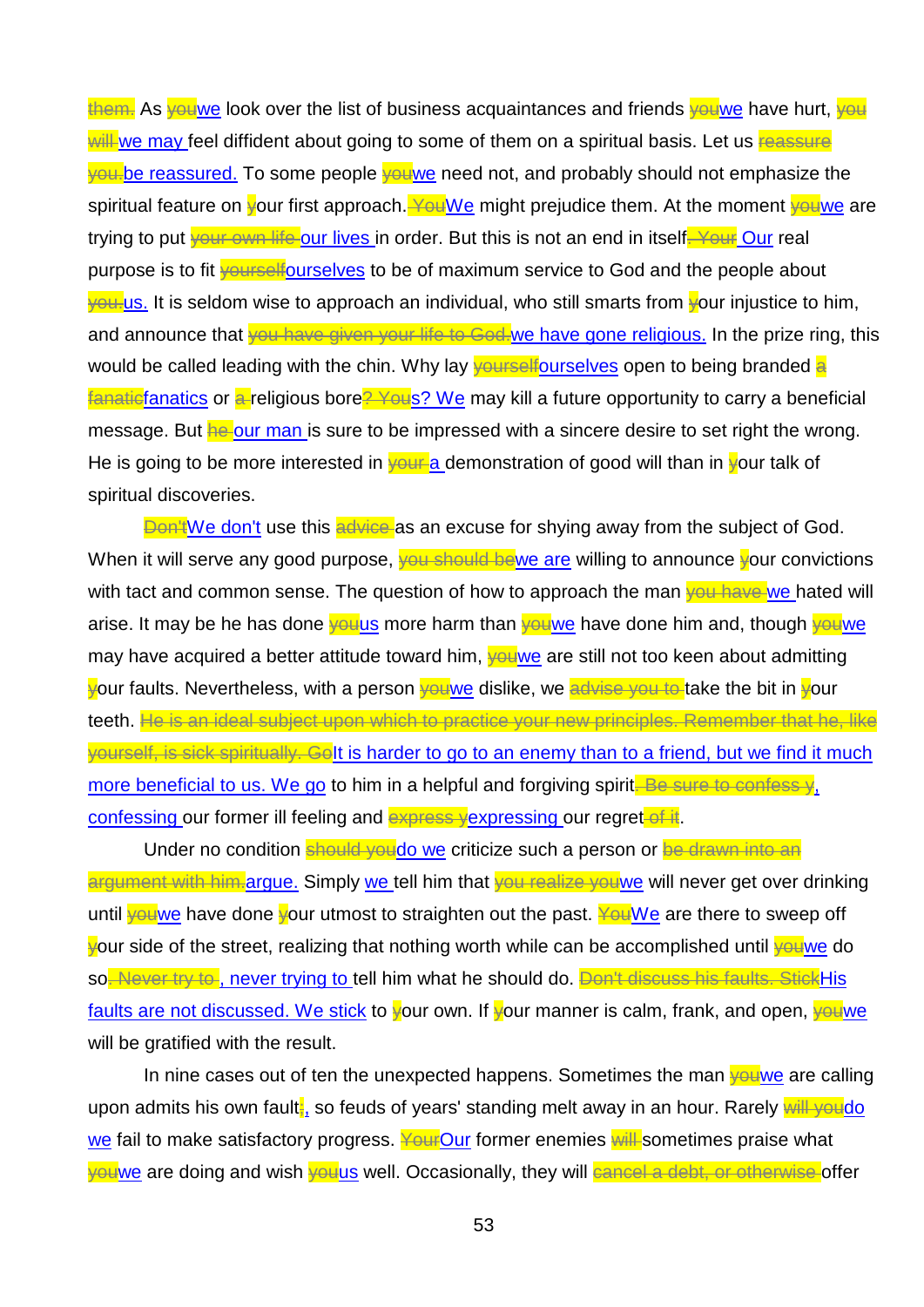~~them.~~ As ~~you~~we look over the list of business acquaintances and friends ~~you~~we have hurt, ~~you will~~ we may feel diffident about going to some of them on a spiritual basis. Let us ~~reassure you.~~be reassured. To some people ~~you~~we need not, and probably should not emphasize the spiritual feature on ~~y~~our first approach.~~ You~~We might prejudice them. At the moment ~~you~~we are trying to put ~~your own life~~ our lives in order. But this is not an end in itself~~. Your~~ Our real purpose is to fit ~~yourself~~ourselves to be of maximum service to God and the people about ~~you.~~us. It is seldom wise to approach an individual, who still smarts from ~~y~~our injustice to him, and announce that ~~you have given your life to God.~~we have gone religious. In the prize ring, this would be called leading with the chin. Why lay ~~yourself~~ourselves open to being branded ~~a~~ ~~fanatic~~fanatics or ~~a~~ religious bore~~? You~~s? We may kill a future opportunity to carry a beneficial message. But ~~he~~ our man is sure to be impressed with a sincere desire to set right the wrong. He is going to be more interested in ~~your~~ a demonstration of good will than in ~~y~~our talk of spiritual discoveries.

~~Don't~~We don't use this ~~advice~~ as an excuse for shying away from the subject of God. When it will serve any good purpose, ~~you should be~~we are willing to announce ~~y~~our convictions with tact and common sense. The question of how to approach the man ~~you have~~ we hated will arise. It may be he has done ~~you~~us more harm than ~~you~~we have done him and, though ~~you~~we may have acquired a better attitude toward him, ~~you~~we are still not too keen about admitting ~~y~~our faults. Nevertheless, with a person ~~you~~we dislike, we ~~advise you to~~ take the bit in ~~y~~our teeth. ~~He is an ideal subject upon which to practice your new principles. Remember that he, like yourself, is sick spiritually. Go~~It is harder to go to an enemy than to a friend, but we find it much more beneficial to us. We go to him in a helpful and forgiving spirit~~. Be sure to confess y~~, confessing our former ill feeling and ~~express y~~expressing our regret~~ of it~~.

Under no condition ~~should you~~do we criticize such a person or ~~be drawn into an argument with him.~~argue. Simply we tell him that ~~you realize you~~we will never get over drinking until ~~you~~we have done ~~y~~our utmost to straighten out the past. ~~You~~We are there to sweep off ~~y~~our side of the street, realizing that nothing worth while can be accomplished until ~~you~~we do so~~. Never try to~~, never trying to tell him what he should do. ~~Don't discuss his faults. Stick~~His faults are not discussed. We stick to ~~y~~our own. If ~~y~~our manner is calm, frank, and open, ~~you~~we will be gratified with the result.

In nine cases out of ten the unexpected happens. Sometimes the man ~~you~~we are calling upon admits his own fault~~;~~, so feuds of years' standing melt away in an hour. Rarely ~~will you~~do we fail to make satisfactory progress. ~~Your~~Our former enemies ~~will~~ sometimes praise what ~~you~~we are doing and wish ~~you~~us well. Occasionally, they will ~~cancel a debt, or otherwise~~ offer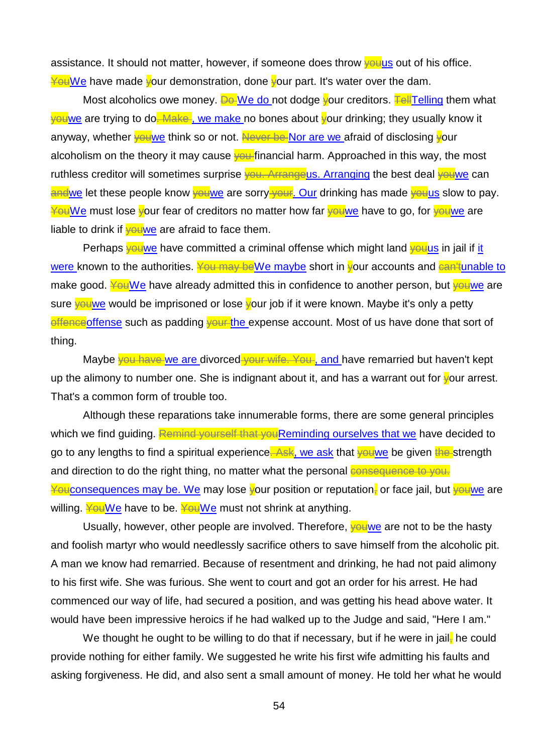assistance. It should not matter, however, if someone does throw ~~you~~us out of his office. ~~You~~We have made ~~y~~our demonstration, done ~~y~~our part. It's water over the dam.

Most alcoholics owe money. ~~Do~~ We do not dodge ~~y~~our creditors. ~~Tell~~Telling them what ~~you~~we are trying to do~~. Make~~, we make no bones about ~~y~~our drinking; they usually know it anyway, whether ~~you~~we think so or not. ~~Never be~~ Nor are we afraid of disclosing ~~y~~our alcoholism on the theory it may cause ~~you~~ financial harm. Approached in this way, the most ruthless creditor will sometimes surprise ~~you. Arrange~~us. Arranging the best deal ~~you~~we can ~~and~~we let these people know ~~you~~we are sorry ~~your~~. Our drinking has made ~~you~~us slow to pay. ~~You~~We must lose ~~y~~our fear of creditors no matter how far ~~you~~we have to go, for ~~you~~we are liable to drink if ~~you~~we are afraid to face them.

Perhaps ~~you~~we have committed a criminal offense which might land ~~you~~us in jail if it were known to the authorities. ~~You may be~~We maybe short in ~~y~~our accounts and ~~can't~~unable to make good. ~~You~~We have already admitted this in confidence to another person, but ~~you~~we are sure ~~you~~we would be imprisoned or lose ~~y~~our job if it were known. Maybe it's only a petty ~~offence~~offense such as padding ~~your~~ the expense account. Most of us have done that sort of thing.

Maybe ~~you have~~ we are divorced ~~your wife. You~~, and have remarried but haven't kept up the alimony to number one. She is indignant about it, and has a warrant out for ~~y~~our arrest. That's a common form of trouble too.

Although these reparations take innumerable forms, there are some general principles which we find guiding. ~~Remind yourself that you~~Reminding ourselves that we have decided to go to any lengths to find a spiritual experience~~. Ask~~, we ask that ~~you~~we be given ~~the~~ strength and direction to do the right thing, no matter what the personal ~~consequence to you. You~~consequences may be. We may lose ~~y~~our position or reputation~~,~~ or face jail, but ~~you~~we are willing. ~~You~~We have to be. ~~You~~We must not shrink at anything.

Usually, however, other people are involved. Therefore, ~~you~~we are not to be the hasty and foolish martyr who would needlessly sacrifice others to save himself from the alcoholic pit. A man we know had remarried. Because of resentment and drinking, he had not paid alimony to his first wife. She was furious. She went to court and got an order for his arrest. He had commenced our way of life, had secured a position, and was getting his head above water. It would have been impressive heroics if he had walked up to the Judge and said, "Here I am."

We thought he ought to be willing to do that if necessary, but if he were in jail~~,~~ he could provide nothing for either family. We suggested he write his first wife admitting his faults and asking forgiveness. He did, and also sent a small amount of money. He told her what he would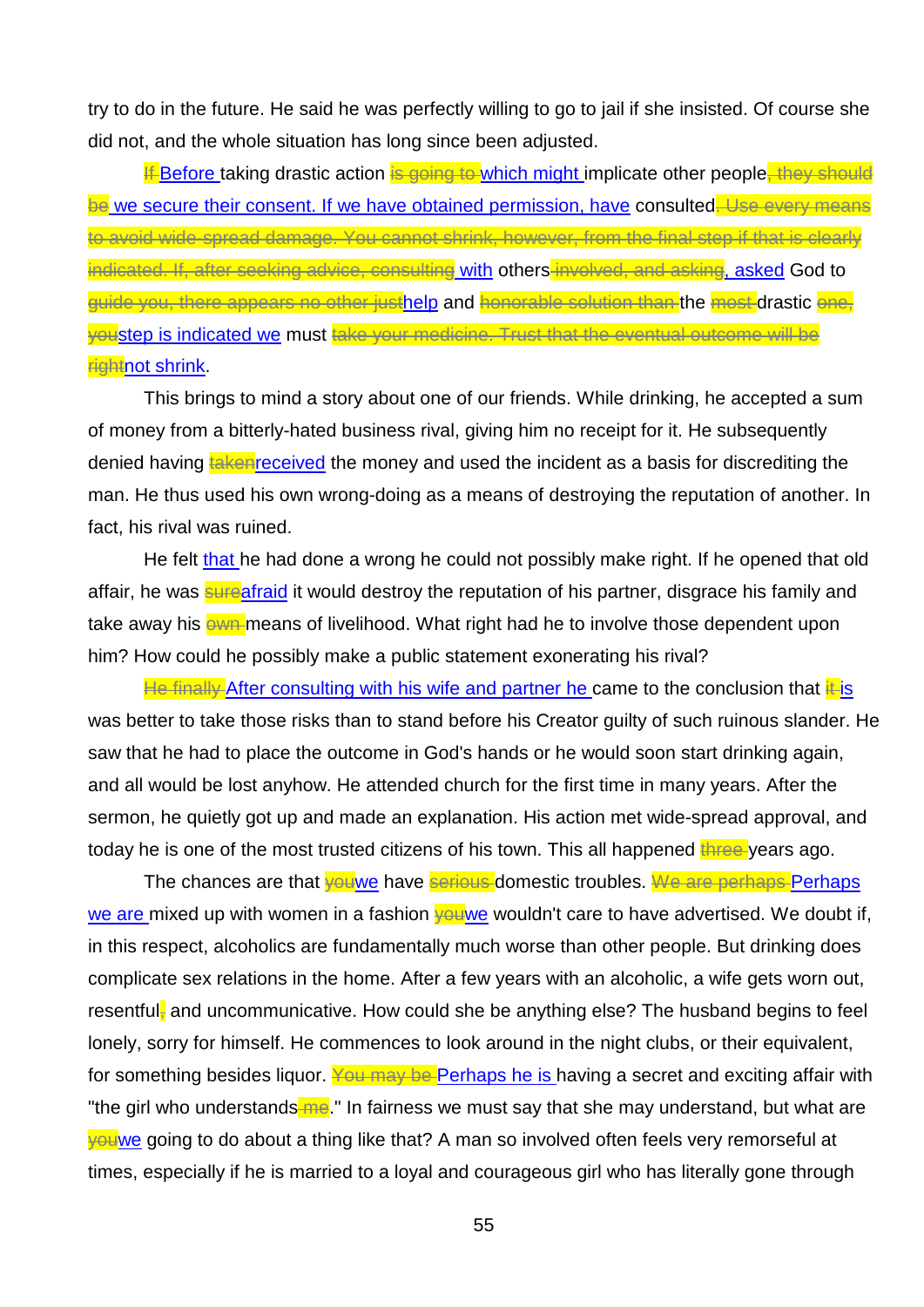try to do in the future. He said he was perfectly willing to go to jail if she insisted. Of course she did not, and the whole situation has long since been adjusted.

~~If~~ Before taking drastic action ~~is going to~~ which might implicate other people~~, they should be~~ we secure their consent. If we have obtained permission, have consulted~~. Use every means to avoid wide-spread damage. You cannot shrink, however, from the final step if that is clearly indicated. If, after seeking advice, consulting~~ with others~~ involved, and asking~~, asked God to ~~guide you, there appears no other just~~help and ~~honorable solution than~~ the ~~most~~ drastic ~~one, you~~step is indicated we must ~~take your medicine. Trust that the eventual outcome will be right~~not shrink.

This brings to mind a story about one of our friends. While drinking, he accepted a sum of money from a bitterly-hated business rival, giving him no receipt for it. He subsequently denied having ~~taken~~received the money and used the incident as a basis for discrediting the man. He thus used his own wrong-doing as a means of destroying the reputation of another. In fact, his rival was ruined.

He felt that he had done a wrong he could not possibly make right. If he opened that old affair, he was ~~sure~~afraid it would destroy the reputation of his partner, disgrace his family and take away his ~~own~~ means of livelihood. What right had he to involve those dependent upon him? How could he possibly make a public statement exonerating his rival?

~~He finally~~ After consulting with his wife and partner he came to the conclusion that ~~it~~ is was better to take those risks than to stand before his Creator guilty of such ruinous slander. He saw that he had to place the outcome in God's hands or he would soon start drinking again, and all would be lost anyhow. He attended church for the first time in many years. After the sermon, he quietly got up and made an explanation. His action met wide-spread approval, and today he is one of the most trusted citizens of his town. This all happened ~~three~~ years ago.

The chances are that ~~you~~we have ~~serious~~ domestic troubles. ~~We are perhaps~~ Perhaps we are mixed up with women in a fashion ~~you~~we wouldn't care to have advertised. We doubt if, in this respect, alcoholics are fundamentally much worse than other people. But drinking does complicate sex relations in the home. After a few years with an alcoholic, a wife gets worn out, resentful~~,~~ and uncommunicative. How could she be anything else? The husband begins to feel lonely, sorry for himself. He commences to look around in the night clubs, or their equivalent, for something besides liquor. ~~You may be~~ Perhaps he is having a secret and exciting affair with "the girl who understands~~ me~~." In fairness we must say that she may understand, but what are ~~you~~we going to do about a thing like that? A man so involved often feels very remorseful at times, especially if he is married to a loyal and courageous girl who has literally gone through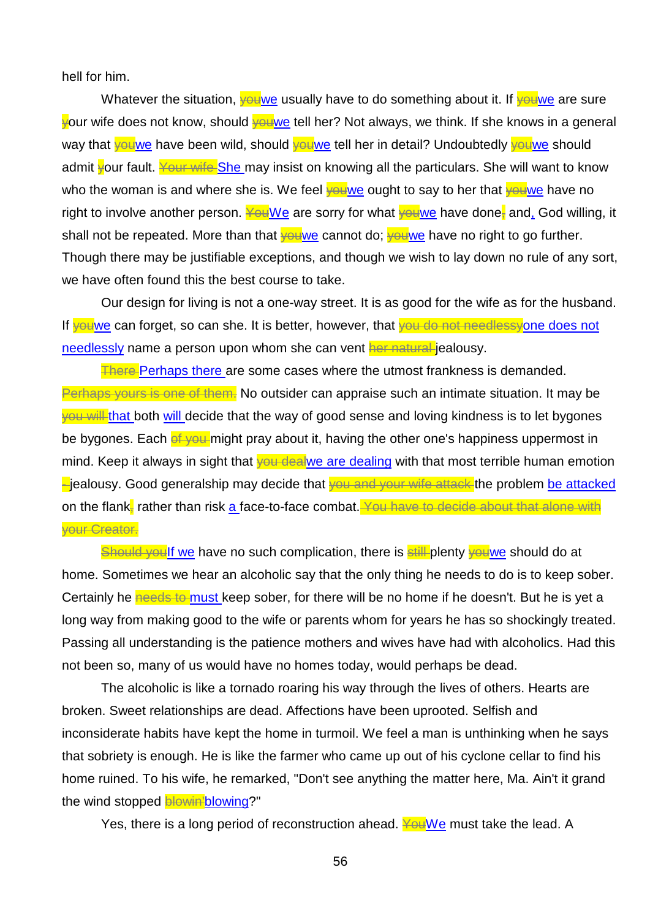hell for him.

Whatever the situation, ~~you~~we usually have to do something about it. If ~~you~~we are sure ~~y~~our wife does not know, should ~~you~~we tell her? Not always, we think. If she knows in a general way that ~~you~~we have been wild, should ~~you~~we tell her in detail? Undoubtedly ~~you~~we should admit ~~y~~our fault. ~~Your wife~~ She may insist on knowing all the particulars. She will want to know who the woman is and where she is. We feel ~~you~~we ought to say to her that ~~you~~we have no right to involve another person. ~~You~~We are sorry for what ~~you~~we have done~~;~~ and, God willing, it shall not be repeated. More than that ~~you~~we cannot do; ~~you~~we have no right to go further. Though there may be justifiable exceptions, and though we wish to lay down no rule of any sort, we have often found this the best course to take.

Our design for living is not a one-way street. It is as good for the wife as for the husband. If ~~you~~we can forget, so can she. It is better, however, that ~~you do not needlessly~~one does not needlessly name a person upon whom she can vent ~~her natural~~ jealousy.

~~There~~ Perhaps there are some cases where the utmost frankness is demanded. ~~Perhaps yours is one of them.~~ No outsider can appraise such an intimate situation. It may be ~~you will~~ that both will decide that the way of good sense and loving kindness is to let bygones be bygones. Each ~~of you~~ might pray about it, having the other one's happiness uppermost in mind. Keep it always in sight that ~~you deal~~we are dealing with that most terrible human emotion ~~-~~ jealousy. Good generalship may decide that ~~you and your wife attack~~ the problem be attacked on the flank~~,~~ rather than risk a face-to-face combat. ~~You have to decide about that alone with your Creator.~~

~~Should you~~If we have no such complication, there is ~~still~~ plenty ~~you~~we should do at home. Sometimes we hear an alcoholic say that the only thing he needs to do is to keep sober. Certainly he ~~needs to~~ must keep sober, for there will be no home if he doesn't. But he is yet a long way from making good to the wife or parents whom for years he has so shockingly treated. Passing all understanding is the patience mothers and wives have had with alcoholics. Had this not been so, many of us would have no homes today, would perhaps be dead.

The alcoholic is like a tornado roaring his way through the lives of others. Hearts are broken. Sweet relationships are dead. Affections have been uprooted. Selfish and inconsiderate habits have kept the home in turmoil. We feel a man is unthinking when he says that sobriety is enough. He is like the farmer who came up out of his cyclone cellar to find his home ruined. To his wife, he remarked, "Don't see anything the matter here, Ma. Ain't it grand the wind stopped ~~blowin'~~blowing?"

Yes, there is a long period of reconstruction ahead. ~~You~~We must take the lead. A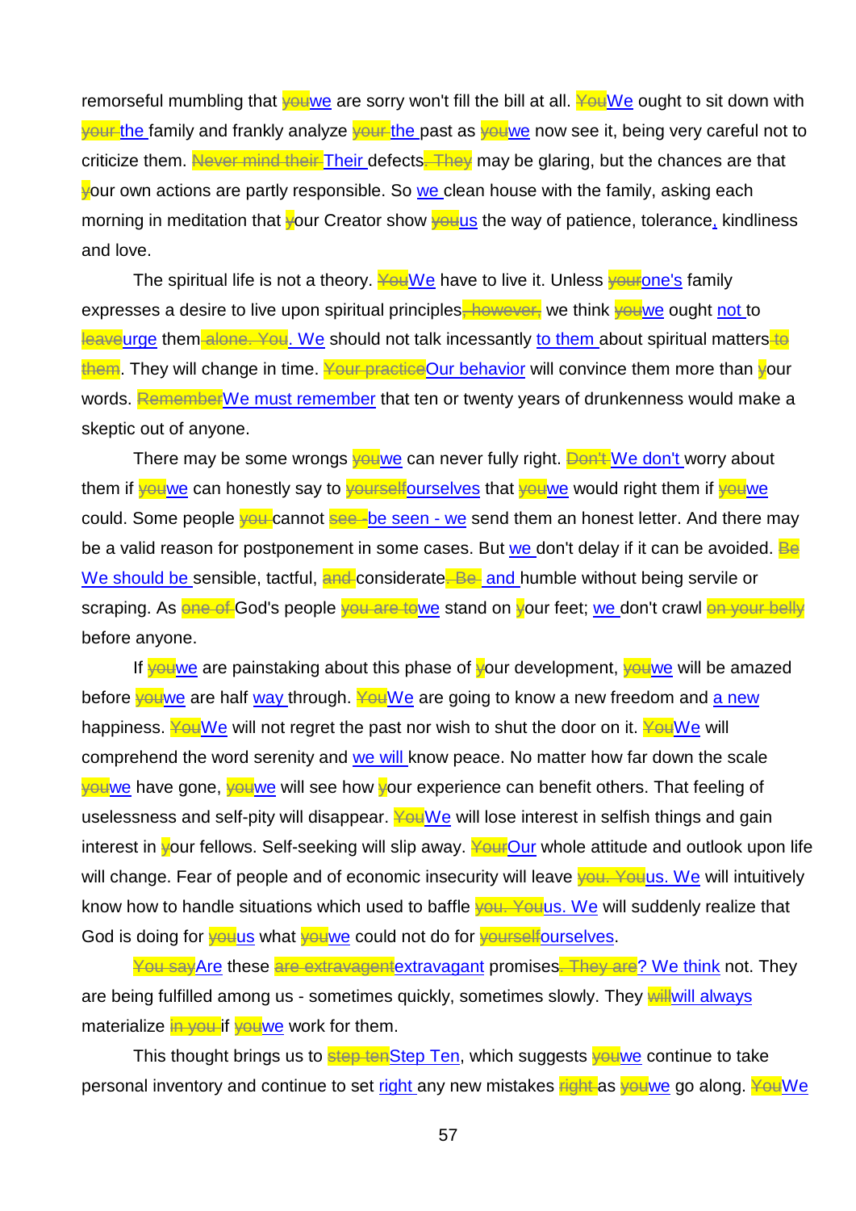remorseful mumbling that ~~you~~we are sorry won't fill the bill at all. ~~You~~We ought to sit down with ~~your~~ the family and frankly analyze ~~your~~ the past as ~~you~~we now see it, being very careful not to criticize them. ~~Never mind their~~ Their defects~~. They~~ may be glaring, but the chances are that ~~y~~our own actions are partly responsible. So we clean house with the family, asking each morning in meditation that ~~y~~our Creator show ~~you~~us the way of patience, tolerance, kindliness and love.

The spiritual life is not a theory. ~~You~~We have to live it. Unless ~~your~~one's family expresses a desire to live upon spiritual principles~~, however,~~ we think ~~you~~we ought not to ~~leave~~urge them~~ alone. You~~. We should not talk incessantly to them about spiritual matters~~ to them~~. They will change in time. ~~Your practice~~Our behavior will convince them more than ~~y~~our words. ~~Remember~~We must remember that ten or twenty years of drunkenness would make a skeptic out of anyone.

There may be some wrongs ~~you~~we can never fully right. ~~Don't~~ We don't worry about them if ~~you~~we can honestly say to ~~yourself~~ourselves that ~~you~~we would right them if ~~you~~we could. Some people ~~you~~ cannot ~~see~~ be seen - we send them an honest letter. And there may be a valid reason for postponement in some cases. But we don't delay if it can be avoided. ~~Be~~ We should be sensible, tactful, ~~and~~ considerate~~. Be~~ and humble without being servile or scraping. As ~~one of~~ God's people ~~you are to~~we stand on ~~y~~our feet; we don't crawl ~~on your belly~~ before anyone.

If ~~you~~we are painstaking about this phase of ~~y~~our development, ~~you~~we will be amazed before ~~you~~we are half way through. ~~You~~We are going to know a new freedom and a new happiness. ~~You~~We will not regret the past nor wish to shut the door on it. ~~You~~We will comprehend the word serenity and we will know peace. No matter how far down the scale ~~you~~we have gone, ~~you~~we will see how ~~y~~our experience can benefit others. That feeling of uselessness and self-pity will disappear. ~~You~~We will lose interest in selfish things and gain interest in ~~y~~our fellows. Self-seeking will slip away. ~~Your~~Our whole attitude and outlook upon life will change. Fear of people and of economic insecurity will leave ~~you. You~~us. We will intuitively know how to handle situations which used to baffle ~~you. You~~us. We will suddenly realize that God is doing for ~~you~~us what ~~you~~we could not do for ~~yourself~~ourselves.

~~You say~~Are these ~~are extravagent~~extravagant promises~~. They are~~? We think not. They are being fulfilled among us - sometimes quickly, sometimes slowly. They ~~will~~will always materialize ~~in you~~ if ~~you~~we work for them.

This thought brings us to ~~step ten~~Step Ten, which suggests ~~you~~we continue to take personal inventory and continue to set right any new mistakes ~~right~~ as ~~you~~we go along. ~~You~~We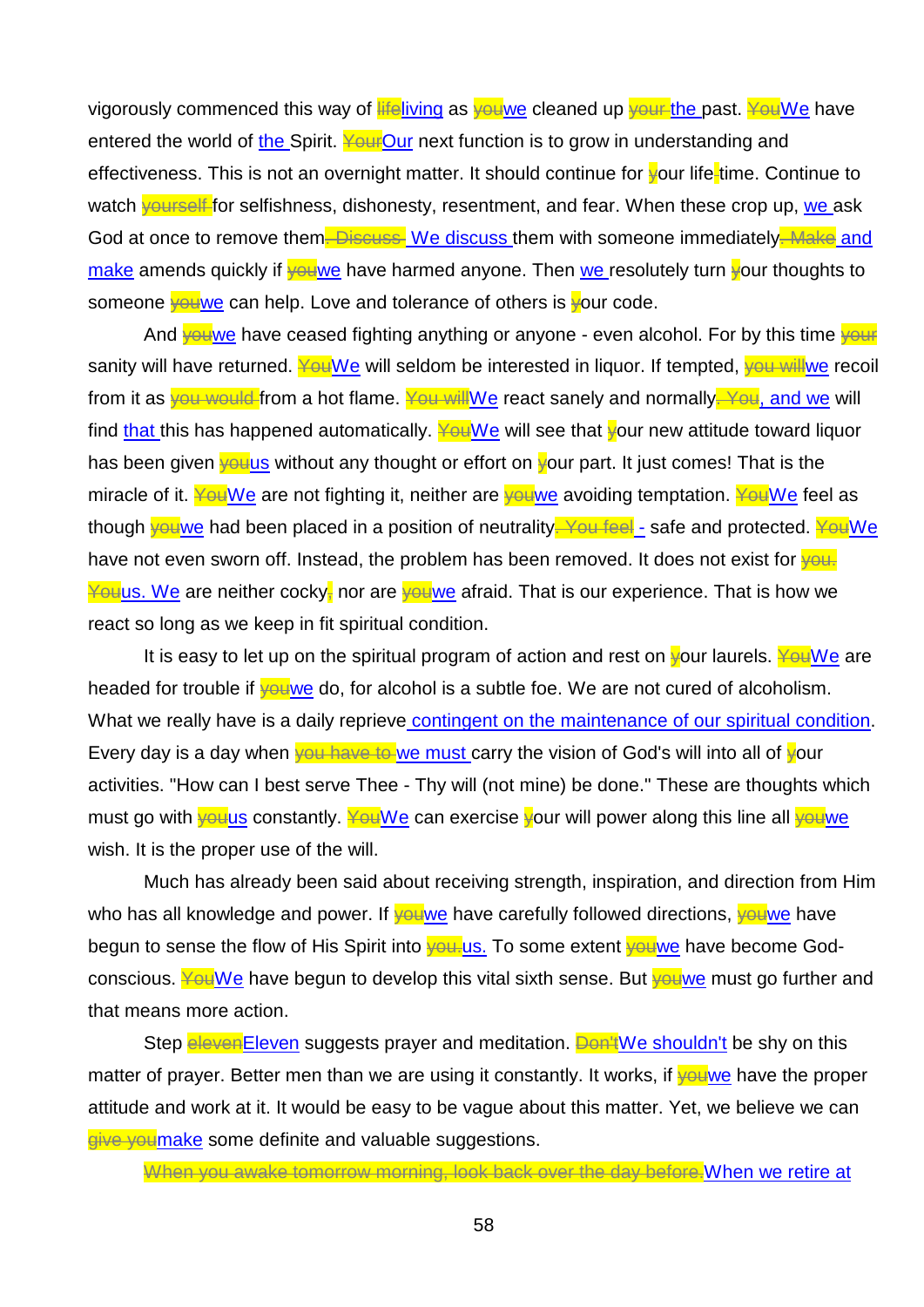vigorously commenced this way of ~~life~~living as ~~you~~we cleaned up ~~your~~ the past. ~~You~~We have entered the world of the Spirit. ~~Your~~Our next function is to grow in understanding and effectiveness. This is not an overnight matter. It should continue for ~~y~~our life~~-~~time. Continue to watch ~~yourself~~ for selfishness, dishonesty, resentment, and fear. When these crop up, we ask God at once to remove them~~. Discuss~~ We discuss them with someone immediately~~. Make~~ and make amends quickly if ~~you~~we have harmed anyone. Then we resolutely turn ~~y~~our thoughts to someone ~~you~~we can help. Love and tolerance of others is ~~y~~our code.

And ~~you~~we have ceased fighting anything or anyone - even alcohol. For by this time ~~your~~ sanity will have returned. ~~You~~We will seldom be interested in liquor. If tempted, ~~you will~~we recoil from it as ~~you would~~ from a hot flame. ~~You will~~We react sanely and normally~~. You~~, and we will find that this has happened automatically. ~~You~~We will see that ~~y~~our new attitude toward liquor has been given ~~you~~us without any thought or effort on ~~y~~our part. It just comes! That is the miracle of it. ~~You~~We are not fighting it, neither are ~~you~~we avoiding temptation. ~~You~~We feel as though ~~you~~we had been placed in a position of neutrality~~. You feel~~ - safe and protected. ~~You~~We have not even sworn off. Instead, the problem has been removed. It does not exist for ~~you. You~~us. We are neither cocky~~,~~ nor are ~~you~~we afraid. That is our experience. That is how we react so long as we keep in fit spiritual condition.

It is easy to let up on the spiritual program of action and rest on ~~y~~our laurels. ~~You~~We are headed for trouble if ~~you~~we do, for alcohol is a subtle foe. We are not cured of alcoholism. What we really have is a daily reprieve contingent on the maintenance of our spiritual condition. Every day is a day when ~~you have to~~ we must carry the vision of God's will into all of ~~y~~our activities. "How can I best serve Thee - Thy will (not mine) be done." These are thoughts which must go with ~~you~~us constantly. ~~You~~We can exercise ~~y~~our will power along this line all ~~you~~we wish. It is the proper use of the will.

Much has already been said about receiving strength, inspiration, and direction from Him who has all knowledge and power. If ~~you~~we have carefully followed directions, ~~you~~we have begun to sense the flow of His Spirit into ~~you.~~us. To some extent ~~you~~we have become God-conscious. ~~You~~We have begun to develop this vital sixth sense. But ~~you~~we must go further and that means more action.

Step ~~eleven~~Eleven suggests prayer and meditation. ~~Don't~~We shouldn't be shy on this matter of prayer. Better men than we are using it constantly. It works, if ~~you~~we have the proper attitude and work at it. It would be easy to be vague about this matter. Yet, we believe we can ~~give you~~make some definite and valuable suggestions.

~~When you awake tomorrow morning, look back over the day before.~~When we retire at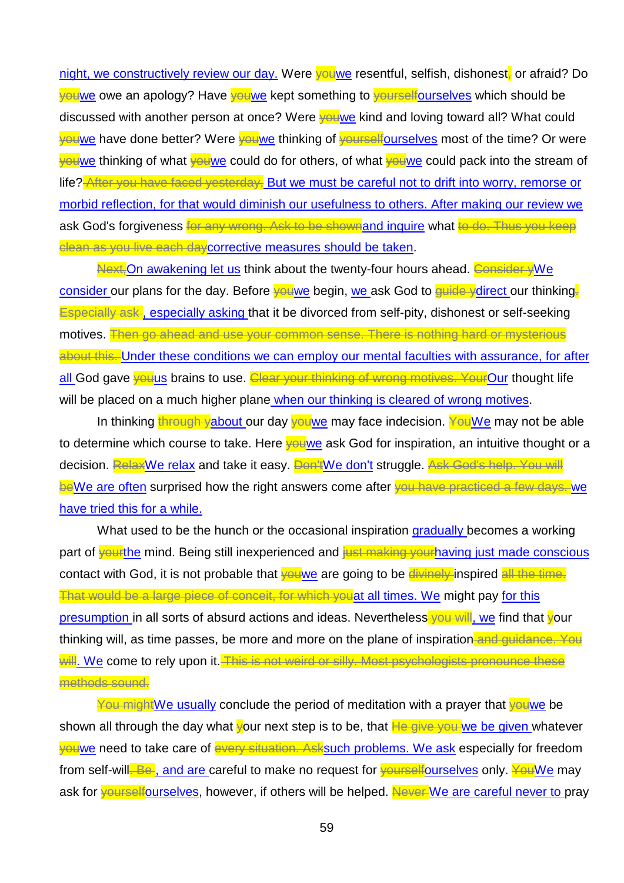night, we constructively review our day. Were ~~you~~we resentful, selfish, dishonest~~,~~ or afraid? Do ~~you~~we owe an apology? Have ~~you~~we kept something to ~~yourself~~ourselves which should be discussed with another person at once? Were ~~you~~we kind and loving toward all? What could ~~you~~we have done better? Were ~~you~~we thinking of ~~yourself~~ourselves most of the time? Or were ~~you~~we thinking of what ~~you~~we could do for others, of what ~~you~~we could pack into the stream of life? ~~After you have faced yesterday,~~ But we must be careful not to drift into worry, remorse or morbid reflection, for that would diminish our usefulness to others. After making our review we ask God's forgiveness ~~for any wrong. Ask to be shown~~and inquire what ~~to do. Thus you keep clean as you live each day~~corrective measures should be taken.

~~Next,~~On awakening let us think about the twenty-four hours ahead. ~~Consider y~~We consider our plans for the day. Before ~~you~~we begin, we ask God to ~~guide y~~direct our thinking~~. Especially ask~~, especially asking that it be divorced from self-pity, dishonest or self-seeking motives. ~~Then go ahead and use your common sense. There is nothing hard or mysterious about this.~~ Under these conditions we can employ our mental faculties with assurance, for after all God gave ~~you~~us brains to use. ~~Clear your thinking of wrong motives. Your~~Our thought life will be placed on a much higher plane when our thinking is cleared of wrong motives.

In thinking ~~through y~~about our day ~~you~~we may face indecision. ~~You~~We may not be able to determine which course to take. Here ~~you~~we ask God for inspiration, an intuitive thought or a decision. ~~Relax~~We relax and take it easy. ~~Don't~~We don't struggle. ~~Ask God's help. You will be~~We are often surprised how the right answers come after ~~you have practiced a few days.~~ we have tried this for a while.

What used to be the hunch or the occasional inspiration gradually becomes a working part of ~~your~~the mind. Being still inexperienced and ~~just making your~~having just made conscious contact with God, it is not probable that ~~you~~we are going to be ~~divinely~~ inspired ~~all the time. That would be a large piece of conceit, for which you~~at all times. We might pay for this presumption in all sorts of absurd actions and ideas. Nevertheless~~ you will~~, we find that ~~y~~our thinking will, as time passes, be more and more on the plane of inspiration~~ and guidance. You will~~. We come to rely upon it. ~~This is not weird or silly. Most psychologists pronounce these methods sound.~~

~~You might~~We usually conclude the period of meditation with a prayer that ~~you~~we be shown all through the day what ~~y~~our next step is to be, that ~~He give you~~ we be given whatever ~~you~~we need to take care of ~~every situation. Ask~~such problems. We ask especially for freedom from self-will~~. Be~~, and are careful to make no request for ~~yourself~~ourselves only. ~~You~~We may ask for ~~yourself~~ourselves, however, if others will be helped. ~~Never~~ We are careful never to pray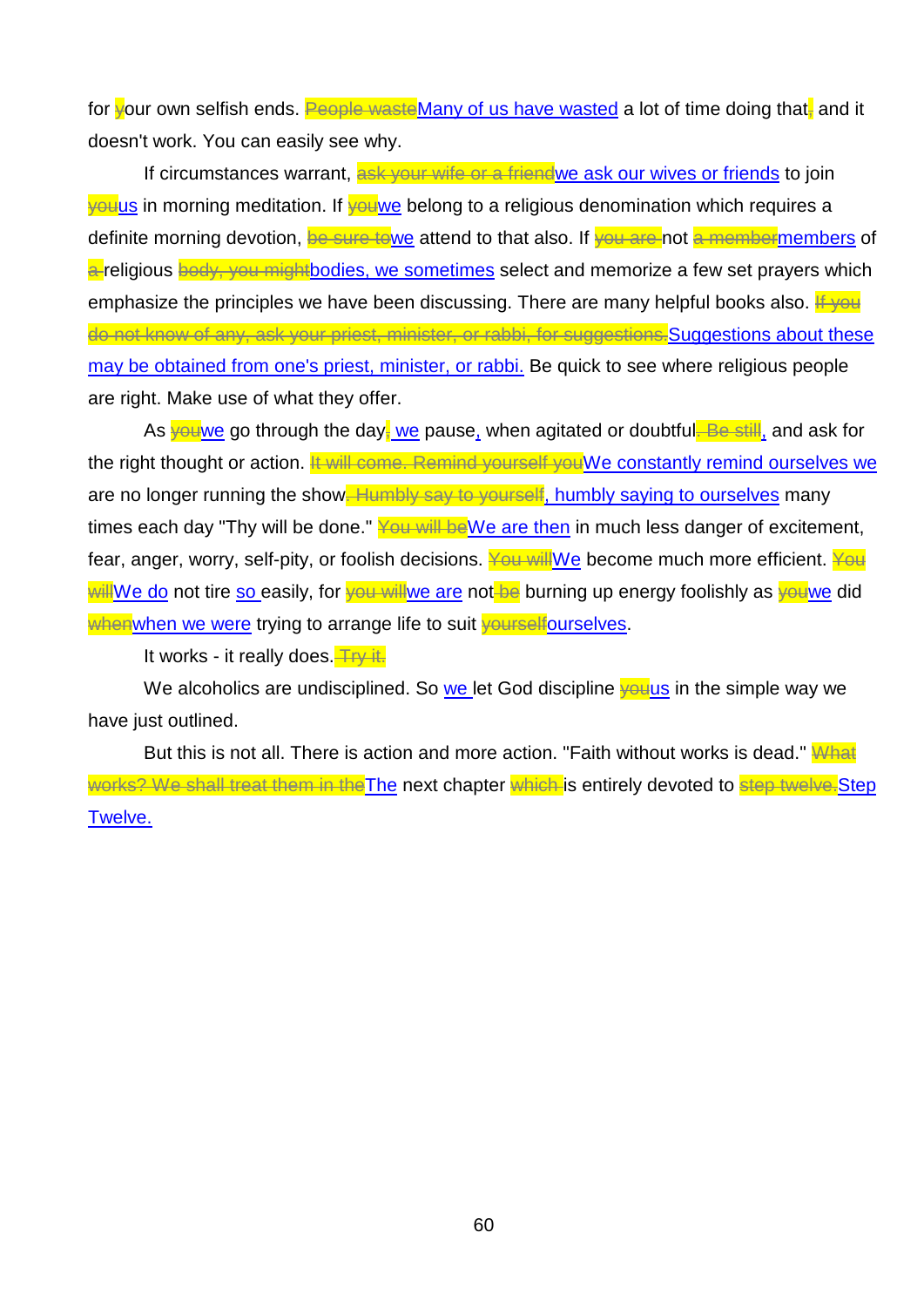for ~~y~~our own selfish ends. ~~People waste~~Many of us have wasted a lot of time doing that~~,~~ and it doesn't work. You can easily see why.

If circumstances warrant, ~~ask your wife or a friend~~we ask our wives or friends to join ~~you~~us in morning meditation. If ~~you~~we belong to a religious denomination which requires a definite morning devotion, ~~be sure to~~we attend to that also. If ~~you are~~ not ~~a member~~members of ~~a~~ religious ~~body, you might~~bodies, we sometimes select and memorize a few set prayers which emphasize the principles we have been discussing. There are many helpful books also. ~~If you do not know of any, ask your priest, minister, or rabbi, for suggestions.~~Suggestions about these may be obtained from one's priest, minister, or rabbi. Be quick to see where religious people are right. Make use of what they offer.

As ~~you~~we go through the day~~,~~ we pause, when agitated or doubtful~~. Be still~~, and ask for the right thought or action. ~~It will come. Remind yourself you~~We constantly remind ourselves we are no longer running the show~~. Humbly say to yourself~~, humbly saying to ourselves many times each day "Thy will be done." ~~You will be~~We are then in much less danger of excitement, fear, anger, worry, self-pity, or foolish decisions. ~~You will~~We become much more efficient. ~~You will~~We do not tire so easily, for ~~you will~~we are not ~~be~~ burning up energy foolishly as ~~you~~we did ~~when~~when we were trying to arrange life to suit ~~yourself~~ourselves.

It works - it really does. ~~Try it.~~

We alcoholics are undisciplined. So we let God discipline ~~you~~us in the simple way we have just outlined.

But this is not all. There is action and more action. "Faith without works is dead." ~~What works? We shall treat them in the~~The next chapter ~~which~~ is entirely devoted to ~~step twelve.~~Step Twelve.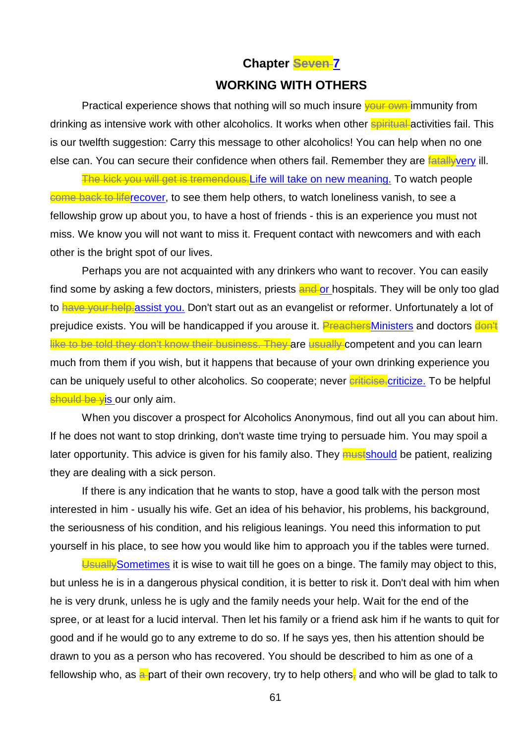# Chapter ~~Seven~~ 7

## WORKING WITH OTHERS

Practical experience shows that nothing will so much insure ~~your own~~ immunity from drinking as intensive work with other alcoholics. It works when other ~~spiritual~~ activities fail. This is our twelfth suggestion: Carry this message to other alcoholics! You can help when no one else can. You can secure their confidence when others fail. Remember they are ~~fatally~~very ill.

~~The kick you will get is tremendous.~~Life will take on new meaning. To watch people ~~come back to life~~recover, to see them help others, to watch loneliness vanish, to see a fellowship grow up about you, to have a host of friends - this is an experience you must not miss. We know you will not want to miss it. Frequent contact with newcomers and with each other is the bright spot of our lives.

Perhaps you are not acquainted with any drinkers who want to recover. You can easily find some by asking a few doctors, ministers, priests ~~and~~ or hospitals. They will be only too glad to ~~have your help.~~assist you. Don't start out as an evangelist or reformer. Unfortunately a lot of prejudice exists. You will be handicapped if you arouse it. ~~Preachers~~Ministers and doctors ~~don't like to be told they don't know their business. They~~ are ~~usually~~ competent and you can learn much from them if you wish, but it happens that because of your own drinking experience you can be uniquely useful to other alcoholics. So cooperate; never ~~criticise.~~criticize. To be helpful ~~should be y~~is our only aim.

When you discover a prospect for Alcoholics Anonymous, find out all you can about him. If he does not want to stop drinking, don't waste time trying to persuade him. You may spoil a later opportunity. This advice is given for his family also. They ~~must~~should be patient, realizing they are dealing with a sick person.

If there is any indication that he wants to stop, have a good talk with the person most interested in him - usually his wife. Get an idea of his behavior, his problems, his background, the seriousness of his condition, and his religious leanings. You need this information to put yourself in his place, to see how you would like him to approach you if the tables were turned.

~~Usually~~Sometimes it is wise to wait till he goes on a binge. The family may object to this, but unless he is in a dangerous physical condition, it is better to risk it. Don't deal with him when he is very drunk, unless he is ugly and the family needs your help. Wait for the end of the spree, or at least for a lucid interval. Then let his family or a friend ask him if he wants to quit for good and if he would go to any extreme to do so. If he says yes, then his attention should be drawn to you as a person who has recovered. You should be described to him as one of a fellowship who, as ~~a~~ part of their own recovery, try to help others~~,~~ and who will be glad to talk to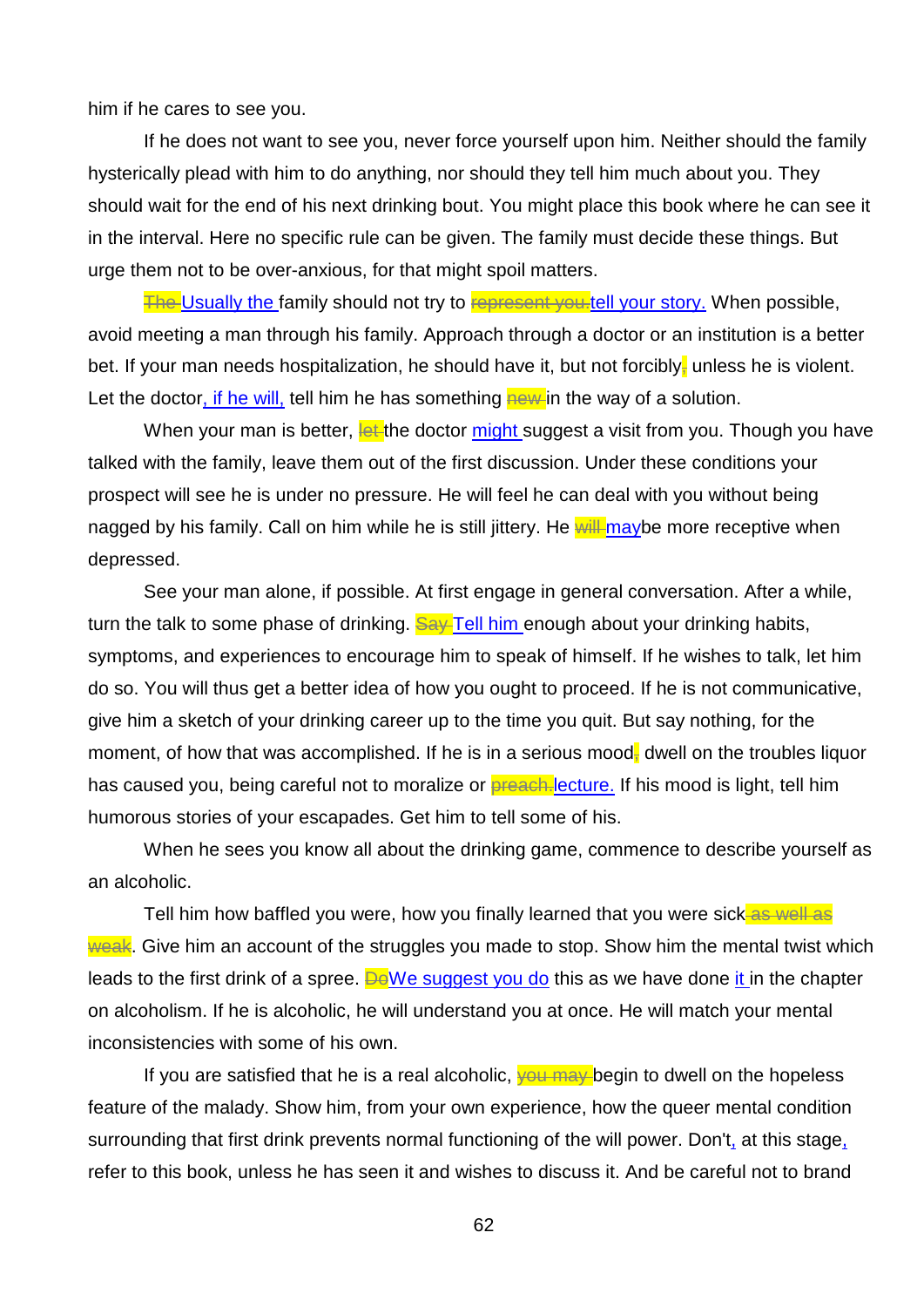him if he cares to see you.

If he does not want to see you, never force yourself upon him. Neither should the family hysterically plead with him to do anything, nor should they tell him much about you. They should wait for the end of his next drinking bout. You might place this book where he can see it in the interval. Here no specific rule can be given. The family must decide these things. But urge them not to be over-anxious, for that might spoil matters.

~~The~~ Usually the family should not try to ~~represent you.~~ tell your story. When possible, avoid meeting a man through his family. Approach through a doctor or an institution is a better bet. If your man needs hospitalization, he should have it, but not forcibly~~,~~ unless he is violent. Let the doctor, if he will, tell him he has something ~~new~~ in the way of a solution.

When your man is better, ~~let~~ the doctor might suggest a visit from you. Though you have talked with the family, leave them out of the first discussion. Under these conditions your prospect will see he is under no pressure. He will feel he can deal with you without being nagged by his family. Call on him while he is still jittery. He ~~will~~ maybe more receptive when depressed.

See your man alone, if possible. At first engage in general conversation. After a while, turn the talk to some phase of drinking. ~~Say~~ Tell him enough about your drinking habits, symptoms, and experiences to encourage him to speak of himself. If he wishes to talk, let him do so. You will thus get a better idea of how you ought to proceed. If he is not communicative, give him a sketch of your drinking career up to the time you quit. But say nothing, for the moment, of how that was accomplished. If he is in a serious mood~~,~~ dwell on the troubles liquor has caused you, being careful not to moralize or ~~preach.~~ lecture. If his mood is light, tell him humorous stories of your escapades. Get him to tell some of his.

When he sees you know all about the drinking game, commence to describe yourself as an alcoholic.

Tell him how baffled you were, how you finally learned that you were sick~~ as well as weak~~. Give him an account of the struggles you made to stop. Show him the mental twist which leads to the first drink of a spree. ~~Do~~We suggest you do this as we have done it in the chapter on alcoholism. If he is alcoholic, he will understand you at once. He will match your mental inconsistencies with some of his own.

If you are satisfied that he is a real alcoholic, ~~you may~~ begin to dwell on the hopeless feature of the malady. Show him, from your own experience, how the queer mental condition surrounding that first drink prevents normal functioning of the will power. Don't, at this stage, refer to this book, unless he has seen it and wishes to discuss it. And be careful not to brand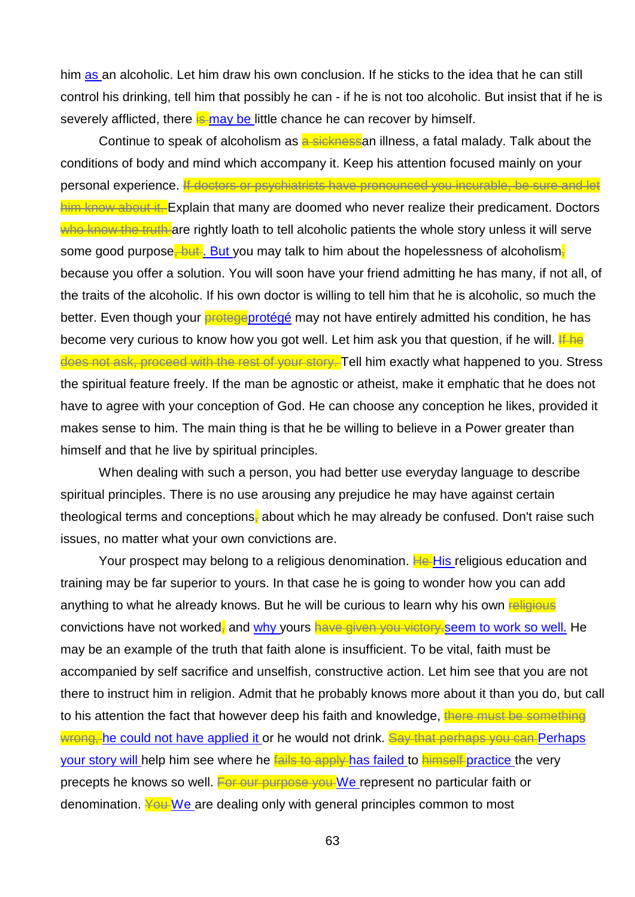him as an alcoholic. Let him draw his own conclusion. If he sticks to the idea that he can still control his drinking, tell him that possibly he can - if he is not too alcoholic. But insist that if he is severely afflicted, there ~~is~~ may be little chance he can recover by himself.

Continue to speak of alcoholism as ~~a sickness~~an illness, a fatal malady. Talk about the conditions of body and mind which accompany it. Keep his attention focused mainly on your personal experience. ~~If doctors or psychiatrists have pronounced you incurable, be sure and let him know about it.~~ Explain that many are doomed who never realize their predicament. Doctors ~~who know the truth~~ are rightly loath to tell alcoholic patients the whole story unless it will serve some good purpose~~, but~~. But you may talk to him about the hopelessness of alcoholism~~,~~ because you offer a solution. You will soon have your friend admitting he has many, if not all, of the traits of the alcoholic. If his own doctor is willing to tell him that he is alcoholic, so much the better. Even though your ~~protege~~protégé may not have entirely admitted his condition, he has become very curious to know how you got well. Let him ask you that question, if he will. ~~If he does not ask, proceed with the rest of your story.~~ Tell him exactly what happened to you. Stress the spiritual feature freely. If the man be agnostic or atheist, make it emphatic that he does not have to agree with your conception of God. He can choose any conception he likes, provided it makes sense to him. The main thing is that he be willing to believe in a Power greater than himself and that he live by spiritual principles.

When dealing with such a person, you had better use everyday language to describe spiritual principles. There is no use arousing any prejudice he may have against certain theological terms and conceptions~~,~~ about which he may already be confused. Don't raise such issues, no matter what your own convictions are.

Your prospect may belong to a religious denomination. ~~He~~ His religious education and training may be far superior to yours. In that case he is going to wonder how you can add anything to what he already knows. But he will be curious to learn why his own ~~religious~~ convictions have not worked~~,~~ and why yours ~~have given you victory.~~seem to work so well. He may be an example of the truth that faith alone is insufficient. To be vital, faith must be accompanied by self sacrifice and unselfish, constructive action. Let him see that you are not there to instruct him in religion. Admit that he probably knows more about it than you do, but call to his attention the fact that however deep his faith and knowledge, ~~there must be something wrong,~~ he could not have applied it or he would not drink. ~~Say that perhaps you can~~ Perhaps your story will help him see where he ~~fails to apply~~ has failed to ~~himself~~ practice the very precepts he knows so well. ~~For our purpose you~~ We represent no particular faith or denomination. ~~You~~ We are dealing only with general principles common to most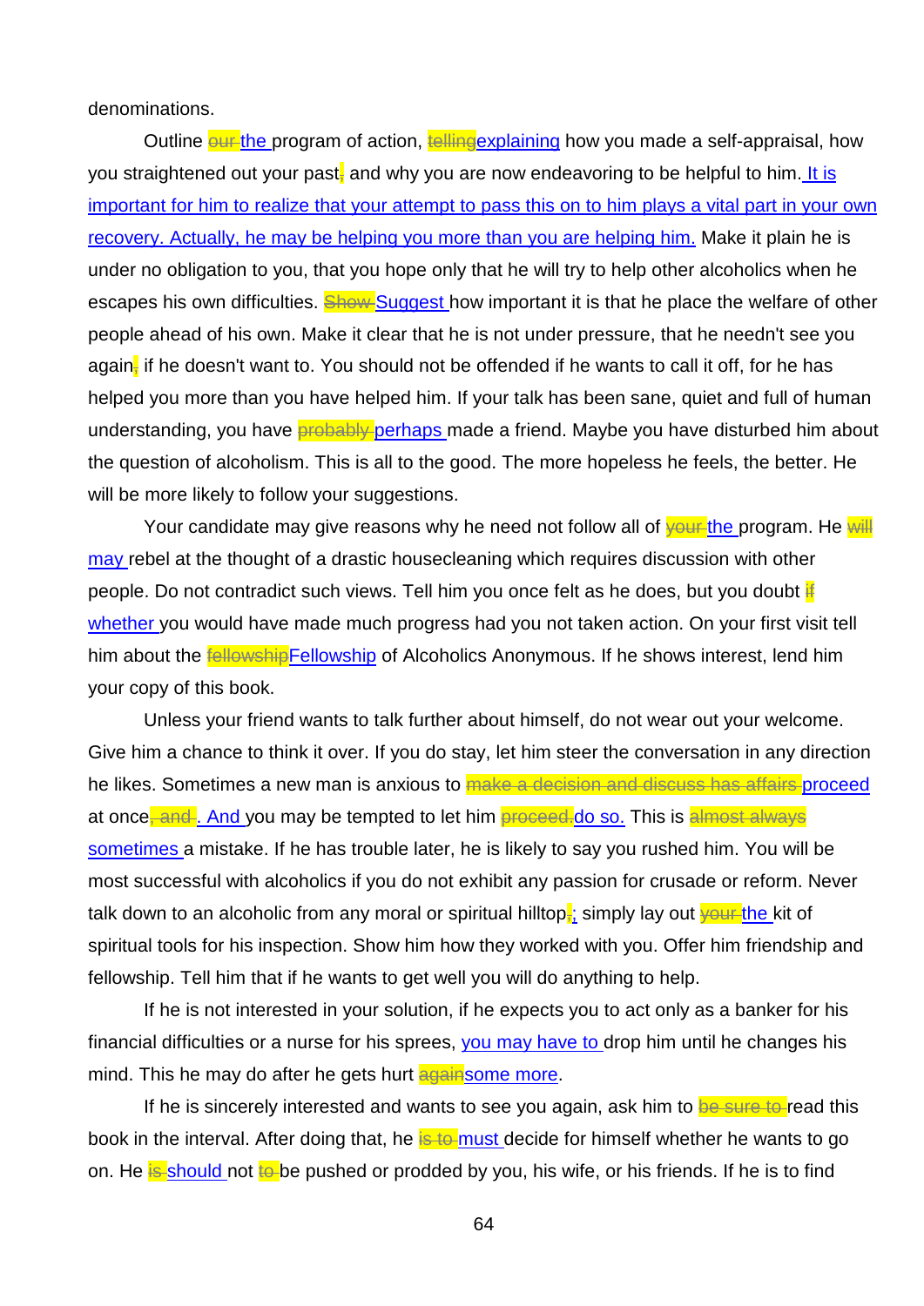denominations.

Outline ~~our~~ the program of action, ~~telling~~explaining how you made a self-appraisal, how you straightened out your past~~,~~ and why you are now endeavoring to be helpful to him. It is important for him to realize that your attempt to pass this on to him plays a vital part in your own recovery. Actually, he may be helping you more than you are helping him. Make it plain he is under no obligation to you, that you hope only that he will try to help other alcoholics when he escapes his own difficulties. ~~Show~~ Suggest how important it is that he place the welfare of other people ahead of his own. Make it clear that he is not under pressure, that he needn't see you again~~,~~ if he doesn't want to. You should not be offended if he wants to call it off, for he has helped you more than you have helped him. If your talk has been sane, quiet and full of human understanding, you have ~~probably~~ perhaps made a friend. Maybe you have disturbed him about the question of alcoholism. This is all to the good. The more hopeless he feels, the better. He will be more likely to follow your suggestions.

Your candidate may give reasons why he need not follow all of ~~your~~ the program. He ~~will~~ may rebel at the thought of a drastic housecleaning which requires discussion with other people. Do not contradict such views. Tell him you once felt as he does, but you doubt ~~if~~ whether you would have made much progress had you not taken action. On your first visit tell him about the ~~fellowship~~Fellowship of Alcoholics Anonymous. If he shows interest, lend him your copy of this book.

Unless your friend wants to talk further about himself, do not wear out your welcome. Give him a chance to think it over. If you do stay, let him steer the conversation in any direction he likes. Sometimes a new man is anxious to ~~make a decision and discuss has affairs~~ proceed at once~~, and~~. And you may be tempted to let him ~~proceed.~~do so. This is ~~almost always~~ sometimes a mistake. If he has trouble later, he is likely to say you rushed him. You will be most successful with alcoholics if you do not exhibit any passion for crusade or reform. Never talk down to an alcoholic from any moral or spiritual hilltop~~,~~; simply lay out ~~your~~ the kit of spiritual tools for his inspection. Show him how they worked with you. Offer him friendship and fellowship. Tell him that if he wants to get well you will do anything to help.

If he is not interested in your solution, if he expects you to act only as a banker for his financial difficulties or a nurse for his sprees, you may have to drop him until he changes his mind. This he may do after he gets hurt ~~again~~some more.

If he is sincerely interested and wants to see you again, ask him to ~~be sure to~~ read this book in the interval. After doing that, he ~~is to~~ must decide for himself whether he wants to go on. He ~~is~~ should not ~~to~~ be pushed or prodded by you, his wife, or his friends. If he is to find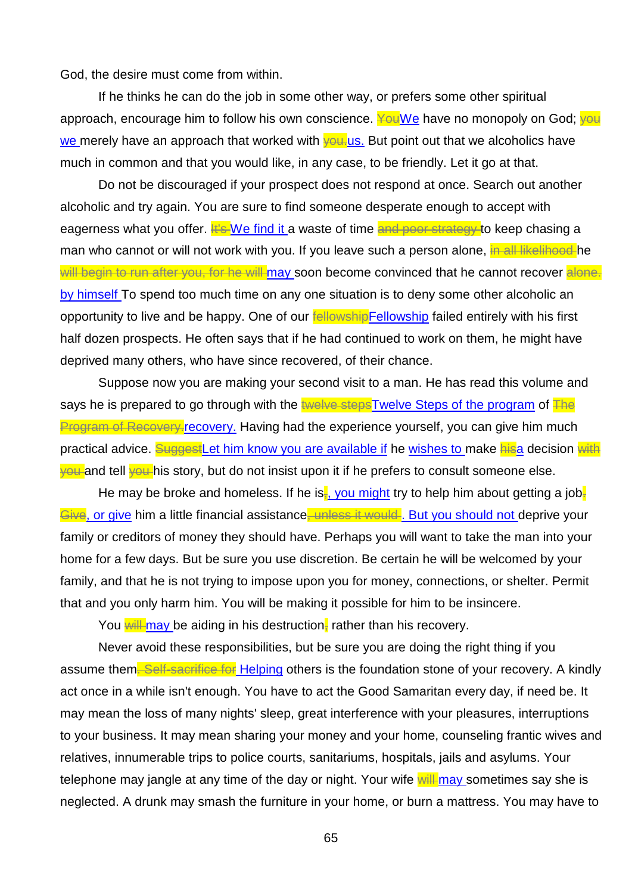God, the desire must come from within.

If he thinks he can do the job in some other way, or prefers some other spiritual approach, encourage him to follow his own conscience. ~~You~~We have no monopoly on God; ~~you~~ we merely have an approach that worked with ~~you.~~us. But point out that we alcoholics have much in common and that you would like, in any case, to be friendly. Let it go at that.

Do not be discouraged if your prospect does not respond at once. Search out another alcoholic and try again. You are sure to find someone desperate enough to accept with eagerness what you offer. ~~It's~~ We find it a waste of time ~~and poor strategy~~ to keep chasing a man who cannot or will not work with you. If you leave such a person alone, ~~in all likelihood~~ he ~~will begin to run after you, for he will~~ may soon become convinced that he cannot recover ~~alone.~~ by himself To spend too much time on any one situation is to deny some other alcoholic an opportunity to live and be happy. One of our ~~fellowship~~Fellowship failed entirely with his first half dozen prospects. He often says that if he had continued to work on them, he might have deprived many others, who have since recovered, of their chance.

Suppose now you are making your second visit to a man. He has read this volume and says he is prepared to go through with the ~~twelve steps~~Twelve Steps of the program of ~~The Program of Recovery.~~recovery. Having had the experience yourself, you can give him much practical advice. ~~Suggest~~Let him know you are available if he wishes to make ~~his~~a decision ~~with you~~ and tell ~~you~~ his story, but do not insist upon it if he prefers to consult someone else.

He may be broke and homeless. If he is~~,~~, you might try to help him about getting a job~~.~~ ~~Give~~, or give him a little financial assistance~~, unless it would~~. But you should not deprive your family or creditors of money they should have. Perhaps you will want to take the man into your home for a few days. But be sure you use discretion. Be certain he will be welcomed by your family, and that he is not trying to impose upon you for money, connections, or shelter. Permit that and you only harm him. You will be making it possible for him to be insincere.

You ~~will~~ may be aiding in his destruction~~,~~ rather than his recovery.

Never avoid these responsibilities, but be sure you are doing the right thing if you assume them~~. Self-sacrifice for~~ Helping others is the foundation stone of your recovery. A kindly act once in a while isn't enough. You have to act the Good Samaritan every day, if need be. It may mean the loss of many nights' sleep, great interference with your pleasures, interruptions to your business. It may mean sharing your money and your home, counseling frantic wives and relatives, innumerable trips to police courts, sanitariums, hospitals, jails and asylums. Your telephone may jangle at any time of the day or night. Your wife ~~will~~ may sometimes say she is neglected. A drunk may smash the furniture in your home, or burn a mattress. You may have to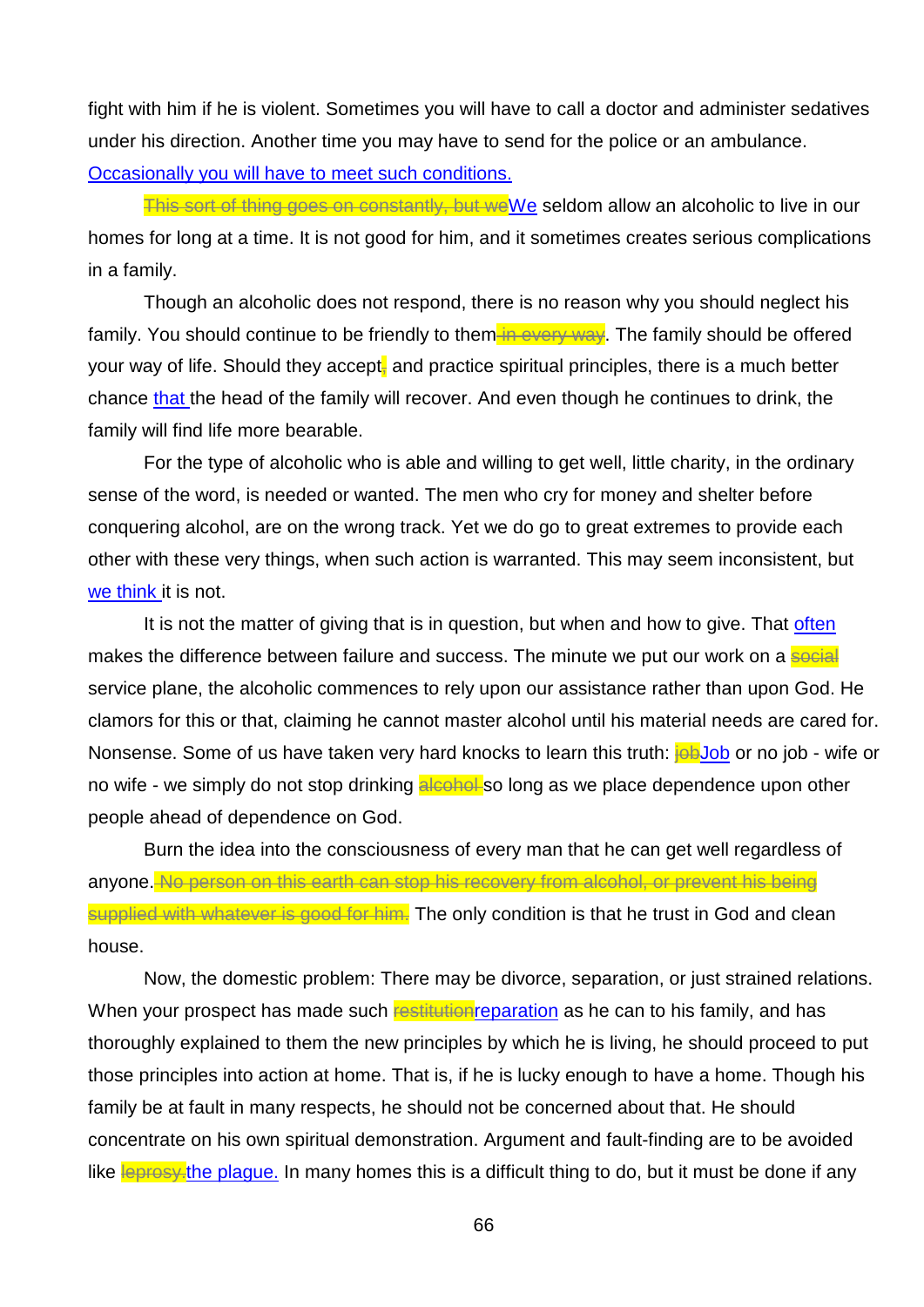fight with him if he is violent. Sometimes you will have to call a doctor and administer sedatives under his direction. Another time you may have to send for the police or an ambulance. Occasionally you will have to meet such conditions.

~~This sort of thing goes on constantly, but we~~We seldom allow an alcoholic to live in our homes for long at a time. It is not good for him, and it sometimes creates serious complications in a family.

Though an alcoholic does not respond, there is no reason why you should neglect his family. You should continue to be friendly to them~~ in every way~~. The family should be offered your way of life. Should they accept~~,~~ and practice spiritual principles, there is a much better chance that the head of the family will recover. And even though he continues to drink, the family will find life more bearable.

For the type of alcoholic who is able and willing to get well, little charity, in the ordinary sense of the word, is needed or wanted. The men who cry for money and shelter before conquering alcohol, are on the wrong track. Yet we do go to great extremes to provide each other with these very things, when such action is warranted. This may seem inconsistent, but we think it is not.

It is not the matter of giving that is in question, but when and how to give. That often makes the difference between failure and success. The minute we put our work on a ~~social~~ service plane, the alcoholic commences to rely upon our assistance rather than upon God. He clamors for this or that, claiming he cannot master alcohol until his material needs are cared for. Nonsense. Some of us have taken very hard knocks to learn this truth: ~~job~~Job or no job - wife or no wife - we simply do not stop drinking ~~alcohol~~ so long as we place dependence upon other people ahead of dependence on God.

Burn the idea into the consciousness of every man that he can get well regardless of anyone.~~ No person on this earth can stop his recovery from alcohol, or prevent his being supplied with whatever is good for him.~~ The only condition is that he trust in God and clean house.

Now, the domestic problem: There may be divorce, separation, or just strained relations. When your prospect has made such ~~restitution~~reparation as he can to his family, and has thoroughly explained to them the new principles by which he is living, he should proceed to put those principles into action at home. That is, if he is lucky enough to have a home. Though his family be at fault in many respects, he should not be concerned about that. He should concentrate on his own spiritual demonstration. Argument and fault-finding are to be avoided like ~~leprosy.~~the plague. In many homes this is a difficult thing to do, but it must be done if any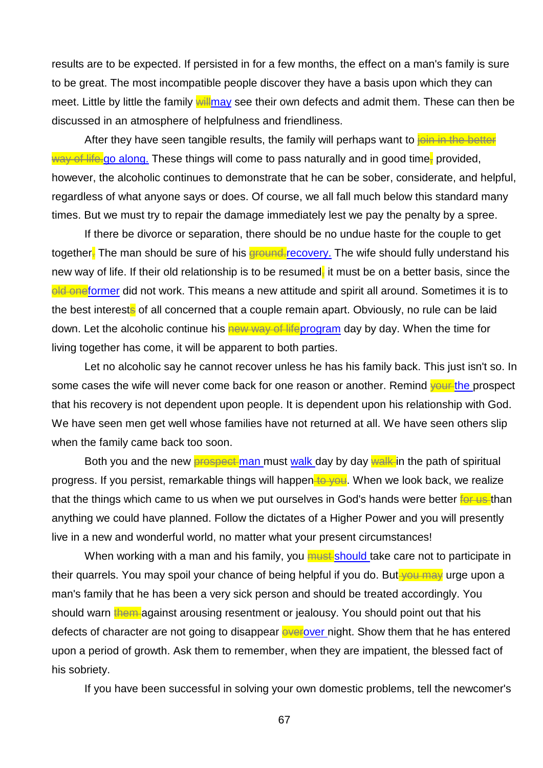results are to be expected. If persisted in for a few months, the effect on a man's family is sure to be great. The most incompatible people discover they have a basis upon which they can meet. Little by little the family ~~will~~may see their own defects and admit them. These can then be discussed in an atmosphere of helpfulness and friendliness.

After they have seen tangible results, the family will perhaps want to ~~join in the better way of life.~~go along. These things will come to pass naturally and in good time, provided, however, the alcoholic continues to demonstrate that he can be sober, considerate, and helpful, regardless of what anyone says or does. Of course, we all fall much below this standard many times. But we must try to repair the damage immediately lest we pay the penalty by a spree.

If there be divorce or separation, there should be no undue haste for the couple to get together. The man should be sure of his ~~ground.~~recovery. The wife should fully understand his new way of life. If their old relationship is to be resumed, it must be on a better basis, since the ~~old one~~former did not work. This means a new attitude and spirit all around. Sometimes it is to the best interests of all concerned that a couple remain apart. Obviously, no rule can be laid down. Let the alcoholic continue his ~~new way of life~~program day by day. When the time for living together has come, it will be apparent to both parties.

Let no alcoholic say he cannot recover unless he has his family back. This just isn't so. In some cases the wife will never come back for one reason or another. Remind ~~your~~ the prospect that his recovery is not dependent upon people. It is dependent upon his relationship with God. We have seen men get well whose families have not returned at all. We have seen others slip when the family came back too soon.

Both you and the new ~~prospect~~ man must walk day by day ~~walk~~ in the path of spiritual progress. If you persist, remarkable things will happen~~ to you~~. When we look back, we realize that the things which came to us when we put ourselves in God's hands were better ~~for us~~ than anything we could have planned. Follow the dictates of a Higher Power and you will presently live in a new and wonderful world, no matter what your present circumstances!

When working with a man and his family, you ~~must~~ should take care not to participate in their quarrels. You may spoil your chance of being helpful if you do. But~~ you may~~ urge upon a man's family that he has been a very sick person and should be treated accordingly. You should warn ~~them~~ against arousing resentment or jealousy. You should point out that his defects of character are not going to disappear ~~over~~over night. Show them that he has entered upon a period of growth. Ask them to remember, when they are impatient, the blessed fact of his sobriety.

If you have been successful in solving your own domestic problems, tell the newcomer's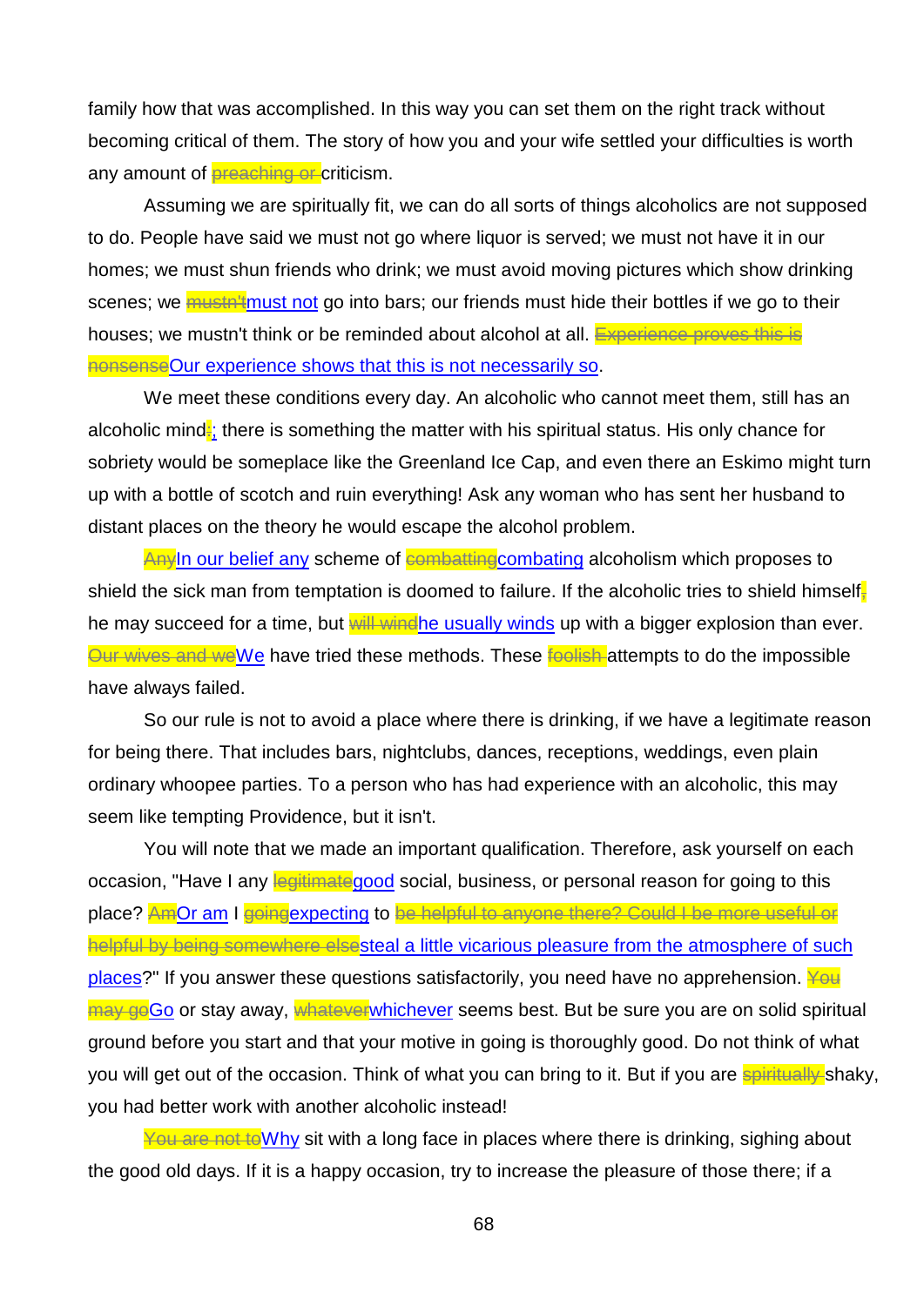family how that was accomplished. In this way you can set them on the right track without becoming critical of them. The story of how you and your wife settled your difficulties is worth any amount of ~~preaching or~~ criticism.

Assuming we are spiritually fit, we can do all sorts of things alcoholics are not supposed to do. People have said we must not go where liquor is served; we must not have it in our homes; we must shun friends who drink; we must avoid moving pictures which show drinking scenes; we ~~mustn't~~must not go into bars; our friends must hide their bottles if we go to their houses; we mustn't think or be reminded about alcohol at all. ~~Experience proves this is nonsense~~Our experience shows that this is not necessarily so.

We meet these conditions every day. An alcoholic who cannot meet them, still has an alcoholic mind~~,~~; there is something the matter with his spiritual status. His only chance for sobriety would be someplace like the Greenland Ice Cap, and even there an Eskimo might turn up with a bottle of scotch and ruin everything! Ask any woman who has sent her husband to distant places on the theory he would escape the alcohol problem.

~~Any~~In our belief any scheme of ~~combatting~~combating alcoholism which proposes to shield the sick man from temptation is doomed to failure. If the alcoholic tries to shield himself~~,~~ he may succeed for a time, but ~~will wind~~he usually winds up with a bigger explosion than ever. ~~Our wives and we~~We have tried these methods. These ~~foolish~~ attempts to do the impossible have always failed.

So our rule is not to avoid a place where there is drinking, if we have a legitimate reason for being there. That includes bars, nightclubs, dances, receptions, weddings, even plain ordinary whoopee parties. To a person who has had experience with an alcoholic, this may seem like tempting Providence, but it isn't.

You will note that we made an important qualification. Therefore, ask yourself on each occasion, "Have I any ~~legitimate~~good social, business, or personal reason for going to this place? ~~Am~~Or am I ~~going~~expecting to ~~be helpful to anyone there? Could I be more useful or helpful by being somewhere else~~steal a little vicarious pleasure from the atmosphere of such places?" If you answer these questions satisfactorily, you need have no apprehension. ~~You may go~~Go or stay away, ~~whatever~~whichever seems best. But be sure you are on solid spiritual ground before you start and that your motive in going is thoroughly good. Do not think of what you will get out of the occasion. Think of what you can bring to it. But if you are ~~spiritually~~ shaky, you had better work with another alcoholic instead!

~~You are not to~~Why sit with a long face in places where there is drinking, sighing about the good old days. If it is a happy occasion, try to increase the pleasure of those there; if a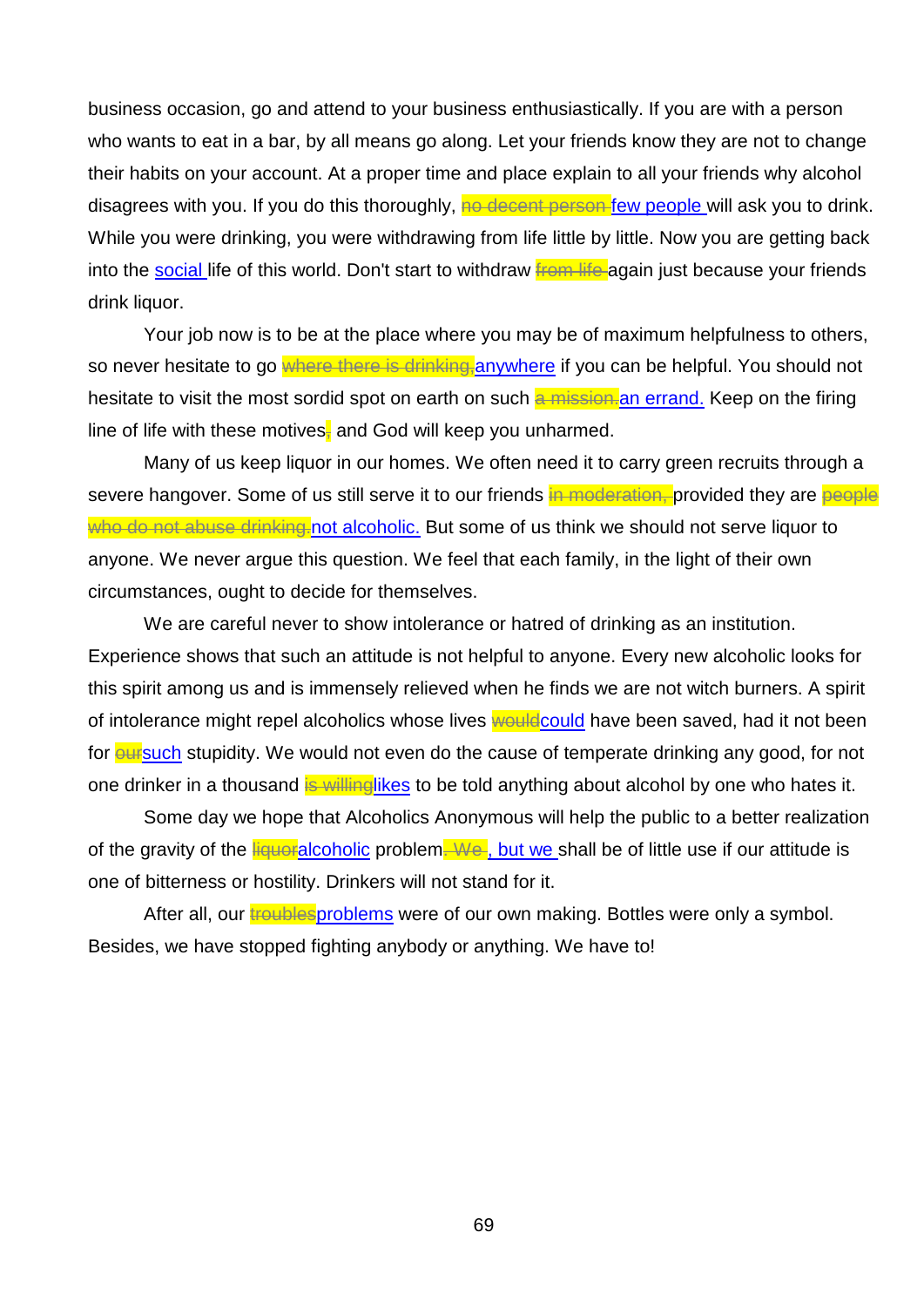business occasion, go and attend to your business enthusiastically. If you are with a person who wants to eat in a bar, by all means go along. Let your friends know they are not to change their habits on your account. At a proper time and place explain to all your friends why alcohol disagrees with you. If you do this thoroughly, ~~no decent person~~ few people will ask you to drink. While you were drinking, you were withdrawing from life little by little. Now you are getting back into the social life of this world. Don't start to withdraw ~~from life~~ again just because your friends drink liquor.

Your job now is to be at the place where you may be of maximum helpfulness to others, so never hesitate to go ~~where there is drinking,~~anywhere if you can be helpful. You should not hesitate to visit the most sordid spot on earth on such ~~a mission.~~an errand. Keep on the firing line of life with these motives~~,~~ and God will keep you unharmed.

Many of us keep liquor in our homes. We often need it to carry green recruits through a severe hangover. Some of us still serve it to our friends ~~in moderation,~~ provided they are ~~people who do not abuse drinking.~~not alcoholic. But some of us think we should not serve liquor to anyone. We never argue this question. We feel that each family, in the light of their own circumstances, ought to decide for themselves.

We are careful never to show intolerance or hatred of drinking as an institution. Experience shows that such an attitude is not helpful to anyone. Every new alcoholic looks for this spirit among us and is immensely relieved when he finds we are not witch burners. A spirit of intolerance might repel alcoholics whose lives ~~would~~could have been saved, had it not been for ~~our~~such stupidity. We would not even do the cause of temperate drinking any good, for not one drinker in a thousand ~~is willing~~likes to be told anything about alcohol by one who hates it.

Some day we hope that Alcoholics Anonymous will help the public to a better realization of the gravity of the ~~liquor~~alcoholic problem~~. We~~, but we shall be of little use if our attitude is one of bitterness or hostility. Drinkers will not stand for it.

After all, our ~~troubles~~problems were of our own making. Bottles were only a symbol. Besides, we have stopped fighting anybody or anything. We have to!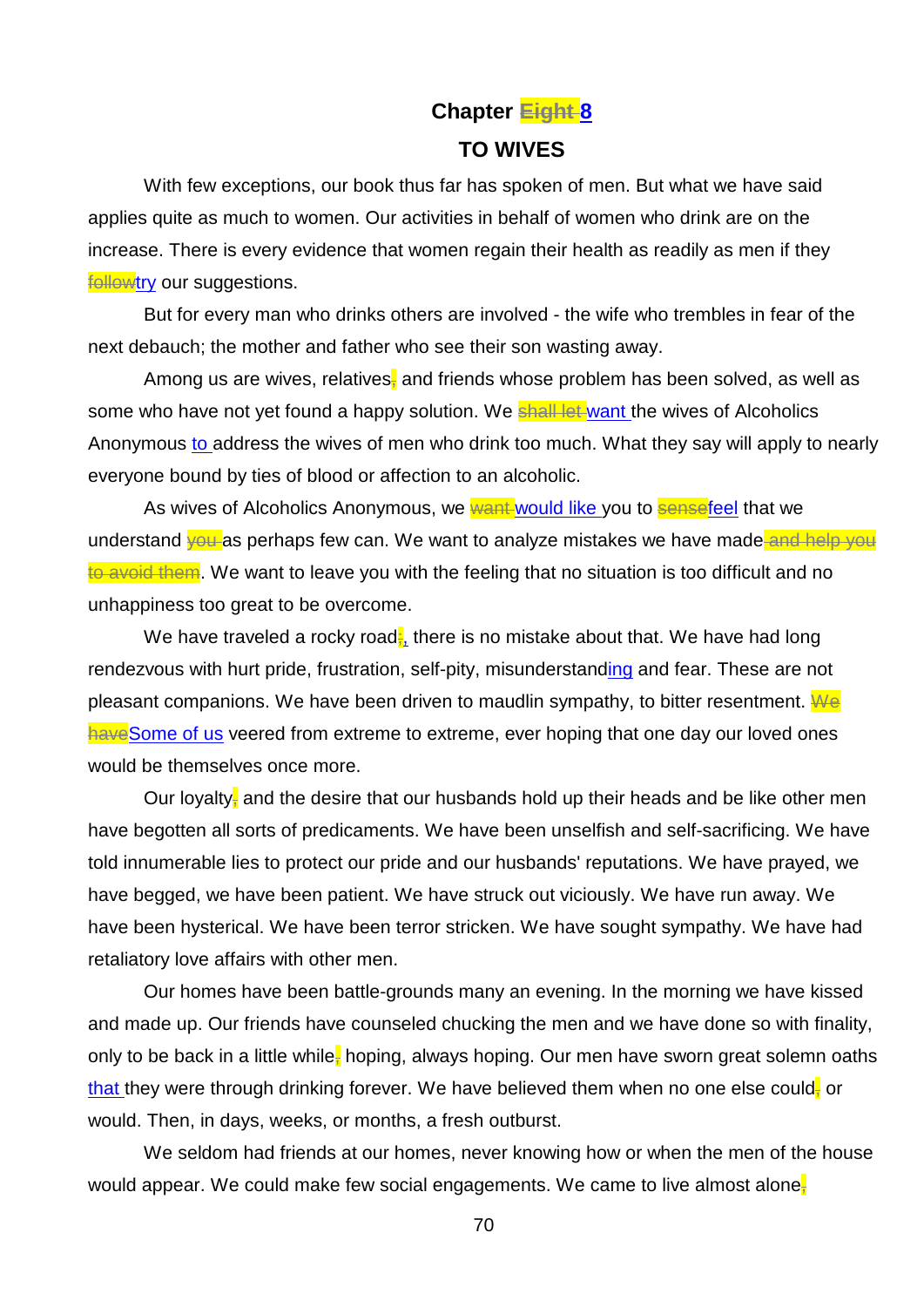## Chapter ~~Eight~~ 8

## TO WIVES

With few exceptions, our book thus far has spoken of men. But what we have said applies quite as much to women. Our activities in behalf of women who drink are on the increase. There is every evidence that women regain their health as readily as men if they ~~follow~~try our suggestions.

But for every man who drinks others are involved - the wife who trembles in fear of the next debauch; the mother and father who see their son wasting away.

Among us are wives, relatives~~,~~ and friends whose problem has been solved, as well as some who have not yet found a happy solution. We ~~shall let~~ want the wives of Alcoholics Anonymous to address the wives of men who drink too much. What they say will apply to nearly everyone bound by ties of blood or affection to an alcoholic.

As wives of Alcoholics Anonymous, we ~~want~~ would like you to ~~sense~~feel that we understand ~~you~~ as perhaps few can. We want to analyze mistakes we have made ~~and help you to avoid them~~. We want to leave you with the feeling that no situation is too difficult and no unhappiness too great to be overcome.

We have traveled a rocky road~~;~~, there is no mistake about that. We have had long rendezvous with hurt pride, frustration, self-pity, misunderstanding and fear. These are not pleasant companions. We have been driven to maudlin sympathy, to bitter resentment. ~~We have~~Some of us veered from extreme to extreme, ever hoping that one day our loved ones would be themselves once more.

Our loyalty~~,~~ and the desire that our husbands hold up their heads and be like other men have begotten all sorts of predicaments. We have been unselfish and self-sacrificing. We have told innumerable lies to protect our pride and our husbands' reputations. We have prayed, we have begged, we have been patient. We have struck out viciously. We have run away. We have been hysterical. We have been terror stricken. We have sought sympathy. We have had retaliatory love affairs with other men.

Our homes have been battle-grounds many an evening. In the morning we have kissed and made up. Our friends have counseled chucking the men and we have done so with finality, only to be back in a little while~~,~~ hoping, always hoping. Our men have sworn great solemn oaths that they were through drinking forever. We have believed them when no one else could~~,~~ or would. Then, in days, weeks, or months, a fresh outburst.

We seldom had friends at our homes, never knowing how or when the men of the house would appear. We could make few social engagements. We came to live almost alone~~,~~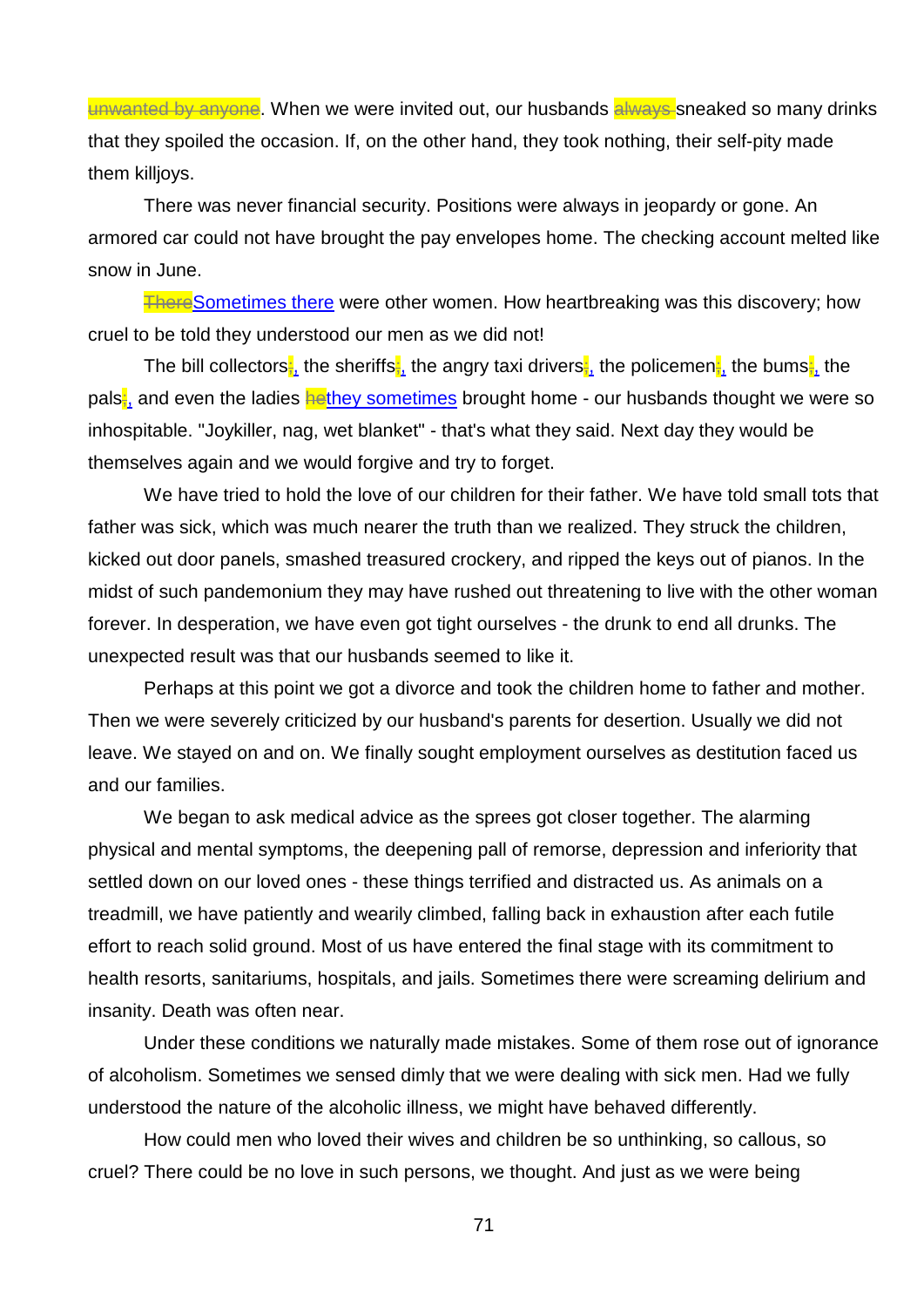~~unwanted by anyone~~. When we were invited out, our husbands ~~always~~ sneaked so many drinks that they spoiled the occasion. If, on the other hand, they took nothing, their self-pity made them killjoys.

There was never financial security. Positions were always in jeopardy or gone. An armored car could not have brought the pay envelopes home. The checking account melted like snow in June.

~~There~~Sometimes there were other women. How heartbreaking was this discovery; how cruel to be told they understood our men as we did not!

The bill collectors~~;~~, the sheriffs~~;~~, the angry taxi drivers~~;~~, the policemen~~;~~, the bums~~;~~, the pals~~;~~, and even the ladies ~~he~~they sometimes brought home - our husbands thought we were so inhospitable. "Joykiller, nag, wet blanket" - that's what they said. Next day they would be themselves again and we would forgive and try to forget.

We have tried to hold the love of our children for their father. We have told small tots that father was sick, which was much nearer the truth than we realized. They struck the children, kicked out door panels, smashed treasured crockery, and ripped the keys out of pianos. In the midst of such pandemonium they may have rushed out threatening to live with the other woman forever. In desperation, we have even got tight ourselves - the drunk to end all drunks. The unexpected result was that our husbands seemed to like it.

Perhaps at this point we got a divorce and took the children home to father and mother. Then we were severely criticized by our husband's parents for desertion. Usually we did not leave. We stayed on and on. We finally sought employment ourselves as destitution faced us and our families.

We began to ask medical advice as the sprees got closer together. The alarming physical and mental symptoms, the deepening pall of remorse, depression and inferiority that settled down on our loved ones - these things terrified and distracted us. As animals on a treadmill, we have patiently and wearily climbed, falling back in exhaustion after each futile effort to reach solid ground. Most of us have entered the final stage with its commitment to health resorts, sanitariums, hospitals, and jails. Sometimes there were screaming delirium and insanity. Death was often near.

Under these conditions we naturally made mistakes. Some of them rose out of ignorance of alcoholism. Sometimes we sensed dimly that we were dealing with sick men. Had we fully understood the nature of the alcoholic illness, we might have behaved differently.

How could men who loved their wives and children be so unthinking, so callous, so cruel? There could be no love in such persons, we thought. And just as we were being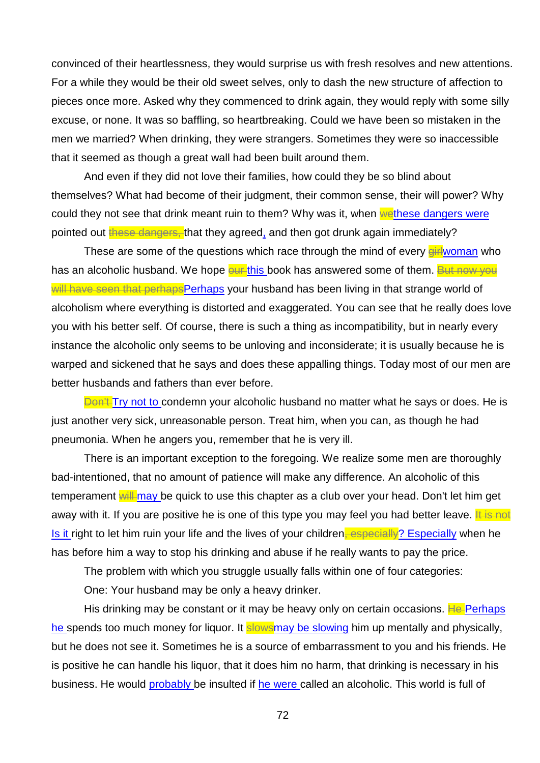convinced of their heartlessness, they would surprise us with fresh resolves and new attentions. For a while they would be their old sweet selves, only to dash the new structure of affection to pieces once more. Asked why they commenced to drink again, they would reply with some silly excuse, or none. It was so baffling, so heartbreaking. Could we have been so mistaken in the men we married? When drinking, they were strangers. Sometimes they were so inaccessible that it seemed as though a great wall had been built around them.

And even if they did not love their families, how could they be so blind about themselves? What had become of their judgment, their common sense, their will power? Why could they not see that drink meant ruin to them? Why was it, when ~~we~~these dangers were pointed out ~~these dangers,~~ that they agreed, and then got drunk again immediately?

These are some of the questions which race through the mind of every ~~girl~~woman who has an alcoholic husband. We hope ~~our~~ this book has answered some of them. ~~But now you will have seen that perhaps~~Perhaps your husband has been living in that strange world of alcoholism where everything is distorted and exaggerated. You can see that he really does love you with his better self. Of course, there is such a thing as incompatibility, but in nearly every instance the alcoholic only seems to be unloving and inconsiderate; it is usually because he is warped and sickened that he says and does these appalling things. Today most of our men are better husbands and fathers than ever before.

~~Don't~~ Try not to condemn your alcoholic husband no matter what he says or does. He is just another very sick, unreasonable person. Treat him, when you can, as though he had pneumonia. When he angers you, remember that he is very ill.

There is an important exception to the foregoing. We realize some men are thoroughly bad-intentioned, that no amount of patience will make any difference. An alcoholic of this temperament ~~will~~ may be quick to use this chapter as a club over your head. Don't let him get away with it. If you are positive he is one of this type you may feel you had better leave. ~~It is not~~ Is it right to let him ruin your life and the lives of your children~~, especially~~? Especially when he has before him a way to stop his drinking and abuse if he really wants to pay the price.

The problem with which you struggle usually falls within one of four categories:

One: Your husband may be only a heavy drinker.

His drinking may be constant or it may be heavy only on certain occasions. ~~He~~ Perhaps he spends too much money for liquor. It ~~slows~~may be slowing him up mentally and physically, but he does not see it. Sometimes he is a source of embarrassment to you and his friends. He is positive he can handle his liquor, that it does him no harm, that drinking is necessary in his business. He would probably be insulted if he were called an alcoholic. This world is full of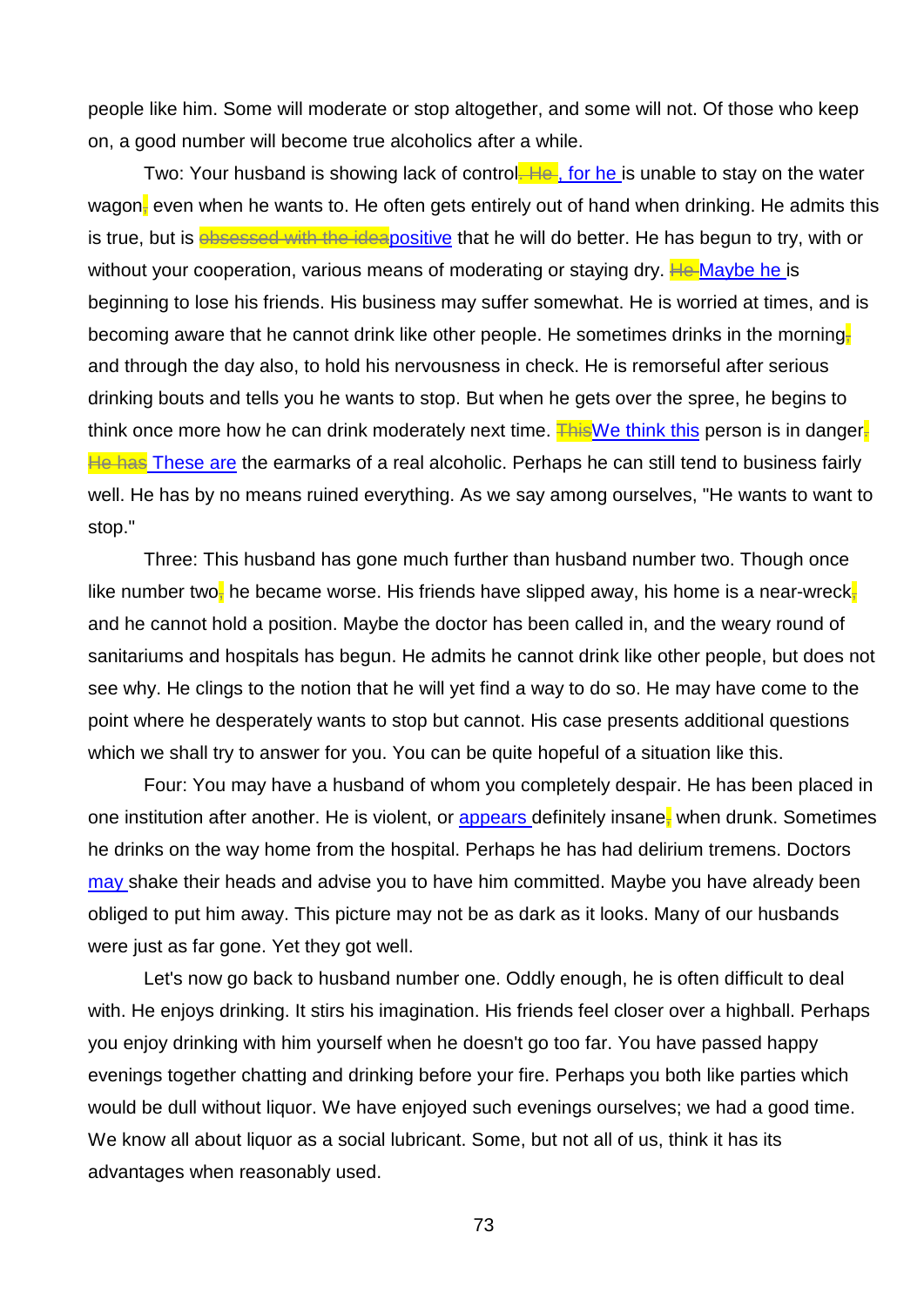people like him. Some will moderate or stop altogether, and some will not. Of those who keep on, a good number will become true alcoholics after a while.

Two: Your husband is showing lack of control~~. He~~, for he is unable to stay on the water wagon~~,~~ even when he wants to. He often gets entirely out of hand when drinking. He admits this is true, but is ~~obsessed with the idea~~positive that he will do better. He has begun to try, with or without your cooperation, various means of moderating or staying dry. ~~He~~ Maybe he is beginning to lose his friends. His business may suffer somewhat. He is worried at times, and is becoming aware that he cannot drink like other people. He sometimes drinks in the morning~~,~~ and through the day also, to hold his nervousness in check. He is remorseful after serious drinking bouts and tells you he wants to stop. But when he gets over the spree, he begins to think once more how he can drink moderately next time. ~~This~~We think this person is in danger~~.~~ ~~He has~~ These are the earmarks of a real alcoholic. Perhaps he can still tend to business fairly well. He has by no means ruined everything. As we say among ourselves, "He wants to want to stop."

Three: This husband has gone much further than husband number two. Though once like number two~~,~~ he became worse. His friends have slipped away, his home is a near-wreck~~,~~ and he cannot hold a position. Maybe the doctor has been called in, and the weary round of sanitariums and hospitals has begun. He admits he cannot drink like other people, but does not see why. He clings to the notion that he will yet find a way to do so. He may have come to the point where he desperately wants to stop but cannot. His case presents additional questions which we shall try to answer for you. You can be quite hopeful of a situation like this.

Four: You may have a husband of whom you completely despair. He has been placed in one institution after another. He is violent, or appears definitely insane~~,~~ when drunk. Sometimes he drinks on the way home from the hospital. Perhaps he has had delirium tremens. Doctors may shake their heads and advise you to have him committed. Maybe you have already been obliged to put him away. This picture may not be as dark as it looks. Many of our husbands were just as far gone. Yet they got well.

Let's now go back to husband number one. Oddly enough, he is often difficult to deal with. He enjoys drinking. It stirs his imagination. His friends feel closer over a highball. Perhaps you enjoy drinking with him yourself when he doesn't go too far. You have passed happy evenings together chatting and drinking before your fire. Perhaps you both like parties which would be dull without liquor. We have enjoyed such evenings ourselves; we had a good time. We know all about liquor as a social lubricant. Some, but not all of us, think it has its advantages when reasonably used.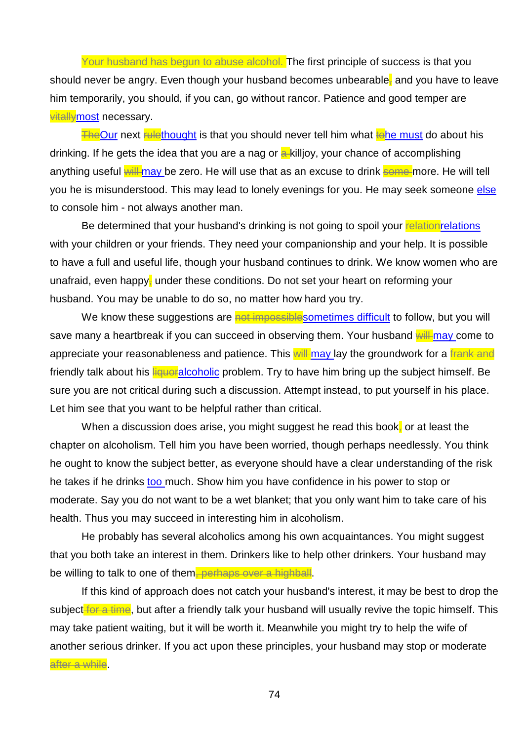~~Your husband has begun to abuse alcohol.~~ The first principle of success is that you should never be angry. Even though your husband becomes unbearable~~,~~ and you have to leave him temporarily, you should, if you can, go without rancor. Patience and good temper are ~~vitally~~most necessary.

~~The~~Our next ~~rule~~thought is that you should never tell him what ~~to~~he must do about his drinking. If he gets the idea that you are a nag or ~~a~~ killjoy, your chance of accomplishing anything useful ~~will~~ may be zero. He will use that as an excuse to drink ~~some~~ more. He will tell you he is misunderstood. This may lead to lonely evenings for you. He may seek someone else to console him - not always another man.

Be determined that your husband's drinking is not going to spoil your ~~relation~~relations with your children or your friends. They need your companionship and your help. It is possible to have a full and useful life, though your husband continues to drink. We know women who are unafraid, even happy~~,~~ under these conditions. Do not set your heart on reforming your husband. You may be unable to do so, no matter how hard you try.

We know these suggestions are ~~not impossible~~sometimes difficult to follow, but you will save many a heartbreak if you can succeed in observing them. Your husband ~~will~~ may come to appreciate your reasonableness and patience. This ~~will~~ may lay the groundwork for a ~~frank and~~ friendly talk about his ~~liquor~~alcoholic problem. Try to have him bring up the subject himself. Be sure you are not critical during such a discussion. Attempt instead, to put yourself in his place. Let him see that you want to be helpful rather than critical.

When a discussion does arise, you might suggest he read this book~~,~~ or at least the chapter on alcoholism. Tell him you have been worried, though perhaps needlessly. You think he ought to know the subject better, as everyone should have a clear understanding of the risk he takes if he drinks too much. Show him you have confidence in his power to stop or moderate. Say you do not want to be a wet blanket; that you only want him to take care of his health. Thus you may succeed in interesting him in alcoholism.

He probably has several alcoholics among his own acquaintances. You might suggest that you both take an interest in them. Drinkers like to help other drinkers. Your husband may be willing to talk to one of them~~, perhaps over a highball~~.

If this kind of approach does not catch your husband's interest, it may be best to drop the subject~~ for a time~~, but after a friendly talk your husband will usually revive the topic himself. This may take patient waiting, but it will be worth it. Meanwhile you might try to help the wife of another serious drinker. If you act upon these principles, your husband may stop or moderate ~~after a while~~.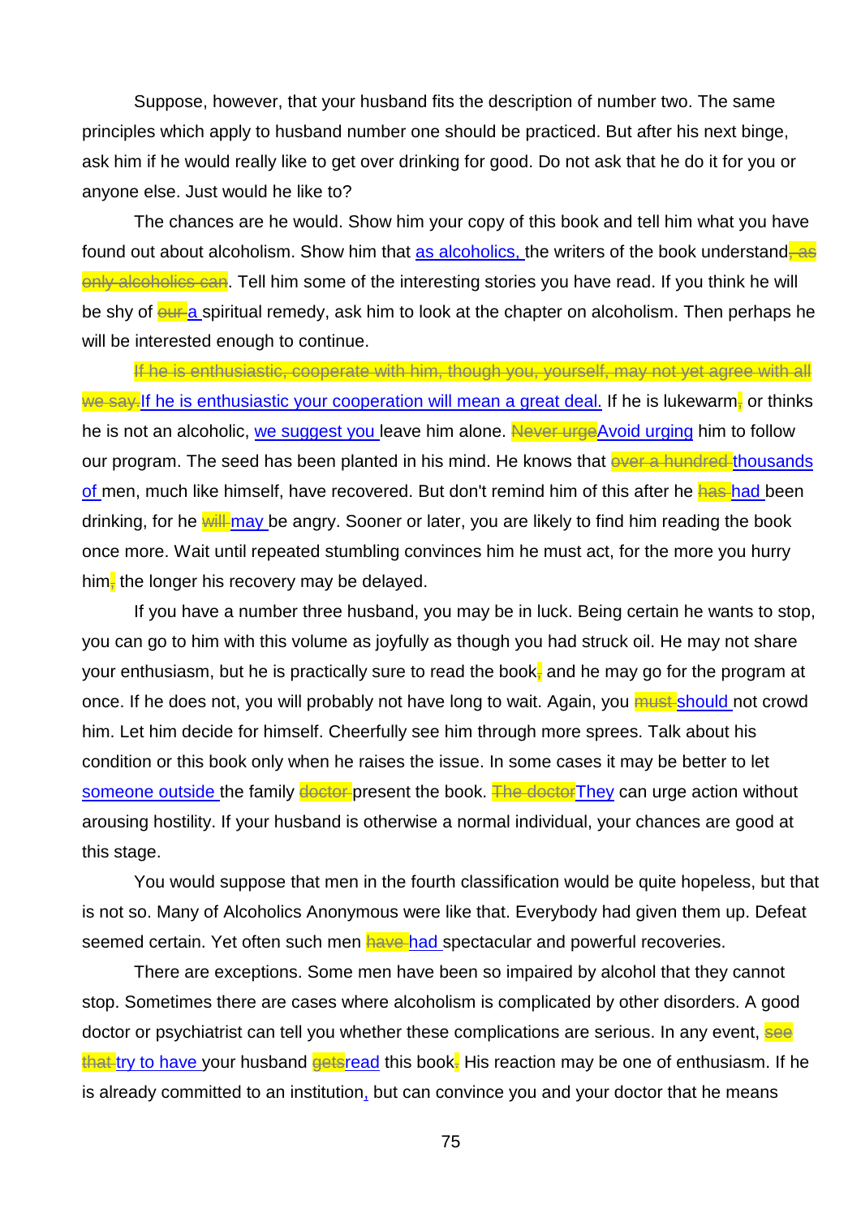Suppose, however, that your husband fits the description of number two. The same principles which apply to husband number one should be practiced. But after his next binge, ask him if he would really like to get over drinking for good. Do not ask that he do it for you or anyone else. Just would he like to?

The chances are he would. Show him your copy of this book and tell him what you have found out about alcoholism. Show him that as alcoholics, the writers of the book understand~~, as only alcoholics can~~. Tell him some of the interesting stories you have read. If you think he will be shy of ~~our~~ a spiritual remedy, ask him to look at the chapter on alcoholism. Then perhaps he will be interested enough to continue.

~~If he is enthusiastic, cooperate with him, though you, yourself, may not yet agree with all we say.~~ If he is enthusiastic your cooperation will mean a great deal. If he is lukewarm~~,~~ or thinks he is not an alcoholic, we suggest you leave him alone. ~~Never urge~~ Avoid urging him to follow our program. The seed has been planted in his mind. He knows that ~~over a hundred~~ thousands of men, much like himself, have recovered. But don't remind him of this after he ~~has~~ had been drinking, for he ~~will~~ may be angry. Sooner or later, you are likely to find him reading the book once more. Wait until repeated stumbling convinces him he must act, for the more you hurry him~~,~~ the longer his recovery may be delayed.

If you have a number three husband, you may be in luck. Being certain he wants to stop, you can go to him with this volume as joyfully as though you had struck oil. He may not share your enthusiasm, but he is practically sure to read the book~~,~~ and he may go for the program at once. If he does not, you will probably not have long to wait. Again, you ~~must~~ should not crowd him. Let him decide for himself. Cheerfully see him through more sprees. Talk about his condition or this book only when he raises the issue. In some cases it may be better to let someone outside the family ~~doctor~~ present the book. ~~The doctor~~ They can urge action without arousing hostility. If your husband is otherwise a normal individual, your chances are good at this stage.

You would suppose that men in the fourth classification would be quite hopeless, but that is not so. Many of Alcoholics Anonymous were like that. Everybody had given them up. Defeat seemed certain. Yet often such men ~~have~~ had spectacular and powerful recoveries.

There are exceptions. Some men have been so impaired by alcohol that they cannot stop. Sometimes there are cases where alcoholism is complicated by other disorders. A good doctor or psychiatrist can tell you whether these complications are serious. In any event, ~~see that~~ try to have your husband ~~gets~~ read this book. His reaction may be one of enthusiasm. If he is already committed to an institution, but can convince you and your doctor that he means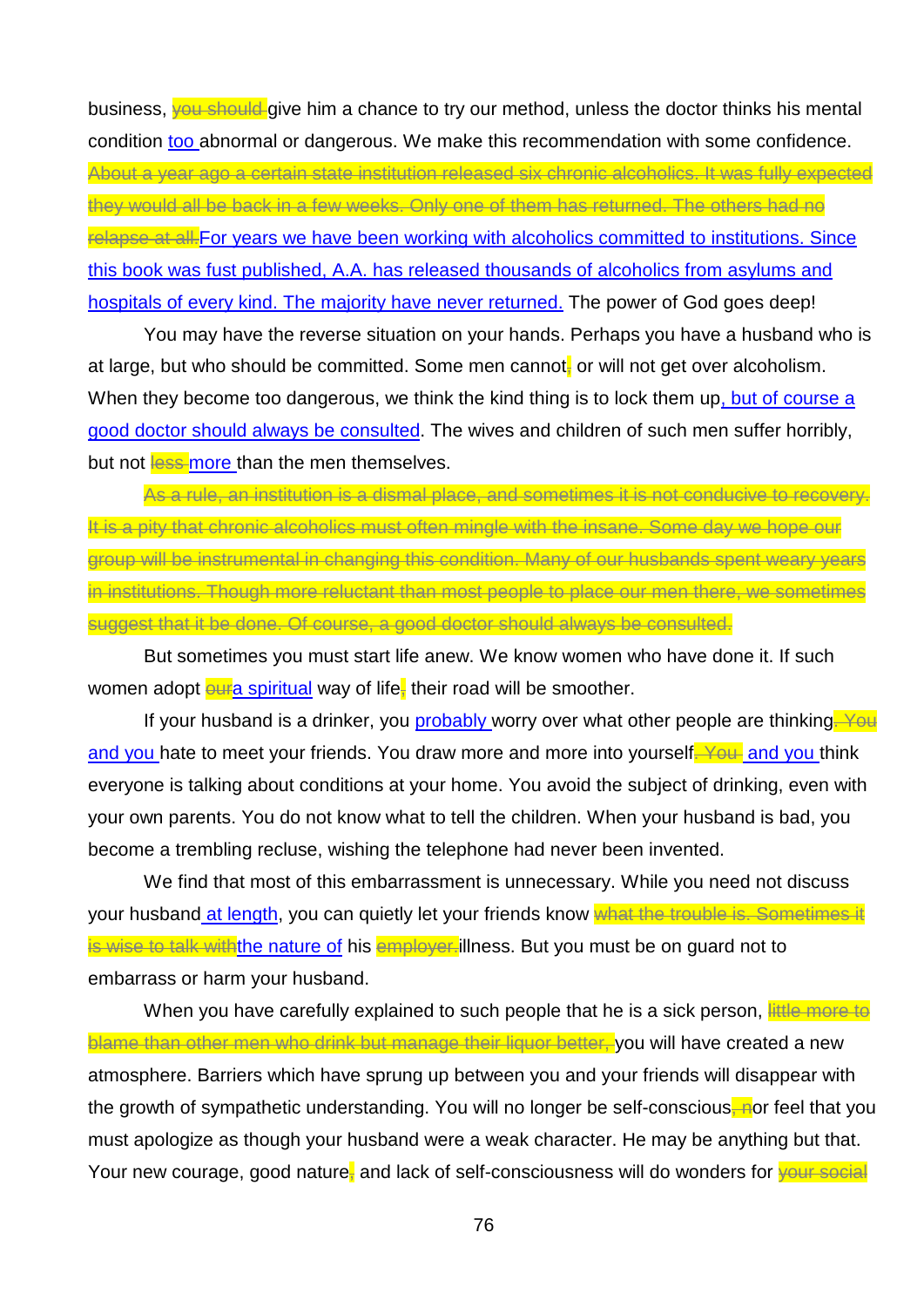business, ~~you should~~ give him a chance to try our method, unless the doctor thinks his mental condition too abnormal or dangerous. We make this recommendation with some confidence. ~~About a year ago a certain state institution released six chronic alcoholics. It was fully expected they would all be back in a few weeks. Only one of them has returned. The others had no relapse at all.~~For years we have been working with alcoholics committed to institutions. Since this book was fust published, A.A. has released thousands of alcoholics from asylums and hospitals of every kind. The majority have never returned. The power of God goes deep!

You may have the reverse situation on your hands. Perhaps you have a husband who is at large, but who should be committed. Some men cannot~~,~~ or will not get over alcoholism. When they become too dangerous, we think the kind thing is to lock them up, but of course a good doctor should always be consulted. The wives and children of such men suffer horribly, but not ~~less~~ more than the men themselves.

~~As a rule, an institution is a dismal place, and sometimes it is not conducive to recovery. It is a pity that chronic alcoholics must often mingle with the insane. Some day we hope our group will be instrumental in changing this condition. Many of our husbands spent weary years in institutions. Though more reluctant than most people to place our men there, we sometimes suggest that it be done. Of course, a good doctor should always be consulted.~~

But sometimes you must start life anew. We know women who have done it. If such women adopt ~~our~~a spiritual way of life~~,~~ their road will be smoother.

If your husband is a drinker, you probably worry over what other people are thinking~~. You~~ and you hate to meet your friends. You draw more and more into yourself~~. You~~ and you think everyone is talking about conditions at your home. You avoid the subject of drinking, even with your own parents. You do not know what to tell the children. When your husband is bad, you become a trembling recluse, wishing the telephone had never been invented.

We find that most of this embarrassment is unnecessary. While you need not discuss your husband at length, you can quietly let your friends know ~~what the trouble is. Sometimes it is wise to talk with~~the nature of his ~~employer~~ illness. But you must be on guard not to embarrass or harm your husband.

When you have carefully explained to such people that he is a sick person, ~~little more to blame than other men who drink but manage their liquor better,~~ you will have created a new atmosphere. Barriers which have sprung up between you and your friends will disappear with the growth of sympathetic understanding. You will no longer be self-conscious~~, n~~or feel that you must apologize as though your husband were a weak character. He may be anything but that. Your new courage, good nature~~,~~ and lack of self-consciousness will do wonders for ~~your social~~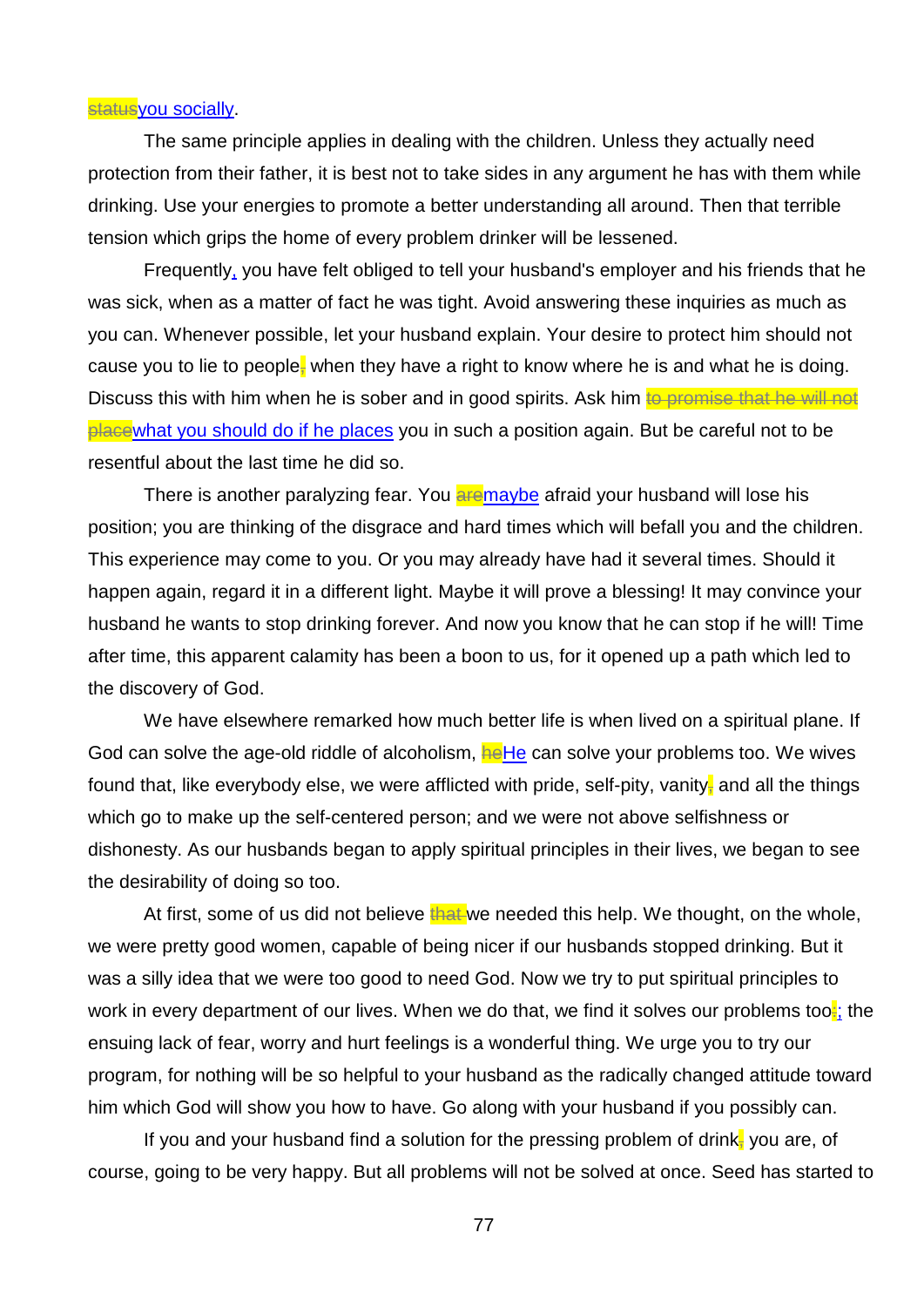~~status~~you socially.

The same principle applies in dealing with the children. Unless they actually need protection from their father, it is best not to take sides in any argument he has with them while drinking. Use your energies to promote a better understanding all around. Then that terrible tension which grips the home of every problem drinker will be lessened.

Frequently, you have felt obliged to tell your husband's employer and his friends that he was sick, when as a matter of fact he was tight. Avoid answering these inquiries as much as you can. Whenever possible, let your husband explain. Your desire to protect him should not cause you to lie to people~~,~~ when they have a right to know where he is and what he is doing. Discuss this with him when he is sober and in good spirits. Ask him ~~to promise that he will not place~~what you should do if he places you in such a position again. But be careful not to be resentful about the last time he did so.

There is another paralyzing fear. You ~~are~~maybe afraid your husband will lose his position; you are thinking of the disgrace and hard times which will befall you and the children. This experience may come to you. Or you may already have had it several times. Should it happen again, regard it in a different light. Maybe it will prove a blessing! It may convince your husband he wants to stop drinking forever. And now you know that he can stop if he will! Time after time, this apparent calamity has been a boon to us, for it opened up a path which led to the discovery of God.

We have elsewhere remarked how much better life is when lived on a spiritual plane. If God can solve the age-old riddle of alcoholism, ~~he~~He can solve your problems too. We wives found that, like everybody else, we were afflicted with pride, self-pity, vanity~~,~~ and all the things which go to make up the self-centered person; and we were not above selfishness or dishonesty. As our husbands began to apply spiritual principles in their lives, we began to see the desirability of doing so too.

At first, some of us did not believe ~~that~~ we needed this help. We thought, on the whole, we were pretty good women, capable of being nicer if our husbands stopped drinking. But it was a silly idea that we were too good to need God. Now we try to put spiritual principles to work in every department of our lives. When we do that, we find it solves our problems too~~:~~; the ensuing lack of fear, worry and hurt feelings is a wonderful thing. We urge you to try our program, for nothing will be so helpful to your husband as the radically changed attitude toward him which God will show you how to have. Go along with your husband if you possibly can.

If you and your husband find a solution for the pressing problem of drink~~,~~ you are, of course, going to be very happy. But all problems will not be solved at once. Seed has started to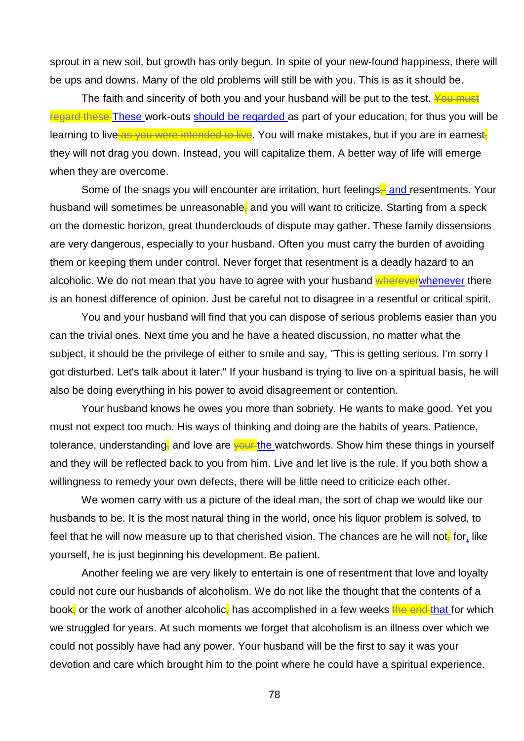sprout in a new soil, but growth has only begun. In spite of your new-found happiness, there will be ups and downs. Many of the old problems will still be with you. This is as it should be.

The faith and sincerity of both you and your husband will be put to the test. ~~You must regard these~~ These work-outs should be regarded as part of your education, for thus you will be learning to live~~ as you were intended to live~~. You will make mistakes, but if you are in earnest, they will not drag you down. Instead, you will capitalize them. A better way of life will emerge when they are overcome.

Some of the snags you will encounter are irritation, hurt feelings, and resentments. Your husband will sometimes be unreasonable, and you will want to criticize. Starting from a speck on the domestic horizon, great thunderclouds of dispute may gather. These family dissensions are very dangerous, especially to your husband. Often you must carry the burden of avoiding them or keeping them under control. Never forget that resentment is a deadly hazard to an alcoholic. We do not mean that you have to agree with your husband ~~wherever~~whenever there is an honest difference of opinion. Just be careful not to disagree in a resentful or critical spirit.

You and your husband will find that you can dispose of serious problems easier than you can the trivial ones. Next time you and he have a heated discussion, no matter what the subject, it should be the privilege of either to smile and say, "This is getting serious. I'm sorry I got disturbed. Let's talk about it later." If your husband is trying to live on a spiritual basis, he will also be doing everything in his power to avoid disagreement or contention.

Your husband knows he owes you more than sobriety. He wants to make good. Yet you must not expect too much. His ways of thinking and doing are the habits of years. Patience, tolerance, understanding, and love are ~~your~~ the watchwords. Show him these things in yourself and they will be reflected back to you from him. Live and let live is the rule. If you both show a willingness to remedy your own defects, there will be little need to criticize each other.

We women carry with us a picture of the ideal man, the sort of chap we would like our husbands to be. It is the most natural thing in the world, once his liquor problem is solved, to feel that he will now measure up to that cherished vision. The chances are he will not, for, like yourself, he is just beginning his development. Be patient.

Another feeling we are very likely to entertain is one of resentment that love and loyalty could not cure our husbands of alcoholism. We do not like the thought that the contents of a book, or the work of another alcoholic, has accomplished in a few weeks ~~the end~~ that for which we struggled for years. At such moments we forget that alcoholism is an illness over which we could not possibly have had any power. Your husband will be the first to say it was your devotion and care which brought him to the point where he could have a spiritual experience.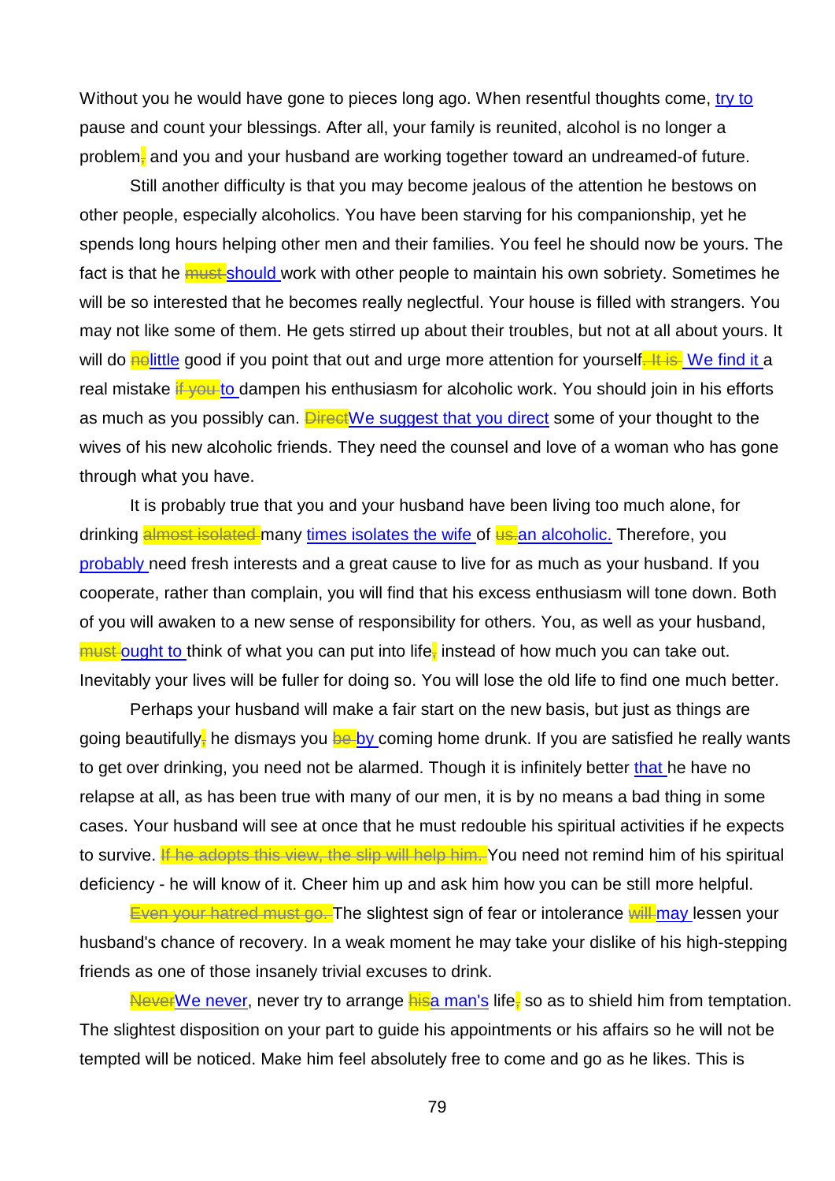Without you he would have gone to pieces long ago. When resentful thoughts come, try to pause and count your blessings. After all, your family is reunited, alcohol is no longer a problem~~,~~ and you and your husband are working together toward an undreamed-of future.

Still another difficulty is that you may become jealous of the attention he bestows on other people, especially alcoholics. You have been starving for his companionship, yet he spends long hours helping other men and their families. You feel he should now be yours. The fact is that he ~~must~~ should work with other people to maintain his own sobriety. Sometimes he will be so interested that he becomes really neglectful. Your house is filled with strangers. You may not like some of them. He gets stirred up about their troubles, but not at all about yours. It will do ~~no~~little good if you point that out and urge more attention for yourself~~. It is~~ We find it a real mistake ~~if you~~ to dampen his enthusiasm for alcoholic work. You should join in his efforts as much as you possibly can. ~~Direct~~We suggest that you direct some of your thought to the wives of his new alcoholic friends. They need the counsel and love of a woman who has gone through what you have.

It is probably true that you and your husband have been living too much alone, for drinking ~~almost isolated~~ many times isolates the wife of ~~us.~~an alcoholic. Therefore, you probably need fresh interests and a great cause to live for as much as your husband. If you cooperate, rather than complain, you will find that his excess enthusiasm will tone down. Both of you will awaken to a new sense of responsibility for others. You, as well as your husband, ~~must~~ ought to think of what you can put into life~~,~~ instead of how much you can take out. Inevitably your lives will be fuller for doing so. You will lose the old life to find one much better.

Perhaps your husband will make a fair start on the new basis, but just as things are going beautifully~~,~~ he dismays you ~~be~~ by coming home drunk. If you are satisfied he really wants to get over drinking, you need not be alarmed. Though it is infinitely better that he have no relapse at all, as has been true with many of our men, it is by no means a bad thing in some cases. Your husband will see at once that he must redouble his spiritual activities if he expects to survive. ~~If he adopts this view, the slip will help him.~~ You need not remind him of his spiritual deficiency - he will know of it. Cheer him up and ask him how you can be still more helpful.

~~Even your hatred must go.~~ The slightest sign of fear or intolerance ~~will~~ may lessen your husband's chance of recovery. In a weak moment he may take your dislike of his high-stepping friends as one of those insanely trivial excuses to drink.

~~Never~~We never, never try to arrange ~~his~~a man's life~~,~~ so as to shield him from temptation. The slightest disposition on your part to guide his appointments or his affairs so he will not be tempted will be noticed. Make him feel absolutely free to come and go as he likes. This is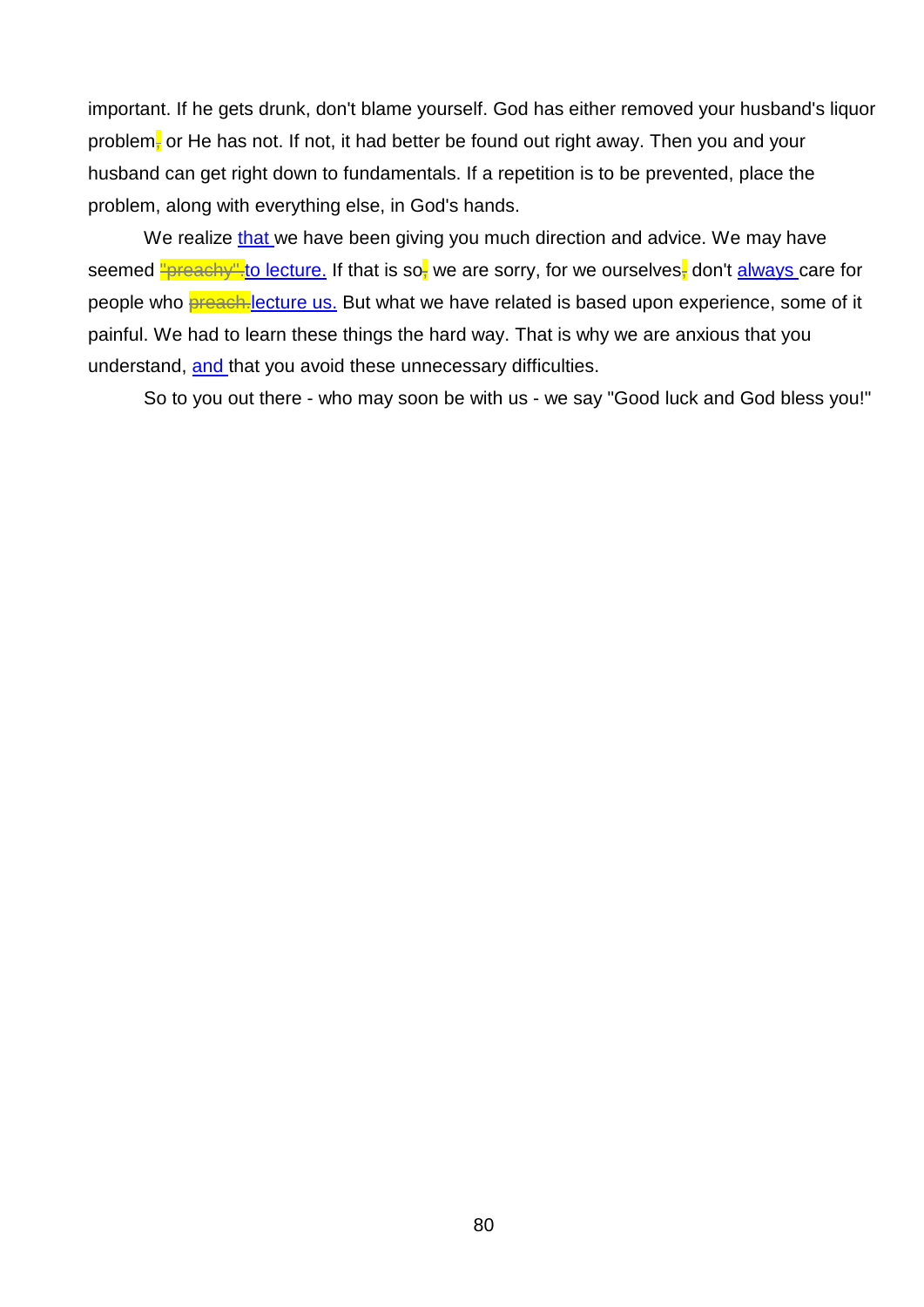important. If he gets drunk, don't blame yourself. God has either removed your husband's liquor problem~~,~~ or He has not. If not, it had better be found out right away. Then you and your husband can get right down to fundamentals. If a repetition is to be prevented, place the problem, along with everything else, in God's hands.

We realize that we have been giving you much direction and advice. We may have seemed ~~"preachy".~~to lecture. If that is so~~,~~ we are sorry, for we ourselves~~,~~ don't always care for people who ~~preach.~~lecture us. But what we have related is based upon experience, some of it painful. We had to learn these things the hard way. That is why we are anxious that you understand, and that you avoid these unnecessary difficulties.

So to you out there - who may soon be with us - we say "Good luck and God bless you!"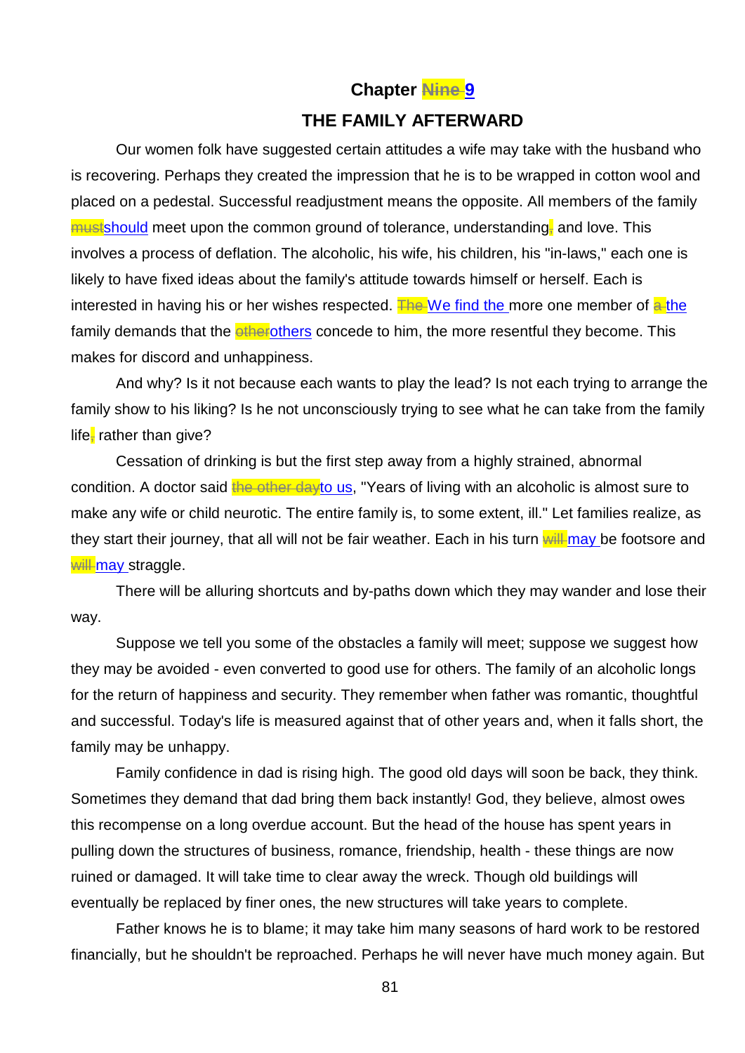## Chapter ~~Nine~~ 9

## THE FAMILY AFTERWARD

Our women folk have suggested certain attitudes a wife may take with the husband who is recovering. Perhaps they created the impression that he is to be wrapped in cotton wool and placed on a pedestal. Successful readjustment means the opposite. All members of the family ~~must~~should meet upon the common ground of tolerance, understanding~~,~~ and love. This involves a process of deflation. The alcoholic, his wife, his children, his "in-laws," each one is likely to have fixed ideas about the family's attitude towards himself or herself. Each is interested in having his or her wishes respected. ~~The~~ We find the more one member of ~~a~~ the family demands that the ~~other~~others concede to him, the more resentful they become. This makes for discord and unhappiness.

And why? Is it not because each wants to play the lead? Is not each trying to arrange the family show to his liking? Is he not unconsciously trying to see what he can take from the family life~~,~~ rather than give?

Cessation of drinking is but the first step away from a highly strained, abnormal condition. A doctor said ~~the other day~~to us, "Years of living with an alcoholic is almost sure to make any wife or child neurotic. The entire family is, to some extent, ill." Let families realize, as they start their journey, that all will not be fair weather. Each in his turn ~~will~~ may be footsore and ~~will~~ may straggle.

There will be alluring shortcuts and by-paths down which they may wander and lose their way.

Suppose we tell you some of the obstacles a family will meet; suppose we suggest how they may be avoided - even converted to good use for others. The family of an alcoholic longs for the return of happiness and security. They remember when father was romantic, thoughtful and successful. Today's life is measured against that of other years and, when it falls short, the family may be unhappy.

Family confidence in dad is rising high. The good old days will soon be back, they think. Sometimes they demand that dad bring them back instantly! God, they believe, almost owes this recompense on a long overdue account. But the head of the house has spent years in pulling down the structures of business, romance, friendship, health - these things are now ruined or damaged. It will take time to clear away the wreck. Though old buildings will eventually be replaced by finer ones, the new structures will take years to complete.

Father knows he is to blame; it may take him many seasons of hard work to be restored financially, but he shouldn't be reproached. Perhaps he will never have much money again. But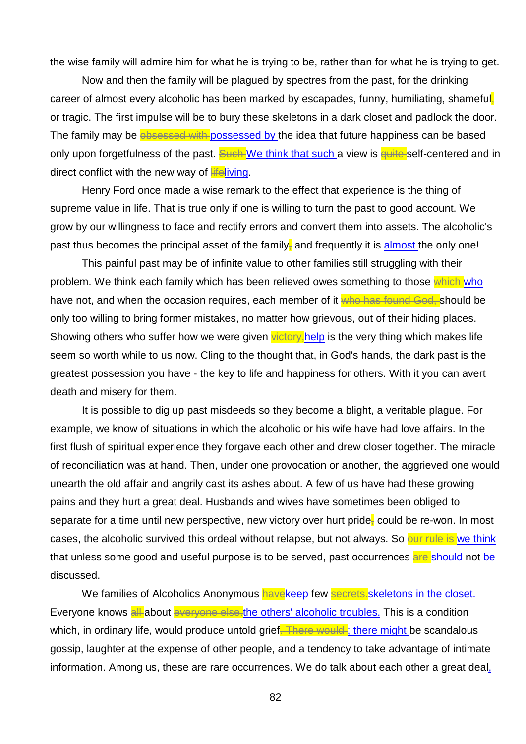the wise family will admire him for what he is trying to be, rather than for what he is trying to get.

Now and then the family will be plagued by spectres from the past, for the drinking career of almost every alcoholic has been marked by escapades, funny, humiliating, shameful~~,~~ or tragic. The first impulse will be to bury these skeletons in a dark closet and padlock the door. The family may be ~~obsessed with~~ possessed by the idea that future happiness can be based only upon forgetfulness of the past. ~~Such~~ We think that such a view is ~~quite~~ self-centered and in direct conflict with the new way of ~~life~~living.

Henry Ford once made a wise remark to the effect that experience is the thing of supreme value in life. That is true only if one is willing to turn the past to good account. We grow by our willingness to face and rectify errors and convert them into assets. The alcoholic's past thus becomes the principal asset of the family~~,~~ and frequently it is almost the only one!

This painful past may be of infinite value to other families still struggling with their problem. We think each family which has been relieved owes something to those ~~which~~ who have not, and when the occasion requires, each member of it ~~who has found God,~~ should be only too willing to bring former mistakes, no matter how grievous, out of their hiding places. Showing others who suffer how we were given ~~victory,~~help is the very thing which makes life seem so worth while to us now. Cling to the thought that, in God's hands, the dark past is the greatest possession you have - the key to life and happiness for others. With it you can avert death and misery for them.

It is possible to dig up past misdeeds so they become a blight, a veritable plague. For example, we know of situations in which the alcoholic or his wife have had love affairs. In the first flush of spiritual experience they forgave each other and drew closer together. The miracle of reconciliation was at hand. Then, under one provocation or another, the aggrieved one would unearth the old affair and angrily cast its ashes about. A few of us have had these growing pains and they hurt a great deal. Husbands and wives have sometimes been obliged to separate for a time until new perspective, new victory over hurt pride~~,~~ could be re-won. In most cases, the alcoholic survived this ordeal without relapse, but not always. So ~~our rule is~~ we think that unless some good and useful purpose is to be served, past occurrences ~~are~~ should not be discussed.

We families of Alcoholics Anonymous ~~have~~keep few ~~secrets.~~skeletons in the closet. Everyone knows ~~all~~ about ~~everyone else.~~the others' alcoholic troubles. This is a condition which, in ordinary life, would produce untold grief~~. There would~~ ; there might be scandalous gossip, laughter at the expense of other people, and a tendency to take advantage of intimate information. Among us, these are rare occurrences. We do talk about each other a great deal,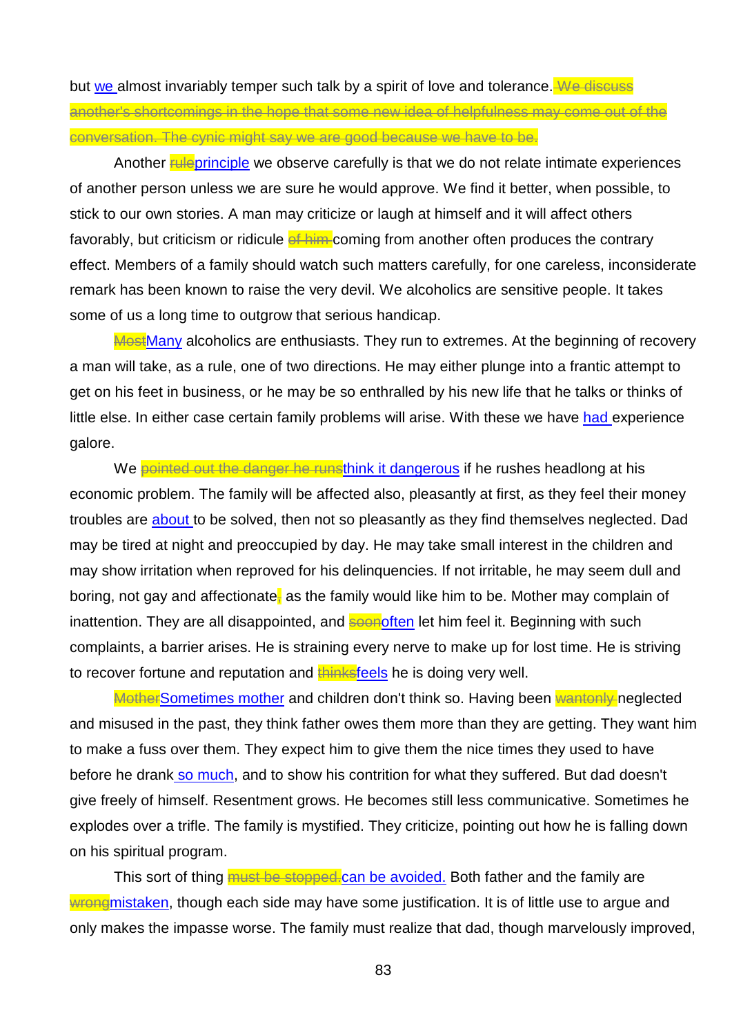but we almost invariably temper such talk by a spirit of love and tolerance. ~~We discuss another's shortcomings in the hope that some new idea of helpfulness may come out of the conversation. The cynic might say we are good because we have to be.~~

Another ~~rule~~principle we observe carefully is that we do not relate intimate experiences of another person unless we are sure he would approve. We find it better, when possible, to stick to our own stories. A man may criticize or laugh at himself and it will affect others favorably, but criticism or ridicule ~~of him~~ coming from another often produces the contrary effect. Members of a family should watch such matters carefully, for one careless, inconsiderate remark has been known to raise the very devil. We alcoholics are sensitive people. It takes some of us a long time to outgrow that serious handicap.

~~Most~~Many alcoholics are enthusiasts. They run to extremes. At the beginning of recovery a man will take, as a rule, one of two directions. He may either plunge into a frantic attempt to get on his feet in business, or he may be so enthralled by his new life that he talks or thinks of little else. In either case certain family problems will arise. With these we have had experience galore.

We ~~pointed out the danger he runs~~think it dangerous if he rushes headlong at his economic problem. The family will be affected also, pleasantly at first, as they feel their money troubles are about to be solved, then not so pleasantly as they find themselves neglected. Dad may be tired at night and preoccupied by day. He may take small interest in the children and may show irritation when reproved for his delinquencies. If not irritable, he may seem dull and boring, not gay and affectionate~~,~~ as the family would like him to be. Mother may complain of inattention. They are all disappointed, and ~~soon~~often let him feel it. Beginning with such complaints, a barrier arises. He is straining every nerve to make up for lost time. He is striving to recover fortune and reputation and ~~thinks~~feels he is doing very well.

~~Mother~~Sometimes mother and children don't think so. Having been ~~wantonly~~ neglected and misused in the past, they think father owes them more than they are getting. They want him to make a fuss over them. They expect him to give them the nice times they used to have before he drank so much, and to show his contrition for what they suffered. But dad doesn't give freely of himself. Resentment grows. He becomes still less communicative. Sometimes he explodes over a trifle. The family is mystified. They criticize, pointing out how he is falling down on his spiritual program.

This sort of thing ~~must be stopped.~~can be avoided. Both father and the family are ~~wrong~~mistaken, though each side may have some justification. It is of little use to argue and only makes the impasse worse. The family must realize that dad, though marvelously improved,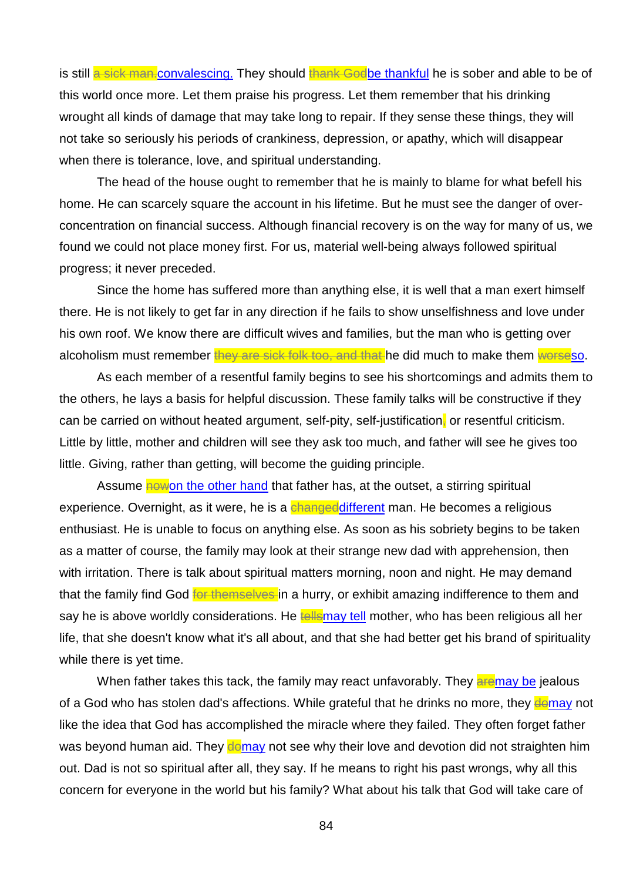is still ~~a sick man.~~convalescing. They should ~~thank God~~be thankful he is sober and able to be of this world once more. Let them praise his progress. Let them remember that his drinking wrought all kinds of damage that may take long to repair. If they sense these things, they will not take so seriously his periods of crankiness, depression, or apathy, which will disappear when there is tolerance, love, and spiritual understanding.

The head of the house ought to remember that he is mainly to blame for what befell his home. He can scarcely square the account in his lifetime. But he must see the danger of over-concentration on financial success. Although financial recovery is on the way for many of us, we found we could not place money first. For us, material well-being always followed spiritual progress; it never preceded.

Since the home has suffered more than anything else, it is well that a man exert himself there. He is not likely to get far in any direction if he fails to show unselfishness and love under his own roof. We know there are difficult wives and families, but the man who is getting over alcoholism must remember ~~they are sick folk too, and that~~ he did much to make them ~~worse~~so.

As each member of a resentful family begins to see his shortcomings and admits them to the others, he lays a basis for helpful discussion. These family talks will be constructive if they can be carried on without heated argument, self-pity, self-justification~~,~~ or resentful criticism. Little by little, mother and children will see they ask too much, and father will see he gives too little. Giving, rather than getting, will become the guiding principle.

Assume ~~now~~on the other hand that father has, at the outset, a stirring spiritual experience. Overnight, as it were, he is a ~~changed~~different man. He becomes a religious enthusiast. He is unable to focus on anything else. As soon as his sobriety begins to be taken as a matter of course, the family may look at their strange new dad with apprehension, then with irritation. There is talk about spiritual matters morning, noon and night. He may demand that the family find God ~~for themselves~~ in a hurry, or exhibit amazing indifference to them and say he is above worldly considerations. He ~~tells~~may tell mother, who has been religious all her life, that she doesn't know what it's all about, and that she had better get his brand of spirituality while there is yet time.

When father takes this tack, the family may react unfavorably. They ~~are~~may be jealous of a God who has stolen dad's affections. While grateful that he drinks no more, they ~~do~~may not like the idea that God has accomplished the miracle where they failed. They often forget father was beyond human aid. They ~~do~~may not see why their love and devotion did not straighten him out. Dad is not so spiritual after all, they say. If he means to right his past wrongs, why all this concern for everyone in the world but his family? What about his talk that God will take care of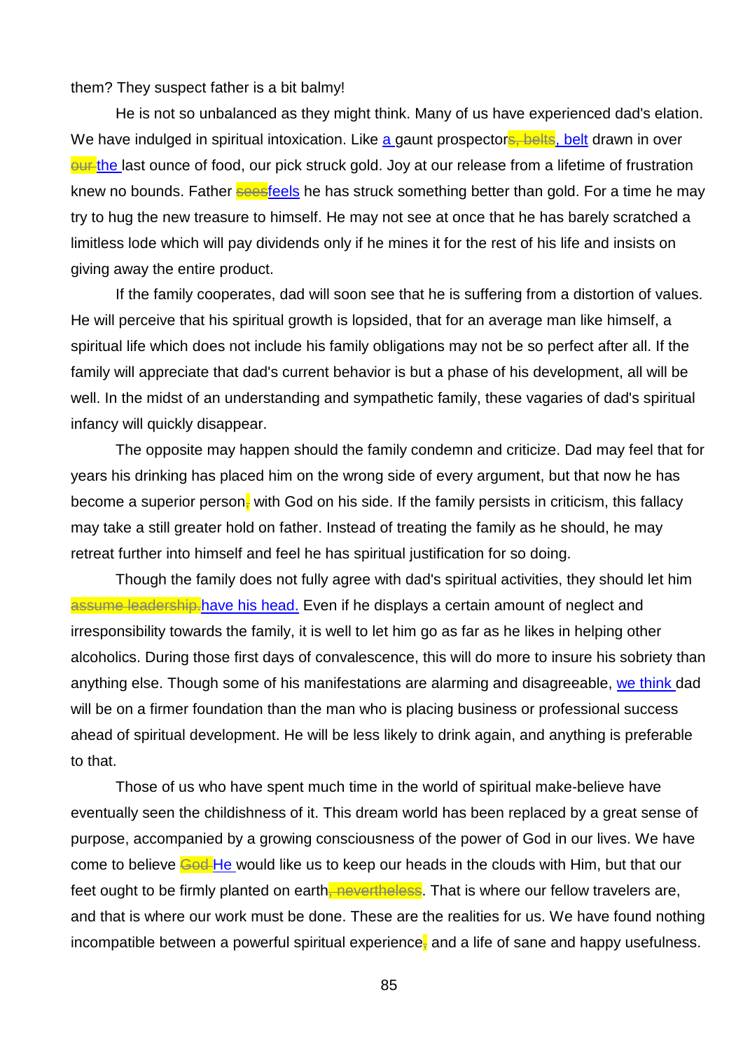them? They suspect father is a bit balmy!

He is not so unbalanced as they might think. Many of us have experienced dad's elation. We have indulged in spiritual intoxication. Like a gaunt prospector~~s, belts~~, belt drawn in over ~~our~~ the last ounce of food, our pick struck gold. Joy at our release from a lifetime of frustration knew no bounds. Father ~~sees~~feels he has struck something better than gold. For a time he may try to hug the new treasure to himself. He may not see at once that he has barely scratched a limitless lode which will pay dividends only if he mines it for the rest of his life and insists on giving away the entire product.

If the family cooperates, dad will soon see that he is suffering from a distortion of values. He will perceive that his spiritual growth is lopsided, that for an average man like himself, a spiritual life which does not include his family obligations may not be so perfect after all. If the family will appreciate that dad's current behavior is but a phase of his development, all will be well. In the midst of an understanding and sympathetic family, these vagaries of dad's spiritual infancy will quickly disappear.

The opposite may happen should the family condemn and criticize. Dad may feel that for years his drinking has placed him on the wrong side of every argument, but that now he has become a superior person~~,~~ with God on his side. If the family persists in criticism, this fallacy may take a still greater hold on father. Instead of treating the family as he should, he may retreat further into himself and feel he has spiritual justification for so doing.

Though the family does not fully agree with dad's spiritual activities, they should let him ~~assume leadership.~~have his head. Even if he displays a certain amount of neglect and irresponsibility towards the family, it is well to let him go as far as he likes in helping other alcoholics. During those first days of convalescence, this will do more to insure his sobriety than anything else. Though some of his manifestations are alarming and disagreeable, we think dad will be on a firmer foundation than the man who is placing business or professional success ahead of spiritual development. He will be less likely to drink again, and anything is preferable to that.

Those of us who have spent much time in the world of spiritual make-believe have eventually seen the childishness of it. This dream world has been replaced by a great sense of purpose, accompanied by a growing consciousness of the power of God in our lives. We have come to believe ~~God~~ He would like us to keep our heads in the clouds with Him, but that our feet ought to be firmly planted on earth~~, nevertheless~~. That is where our fellow travelers are, and that is where our work must be done. These are the realities for us. We have found nothing incompatible between a powerful spiritual experience~~,~~ and a life of sane and happy usefulness.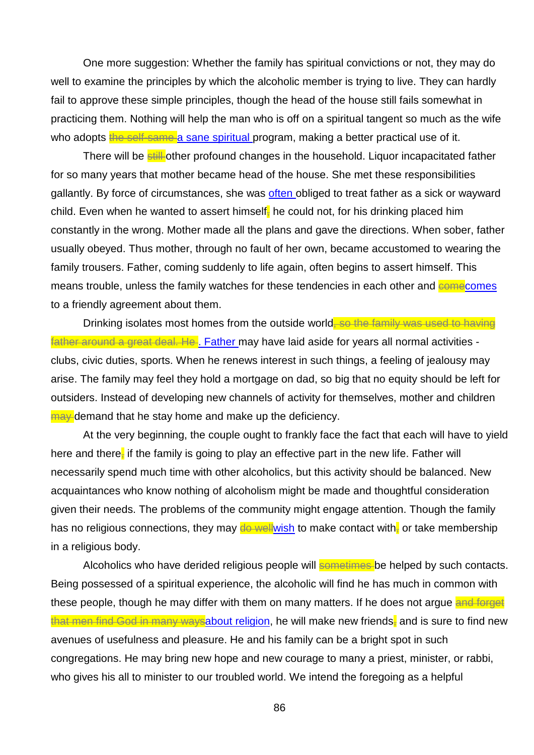One more suggestion: Whether the family has spiritual convictions or not, they may do well to examine the principles by which the alcoholic member is trying to live. They can hardly fail to approve these simple principles, though the head of the house still fails somewhat in practicing them. Nothing will help the man who is off on a spiritual tangent so much as the wife who adopts ~~the self-same~~ a sane spiritual program, making a better practical use of it.

There will be ~~still~~ other profound changes in the household. Liquor incapacitated father for so many years that mother became head of the house. She met these responsibilities gallantly. By force of circumstances, she was often obliged to treat father as a sick or wayward child. Even when he wanted to assert himself~~,~~ he could not, for his drinking placed him constantly in the wrong. Mother made all the plans and gave the directions. When sober, father usually obeyed. Thus mother, through no fault of her own, became accustomed to wearing the family trousers. Father, coming suddenly to life again, often begins to assert himself. This means trouble, unless the family watches for these tendencies in each other and ~~come~~comes to a friendly agreement about them.

Drinking isolates most homes from the outside world~~, so the family was used to having father around a great deal. He~~. Father may have laid aside for years all normal activities - clubs, civic duties, sports. When he renews interest in such things, a feeling of jealousy may arise. The family may feel they hold a mortgage on dad, so big that no equity should be left for outsiders. Instead of developing new channels of activity for themselves, mother and children ~~may~~ demand that he stay home and make up the deficiency.

At the very beginning, the couple ought to frankly face the fact that each will have to yield here and there~~,~~ if the family is going to play an effective part in the new life. Father will necessarily spend much time with other alcoholics, but this activity should be balanced. New acquaintances who know nothing of alcoholism might be made and thoughtful consideration given their needs. The problems of the community might engage attention. Though the family has no religious connections, they may ~~do well~~wish to make contact with~~,~~ or take membership in a religious body.

Alcoholics who have derided religious people will ~~sometimes~~ be helped by such contacts. Being possessed of a spiritual experience, the alcoholic will find he has much in common with these people, though he may differ with them on many matters. If he does not argue ~~and forget that men find God in many ways~~about religion, he will make new friends~~,~~ and is sure to find new avenues of usefulness and pleasure. He and his family can be a bright spot in such congregations. He may bring new hope and new courage to many a priest, minister, or rabbi, who gives his all to minister to our troubled world. We intend the foregoing as a helpful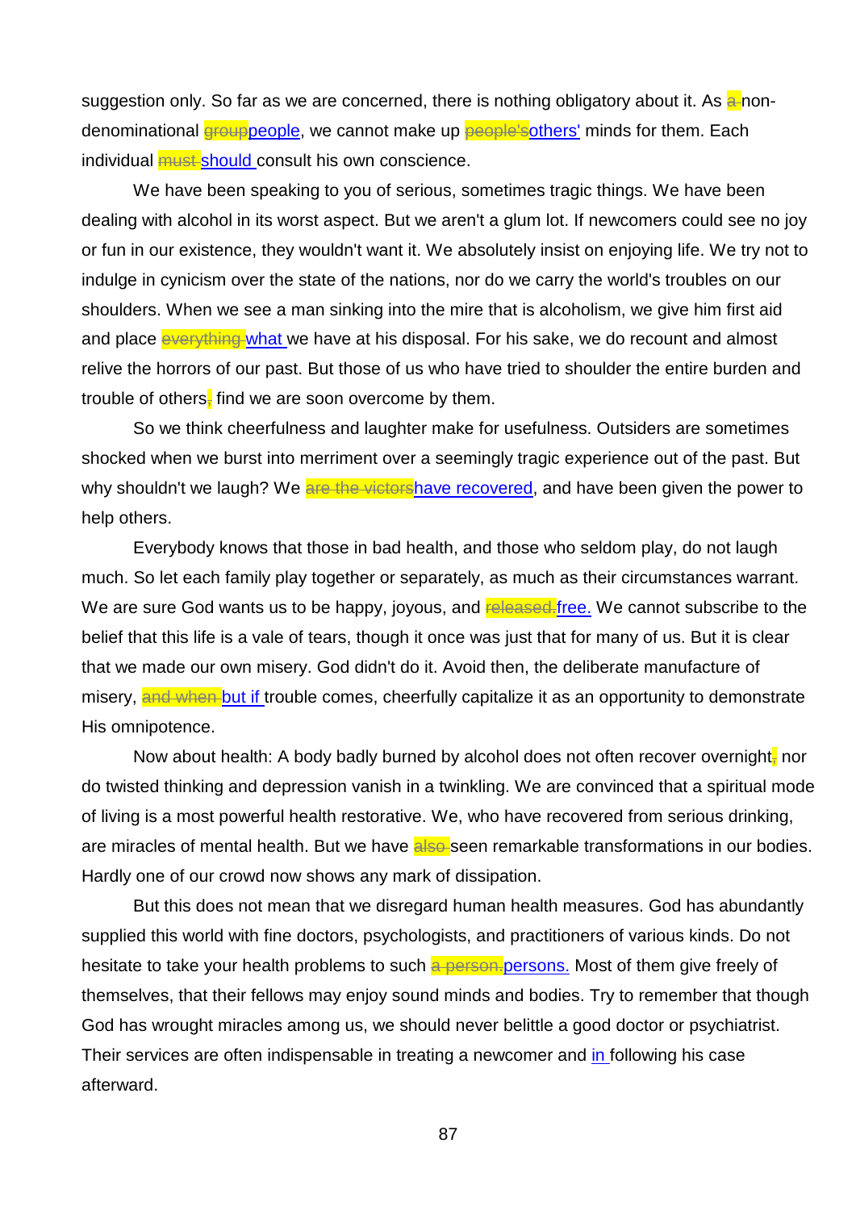suggestion only. So far as we are concerned, there is nothing obligatory about it. As ~~a~~ non-denominational ~~group~~people, we cannot make up ~~people's~~others' minds for them. Each individual ~~must~~ should consult his own conscience.

We have been speaking to you of serious, sometimes tragic things. We have been dealing with alcohol in its worst aspect. But we aren't a glum lot. If newcomers could see no joy or fun in our existence, they wouldn't want it. We absolutely insist on enjoying life. We try not to indulge in cynicism over the state of the nations, nor do we carry the world's troubles on our shoulders. When we see a man sinking into the mire that is alcoholism, we give him first aid and place ~~everything~~ what we have at his disposal. For his sake, we do recount and almost relive the horrors of our past. But those of us who have tried to shoulder the entire burden and trouble of others~~,~~ find we are soon overcome by them.

So we think cheerfulness and laughter make for usefulness. Outsiders are sometimes shocked when we burst into merriment over a seemingly tragic experience out of the past. But why shouldn't we laugh? We ~~are the victors~~have recovered, and have been given the power to help others.

Everybody knows that those in bad health, and those who seldom play, do not laugh much. So let each family play together or separately, as much as their circumstances warrant. We are sure God wants us to be happy, joyous, and ~~released.~~free. We cannot subscribe to the belief that this life is a vale of tears, though it once was just that for many of us. But it is clear that we made our own misery. God didn't do it. Avoid then, the deliberate manufacture of misery, ~~and when~~ but if trouble comes, cheerfully capitalize it as an opportunity to demonstrate His omnipotence.

Now about health: A body badly burned by alcohol does not often recover overnight~~,~~ nor do twisted thinking and depression vanish in a twinkling. We are convinced that a spiritual mode of living is a most powerful health restorative. We, who have recovered from serious drinking, are miracles of mental health. But we have ~~also~~ seen remarkable transformations in our bodies. Hardly one of our crowd now shows any mark of dissipation.

But this does not mean that we disregard human health measures. God has abundantly supplied this world with fine doctors, psychologists, and practitioners of various kinds. Do not hesitate to take your health problems to such ~~a person.~~persons. Most of them give freely of themselves, that their fellows may enjoy sound minds and bodies. Try to remember that though God has wrought miracles among us, we should never belittle a good doctor or psychiatrist. Their services are often indispensable in treating a newcomer and in following his case afterward.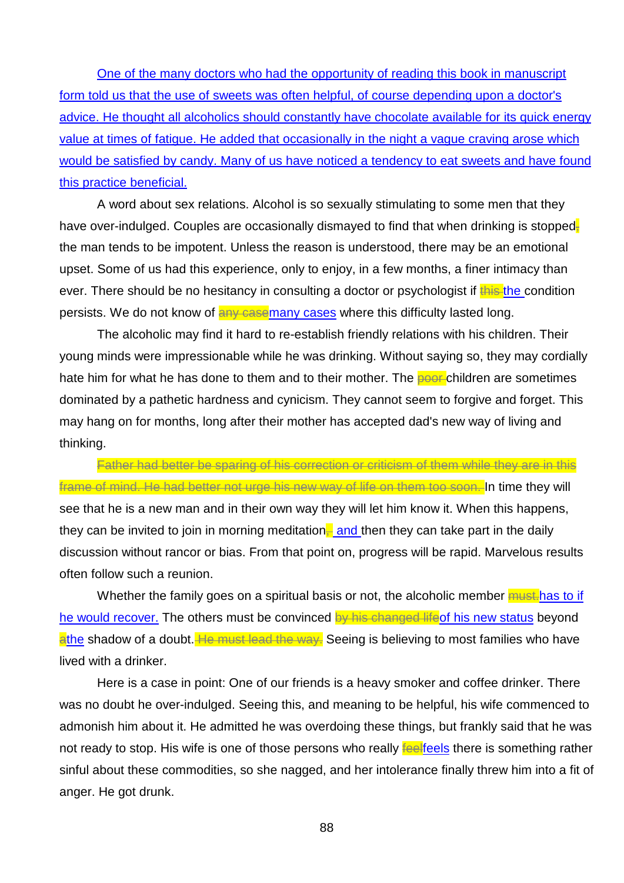One of the many doctors who had the opportunity of reading this book in manuscript form told us that the use of sweets was often helpful, of course depending upon a doctor's advice. He thought all alcoholics should constantly have chocolate available for its quick energy value at times of fatigue. He added that occasionally in the night a vague craving arose which would be satisfied by candy. Many of us have noticed a tendency to eat sweets and have found this practice beneficial.

A word about sex relations. Alcohol is so sexually stimulating to some men that they have over-indulged. Couples are occasionally dismayed to find that when drinking is stopped~~,~~ the man tends to be impotent. Unless the reason is understood, there may be an emotional upset. Some of us had this experience, only to enjoy, in a few months, a finer intimacy than ever. There should be no hesitancy in consulting a doctor or psychologist if ~~this~~ the condition persists. We do not know of ~~any case~~many cases where this difficulty lasted long.

The alcoholic may find it hard to re-establish friendly relations with his children. Their young minds were impressionable while he was drinking. Without saying so, they may cordially hate him for what he has done to them and to their mother. The ~~poor~~ children are sometimes dominated by a pathetic hardness and cynicism. They cannot seem to forgive and forget. This may hang on for months, long after their mother has accepted dad's new way of living and thinking.

~~Father had better be sparing of his correction or criticism of them while they are in this frame of mind. He had better not urge his new way of life on them too soon.~~ In time they will see that he is a new man and in their own way they will let him know it. When this happens, they can be invited to join in morning meditation~~,~~ and then they can take part in the daily discussion without rancor or bias. From that point on, progress will be rapid. Marvelous results often follow such a reunion.

Whether the family goes on a spiritual basis or not, the alcoholic member ~~must.~~has to if he would recover. The others must be convinced ~~by his changed life~~of his new status beyond ~~a~~the shadow of a doubt. ~~He must lead the way.~~ Seeing is believing to most families who have lived with a drinker.

Here is a case in point: One of our friends is a heavy smoker and coffee drinker. There was no doubt he over-indulged. Seeing this, and meaning to be helpful, his wife commenced to admonish him about it. He admitted he was overdoing these things, but frankly said that he was not ready to stop. His wife is one of those persons who really ~~feel~~feels there is something rather sinful about these commodities, so she nagged, and her intolerance finally threw him into a fit of anger. He got drunk.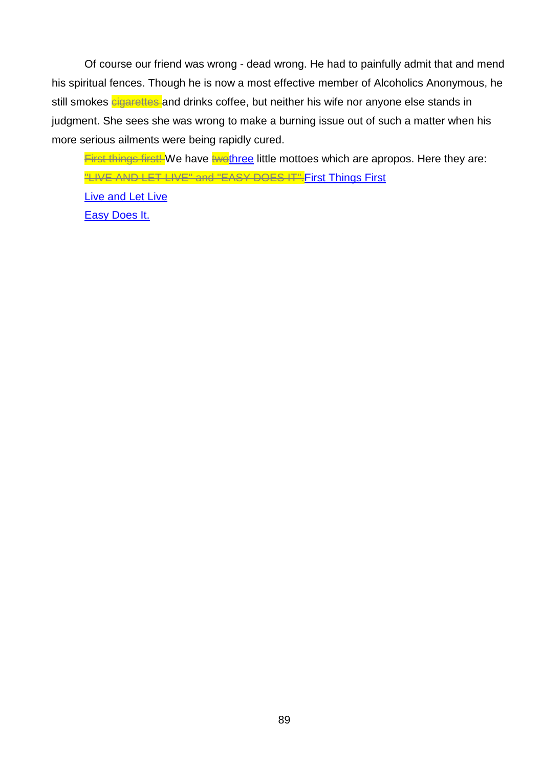Of course our friend was wrong - dead wrong. He had to painfully admit that and mend his spiritual fences. Though he is now a most effective member of Alcoholics Anonymous, he still smokes ~~cigarettes~~ and drinks coffee, but neither his wife nor anyone else stands in judgment. She sees she was wrong to make a burning issue out of such a matter when his more serious ailments were being rapidly cured.

~~First things first!~~ We have ~~two~~three little mottoes which are apropos. Here they are: ~~"LIVE AND LET LIVE" and "EASY DOES IT".~~First Things First

Live and Let Live

Easy Does It.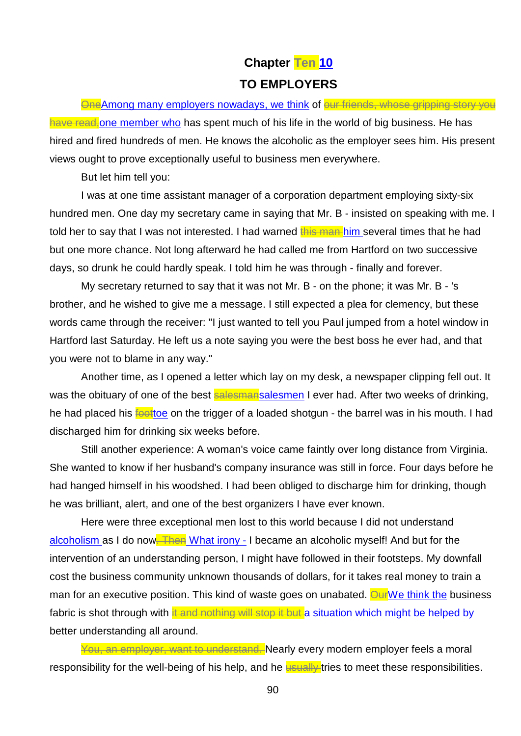# Chapter ~~Ten~~ 10

## TO EMPLOYERS

~~One~~Among many employers nowadays, we think of ~~our friends, whose gripping story you have read,~~one member who has spent much of his life in the world of big business. He has hired and fired hundreds of men. He knows the alcoholic as the employer sees him. His present views ought to prove exceptionally useful to business men everywhere.

But let him tell you:

I was at one time assistant manager of a corporation department employing sixty-six hundred men. One day my secretary came in saying that Mr. B - insisted on speaking with me. I told her to say that I was not interested. I had warned ~~this man~~ him several times that he had but one more chance. Not long afterward he had called me from Hartford on two successive days, so drunk he could hardly speak. I told him he was through - finally and forever.

My secretary returned to say that it was not Mr. B - on the phone; it was Mr. B - 's brother, and he wished to give me a message. I still expected a plea for clemency, but these words came through the receiver: "I just wanted to tell you Paul jumped from a hotel window in Hartford last Saturday. He left us a note saying you were the best boss he ever had, and that you were not to blame in any way."

Another time, as I opened a letter which lay on my desk, a newspaper clipping fell out. It was the obituary of one of the best ~~salesman~~salesmen I ever had. After two weeks of drinking, he had placed his ~~foot~~toe on the trigger of a loaded shotgun - the barrel was in his mouth. I had discharged him for drinking six weeks before.

Still another experience: A woman's voice came faintly over long distance from Virginia. She wanted to know if her husband's company insurance was still in force. Four days before he had hanged himself in his woodshed. I had been obliged to discharge him for drinking, though he was brilliant, alert, and one of the best organizers I have ever known.

Here were three exceptional men lost to this world because I did not understand alcoholism as I do now~~. Then~~ What irony - I became an alcoholic myself! And but for the intervention of an understanding person, I might have followed in their footsteps. My downfall cost the business community unknown thousands of dollars, for it takes real money to train a man for an executive position. This kind of waste goes on unabated. ~~Our~~We think the business fabric is shot through with ~~it and nothing will stop it but~~ a situation which might be helped by better understanding all around.

~~You, an employer, want to understand.~~ Nearly every modern employer feels a moral responsibility for the well-being of his help, and he ~~usually~~ tries to meet these responsibilities.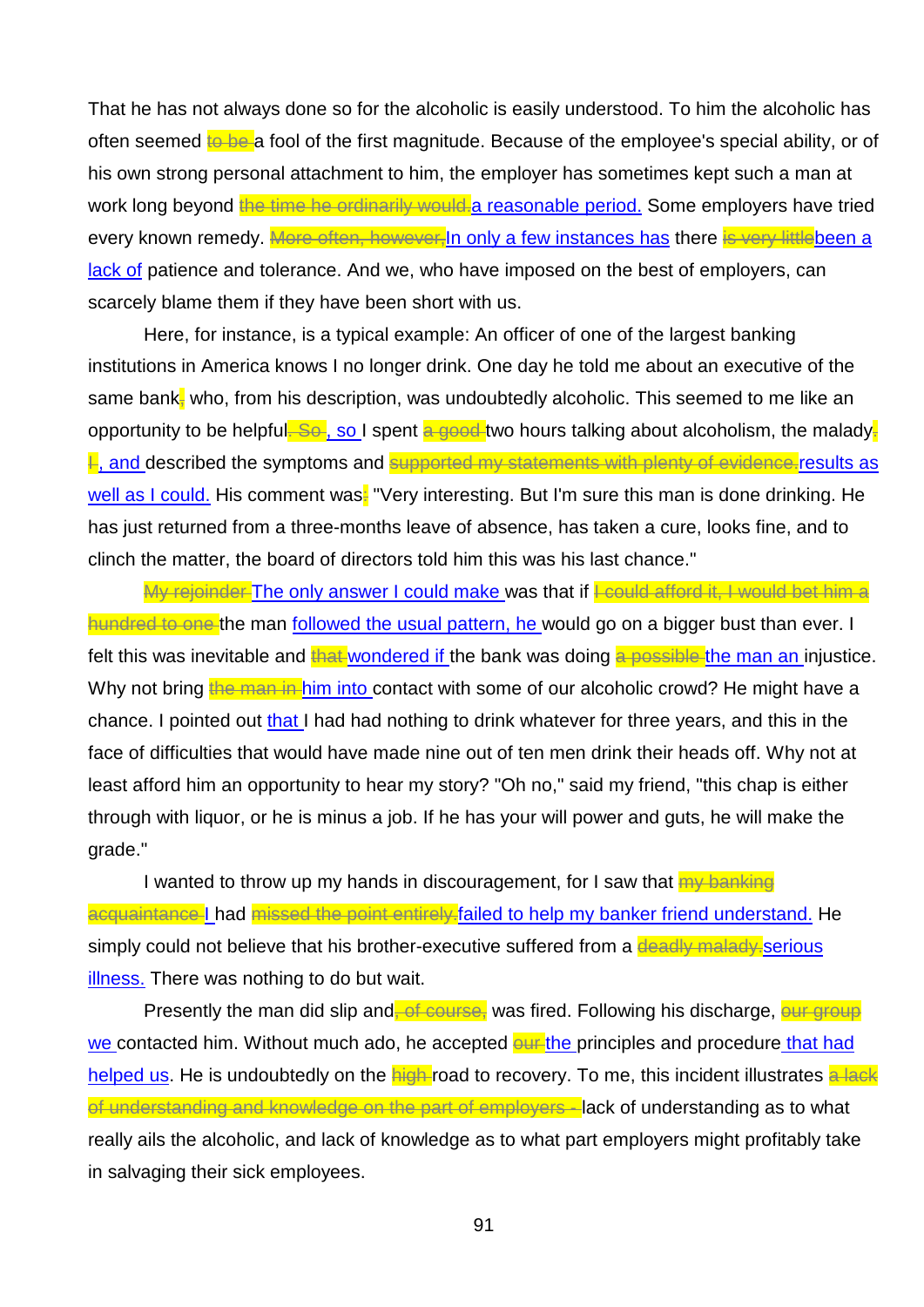That he has not always done so for the alcoholic is easily understood. To him the alcoholic has often seemed ~~to be~~ a fool of the first magnitude. Because of the employee's special ability, or of his own strong personal attachment to him, the employer has sometimes kept such a man at work long beyond ~~the time he ordinarily would.~~ a reasonable period. Some employers have tried every known remedy. ~~More often, however,~~ In only a few instances has there ~~is very little~~ been a lack of patience and tolerance. And we, who have imposed on the best of employers, can scarcely blame them if they have been short with us.

Here, for instance, is a typical example: An officer of one of the largest banking institutions in America knows I no longer drink. One day he told me about an executive of the same bank~~,~~ who, from his description, was undoubtedly alcoholic. This seemed to me like an opportunity to be helpful~~. So~~, so I spent ~~a good~~ two hours talking about alcoholism, the malady~~.~~ ~~I~~, and described the symptoms and ~~supported my statements with plenty of evidence.~~ results as well as I could. His comment was~~:~~ "Very interesting. But I'm sure this man is done drinking. He has just returned from a three-months leave of absence, has taken a cure, looks fine, and to clinch the matter, the board of directors told him this was his last chance."

~~My rejoinder~~ The only answer I could make was that if ~~I could afford it, I would bet him a hundred to one~~ the man followed the usual pattern, he would go on a bigger bust than ever. I felt this was inevitable and ~~that~~ wondered if the bank was doing ~~a possible~~ the man an injustice. Why not bring ~~the man in~~ him into contact with some of our alcoholic crowd? He might have a chance. I pointed out that I had had nothing to drink whatever for three years, and this in the face of difficulties that would have made nine out of ten men drink their heads off. Why not at least afford him an opportunity to hear my story? "Oh no," said my friend, "this chap is either through with liquor, or he is minus a job. If he has your will power and guts, he will make the grade."

I wanted to throw up my hands in discouragement, for I saw that ~~my banking acquaintance~~ I had ~~missed the point entirely.~~ failed to help my banker friend understand. He simply could not believe that his brother-executive suffered from a ~~deadly malady.~~ serious illness. There was nothing to do but wait.

Presently the man did slip and~~, of course,~~ was fired. Following his discharge, ~~our group~~ we contacted him. Without much ado, he accepted ~~our~~ the principles and procedure that had helped us. He is undoubtedly on the ~~high~~ road to recovery. To me, this incident illustrates ~~a lack of understanding and knowledge on the part of employers -~~ lack of understanding as to what really ails the alcoholic, and lack of knowledge as to what part employers might profitably take in salvaging their sick employees.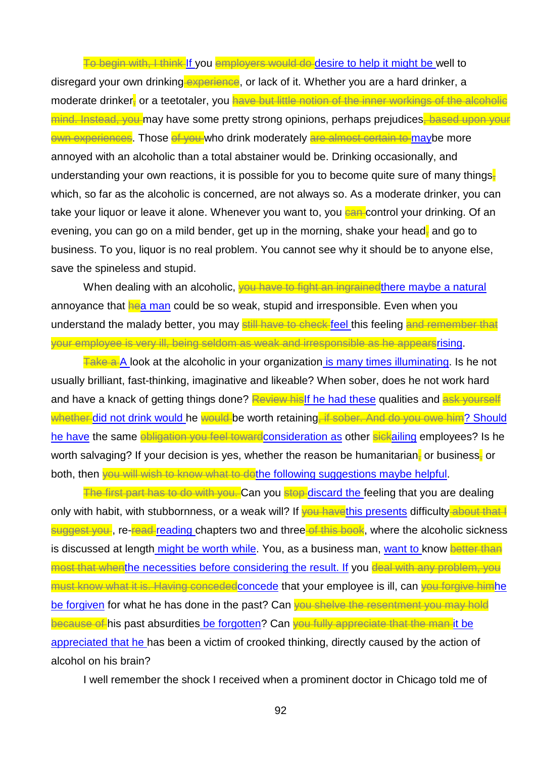~~To begin with, I think~~ <u>If</u> you ~~employers would do~~ <u>desire to help it might be</u> well to disregard your own drinking~~ experience~~, or lack of it. Whether you are a hard drinker, a moderate drinker~~,~~ or a teetotaler, you ~~have but little notion of the inner workings of the alcoholic mind. Instead, you~~ may have some pretty strong opinions, perhaps prejudices~~, based upon your own experiences~~. Those ~~of you~~ who drink moderately ~~are almost certain to~~ <u>may</u>be more annoyed with an alcoholic than a total abstainer would be. Drinking occasionally, and understanding your own reactions, it is possible for you to become quite sure of many things~~,~~ which, so far as the alcoholic is concerned, are not always so. As a moderate drinker, you can take your liquor or leave it alone. Whenever you want to, you ~~can~~ control your drinking. Of an evening, you can go on a mild bender, get up in the morning, shake your head~~,~~ and go to business. To you, liquor is no real problem. You cannot see why it should be to anyone else, save the spineless and stupid.

When dealing with an alcoholic, ~~you have to fight an ingrained~~<u>there maybe a natural</u> annoyance that ~~he~~<u>a man</u> could be so weak, stupid and irresponsible. Even when you understand the malady better, you may ~~still have to check~~ <u>feel</u> this feeling ~~and remember that your employee is very ill, being seldom as weak and irresponsible as he appears~~<u>rising</u>.

~~Take a~~ <u>A</u> look at the alcoholic in your organization <u>is many times illuminating</u>. Is he not usually brilliant, fast-thinking, imaginative and likeable? When sober, does he not work hard and have a knack of getting things done? ~~Review his~~<u>If he had these</u> qualities and ~~ask yourself whether~~ <u>did not drink would</u> he ~~would~~ be worth retaining~~, if sober. And do you owe him~~<u>? Should he have</u> the same ~~obligation you feel toward~~<u>consideration as</u> other ~~sick~~<u>ailing</u> employees? Is he worth salvaging? If your decision is yes, whether the reason be humanitarian~~,~~ or business~~,~~ or both, then ~~you will wish to know what to do~~<u>the following suggestions maybe helpful</u>.

~~The first part has to do with you.~~ Can you ~~stop~~ <u>discard the</u> feeling that you are dealing only with habit, with stubbornness, or a weak will? If ~~you have~~<u>this presents</u> difficulty~~ about that I suggest you~~, re-~~read~~ <u>reading</u> chapters two and three~~ of this book~~, where the alcoholic sickness is discussed at length<u> might be worth while</u>. You, as a business man, <u>want to</u> know ~~better than most that when~~<u>the necessities before considering the result. If</u> you ~~deal with any problem, you must know what it is. Having conceded~~<u>concede</u> that your employee is ill, can ~~you forgive him~~<u>he be forgiven</u> for what he has done in the past? Can ~~you shelve the resentment you may hold because of~~ his past absurdities<u> be forgotten</u>? Can ~~you fully appreciate that the man~~ <u>it be appreciated that he</u> has been a victim of crooked thinking, directly caused by the action of alcohol on his brain?

I well remember the shock I received when a prominent doctor in Chicago told me of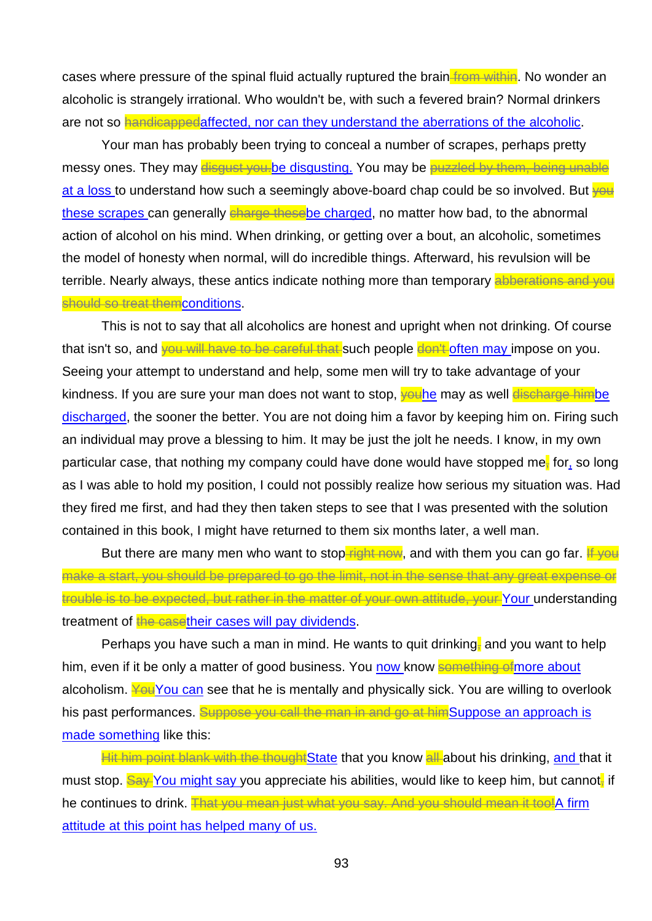cases where pressure of the spinal fluid actually ruptured the brain~~ from within~~. No wonder an alcoholic is strangely irrational. Who wouldn't be, with such a fevered brain? Normal drinkers are not so ~~handicapped~~affected, nor can they understand the aberrations of the alcoholic.

Your man has probably been trying to conceal a number of scrapes, perhaps pretty messy ones. They may ~~disgust you~~ be disgusting. You may be ~~puzzled by them, being unable~~ at a loss to understand how such a seemingly above-board chap could be so involved. But ~~you~~ these scrapes can generally ~~charge these~~be charged, no matter how bad, to the abnormal action of alcohol on his mind. When drinking, or getting over a bout, an alcoholic, sometimes the model of honesty when normal, will do incredible things. Afterward, his revulsion will be terrible. Nearly always, these antics indicate nothing more than temporary ~~abberations and you should so treat them~~conditions.

This is not to say that all alcoholics are honest and upright when not drinking. Of course that isn't so, and ~~you will have to be careful that~~ such people ~~don't~~ often may impose on you. Seeing your attempt to understand and help, some men will try to take advantage of your kindness. If you are sure your man does not want to stop, ~~you~~he may as well ~~discharge him~~be discharged, the sooner the better. You are not doing him a favor by keeping him on. Firing such an individual may prove a blessing to him. It may be just the jolt he needs. I know, in my own particular case, that nothing my company could have done would have stopped me~~,~~ for, so long as I was able to hold my position, I could not possibly realize how serious my situation was. Had they fired me first, and had they then taken steps to see that I was presented with the solution contained in this book, I might have returned to them six months later, a well man.

But there are many men who want to stop~~ right now~~, and with them you can go far. ~~If you make a start, you should be prepared to go the limit, not in the sense that any great expense or trouble is to be expected, but rather in the matter of your own attitude, your~~ Your understanding treatment of ~~the case~~their cases will pay dividends.

Perhaps you have such a man in mind. He wants to quit drinking~~,~~ and you want to help him, even if it be only a matter of good business. You now know ~~something of~~more about alcoholism. ~~You~~You can see that he is mentally and physically sick. You are willing to overlook his past performances. ~~Suppose you call the man in and go at him~~Suppose an approach is made something like this:

~~Hit him point blank with the thought~~State that you know ~~all~~ about his drinking, and that it must stop. ~~Say~~ You might say you appreciate his abilities, would like to keep him, but cannot~~,~~ if he continues to drink. ~~That you mean just what you say. And you should mean it too!~~A firm attitude at this point has helped many of us.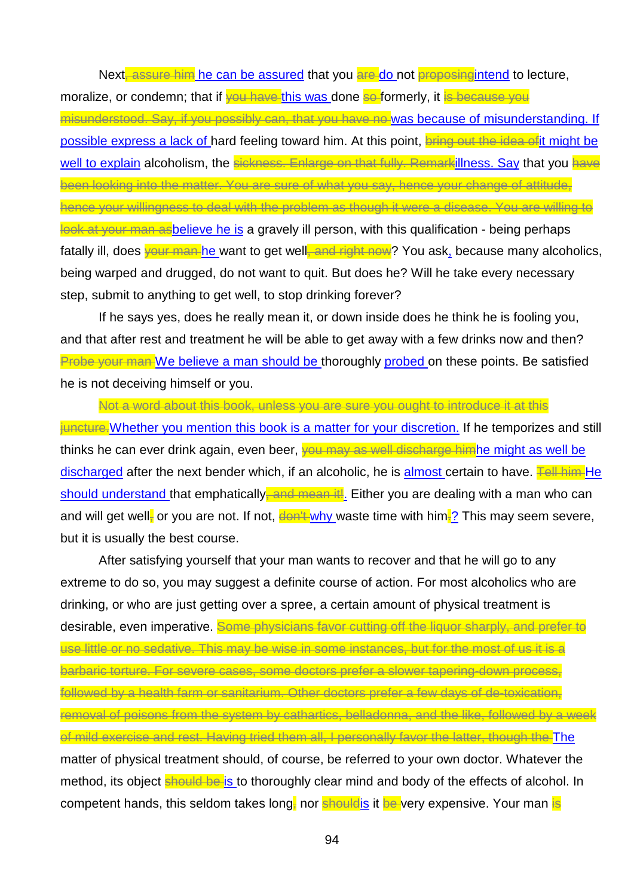Next~~, assure him~~ he can be assured that you ~~are~~ do not ~~proposing~~intend to lecture, moralize, or condemn; that if ~~you have~~ this was done ~~so~~ formerly, it ~~is because you misunderstood. Say, if you possibly can, that you have no~~ was because of misunderstanding. If possible express a lack of hard feeling toward him. At this point, ~~bring out the idea of~~it might be well to explain alcoholism, the ~~sickness. Enlarge on that fully. Remark~~illness. Say that you ~~have been looking into the matter. You are sure of what you say, hence your change of attitude, hence your willingness to deal with the problem as though it were a disease. You are willing to look at your man as~~believe he is a gravely ill person, with this qualification - being perhaps fatally ill, does ~~your man~~ he want to get well~~, and right now~~? You ask, because many alcoholics, being warped and drugged, do not want to quit. But does he? Will he take every necessary step, submit to anything to get well, to stop drinking forever?

If he says yes, does he really mean it, or down inside does he think he is fooling you, and that after rest and treatment he will be able to get away with a few drinks now and then? ~~Probe your man~~ We believe a man should be thoroughly probed on these points. Be satisfied he is not deceiving himself or you.

~~Not a word about this book, unless you are sure you ought to introduce it at this juncture.~~Whether you mention this book is a matter for your discretion. If he temporizes and still thinks he can ever drink again, even beer, ~~you may as well discharge him~~he might as well be discharged after the next bender which, if an alcoholic, he is almost certain to have. ~~Tell him~~ He should understand that emphatically~~, and mean it!~~. Either you are dealing with a man who can and will get well~~,~~ or you are not. If not, ~~don't~~ why waste time with him~~.~~? This may seem severe, but it is usually the best course.

After satisfying yourself that your man wants to recover and that he will go to any extreme to do so, you may suggest a definite course of action. For most alcoholics who are drinking, or who are just getting over a spree, a certain amount of physical treatment is desirable, even imperative. ~~Some physicians favor cutting off the liquor sharply, and prefer to use little or no sedative. This may be wise in some instances, but for the most of us it is a barbaric torture. For severe cases, some doctors prefer a slower tapering-down process, followed by a health farm or sanitarium. Other doctors prefer a few days of de-toxication, removal of poisons from the system by cathartics, belladonna, and the like, followed by a week of mild exercise and rest. Having tried them all, I personally favor the latter, though the~~ The matter of physical treatment should, of course, be referred to your own doctor. Whatever the method, its object ~~should be~~ is to thoroughly clear mind and body of the effects of alcohol. In competent hands, this seldom takes long~~,~~ nor ~~should~~is it ~~be~~ very expensive. Your man ~~is~~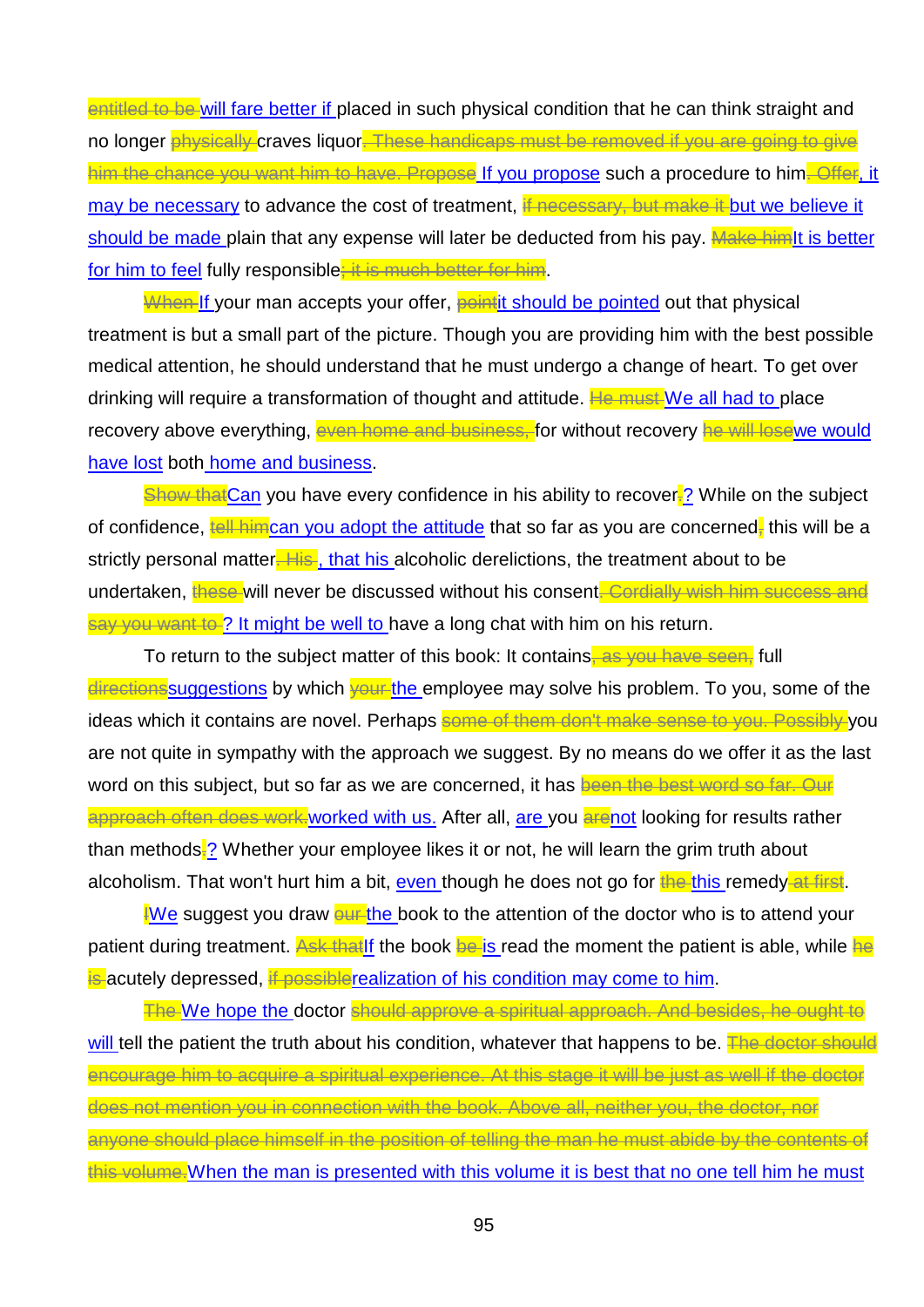~~entitled to be~~ <u>will fare better if</u> placed in such physical condition that he can think straight and no longer ~~physically~~ craves liquor~~. These handicaps must be removed if you are going to give him the chance you want him to have. Propose~~ <u>If you propose</u> such a procedure to him~~. Offer~~<u>, it may be necessary</u> to advance the cost of treatment, ~~if necessary, but make it~~ <u>but we believe it should be made</u> plain that any expense will later be deducted from his pay. ~~Make him~~<u>It is better for him to feel</u> fully responsible~~; it is much better for him~~.

~~When~~ <u>If</u> your man accepts your offer, ~~point~~<u>it should be pointed</u> out that physical treatment is but a small part of the picture. Though you are providing him with the best possible medical attention, he should understand that he must undergo a change of heart. To get over drinking will require a transformation of thought and attitude. ~~He must~~ <u>We all had to</u> place recovery above everything, ~~even home and business,~~ for without recovery ~~he will lose~~<u>we would have lost</u> both <u>home and business</u>.

~~Show that~~<u>Can</u> you have every confidence in his ability to recover~~.~~<u>?</u> While on the subject of confidence, ~~tell him~~<u>can you adopt the attitude</u> that so far as you are concerned~~,~~ this will be a strictly personal matter~~. His~~<u>, that his</u> alcoholic derelictions, the treatment about to be undertaken, ~~these~~ will never be discussed without his consent~~. Cordially wish him success and say you want to~~<u>? It might be well to</u> have a long chat with him on his return.

To return to the subject matter of this book: It contains~~, as you have seen,~~ full ~~directions~~<u>suggestions</u> by which ~~your~~ <u>the</u> employee may solve his problem. To you, some of the ideas which it contains are novel. Perhaps ~~some of them don't make sense to you. Possibly~~ you are not quite in sympathy with the approach we suggest. By no means do we offer it as the last word on this subject, but so far as we are concerned, it has ~~been the best word so far. Our approach often does work.~~<u>worked with us.</u> After all, <u>are</u> you ~~are~~<u>not</u> looking for results rather than methods~~.~~<u>?</u> Whether your employee likes it or not, he will learn the grim truth about alcoholism. That won't hurt him a bit, <u>even</u> though he does not go for ~~the~~ <u>this</u> remedy~~ at first~~.

~~I~~<u>We</u> suggest you draw ~~our~~ <u>the</u> book to the attention of the doctor who is to attend your patient during treatment. ~~Ask that~~<u>If</u> the book ~~be~~ <u>is</u> read the moment the patient is able, while ~~he is~~ acutely depressed, ~~if possible~~<u>realization of his condition may come to him</u>.

~~The~~ <u>We hope the</u> doctor ~~should approve a spiritual approach. And besides, he ought to~~ <u>will</u> tell the patient the truth about his condition, whatever that happens to be. ~~The doctor should encourage him to acquire a spiritual experience. At this stage it will be just as well if the doctor does not mention you in connection with the book. Above all, neither you, the doctor, nor anyone should place himself in the position of telling the man he must abide by the contents of this volume.~~<u>When the man is presented with this volume it is best that no one tell him he must</u>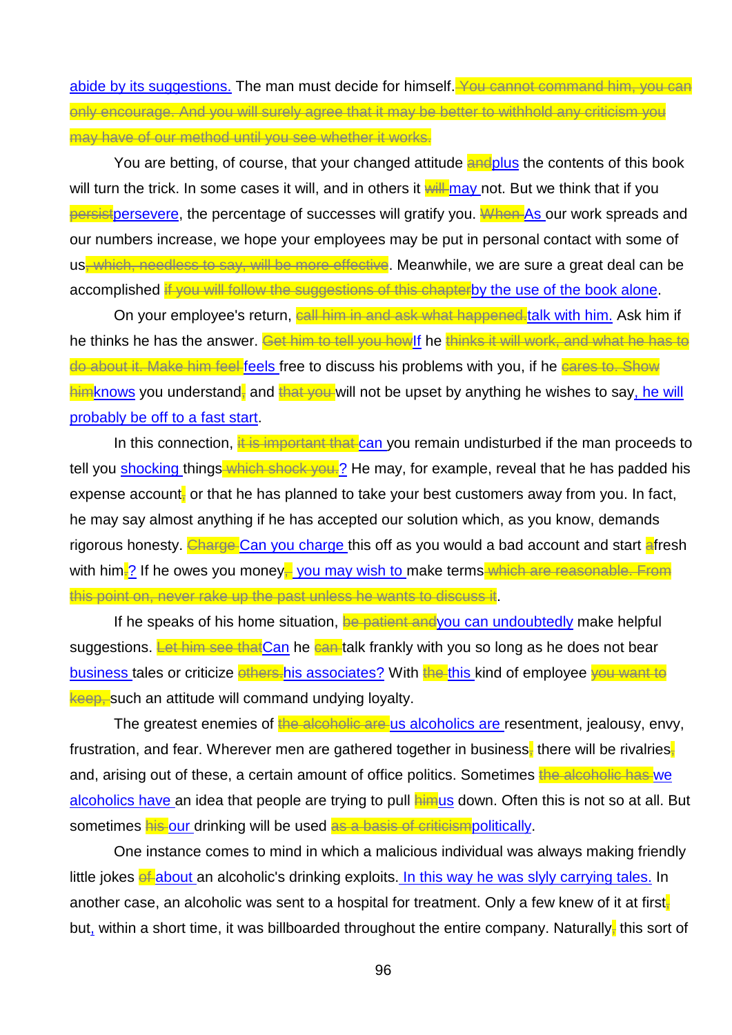abide by its suggestions. The man must decide for himself.~~ You cannot command him, you can only encourage. And you will surely agree that it may be better to withhold any criticism you may have of our method until you see whether it works.~~

You are betting, of course, that your changed attitude ~~and~~plus the contents of this book will turn the trick. In some cases it will, and in others it ~~will~~ may not. But we think that if you ~~persist~~persevere, the percentage of successes will gratify you. ~~When~~ As our work spreads and our numbers increase, we hope your employees may be put in personal contact with some of us~~, which, needless to say, will be more effective~~. Meanwhile, we are sure a great deal can be accomplished ~~if you will follow the suggestions of this chapter~~by the use of the book alone.

On your employee's return, ~~call him in and ask what happened.~~talk with him. Ask him if he thinks he has the answer. ~~Get him to tell you how~~If he ~~thinks it will work, and what he has to do about it. Make him feel~~ feels free to discuss his problems with you, if he ~~cares to. Show him~~knows you understand~~,~~ and ~~that you~~ will not be upset by anything he wishes to say, he will probably be off to a fast start.

In this connection, ~~it is important that~~ can you remain undisturbed if the man proceeds to tell you shocking things~~ which shock you.~~? He may, for example, reveal that he has padded his expense account~~,~~ or that he has planned to take your best customers away from you. In fact, he may say almost anything if he has accepted our solution which, as you know, demands rigorous honesty. ~~Charge~~ Can you charge this off as you would a bad account and start ~~a~~fresh with him~~.~~? If he owes you money~~,~~, you may wish to make terms~~ which are reasonable. From this point on, never rake up the past unless he wants to discuss it~~.

If he speaks of his home situation, ~~be patient and~~you can undoubtedly make helpful suggestions. ~~Let him see that~~Can he ~~can~~ talk frankly with you so long as he does not bear business tales or criticize ~~others.~~his associates? With ~~the~~ this kind of employee ~~you want to keep,~~ such an attitude will command undying loyalty.

The greatest enemies of ~~the alcoholic are~~ us alcoholics are resentment, jealousy, envy, frustration, and fear. Wherever men are gathered together in business~~,~~ there will be rivalries~~,~~ and, arising out of these, a certain amount of office politics. Sometimes ~~the alcoholic has~~ we alcoholics have an idea that people are trying to pull ~~him~~us down. Often this is not so at all. But sometimes ~~his~~ our drinking will be used ~~as a basis of criticism~~politically.

One instance comes to mind in which a malicious individual was always making friendly little jokes ~~of~~ about an alcoholic's drinking exploits. In this way he was slyly carrying tales. In another case, an alcoholic was sent to a hospital for treatment. Only a few knew of it at first~~,~~ but, within a short time, it was billboarded throughout the entire company. Naturally~~,~~ this sort of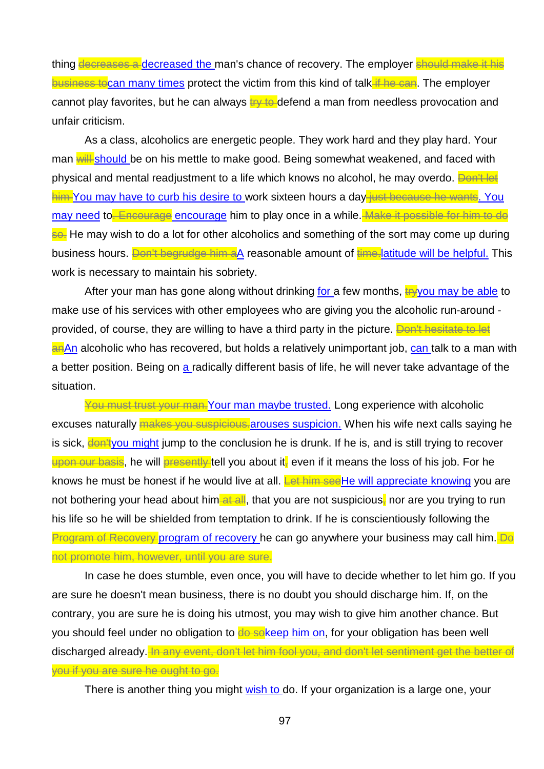thing ~~decreases a~~ decreased the man's chance of recovery. The employer ~~should make it his business to~~ can many times protect the victim from this kind of talk ~~if he can~~. The employer cannot play favorites, but he can always ~~try to~~ defend a man from needless provocation and unfair criticism.

As a class, alcoholics are energetic people. They work hard and they play hard. Your man ~~will~~ should be on his mettle to make good. Being somewhat weakened, and faced with physical and mental readjustment to a life which knows no alcohol, he may overdo. ~~Don't let him~~ You may have to curb his desire to work sixteen hours a day ~~just because he wants~~. You may need to ~~. Encourage~~ encourage him to play once in a while. ~~Make it possible for him to do so.~~ He may wish to do a lot for other alcoholics and something of the sort may come up during business hours. ~~Don't begrudge him a~~ A reasonable amount of ~~time.~~ latitude will be helpful. This work is necessary to maintain his sobriety.

After your man has gone along without drinking for a few months, ~~try~~ you may be able to make use of his services with other employees who are giving you the alcoholic run-around - provided, of course, they are willing to have a third party in the picture. ~~Don't hesitate to let an~~ An alcoholic who has recovered, but holds a relatively unimportant job, can talk to a man with a better position. Being on a radically different basis of life, he will never take advantage of the situation.

~~You must trust your man.~~ Your man maybe trusted. Long experience with alcoholic excuses naturally ~~makes you suspicious.~~ arouses suspicion. When his wife next calls saying he is sick, ~~don't~~ you might jump to the conclusion he is drunk. If he is, and is still trying to recover ~~upon our basis~~, he will ~~presently~~ tell you about it ~~,~~ even if it means the loss of his job. For he knows he must be honest if he would live at all. ~~Let him see~~ He will appreciate knowing you are not bothering your head about him ~~at all~~, that you are not suspicious ~~,~~ nor are you trying to run his life so he will be shielded from temptation to drink. If he is conscientiously following the ~~Program of Recovery~~ program of recovery he can go anywhere your business may call him. ~~Do not promote him, however, until you are sure.~~

In case he does stumble, even once, you will have to decide whether to let him go. If you are sure he doesn't mean business, there is no doubt you should discharge him. If, on the contrary, you are sure he is doing his utmost, you may wish to give him another chance. But you should feel under no obligation to ~~do so~~ keep him on, for your obligation has been well discharged already. ~~In any event, don't let him fool you, and don't let sentiment get the better of you if you are sure he ought to go.~~

There is another thing you might wish to do. If your organization is a large one, your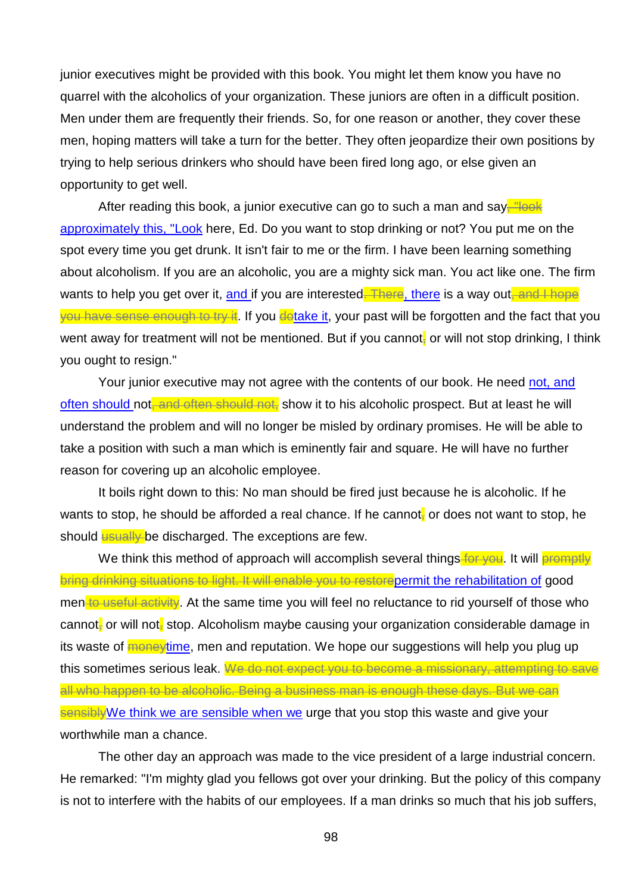junior executives might be provided with this book. You might let them know you have no quarrel with the alcoholics of your organization. These juniors are often in a difficult position. Men under them are frequently their friends. So, for one reason or another, they cover these men, hoping matters will take a turn for the better. They often jeopardize their own positions by trying to help serious drinkers who should have been fired long ago, or else given an opportunity to get well.

After reading this book, a junior executive can go to such a man and say~~, "look~~ approximately this, "Look here, Ed. Do you want to stop drinking or not? You put me on the spot every time you get drunk. It isn't fair to me or the firm. I have been learning something about alcoholism. If you are an alcoholic, you are a mighty sick man. You act like one. The firm wants to help you get over it, and if you are interested~~. There~~, there is a way out~~, and I hope you have sense enough to try it~~. If you ~~do~~take it, your past will be forgotten and the fact that you went away for treatment will not be mentioned. But if you cannot~~,~~ or will not stop drinking, I think you ought to resign."

Your junior executive may not agree with the contents of our book. He need not, and often should not~~, and often should not,~~ show it to his alcoholic prospect. But at least he will understand the problem and will no longer be misled by ordinary promises. He will be able to take a position with such a man which is eminently fair and square. He will have no further reason for covering up an alcoholic employee.

It boils right down to this: No man should be fired just because he is alcoholic. If he wants to stop, he should be afforded a real chance. If he cannot~~,~~ or does not want to stop, he should ~~usually~~ be discharged. The exceptions are few.

We think this method of approach will accomplish several things~~ for you~~. It will ~~promptly bring drinking situations to light. It will enable you to restore~~permit the rehabilitation of good men~~ to useful activity~~. At the same time you will feel no reluctance to rid yourself of those who cannot~~,~~ or will not~~,~~ stop. Alcoholism maybe causing your organization considerable damage in its waste of ~~money~~time, men and reputation. We hope our suggestions will help you plug up this sometimes serious leak. ~~We do not expect you to become a missionary, attempting to save all who happen to be alcoholic. Being a business man is enough these days. But we can sensibly~~We think we are sensible when we urge that you stop this waste and give your worthwhile man a chance.

The other day an approach was made to the vice president of a large industrial concern. He remarked: "I'm mighty glad you fellows got over your drinking. But the policy of this company is not to interfere with the habits of our employees. If a man drinks so much that his job suffers,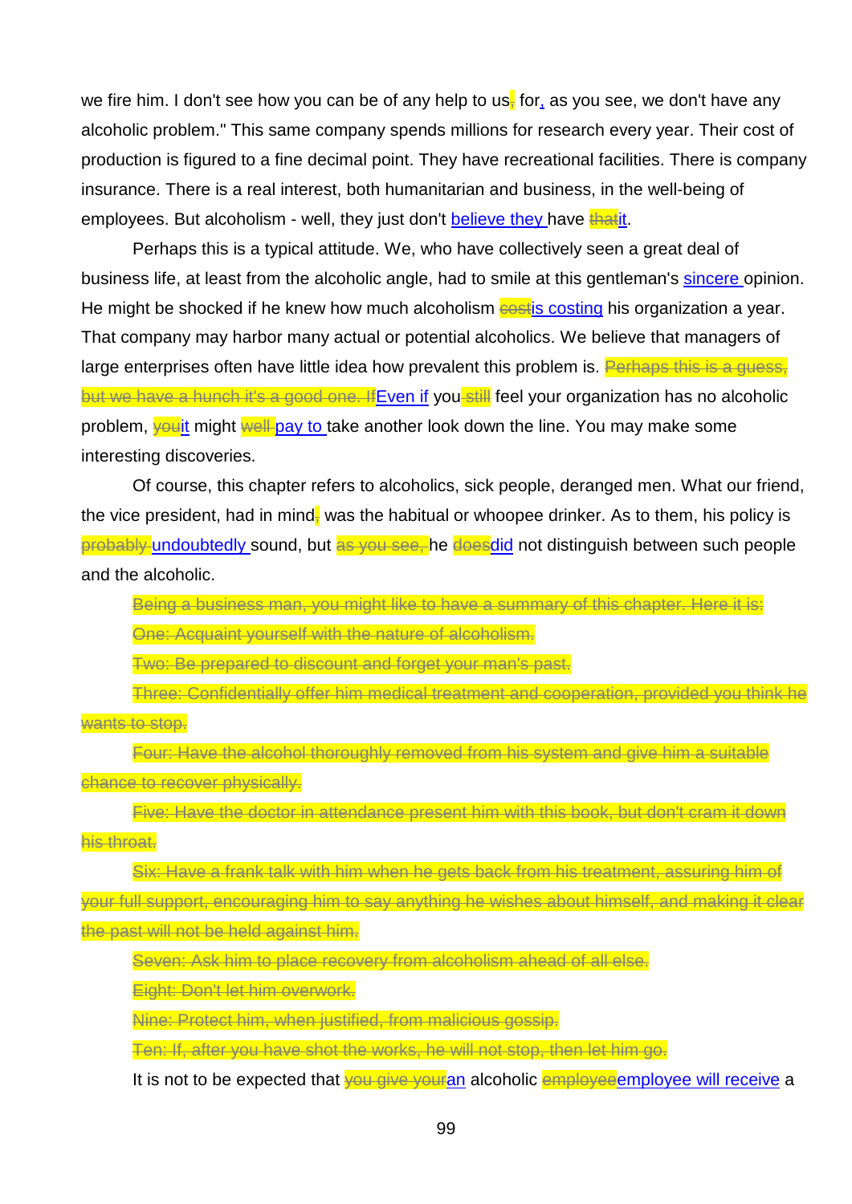we fire him. I don't see how you can be of any help to us~~,~~ for, as you see, we don't have any alcoholic problem." This same company spends millions for research every year. Their cost of production is figured to a fine decimal point. They have recreational facilities. There is company insurance. There is a real interest, both humanitarian and business, in the well-being of employees. But alcoholism - well, they just don't believe they have ~~that~~it.

Perhaps this is a typical attitude. We, who have collectively seen a great deal of business life, at least from the alcoholic angle, had to smile at this gentleman's sincere opinion. He might be shocked if he knew how much alcoholism ~~cost~~is costing his organization a year. That company may harbor many actual or potential alcoholics. We believe that managers of large enterprises often have little idea how prevalent this problem is. ~~Perhaps this is a guess, but we have a hunch it's a good one. If~~Even if you ~~still~~ feel your organization has no alcoholic problem, ~~you~~it might ~~well~~ pay to take another look down the line. You may make some interesting discoveries.

Of course, this chapter refers to alcoholics, sick people, deranged men. What our friend, the vice president, had in mind~~,~~ was the habitual or whoopee drinker. As to them, his policy is ~~probably~~ undoubtedly sound, but ~~as you see,~~ he ~~does~~did not distinguish between such people and the alcoholic.

~~Being a business man, you might like to have a summary of this chapter. Here it is:~~

~~One: Acquaint yourself with the nature of alcoholism.~~

~~Two: Be prepared to discount and forget your man's past.~~

~~Three: Confidentially offer him medical treatment and cooperation, provided you think he wants to stop.~~

~~Four: Have the alcohol thoroughly removed from his system and give him a suitable chance to recover physically.~~

~~Five: Have the doctor in attendance present him with this book, but don't cram it down his throat.~~

~~Six: Have a frank talk with him when he gets back from his treatment, assuring him of your full support, encouraging him to say anything he wishes about himself, and making it clear the past will not be held against him.~~

~~Seven: Ask him to place recovery from alcoholism ahead of all else.~~

~~Eight: Don't let him overwork.~~

~~Nine: Protect him, when justified, from malicious gossip.~~

~~Ten: If, after you have shot the works, he will not stop, then let him go.~~

It is not to be expected that ~~you give your~~an alcoholic ~~employee~~employee will receive a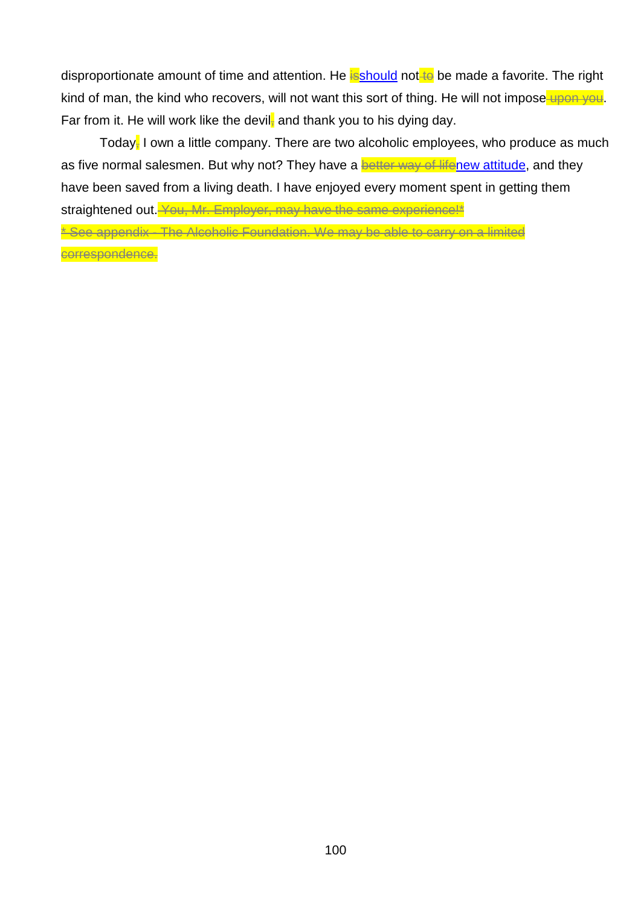disproportionate amount of time and attention. He ~~is~~should not~~ to~~ be made a favorite. The right kind of man, the kind who recovers, will not want this sort of thing. He will not impose~~ upon you~~. Far from it. He will work like the devil~~,~~ and thank you to his dying day.

Today~~,~~ I own a little company. There are two alcoholic employees, who produce as much as five normal salesmen. But why not? They have a ~~better way of life~~new attitude, and they have been saved from a living death. I have enjoyed every moment spent in getting them straightened out.~~ You, Mr. Employer, may have the same experience!*~~

~~* See appendix - The Alcoholic Foundation. We may be able to carry on a limited correspondence.~~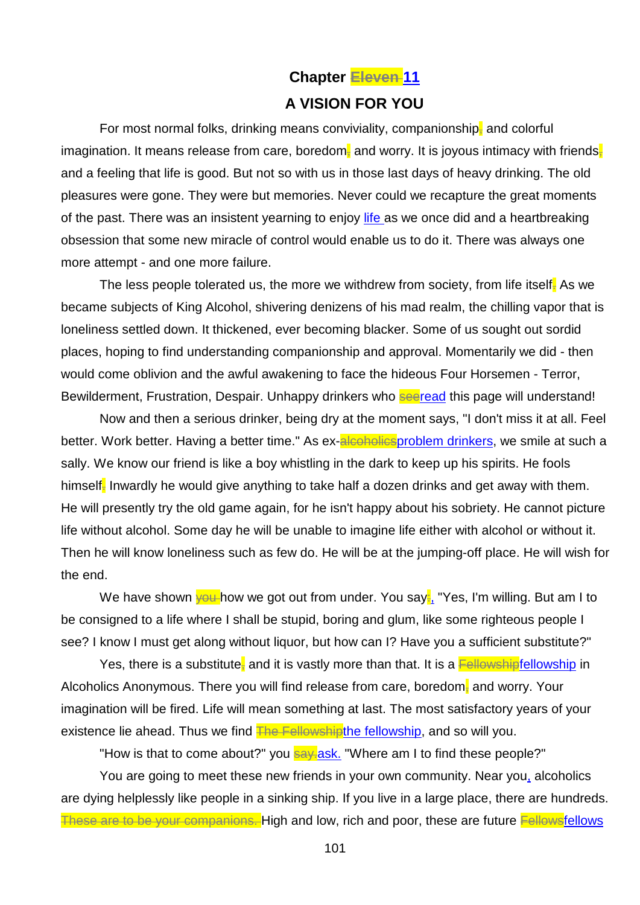## Chapter ~~Eleven~~ 11

## A VISION FOR YOU

For most normal folks, drinking means conviviality, companionship~~,~~ and colorful imagination. It means release from care, boredom~~,~~ and worry. It is joyous intimacy with friends~~,~~ and a feeling that life is good. But not so with us in those last days of heavy drinking. The old pleasures were gone. They were but memories. Never could we recapture the great moments of the past. There was an insistent yearning to enjoy life as we once did and a heartbreaking obsession that some new miracle of control would enable us to do it. There was always one more attempt - and one more failure.

The less people tolerated us, the more we withdrew from society, from life itself. As we became subjects of King Alcohol, shivering denizens of his mad realm, the chilling vapor that is loneliness settled down. It thickened, ever becoming blacker. Some of us sought out sordid places, hoping to find understanding companionship and approval. Momentarily we did - then would come oblivion and the awful awakening to face the hideous Four Horsemen - Terror, Bewilderment, Frustration, Despair. Unhappy drinkers who ~~see~~read this page will understand!

Now and then a serious drinker, being dry at the moment says, "I don't miss it at all. Feel better. Work better. Having a better time." As ex-~~alcoholics~~problem drinkers, we smile at such a sally. We know our friend is like a boy whistling in the dark to keep up his spirits. He fools himself. Inwardly he would give anything to take half a dozen drinks and get away with them. He will presently try the old game again, for he isn't happy about his sobriety. He cannot picture life without alcohol. Some day he will be unable to imagine life either with alcohol or without it. Then he will know loneliness such as few do. He will be at the jumping-off place. He will wish for the end.

We have shown ~~you~~ how we got out from under. You say~~:~~, "Yes, I'm willing. But am I to be consigned to a life where I shall be stupid, boring and glum, like some righteous people I see? I know I must get along without liquor, but how can I? Have you a sufficient substitute?"

Yes, there is a substitute~~,~~ and it is vastly more than that. It is a ~~Fellowship~~fellowship in Alcoholics Anonymous. There you will find release from care, boredom~~,~~ and worry. Your imagination will be fired. Life will mean something at last. The most satisfactory years of your existence lie ahead. Thus we find ~~The Fellowship~~the fellowship, and so will you.

"How is that to come about?" you ~~say.~~ask. "Where am I to find these people?"

You are going to meet these new friends in your own community. Near you, alcoholics are dying helplessly like people in a sinking ship. If you live in a large place, there are hundreds. ~~These are to be your companions.~~ High and low, rich and poor, these are future ~~Fellows~~fellows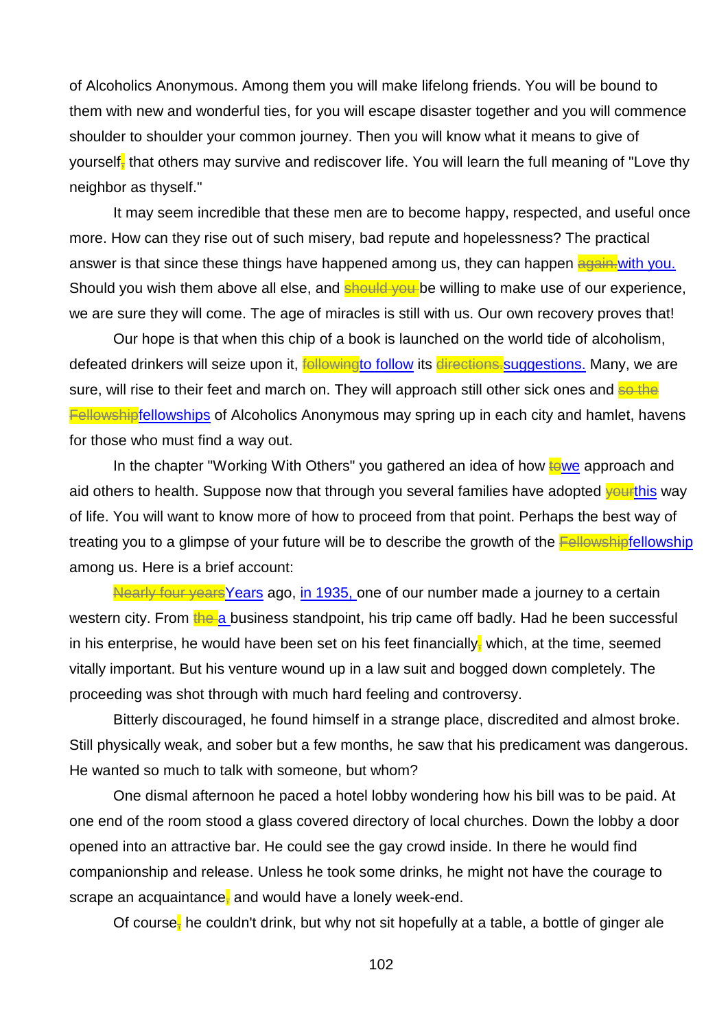of Alcoholics Anonymous. Among them you will make lifelong friends. You will be bound to them with new and wonderful ties, for you will escape disaster together and you will commence shoulder to shoulder your common journey. Then you will know what it means to give of yourself~~,~~ that others may survive and rediscover life. You will learn the full meaning of "Love thy neighbor as thyself."

It may seem incredible that these men are to become happy, respected, and useful once more. How can they rise out of such misery, bad repute and hopelessness? The practical answer is that since these things have happened among us, they can happen ~~again.~~with you. Should you wish them above all else, and ~~should you~~ be willing to make use of our experience, we are sure they will come. The age of miracles is still with us. Our own recovery proves that!

Our hope is that when this chip of a book is launched on the world tide of alcoholism, defeated drinkers will seize upon it, ~~following~~to follow its ~~directions.~~suggestions. Many, we are sure, will rise to their feet and march on. They will approach still other sick ones and ~~so the Fellowship~~fellowships of Alcoholics Anonymous may spring up in each city and hamlet, havens for those who must find a way out.

In the chapter "Working With Others" you gathered an idea of how ~~to~~we approach and aid others to health. Suppose now that through you several families have adopted ~~your~~this way of life. You will want to know more of how to proceed from that point. Perhaps the best way of treating you to a glimpse of your future will be to describe the growth of the ~~Fellowship~~fellowship among us. Here is a brief account:

~~Nearly four years~~Years ago, in 1935, one of our number made a journey to a certain western city. From ~~the~~ a business standpoint, his trip came off badly. Had he been successful in his enterprise, he would have been set on his feet financially~~,~~ which, at the time, seemed vitally important. But his venture wound up in a law suit and bogged down completely. The proceeding was shot through with much hard feeling and controversy.

Bitterly discouraged, he found himself in a strange place, discredited and almost broke. Still physically weak, and sober but a few months, he saw that his predicament was dangerous. He wanted so much to talk with someone, but whom?

One dismal afternoon he paced a hotel lobby wondering how his bill was to be paid. At one end of the room stood a glass covered directory of local churches. Down the lobby a door opened into an attractive bar. He could see the gay crowd inside. In there he would find companionship and release. Unless he took some drinks, he might not have the courage to scrape an acquaintance~~,~~ and would have a lonely week-end.

Of course~~,~~ he couldn't drink, but why not sit hopefully at a table, a bottle of ginger ale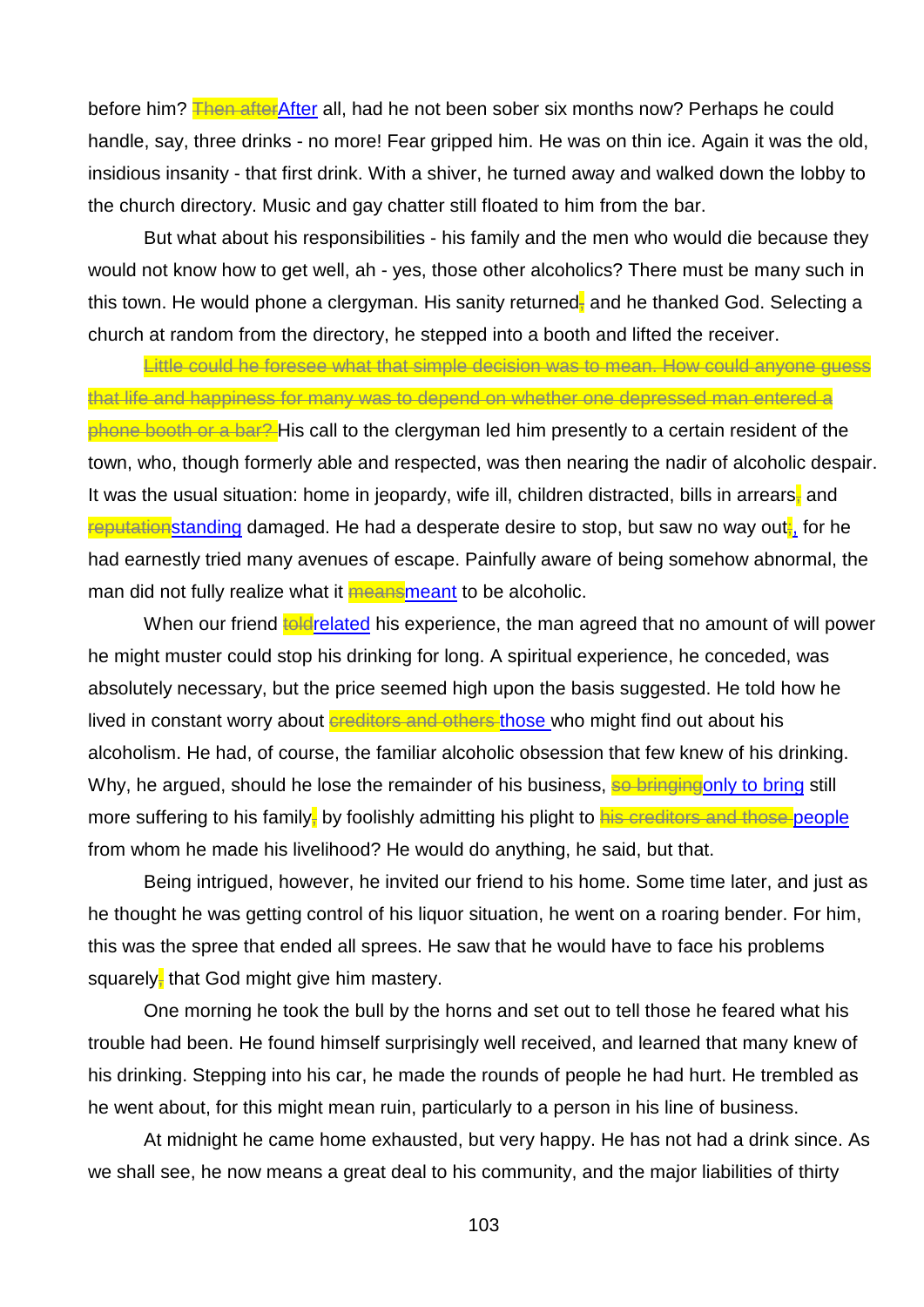before him? ~~Then after~~After all, had he not been sober six months now? Perhaps he could handle, say, three drinks - no more! Fear gripped him. He was on thin ice. Again it was the old, insidious insanity - that first drink. With a shiver, he turned away and walked down the lobby to the church directory. Music and gay chatter still floated to him from the bar.

But what about his responsibilities - his family and the men who would die because they would not know how to get well, ah - yes, those other alcoholics? There must be many such in this town. He would phone a clergyman. His sanity returned~~,~~ and he thanked God. Selecting a church at random from the directory, he stepped into a booth and lifted the receiver.

~~Little could he foresee what that simple decision was to mean. How could anyone guess that life and happiness for many was to depend on whether one depressed man entered a phone booth or a bar?~~ His call to the clergyman led him presently to a certain resident of the town, who, though formerly able and respected, was then nearing the nadir of alcoholic despair. It was the usual situation: home in jeopardy, wife ill, children distracted, bills in arrears~~,~~ and ~~reputation~~standing damaged. He had a desperate desire to stop, but saw no way out~~;~~, for he had earnestly tried many avenues of escape. Painfully aware of being somehow abnormal, the man did not fully realize what it ~~means~~meant to be alcoholic.

When our friend ~~told~~related his experience, the man agreed that no amount of will power he might muster could stop his drinking for long. A spiritual experience, he conceded, was absolutely necessary, but the price seemed high upon the basis suggested. He told how he lived in constant worry about ~~creditors and others~~ those who might find out about his alcoholism. He had, of course, the familiar alcoholic obsession that few knew of his drinking. Why, he argued, should he lose the remainder of his business, ~~so bringing~~only to bring still more suffering to his family~~,~~ by foolishly admitting his plight to ~~his creditors and those~~ people from whom he made his livelihood? He would do anything, he said, but that.

Being intrigued, however, he invited our friend to his home. Some time later, and just as he thought he was getting control of his liquor situation, he went on a roaring bender. For him, this was the spree that ended all sprees. He saw that he would have to face his problems squarely~~,~~ that God might give him mastery.

One morning he took the bull by the horns and set out to tell those he feared what his trouble had been. He found himself surprisingly well received, and learned that many knew of his drinking. Stepping into his car, he made the rounds of people he had hurt. He trembled as he went about, for this might mean ruin, particularly to a person in his line of business.

At midnight he came home exhausted, but very happy. He has not had a drink since. As we shall see, he now means a great deal to his community, and the major liabilities of thirty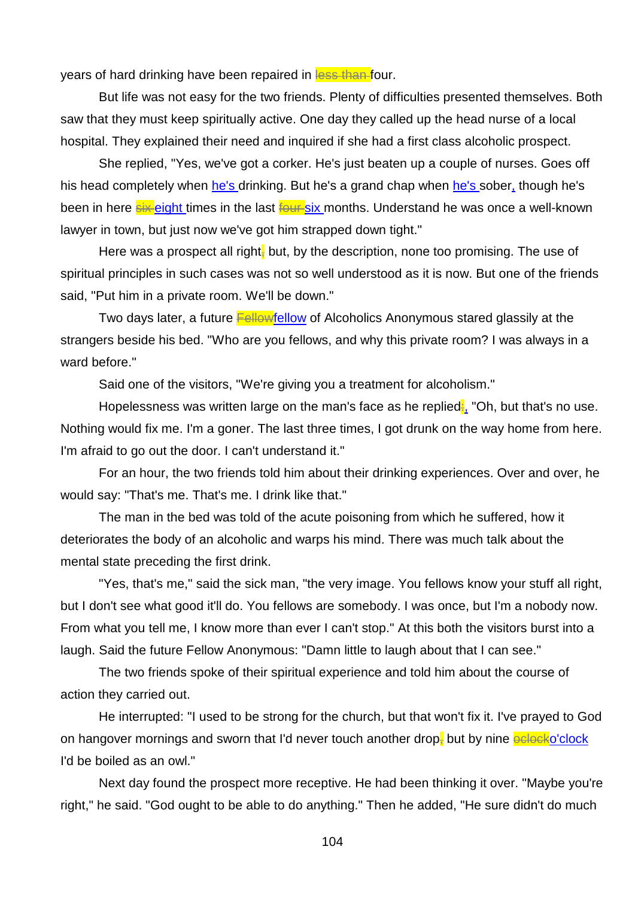years of hard drinking have been repaired in ~~less than~~ four.

But life was not easy for the two friends. Plenty of difficulties presented themselves. Both saw that they must keep spiritually active. One day they called up the head nurse of a local hospital. They explained their need and inquired if she had a first class alcoholic prospect.

She replied, "Yes, we've got a corker. He's just beaten up a couple of nurses. Goes off his head completely when he's drinking. But he's a grand chap when he's sober, though he's been in here ~~six~~ eight times in the last ~~four~~ six months. Understand he was once a well-known lawyer in town, but just now we've got him strapped down tight."

Here was a prospect all right~~,~~ but, by the description, none too promising. The use of spiritual principles in such cases was not so well understood as it is now. But one of the friends said, "Put him in a private room. We'll be down."

Two days later, a future ~~Fellow~~fellow of Alcoholics Anonymous stared glassily at the strangers beside his bed. "Who are you fellows, and why this private room? I was always in a ward before."

Said one of the visitors, "We're giving you a treatment for alcoholism."

Hopelessness was written large on the man's face as he replied~~:~~, "Oh, but that's no use. Nothing would fix me. I'm a goner. The last three times, I got drunk on the way home from here. I'm afraid to go out the door. I can't understand it."

For an hour, the two friends told him about their drinking experiences. Over and over, he would say: "That's me. That's me. I drink like that."

The man in the bed was told of the acute poisoning from which he suffered, how it deteriorates the body of an alcoholic and warps his mind. There was much talk about the mental state preceding the first drink.

"Yes, that's me," said the sick man, "the very image. You fellows know your stuff all right, but I don't see what good it'll do. You fellows are somebody. I was once, but I'm a nobody now. From what you tell me, I know more than ever I can't stop." At this both the visitors burst into a laugh. Said the future Fellow Anonymous: "Damn little to laugh about that I can see."

The two friends spoke of their spiritual experience and told him about the course of action they carried out.

He interrupted: "I used to be strong for the church, but that won't fix it. I've prayed to God on hangover mornings and sworn that I'd never touch another drop~~,~~ but by nine ~~oclock~~o'clock I'd be boiled as an owl."

Next day found the prospect more receptive. He had been thinking it over. "Maybe you're right," he said. "God ought to be able to do anything." Then he added, "He sure didn't do much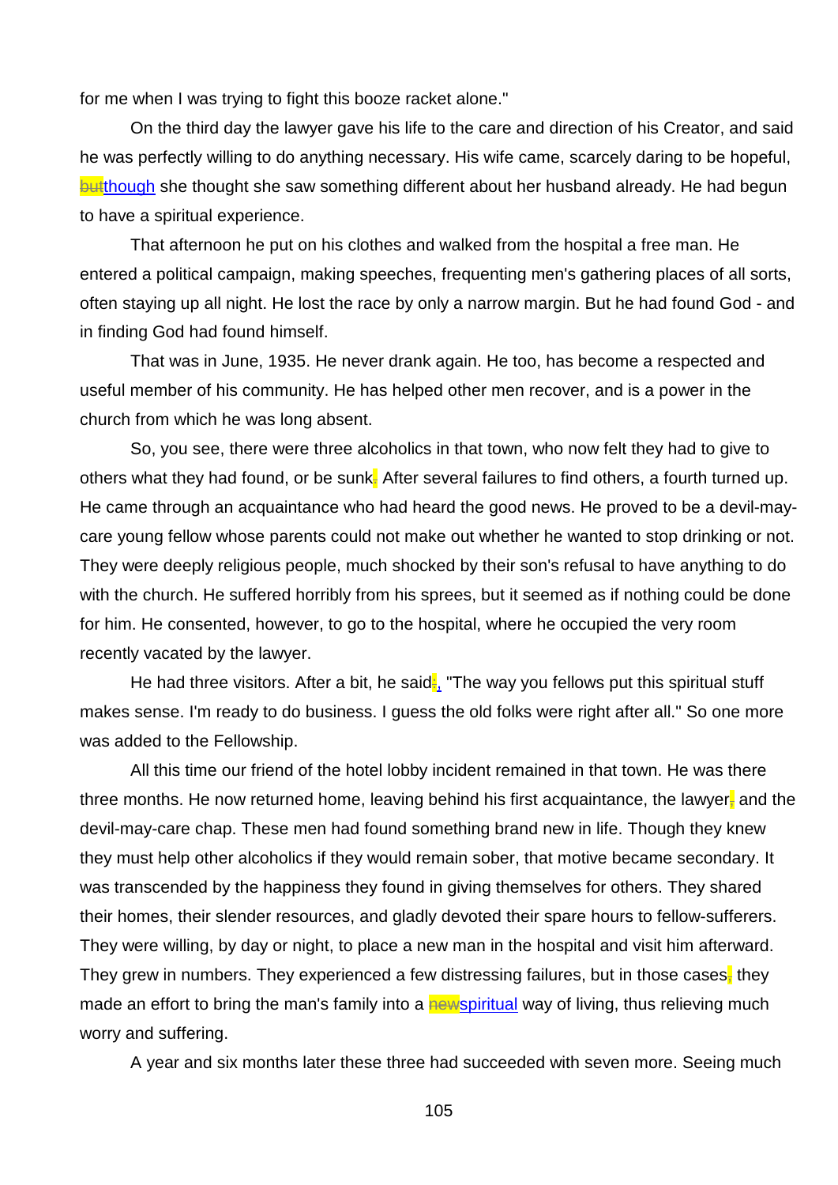for me when I was trying to fight this booze racket alone."

On the third day the lawyer gave his life to the care and direction of his Creator, and said he was perfectly willing to do anything necessary. His wife came, scarcely daring to be hopeful, though she thought she saw something different about her husband already. He had begun to have a spiritual experience.

That afternoon he put on his clothes and walked from the hospital a free man. He entered a political campaign, making speeches, frequenting men's gathering places of all sorts, often staying up all night. He lost the race by only a narrow margin. But he had found God - and in finding God had found himself.

That was in June, 1935. He never drank again. He too, has become a respected and useful member of his community. He has helped other men recover, and is a power in the church from which he was long absent.

So, you see, there were three alcoholics in that town, who now felt they had to give to others what they had found, or be sunk. After several failures to find others, a fourth turned up. He came through an acquaintance who had heard the good news. He proved to be a devil-may-care young fellow whose parents could not make out whether he wanted to stop drinking or not. They were deeply religious people, much shocked by their son's refusal to have anything to do with the church. He suffered horribly from his sprees, but it seemed as if nothing could be done for him. He consented, however, to go to the hospital, where he occupied the very room recently vacated by the lawyer.

He had three visitors. After a bit, he said, "The way you fellows put this spiritual stuff makes sense. I'm ready to do business. I guess the old folks were right after all." So one more was added to the Fellowship.

All this time our friend of the hotel lobby incident remained in that town. He was there three months. He now returned home, leaving behind his first acquaintance, the lawyer and the devil-may-care chap. These men had found something brand new in life. Though they knew they must help other alcoholics if they would remain sober, that motive became secondary. It was transcended by the happiness they found in giving themselves for others. They shared their homes, their slender resources, and gladly devoted their spare hours to fellow-sufferers. They were willing, by day or night, to place a new man in the hospital and visit him afterward. They grew in numbers. They experienced a few distressing failures, but in those cases they made an effort to bring the man's family into a spiritual way of living, thus relieving much worry and suffering.

A year and six months later these three had succeeded with seven more. Seeing much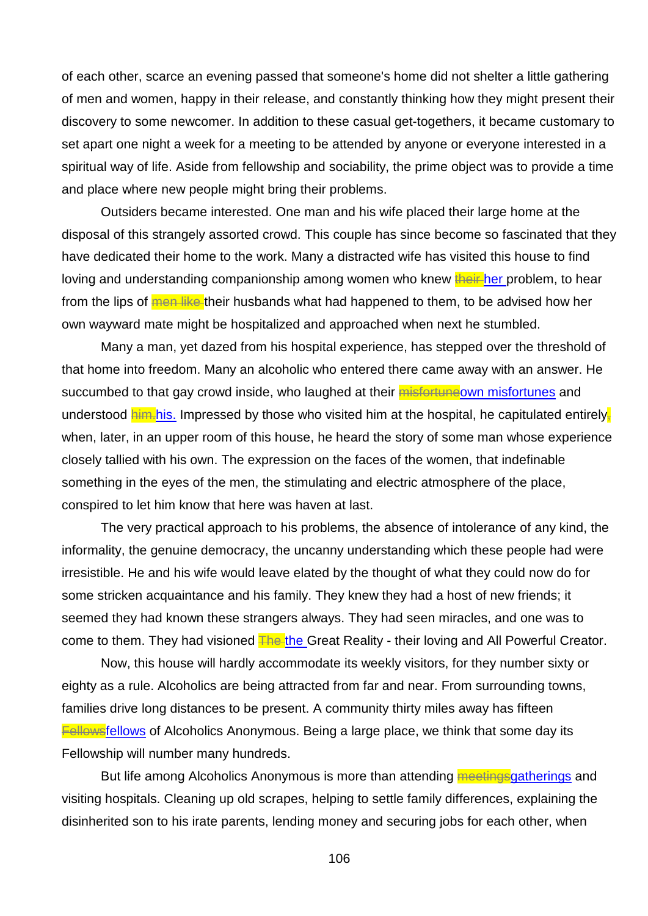of each other, scarce an evening passed that someone's home did not shelter a little gathering of men and women, happy in their release, and constantly thinking how they might present their discovery to some newcomer. In addition to these casual get-togethers, it became customary to set apart one night a week for a meeting to be attended by anyone or everyone interested in a spiritual way of life. Aside from fellowship and sociability, the prime object was to provide a time and place where new people might bring their problems.

Outsiders became interested. One man and his wife placed their large home at the disposal of this strangely assorted crowd. This couple has since become so fascinated that they have dedicated their home to the work. Many a distracted wife has visited this house to find loving and understanding companionship among women who knew ~~their~~ her problem, to hear from the lips of ~~men like~~ their husbands what had happened to them, to be advised how her own wayward mate might be hospitalized and approached when next he stumbled.

Many a man, yet dazed from his hospital experience, has stepped over the threshold of that home into freedom. Many an alcoholic who entered there came away with an answer. He succumbed to that gay crowd inside, who laughed at their ~~misfortune~~own misfortunes and understood ~~him.~~his. Impressed by those who visited him at the hospital, he capitulated entirely~~,~~ when, later, in an upper room of this house, he heard the story of some man whose experience closely tallied with his own. The expression on the faces of the women, that indefinable something in the eyes of the men, the stimulating and electric atmosphere of the place, conspired to let him know that here was haven at last.

The very practical approach to his problems, the absence of intolerance of any kind, the informality, the genuine democracy, the uncanny understanding which these people had were irresistible. He and his wife would leave elated by the thought of what they could now do for some stricken acquaintance and his family. They knew they had a host of new friends; it seemed they had known these strangers always. They had seen miracles, and one was to come to them. They had visioned ~~The~~ the Great Reality - their loving and All Powerful Creator.

Now, this house will hardly accommodate its weekly visitors, for they number sixty or eighty as a rule. Alcoholics are being attracted from far and near. From surrounding towns, families drive long distances to be present. A community thirty miles away has fifteen ~~Fellows~~fellows of Alcoholics Anonymous. Being a large place, we think that some day its Fellowship will number many hundreds.

But life among Alcoholics Anonymous is more than attending ~~meetings~~gatherings and visiting hospitals. Cleaning up old scrapes, helping to settle family differences, explaining the disinherited son to his irate parents, lending money and securing jobs for each other, when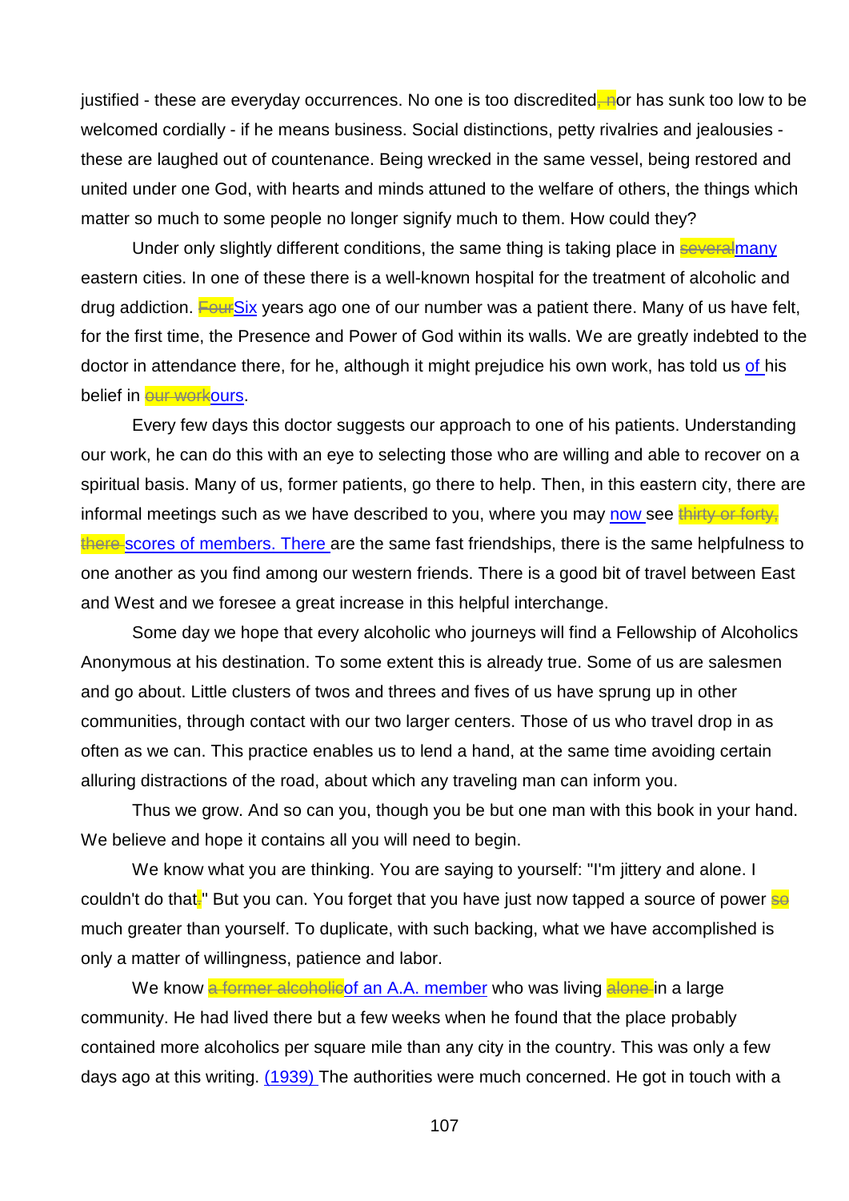justified - these are everyday occurrences. No one is too discredited~~, n~~or has sunk too low to be welcomed cordially - if he means business. Social distinctions, petty rivalries and jealousies - these are laughed out of countenance. Being wrecked in the same vessel, being restored and united under one God, with hearts and minds attuned to the welfare of others, the things which matter so much to some people no longer signify much to them. How could they?

Under only slightly different conditions, the same thing is taking place in ~~several~~many eastern cities. In one of these there is a well-known hospital for the treatment of alcoholic and drug addiction. ~~Four~~Six years ago one of our number was a patient there. Many of us have felt, for the first time, the Presence and Power of God within its walls. We are greatly indebted to the doctor in attendance there, for he, although it might prejudice his own work, has told us of his belief in ~~our work~~ours.

Every few days this doctor suggests our approach to one of his patients. Understanding our work, he can do this with an eye to selecting those who are willing and able to recover on a spiritual basis. Many of us, former patients, go there to help. Then, in this eastern city, there are informal meetings such as we have described to you, where you may now see ~~thirty or forty, there~~ scores of members. There are the same fast friendships, there is the same helpfulness to one another as you find among our western friends. There is a good bit of travel between East and West and we foresee a great increase in this helpful interchange.

Some day we hope that every alcoholic who journeys will find a Fellowship of Alcoholics Anonymous at his destination. To some extent this is already true. Some of us are salesmen and go about. Little clusters of twos and threes and fives of us have sprung up in other communities, through contact with our two larger centers. Those of us who travel drop in as often as we can. This practice enables us to lend a hand, at the same time avoiding certain alluring distractions of the road, about which any traveling man can inform you.

Thus we grow. And so can you, though you be but one man with this book in your hand. We believe and hope it contains all you will need to begin.

We know what you are thinking. You are saying to yourself: "I'm jittery and alone. I couldn't do that~~.~~" But you can. You forget that you have just now tapped a source of power ~~so~~ much greater than yourself. To duplicate, with such backing, what we have accomplished is only a matter of willingness, patience and labor.

We know ~~a former alcoholic~~of an A.A. member who was living ~~alone~~ in a large community. He had lived there but a few weeks when he found that the place probably contained more alcoholics per square mile than any city in the country. This was only a few days ago at this writing. (1939) The authorities were much concerned. He got in touch with a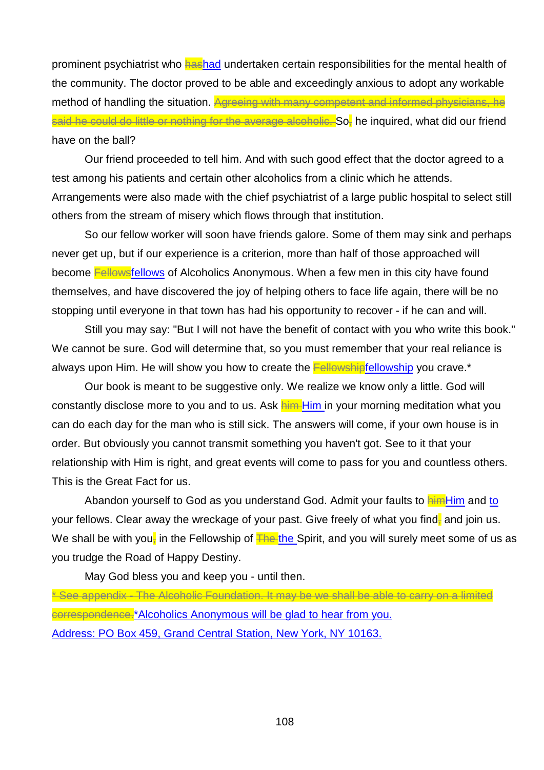prominent psychiatrist who ~~has~~had undertaken certain responsibilities for the mental health of the community. The doctor proved to be able and exceedingly anxious to adopt any workable method of handling the situation. ~~Agreeing with many competent and informed physicians, he said he could do little or nothing for the average alcoholic.~~ So~~,~~ he inquired, what did our friend have on the ball?

Our friend proceeded to tell him. And with such good effect that the doctor agreed to a test among his patients and certain other alcoholics from a clinic which he attends. Arrangements were also made with the chief psychiatrist of a large public hospital to select still others from the stream of misery which flows through that institution.

So our fellow worker will soon have friends galore. Some of them may sink and perhaps never get up, but if our experience is a criterion, more than half of those approached will become ~~Fellows~~fellows of Alcoholics Anonymous. When a few men in this city have found themselves, and have discovered the joy of helping others to face life again, there will be no stopping until everyone in that town has had his opportunity to recover - if he can and will.

Still you may say: "But I will not have the benefit of contact with you who write this book." We cannot be sure. God will determine that, so you must remember that your real reliance is always upon Him. He will show you how to create the ~~Fellowship~~fellowship you crave.*

Our book is meant to be suggestive only. We realize we know only a little. God will constantly disclose more to you and to us. Ask ~~him~~ Him in your morning meditation what you can do each day for the man who is still sick. The answers will come, if your own house is in order. But obviously you cannot transmit something you haven't got. See to it that your relationship with Him is right, and great events will come to pass for you and countless others. This is the Great Fact for us.

Abandon yourself to God as you understand God. Admit your faults to ~~him~~Him and to your fellows. Clear away the wreckage of your past. Give freely of what you find~~,~~ and join us. We shall be with you~~,~~ in the Fellowship of ~~The~~ the Spirit, and you will surely meet some of us as you trudge the Road of Happy Destiny.

May God bless you and keep you - until then.

~~* See appendix - The Alcoholic Foundation. It may be we shall be able to carry on a limited correspondence.~~*Alcoholics Anonymous will be glad to hear from you.
Address: PO Box 459, Grand Central Station, New York, NY 10163.